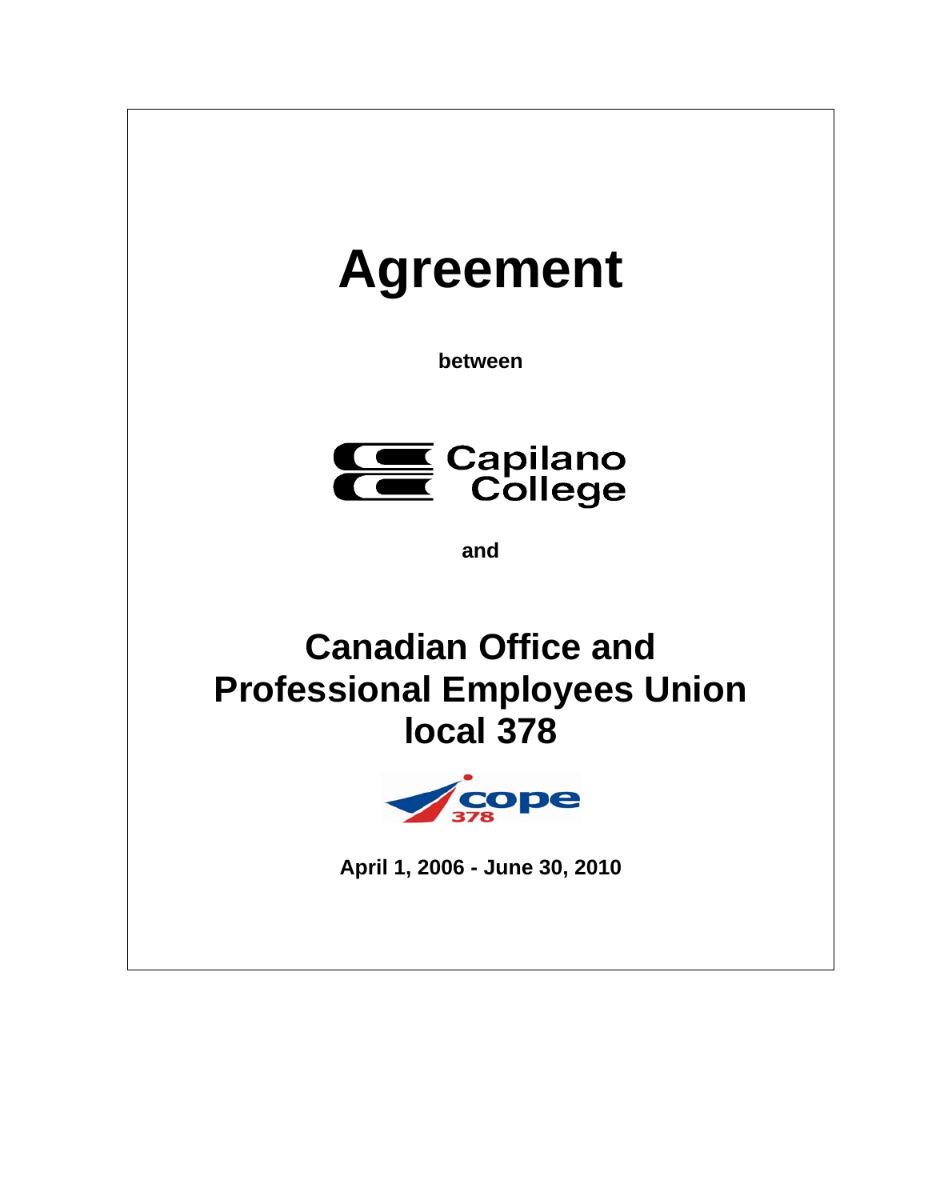# Agreement

**between**

Capilano College

**and**

## Canadian Office and Professional Employees Union local 378

cope 378

**April 1, 2006 - June 30, 2010**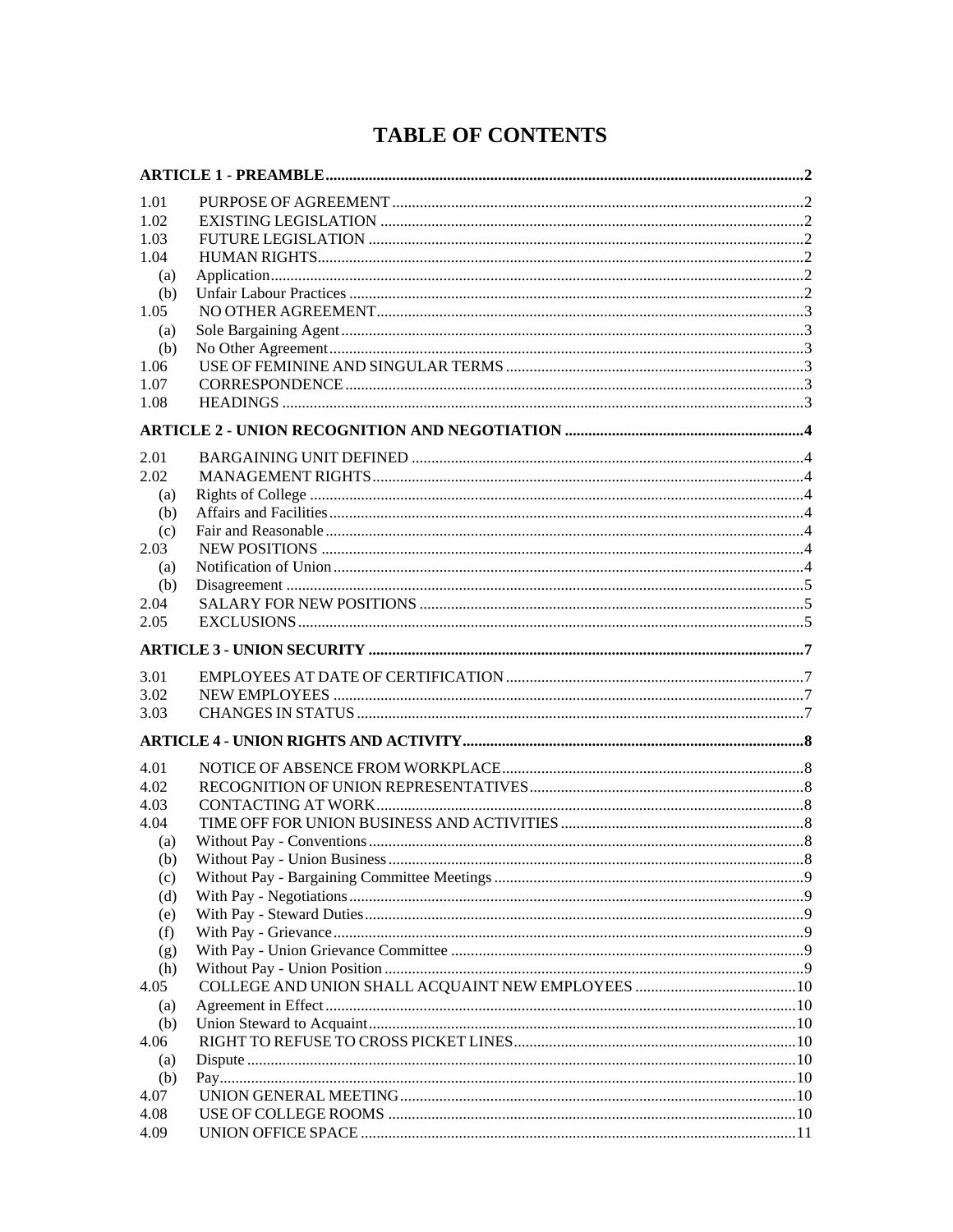# TABLE OF CONTENTS

**ARTICLE 1 - PREAMBLE** ..... 2

1.01 PURPOSE OF AGREEMENT ..... 2
1.02 EXISTING LEGISLATION ..... 2
1.03 FUTURE LEGISLATION ..... 2
1.04 HUMAN RIGHTS ..... 2
  (a) Application ..... 2
  (b) Unfair Labour Practices ..... 2
1.05 NO OTHER AGREEMENT ..... 3
  (a) Sole Bargaining Agent ..... 3
  (b) No Other Agreement ..... 3
1.06 USE OF FEMININE AND SINGULAR TERMS ..... 3
1.07 CORRESPONDENCE ..... 3
1.08 HEADINGS ..... 3

**ARTICLE 2 - UNION RECOGNITION AND NEGOTIATION** ..... 4

2.01 BARGAINING UNIT DEFINED ..... 4
2.02 MANAGEMENT RIGHTS ..... 4
  (a) Rights of College ..... 4
  (b) Affairs and Facilities ..... 4
  (c) Fair and Reasonable ..... 4
2.03 NEW POSITIONS ..... 4
  (a) Notification of Union ..... 4
  (b) Disagreement ..... 5
2.04 SALARY FOR NEW POSITIONS ..... 5
2.05 EXCLUSIONS ..... 5

**ARTICLE 3 - UNION SECURITY** ..... 7

3.01 EMPLOYEES AT DATE OF CERTIFICATION ..... 7
3.02 NEW EMPLOYEES ..... 7
3.03 CHANGES IN STATUS ..... 7

**ARTICLE 4 - UNION RIGHTS AND ACTIVITY** ..... 8

4.01 NOTICE OF ABSENCE FROM WORKPLACE ..... 8
4.02 RECOGNITION OF UNION REPRESENTATIVES ..... 8
4.03 CONTACTING AT WORK ..... 8
4.04 TIME OFF FOR UNION BUSINESS AND ACTIVITIES ..... 8
  (a) Without Pay - Conventions ..... 8
  (b) Without Pay - Union Business ..... 8
  (c) Without Pay - Bargaining Committee Meetings ..... 9
  (d) With Pay - Negotiations ..... 9
  (e) With Pay - Steward Duties ..... 9
  (f) With Pay - Grievance ..... 9
  (g) With Pay - Union Grievance Committee ..... 9
  (h) Without Pay - Union Position ..... 9
4.05 COLLEGE AND UNION SHALL ACQUAINT NEW EMPLOYEES ..... 10
  (a) Agreement in Effect ..... 10
  (b) Union Steward to Acquaint ..... 10
4.06 RIGHT TO REFUSE TO CROSS PICKET LINES ..... 10
  (a) Dispute ..... 10
  (b) Pay ..... 10
4.07 UNION GENERAL MEETING ..... 10
4.08 USE OF COLLEGE ROOMS ..... 10
4.09 UNION OFFICE SPACE ..... 11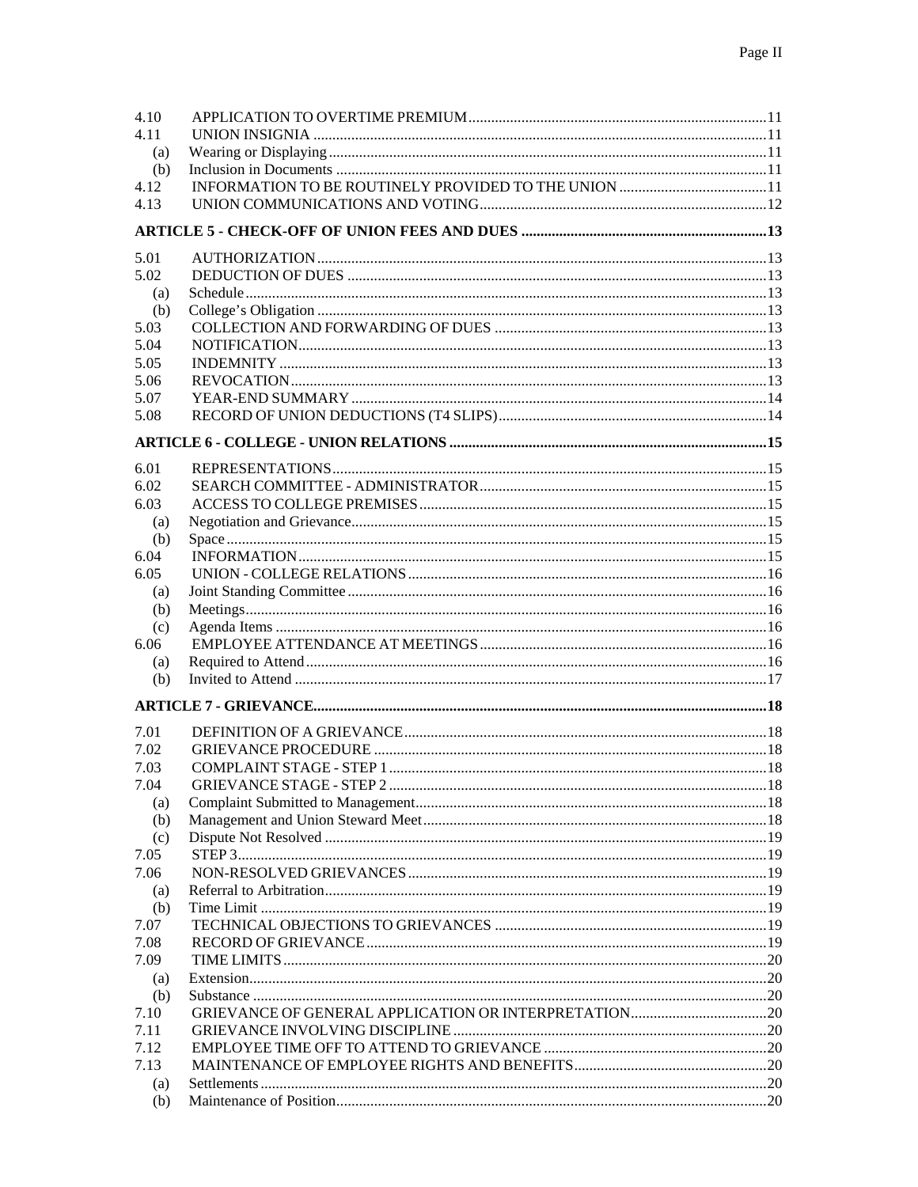| | | |
|---|---|---|
| 4.10 | APPLICATION TO OVERTIME PREMIUM | 11 |
| 4.11 | UNION INSIGNIA | 11 |
| (a) | Wearing or Displaying | 11 |
| (b) | Inclusion in Documents | 11 |
| 4.12 | INFORMATION TO BE ROUTINELY PROVIDED TO THE UNION | 11 |
| 4.13 | UNION COMMUNICATIONS AND VOTING | 12 |
| **ARTICLE 5 - CHECK-OFF OF UNION FEES AND DUES** | | **13** |
| 5.01 | AUTHORIZATION | 13 |
| 5.02 | DEDUCTION OF DUES | 13 |
| (a) | Schedule | 13 |
| (b) | College's Obligation | 13 |
| 5.03 | COLLECTION AND FORWARDING OF DUES | 13 |
| 5.04 | NOTIFICATION | 13 |
| 5.05 | INDEMNITY | 13 |
| 5.06 | REVOCATION | 13 |
| 5.07 | YEAR-END SUMMARY | 14 |
| 5.08 | RECORD OF UNION DEDUCTIONS (T4 SLIPS) | 14 |
| **ARTICLE 6 - COLLEGE - UNION RELATIONS** | | **15** |
| 6.01 | REPRESENTATIONS | 15 |
| 6.02 | SEARCH COMMITTEE - ADMINISTRATOR | 15 |
| 6.03 | ACCESS TO COLLEGE PREMISES | 15 |
| (a) | Negotiation and Grievance | 15 |
| (b) | Space | 15 |
| 6.04 | INFORMATION | 15 |
| 6.05 | UNION - COLLEGE RELATIONS | 16 |
| (a) | Joint Standing Committee | 16 |
| (b) | Meetings | 16 |
| (c) | Agenda Items | 16 |
| 6.06 | EMPLOYEE ATTENDANCE AT MEETINGS | 16 |
| (a) | Required to Attend | 16 |
| (b) | Invited to Attend | 17 |
| **ARTICLE 7 - GRIEVANCE** | | **18** |
| 7.01 | DEFINITION OF A GRIEVANCE | 18 |
| 7.02 | GRIEVANCE PROCEDURE | 18 |
| 7.03 | COMPLAINT STAGE - STEP 1 | 18 |
| 7.04 | GRIEVANCE STAGE - STEP 2 | 18 |
| (a) | Complaint Submitted to Management | 18 |
| (b) | Management and Union Steward Meet | 18 |
| (c) | Dispute Not Resolved | 19 |
| 7.05 | STEP 3 | 19 |
| 7.06 | NON-RESOLVED GRIEVANCES | 19 |
| (a) | Referral to Arbitration | 19 |
| (b) | Time Limit | 19 |
| 7.07 | TECHNICAL OBJECTIONS TO GRIEVANCES | 19 |
| 7.08 | RECORD OF GRIEVANCE | 19 |
| 7.09 | TIME LIMITS | 20 |
| (a) | Extension | 20 |
| (b) | Substance | 20 |
| 7.10 | GRIEVANCE OF GENERAL APPLICATION OR INTERPRETATION | 20 |
| 7.11 | GRIEVANCE INVOLVING DISCIPLINE | 20 |
| 7.12 | EMPLOYEE TIME OFF TO ATTEND TO GRIEVANCE | 20 |
| 7.13 | MAINTENANCE OF EMPLOYEE RIGHTS AND BENEFITS | 20 |
| (a) | Settlements | 20 |
| (b) | Maintenance of Position | 20 |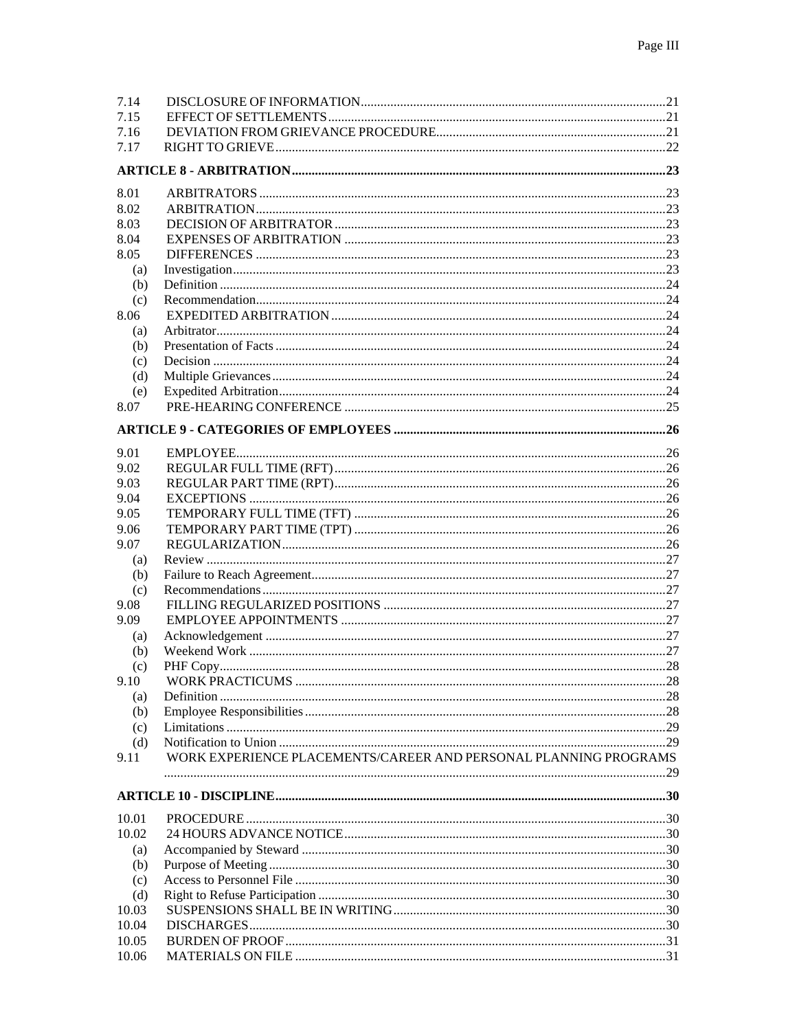7.14 DISCLOSURE OF INFORMATION....21
7.15 EFFECT OF SETTLEMENTS....21
7.16 DEVIATION FROM GRIEVANCE PROCEDURE....21
7.17 RIGHT TO GRIEVE....22

**ARTICLE 8 - ARBITRATION....23**

8.01 ARBITRATORS....23
8.02 ARBITRATION....23
8.03 DECISION OF ARBITRATOR....23
8.04 EXPENSES OF ARBITRATION....23
8.05 DIFFERENCES....23
(a) Investigation....23
(b) Definition....24
(c) Recommendation....24
8.06 EXPEDITED ARBITRATION....24
(a) Arbitrator....24
(b) Presentation of Facts....24
(c) Decision....24
(d) Multiple Grievances....24
(e) Expedited Arbitration....24
8.07 PRE-HEARING CONFERENCE....25

**ARTICLE 9 - CATEGORIES OF EMPLOYEES....26**

9.01 EMPLOYEE....26
9.02 REGULAR FULL TIME (RFT)....26
9.03 REGULAR PART TIME (RPT)....26
9.04 EXCEPTIONS....26
9.05 TEMPORARY FULL TIME (TFT)....26
9.06 TEMPORARY PART TIME (TPT)....26
9.07 REGULARIZATION....26
(a) Review....27
(b) Failure to Reach Agreement....27
(c) Recommendations....27
9.08 FILLING REGULARIZED POSITIONS....27
9.09 EMPLOYEE APPOINTMENTS....27
(a) Acknowledgement....27
(b) Weekend Work....27
(c) PHF Copy....28
9.10 WORK PRACTICUMS....28
(a) Definition....28
(b) Employee Responsibilities....28
(c) Limitations....29
(d) Notification to Union....29
9.11 WORK EXPERIENCE PLACEMENTS/CAREER AND PERSONAL PLANNING PROGRAMS....29

**ARTICLE 10 - DISCIPLINE....30**

10.01 PROCEDURE....30
10.02 24 HOURS ADVANCE NOTICE....30
(a) Accompanied by Steward....30
(b) Purpose of Meeting....30
(c) Access to Personnel File....30
(d) Right to Refuse Participation....30
10.03 SUSPENSIONS SHALL BE IN WRITING....30
10.04 DISCHARGES....30
10.05 BURDEN OF PROOF....31
10.06 MATERIALS ON FILE....31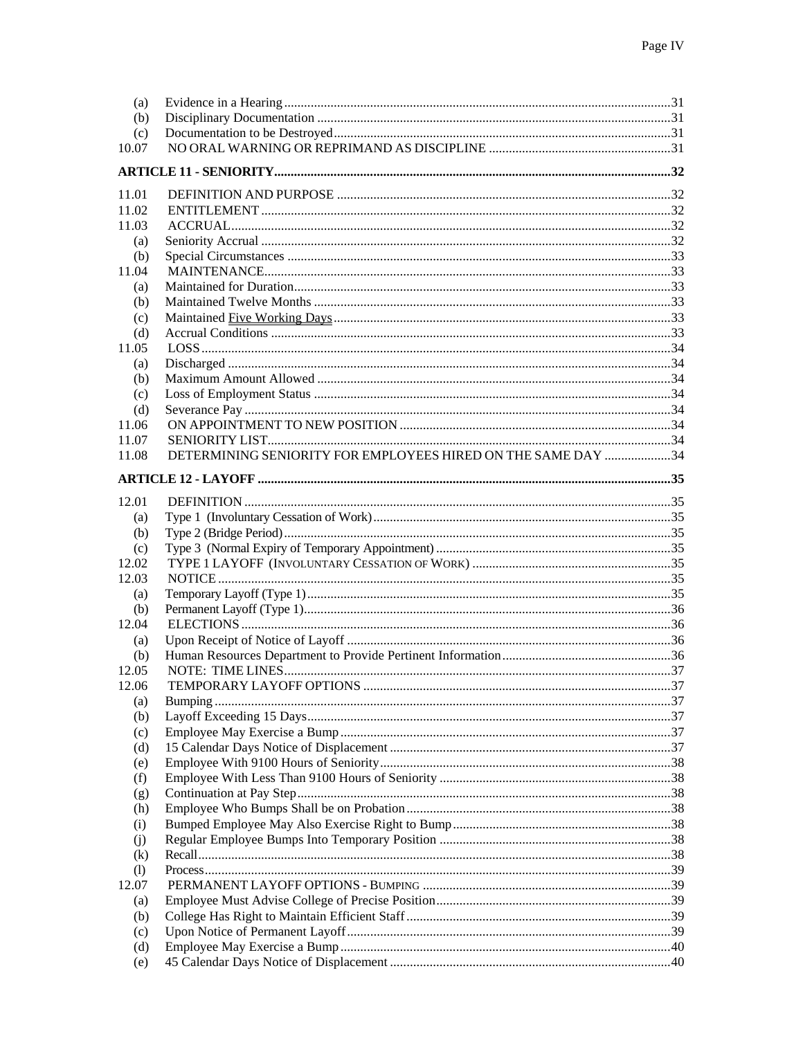(a) Evidence in a Hearing ....... 31
(b) Disciplinary Documentation ....... 31
(c) Documentation to be Destroyed ....... 31
10.07 NO ORAL WARNING OR REPRIMAND AS DISCIPLINE ....... 31

**ARTICLE 11 - SENIORITY ....... 32**

11.01 DEFINITION AND PURPOSE ....... 32
11.02 ENTITLEMENT ....... 32
11.03 ACCRUAL ....... 32
(a) Seniority Accrual ....... 32
(b) Special Circumstances ....... 33
11.04 MAINTENANCE ....... 33
(a) Maintained for Duration ....... 33
(b) Maintained Twelve Months ....... 33
(c) Maintained Five Working Days ....... 33
(d) Accrual Conditions ....... 33
11.05 LOSS ....... 34
(a) Discharged ....... 34
(b) Maximum Amount Allowed ....... 34
(c) Loss of Employment Status ....... 34
(d) Severance Pay ....... 34
11.06 ON APPOINTMENT TO NEW POSITION ....... 34
11.07 SENIORITY LIST ....... 34
11.08 DETERMINING SENIORITY FOR EMPLOYEES HIRED ON THE SAME DAY ....... 34

**ARTICLE 12 - LAYOFF ....... 35**

12.01 DEFINITION ....... 35
(a) Type 1 (Involuntary Cessation of Work) ....... 35
(b) Type 2 (Bridge Period) ....... 35
(c) Type 3 (Normal Expiry of Temporary Appointment) ....... 35
12.02 TYPE 1 LAYOFF (INVOLUNTARY CESSATION OF WORK) ....... 35
12.03 NOTICE ....... 35
(a) Temporary Layoff (Type 1) ....... 35
(b) Permanent Layoff (Type 1) ....... 36
12.04 ELECTIONS ....... 36
(a) Upon Receipt of Notice of Layoff ....... 36
(b) Human Resources Department to Provide Pertinent Information ....... 36
12.05 NOTE: TIME LINES ....... 37
12.06 TEMPORARY LAYOFF OPTIONS ....... 37
(a) Bumping ....... 37
(b) Layoff Exceeding 15 Days ....... 37
(c) Employee May Exercise a Bump ....... 37
(d) 15 Calendar Days Notice of Displacement ....... 37
(e) Employee With 9100 Hours of Seniority ....... 38
(f) Employee With Less Than 9100 Hours of Seniority ....... 38
(g) Continuation at Pay Step ....... 38
(h) Employee Who Bumps Shall be on Probation ....... 38
(i) Bumped Employee May Also Exercise Right to Bump ....... 38
(j) Regular Employee Bumps Into Temporary Position ....... 38
(k) Recall ....... 38
(l) Process ....... 39
12.07 PERMANENT LAYOFF OPTIONS - BUMPING ....... 39
(a) Employee Must Advise College of Precise Position ....... 39
(b) College Has Right to Maintain Efficient Staff ....... 39
(c) Upon Notice of Permanent Layoff ....... 39
(d) Employee May Exercise a Bump ....... 40
(e) 45 Calendar Days Notice of Displacement ....... 40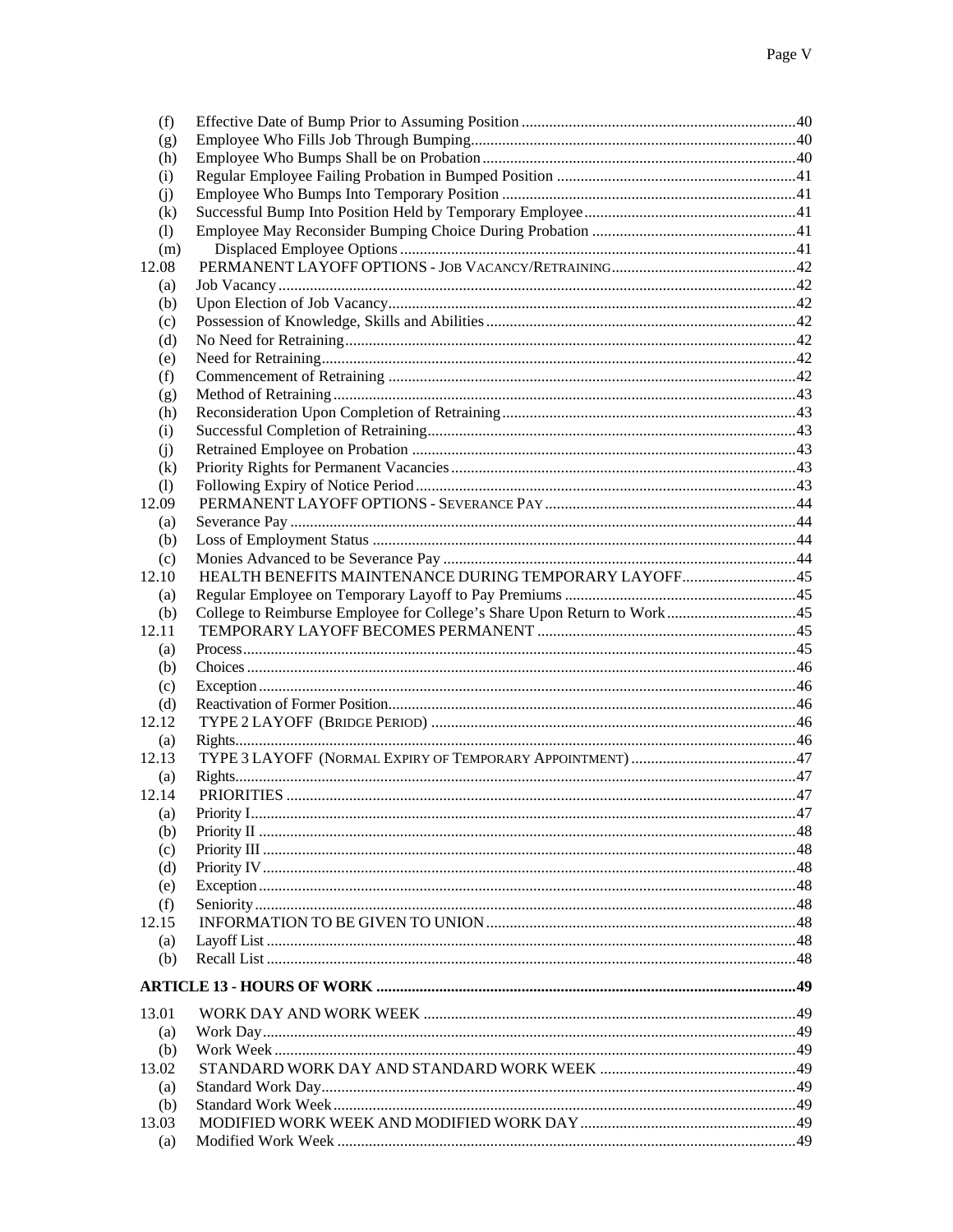| | | |
|---|---|---|
| (f) | Effective Date of Bump Prior to Assuming Position | 40 |
| (g) | Employee Who Fills Job Through Bumping | 40 |
| (h) | Employee Who Bumps Shall be on Probation | 40 |
| (i) | Regular Employee Failing Probation in Bumped Position | 41 |
| (j) | Employee Who Bumps Into Temporary Position | 41 |
| (k) | Successful Bump Into Position Held by Temporary Employee | 41 |
| (l) | Employee May Reconsider Bumping Choice During Probation | 41 |
| (m) | Displaced Employee Options | 41 |
| 12.08 | PERMANENT LAYOFF OPTIONS - JOB VACANCY/RETRAINING | 42 |
| (a) | Job Vacancy | 42 |
| (b) | Upon Election of Job Vacancy | 42 |
| (c) | Possession of Knowledge, Skills and Abilities | 42 |
| (d) | No Need for Retraining | 42 |
| (e) | Need for Retraining | 42 |
| (f) | Commencement of Retraining | 42 |
| (g) | Method of Retraining | 43 |
| (h) | Reconsideration Upon Completion of Retraining | 43 |
| (i) | Successful Completion of Retraining | 43 |
| (j) | Retrained Employee on Probation | 43 |
| (k) | Priority Rights for Permanent Vacancies | 43 |
| (l) | Following Expiry of Notice Period | 43 |
| 12.09 | PERMANENT LAYOFF OPTIONS - SEVERANCE PAY | 44 |
| (a) | Severance Pay | 44 |
| (b) | Loss of Employment Status | 44 |
| (c) | Monies Advanced to be Severance Pay | 44 |
| 12.10 | HEALTH BENEFITS MAINTENANCE DURING TEMPORARY LAYOFF | 45 |
| (a) | Regular Employee on Temporary Layoff to Pay Premiums | 45 |
| (b) | College to Reimburse Employee for College's Share Upon Return to Work | 45 |
| 12.11 | TEMPORARY LAYOFF BECOMES PERMANENT | 45 |
| (a) | Process | 45 |
| (b) | Choices | 46 |
| (c) | Exception | 46 |
| (d) | Reactivation of Former Position | 46 |
| 12.12 | TYPE 2 LAYOFF (BRIDGE PERIOD) | 46 |
| (a) | Rights | 46 |
| 12.13 | TYPE 3 LAYOFF (NORMAL EXPIRY OF TEMPORARY APPOINTMENT) | 47 |
| (a) | Rights | 47 |
| 12.14 | PRIORITIES | 47 |
| (a) | Priority I | 47 |
| (b) | Priority II | 48 |
| (c) | Priority III | 48 |
| (d) | Priority IV | 48 |
| (e) | Exception | 48 |
| (f) | Seniority | 48 |
| 12.15 | INFORMATION TO BE GIVEN TO UNION | 48 |
| (a) | Layoff List | 48 |
| (b) | Recall List | 48 |

**ARTICLE 13 - HOURS OF WORK .......... 49**

| | | |
|---|---|---|
| 13.01 | WORK DAY AND WORK WEEK | 49 |
| (a) | Work Day | 49 |
| (b) | Work Week | 49 |
| 13.02 | STANDARD WORK DAY AND STANDARD WORK WEEK | 49 |
| (a) | Standard Work Day | 49 |
| (b) | Standard Work Week | 49 |
| 13.03 | MODIFIED WORK WEEK AND MODIFIED WORK DAY | 49 |
| (a) | Modified Work Week | 49 |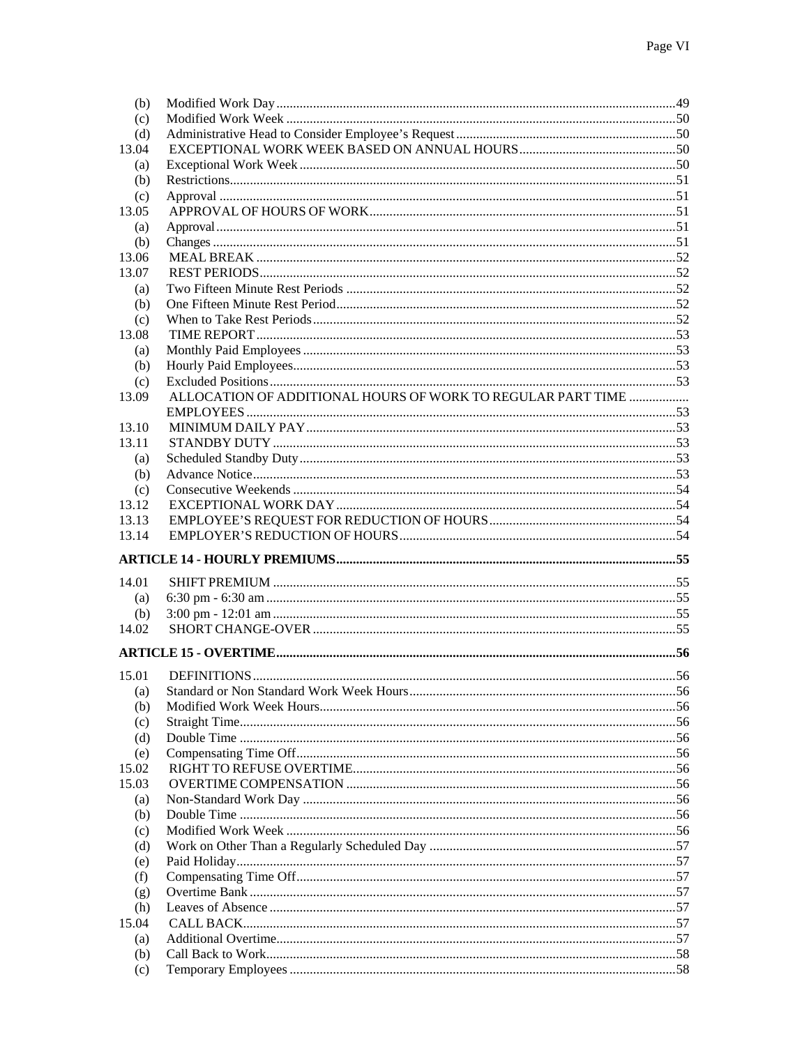(b) Modified Work Day ....................................................................................................................49
(c) Modified Work Week ..................................................................................................................50
(d) Administrative Head to Consider Employee's Request .................................................................50
13.04 EXCEPTIONAL WORK WEEK BASED ON ANNUAL HOURS ..............................................50
(a) Exceptional Work Week ..............................................................................................................50
(b) Restrictions ..................................................................................................................................51
(c) Approval ......................................................................................................................................51
13.05 APPROVAL OF HOURS OF WORK ...........................................................................................51
(a) Approval .......................................................................................................................................51
(b) Changes ........................................................................................................................................51
13.06 MEAL BREAK ...........................................................................................................................52
13.07 REST PERIODS ..........................................................................................................................52
(a) Two Fifteen Minute Rest Periods .................................................................................................52
(b) One Fifteen Minute Rest Period ...................................................................................................52
(c) When to Take Rest Periods ..........................................................................................................52
13.08 TIME REPORT ............................................................................................................................53
(a) Monthly Paid Employees .............................................................................................................53
(b) Hourly Paid Employees ................................................................................................................53
(c) Excluded Positions .......................................................................................................................53
13.09 ALLOCATION OF ADDITIONAL HOURS OF WORK TO REGULAR PART TIME EMPLOYEES .................................................................................................................................53
13.10 MINIMUM DAILY PAY .............................................................................................................53
13.11 STANDBY DUTY .......................................................................................................................53
(a) Scheduled Standby Duty ..............................................................................................................53
(b) Advance Notice ............................................................................................................................53
(c) Consecutive Weekends ................................................................................................................54
13.12 EXCEPTIONAL WORK DAY ....................................................................................................54
13.13 EMPLOYEE'S REQUEST FOR REDUCTION OF HOURS .......................................................54
13.14 EMPLOYER'S REDUCTION OF HOURS .................................................................................54

**ARTICLE 14 - HOURLY PREMIUMS .....................................................................................................55**

14.01 SHIFT PREMIUM .......................................................................................................................55
(a) 6:30 pm - 6:30 am ........................................................................................................................55
(b) 3:00 pm - 12:01 am ......................................................................................................................55
14.02 SHORT CHANGE-OVER ...........................................................................................................55

**ARTICLE 15 - OVERTIME .......................................................................................................................56**

15.01 DEFINITIONS .............................................................................................................................56
(a) Standard or Non Standard Work Week Hours ..............................................................................56
(b) Modified Work Week Hours .........................................................................................................56
(c) Straight Time ................................................................................................................................56
(d) Double Time ................................................................................................................................56
(e) Compensating Time Off ...............................................................................................................56
15.02 RIGHT TO REFUSE OVERTIME ...............................................................................................56
15.03 OVERTIME COMPENSATION ..................................................................................................56
(a) Non-Standard Work Day ..............................................................................................................56
(b) Double Time ................................................................................................................................56
(c) Modified Work Week ...................................................................................................................56
(d) Work on Other Than a Regularly Scheduled Day .........................................................................57
(e) Paid Holiday .................................................................................................................................57
(f) Compensating Time Off ...............................................................................................................57
(g) Overtime Bank .............................................................................................................................57
(h) Leaves of Absence .......................................................................................................................57
15.04 CALL BACK ................................................................................................................................57
(a) Additional Overtime .....................................................................................................................57
(b) Call Back to Work ........................................................................................................................58
(c) Temporary Employees .................................................................................................................58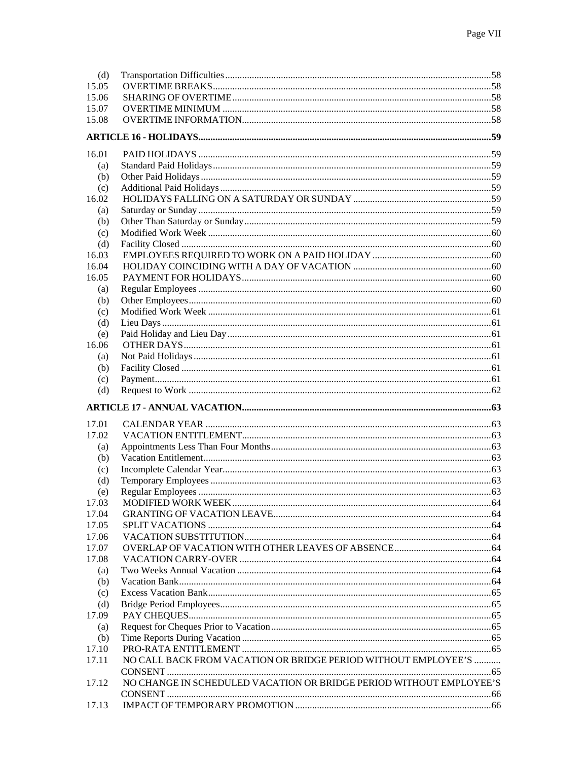| | | |
|---|---|---|
| (d) | Transportation Difficulties | 58 |
| 15.05 | OVERTIME BREAKS | 58 |
| 15.06 | SHARING OF OVERTIME | 58 |
| 15.07 | OVERTIME MINIMUM | 58 |
| 15.08 | OVERTIME INFORMATION | 58 |
| **ARTICLE 16 - HOLIDAYS** | | **59** |
| 16.01 | PAID HOLIDAYS | 59 |
| (a) | Standard Paid Holidays | 59 |
| (b) | Other Paid Holidays | 59 |
| (c) | Additional Paid Holidays | 59 |
| 16.02 | HOLIDAYS FALLING ON A SATURDAY OR SUNDAY | 59 |
| (a) | Saturday or Sunday | 59 |
| (b) | Other Than Saturday or Sunday | 59 |
| (c) | Modified Work Week | 60 |
| (d) | Facility Closed | 60 |
| 16.03 | EMPLOYEES REQUIRED TO WORK ON A PAID HOLIDAY | 60 |
| 16.04 | HOLIDAY COINCIDING WITH A DAY OF VACATION | 60 |
| 16.05 | PAYMENT FOR HOLIDAYS | 60 |
| (a) | Regular Employees | 60 |
| (b) | Other Employees | 60 |
| (c) | Modified Work Week | 61 |
| (d) | Lieu Days | 61 |
| (e) | Paid Holiday and Lieu Day | 61 |
| 16.06 | OTHER DAYS | 61 |
| (a) | Not Paid Holidays | 61 |
| (b) | Facility Closed | 61 |
| (c) | Payment | 61 |
| (d) | Request to Work | 62 |
| **ARTICLE 17 - ANNUAL VACATION** | | **63** |
| 17.01 | CALENDAR YEAR | 63 |
| 17.02 | VACATION ENTITLEMENT | 63 |
| (a) | Appointments Less Than Four Months | 63 |
| (b) | Vacation Entitlement | 63 |
| (c) | Incomplete Calendar Year | 63 |
| (d) | Temporary Employees | 63 |
| (e) | Regular Employees | 63 |
| 17.03 | MODIFIED WORK WEEK | 64 |
| 17.04 | GRANTING OF VACATION LEAVE | 64 |
| 17.05 | SPLIT VACATIONS | 64 |
| 17.06 | VACATION SUBSTITUTION | 64 |
| 17.07 | OVERLAP OF VACATION WITH OTHER LEAVES OF ABSENCE | 64 |
| 17.08 | VACATION CARRY-OVER | 64 |
| (a) | Two Weeks Annual Vacation | 64 |
| (b) | Vacation Bank | 64 |
| (c) | Excess Vacation Bank | 65 |
| (d) | Bridge Period Employees | 65 |
| 17.09 | PAY CHEQUES | 65 |
| (a) | Request for Cheques Prior to Vacation | 65 |
| (b) | Time Reports During Vacation | 65 |
| 17.10 | PRO-RATA ENTITLEMENT | 65 |
| 17.11 | NO CALL BACK FROM VACATION OR BRIDGE PERIOD WITHOUT EMPLOYEE'S CONSENT | 65 |
| 17.12 | NO CHANGE IN SCHEDULED VACATION OR BRIDGE PERIOD WITHOUT EMPLOYEE'S CONSENT | 66 |
| 17.13 | IMPACT OF TEMPORARY PROMOTION | 66 |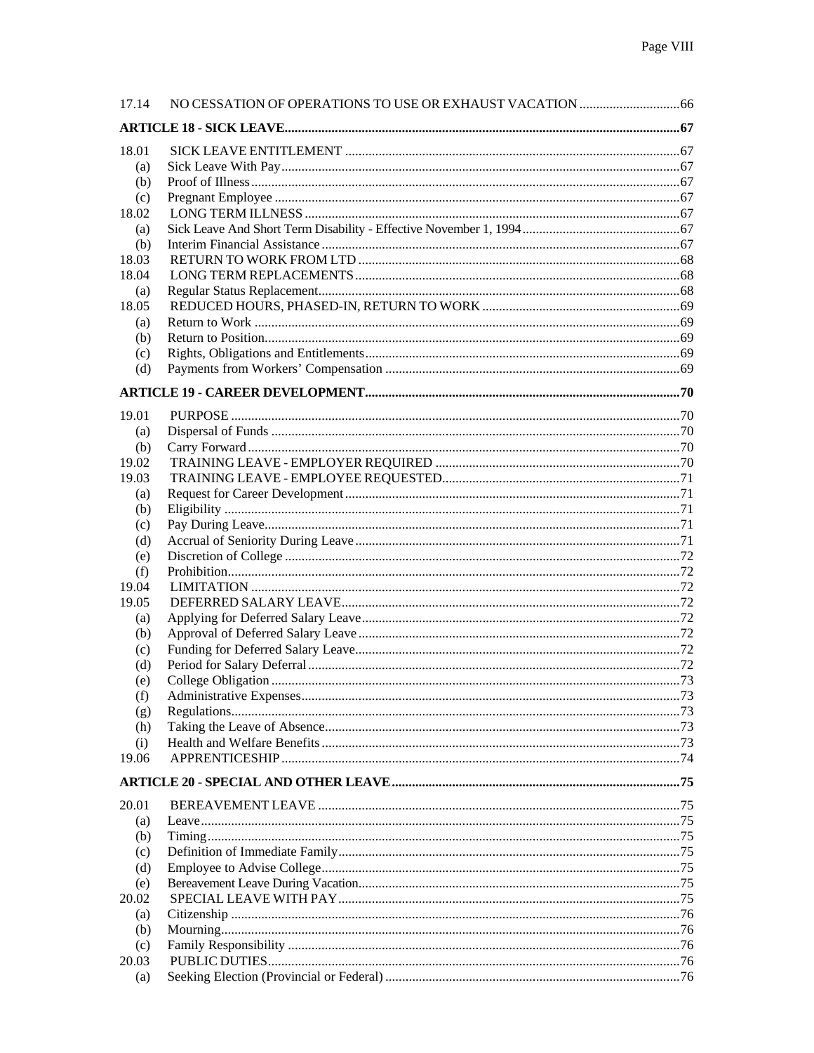| | | |
|---|---|---|
| 17.14 | NO CESSATION OF OPERATIONS TO USE OR EXHAUST VACATION | 66 |
| **ARTICLE 18 - SICK LEAVE** | | **67** |
| 18.01 | SICK LEAVE ENTITLEMENT | 67 |
| (a) | Sick Leave With Pay | 67 |
| (b) | Proof of Illness | 67 |
| (c) | Pregnant Employee | 67 |
| 18.02 | LONG TERM ILLNESS | 67 |
| (a) | Sick Leave And Short Term Disability - Effective November 1, 1994 | 67 |
| (b) | Interim Financial Assistance | 67 |
| 18.03 | RETURN TO WORK FROM LTD | 68 |
| 18.04 | LONG TERM REPLACEMENTS | 68 |
| (a) | Regular Status Replacement | 68 |
| 18.05 | REDUCED HOURS, PHASED-IN, RETURN TO WORK | 69 |
| (a) | Return to Work | 69 |
| (b) | Return to Position | 69 |
| (c) | Rights, Obligations and Entitlements | 69 |
| (d) | Payments from Workers' Compensation | 69 |
| **ARTICLE 19 - CAREER DEVELOPMENT** | | **70** |
| 19.01 | PURPOSE | 70 |
| (a) | Dispersal of Funds | 70 |
| (b) | Carry Forward | 70 |
| 19.02 | TRAINING LEAVE - EMPLOYER REQUIRED | 70 |
| 19.03 | TRAINING LEAVE - EMPLOYEE REQUESTED | 71 |
| (a) | Request for Career Development | 71 |
| (b) | Eligibility | 71 |
| (c) | Pay During Leave | 71 |
| (d) | Accrual of Seniority During Leave | 71 |
| (e) | Discretion of College | 72 |
| (f) | Prohibition | 72 |
| 19.04 | LIMITATION | 72 |
| 19.05 | DEFERRED SALARY LEAVE | 72 |
| (a) | Applying for Deferred Salary Leave | 72 |
| (b) | Approval of Deferred Salary Leave | 72 |
| (c) | Funding for Deferred Salary Leave | 72 |
| (d) | Period for Salary Deferral | 72 |
| (e) | College Obligation | 73 |
| (f) | Administrative Expenses | 73 |
| (g) | Regulations | 73 |
| (h) | Taking the Leave of Absence | 73 |
| (i) | Health and Welfare Benefits | 73 |
| 19.06 | APPRENTICESHIP | 74 |
| **ARTICLE 20 - SPECIAL AND OTHER LEAVE** | | **75** |
| 20.01 | BEREAVEMENT LEAVE | 75 |
| (a) | Leave | 75 |
| (b) | Timing | 75 |
| (c) | Definition of Immediate Family | 75 |
| (d) | Employee to Advise College | 75 |
| (e) | Bereavement Leave During Vacation | 75 |
| 20.02 | SPECIAL LEAVE WITH PAY | 75 |
| (a) | Citizenship | 76 |
| (b) | Mourning | 76 |
| (c) | Family Responsibility | 76 |
| 20.03 | PUBLIC DUTIES | 76 |
| (a) | Seeking Election (Provincial or Federal) | 76 |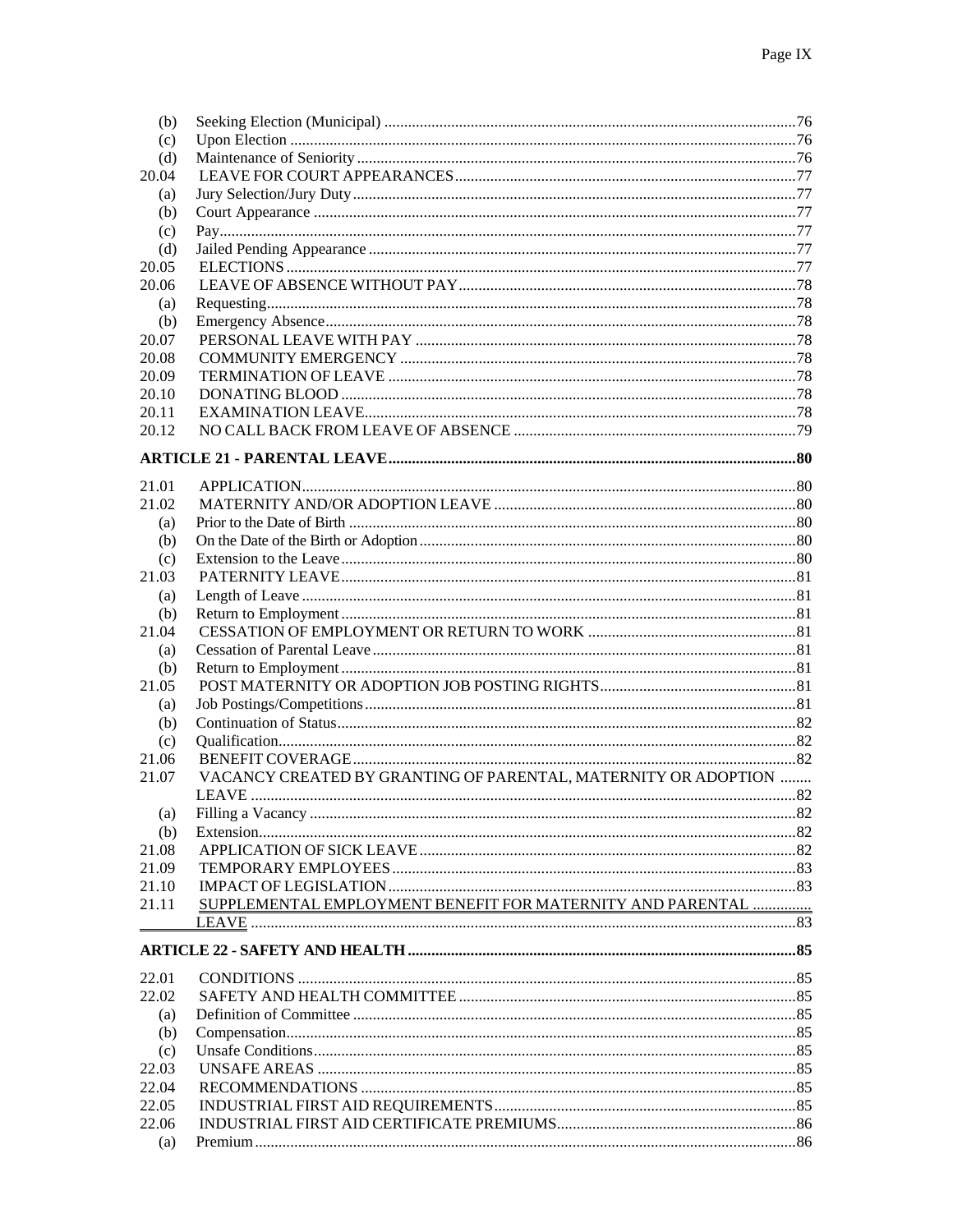| | | |
|---|---|---|
| (b) | Seeking Election (Municipal) | 76 |
| (c) | Upon Election | 76 |
| (d) | Maintenance of Seniority | 76 |
| 20.04 | LEAVE FOR COURT APPEARANCES | 77 |
| (a) | Jury Selection/Jury Duty | 77 |
| (b) | Court Appearance | 77 |
| (c) | Pay | 77 |
| (d) | Jailed Pending Appearance | 77 |
| 20.05 | ELECTIONS | 77 |
| 20.06 | LEAVE OF ABSENCE WITHOUT PAY | 78 |
| (a) | Requesting | 78 |
| (b) | Emergency Absence | 78 |
| 20.07 | PERSONAL LEAVE WITH PAY | 78 |
| 20.08 | COMMUNITY EMERGENCY | 78 |
| 20.09 | TERMINATION OF LEAVE | 78 |
| 20.10 | DONATING BLOOD | 78 |
| 20.11 | EXAMINATION LEAVE | 78 |
| 20.12 | NO CALL BACK FROM LEAVE OF ABSENCE | 79 |

**ARTICLE 21 - PARENTAL LEAVE** .... 80

| | | |
|---|---|---|
| 21.01 | APPLICATION | 80 |
| 21.02 | MATERNITY AND/OR ADOPTION LEAVE | 80 |
| (a) | Prior to the Date of Birth | 80 |
| (b) | On the Date of the Birth or Adoption | 80 |
| (c) | Extension to the Leave | 80 |
| 21.03 | PATERNITY LEAVE | 81 |
| (a) | Length of Leave | 81 |
| (b) | Return to Employment | 81 |
| 21.04 | CESSATION OF EMPLOYMENT OR RETURN TO WORK | 81 |
| (a) | Cessation of Parental Leave | 81 |
| (b) | Return to Employment | 81 |
| 21.05 | POST MATERNITY OR ADOPTION JOB POSTING RIGHTS | 81 |
| (a) | Job Postings/Competitions | 81 |
| (b) | Continuation of Status | 82 |
| (c) | Qualification | 82 |
| 21.06 | BENEFIT COVERAGE | 82 |
| 21.07 | VACANCY CREATED BY GRANTING OF PARENTAL, MATERNITY OR ADOPTION LEAVE | 82 |
| (a) | Filling a Vacancy | 82 |
| (b) | Extension | 82 |
| 21.08 | APPLICATION OF SICK LEAVE | 82 |
| 21.09 | TEMPORARY EMPLOYEES | 83 |
| 21.10 | IMPACT OF LEGISLATION | 83 |
| 21.11 | SUPPLEMENTAL EMPLOYMENT BENEFIT FOR MATERNITY AND PARENTAL LEAVE | 83 |

**ARTICLE 22 - SAFETY AND HEALTH** .... 85

| | | |
|---|---|---|
| 22.01 | CONDITIONS | 85 |
| 22.02 | SAFETY AND HEALTH COMMITTEE | 85 |
| (a) | Definition of Committee | 85 |
| (b) | Compensation | 85 |
| (c) | Unsafe Conditions | 85 |
| 22.03 | UNSAFE AREAS | 85 |
| 22.04 | RECOMMENDATIONS | 85 |
| 22.05 | INDUSTRIAL FIRST AID REQUIREMENTS | 85 |
| 22.06 | INDUSTRIAL FIRST AID CERTIFICATE PREMIUMS | 86 |
| (a) | Premium | 86 |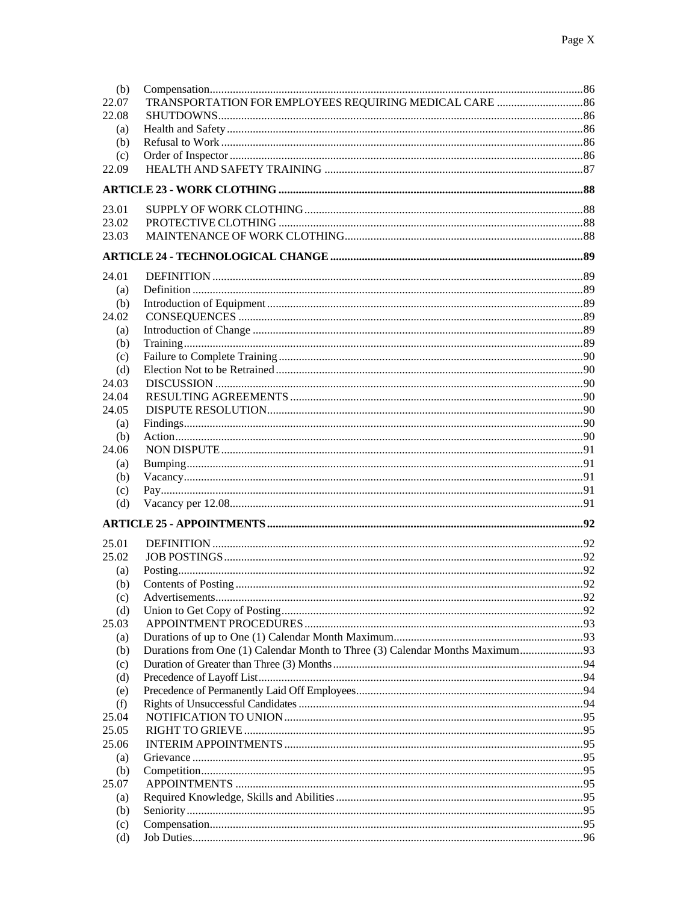| | | |
|---|---|---|
| (b) | Compensation | 86 |
| 22.07 | TRANSPORTATION FOR EMPLOYEES REQUIRING MEDICAL CARE | 86 |
| 22.08 | SHUTDOWNS | 86 |
| (a) | Health and Safety | 86 |
| (b) | Refusal to Work | 86 |
| (c) | Order of Inspector | 86 |
| 22.09 | HEALTH AND SAFETY TRAINING | 87 |

**ARTICLE 23 - WORK CLOTHING** ..... **88**

| | | |
|---|---|---|
| 23.01 | SUPPLY OF WORK CLOTHING | 88 |
| 23.02 | PROTECTIVE CLOTHING | 88 |
| 23.03 | MAINTENANCE OF WORK CLOTHING | 88 |

**ARTICLE 24 - TECHNOLOGICAL CHANGE** ..... **89**

| | | |
|---|---|---|
| 24.01 | DEFINITION | 89 |
| (a) | Definition | 89 |
| (b) | Introduction of Equipment | 89 |
| 24.02 | CONSEQUENCES | 89 |
| (a) | Introduction of Change | 89 |
| (b) | Training | 89 |
| (c) | Failure to Complete Training | 90 |
| (d) | Election Not to be Retrained | 90 |
| 24.03 | DISCUSSION | 90 |
| 24.04 | RESULTING AGREEMENTS | 90 |
| 24.05 | DISPUTE RESOLUTION | 90 |
| (a) | Findings | 90 |
| (b) | Action | 90 |
| 24.06 | NON DISPUTE | 91 |
| (a) | Bumping | 91 |
| (b) | Vacancy | 91 |
| (c) | Pay | 91 |
| (d) | Vacancy per 12.08 | 91 |

**ARTICLE 25 - APPOINTMENTS** ..... **92**

| | | |
|---|---|---|
| 25.01 | DEFINITION | 92 |
| 25.02 | JOB POSTINGS | 92 |
| (a) | Posting | 92 |
| (b) | Contents of Posting | 92 |
| (c) | Advertisements | 92 |
| (d) | Union to Get Copy of Posting | 92 |
| 25.03 | APPOINTMENT PROCEDURES | 93 |
| (a) | Durations of up to One (1) Calendar Month Maximum | 93 |
| (b) | Durations from One (1) Calendar Month to Three (3) Calendar Months Maximum | 93 |
| (c) | Duration of Greater than Three (3) Months | 94 |
| (d) | Precedence of Layoff List | 94 |
| (e) | Precedence of Permanently Laid Off Employees | 94 |
| (f) | Rights of Unsuccessful Candidates | 94 |
| 25.04 | NOTIFICATION TO UNION | 95 |
| 25.05 | RIGHT TO GRIEVE | 95 |
| 25.06 | INTERIM APPOINTMENTS | 95 |
| (a) | Grievance | 95 |
| (b) | Competition | 95 |
| 25.07 | APPOINTMENTS | 95 |
| (a) | Required Knowledge, Skills and Abilities | 95 |
| (b) | Seniority | 95 |
| (c) | Compensation | 95 |
| (d) | Job Duties | 96 |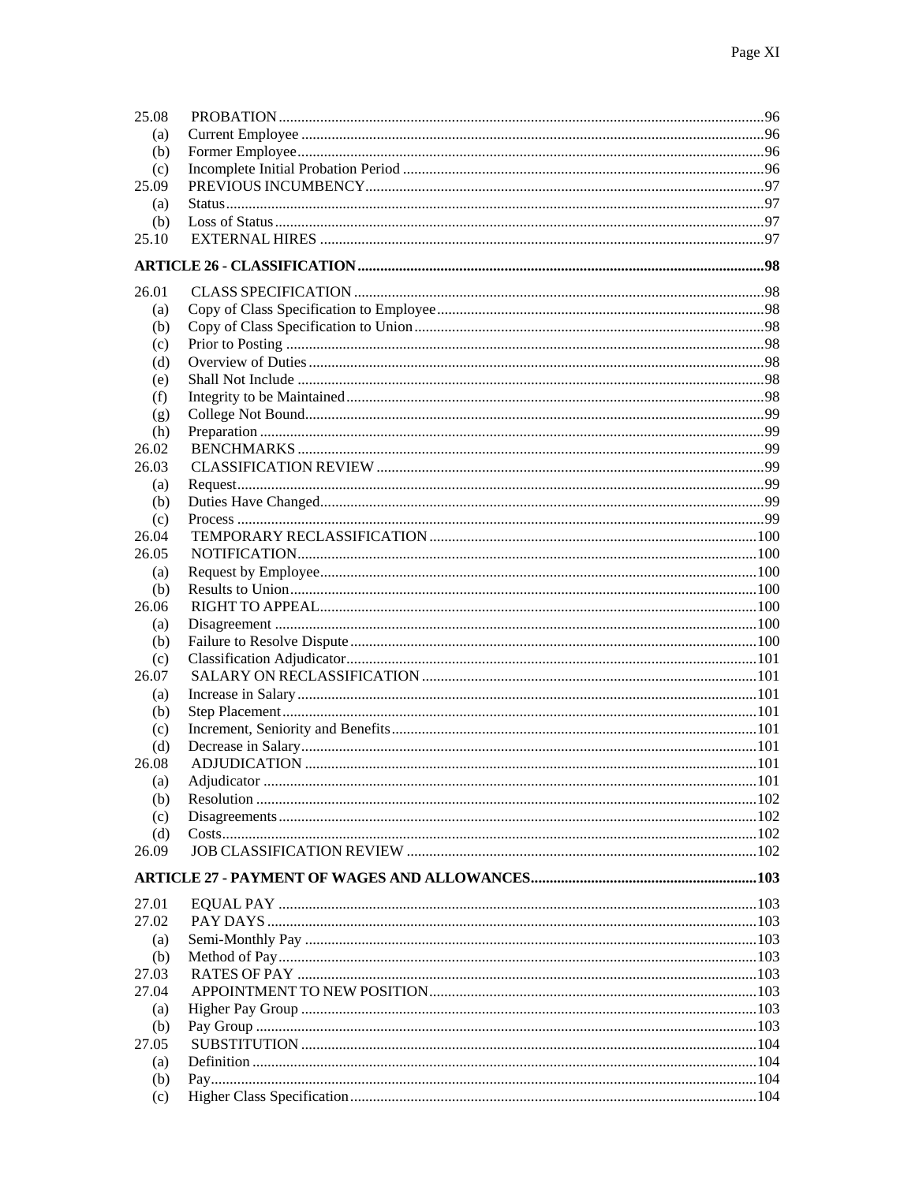| | | |
|---|---|---|
| 25.08 | PROBATION | 96 |
| (a) | Current Employee | 96 |
| (b) | Former Employee | 96 |
| (c) | Incomplete Initial Probation Period | 96 |
| 25.09 | PREVIOUS INCUMBENCY | 97 |
| (a) | Status | 97 |
| (b) | Loss of Status | 97 |
| 25.10 | EXTERNAL HIRES | 97 |

**ARTICLE 26 - CLASSIFICATION ..... 98**

| | | |
|---|---|---|
| 26.01 | CLASS SPECIFICATION | 98 |
| (a) | Copy of Class Specification to Employee | 98 |
| (b) | Copy of Class Specification to Union | 98 |
| (c) | Prior to Posting | 98 |
| (d) | Overview of Duties | 98 |
| (e) | Shall Not Include | 98 |
| (f) | Integrity to be Maintained | 98 |
| (g) | College Not Bound | 99 |
| (h) | Preparation | 99 |
| 26.02 | BENCHMARKS | 99 |
| 26.03 | CLASSIFICATION REVIEW | 99 |
| (a) | Request | 99 |
| (b) | Duties Have Changed | 99 |
| (c) | Process | 99 |
| 26.04 | TEMPORARY RECLASSIFICATION | 100 |
| 26.05 | NOTIFICATION | 100 |
| (a) | Request by Employee | 100 |
| (b) | Results to Union | 100 |
| 26.06 | RIGHT TO APPEAL | 100 |
| (a) | Disagreement | 100 |
| (b) | Failure to Resolve Dispute | 100 |
| (c) | Classification Adjudicator | 101 |
| 26.07 | SALARY ON RECLASSIFICATION | 101 |
| (a) | Increase in Salary | 101 |
| (b) | Step Placement | 101 |
| (c) | Increment, Seniority and Benefits | 101 |
| (d) | Decrease in Salary | 101 |
| 26.08 | ADJUDICATION | 101 |
| (a) | Adjudicator | 101 |
| (b) | Resolution | 102 |
| (c) | Disagreements | 102 |
| (d) | Costs | 102 |
| 26.09 | JOB CLASSIFICATION REVIEW | 102 |

**ARTICLE 27 - PAYMENT OF WAGES AND ALLOWANCES ..... 103**

| | | |
|---|---|---|
| 27.01 | EQUAL PAY | 103 |
| 27.02 | PAY DAYS | 103 |
| (a) | Semi-Monthly Pay | 103 |
| (b) | Method of Pay | 103 |
| 27.03 | RATES OF PAY | 103 |
| 27.04 | APPOINTMENT TO NEW POSITION | 103 |
| (a) | Higher Pay Group | 103 |
| (b) | Pay Group | 103 |
| 27.05 | SUBSTITUTION | 104 |
| (a) | Definition | 104 |
| (b) | Pay | 104 |
| (c) | Higher Class Specification | 104 |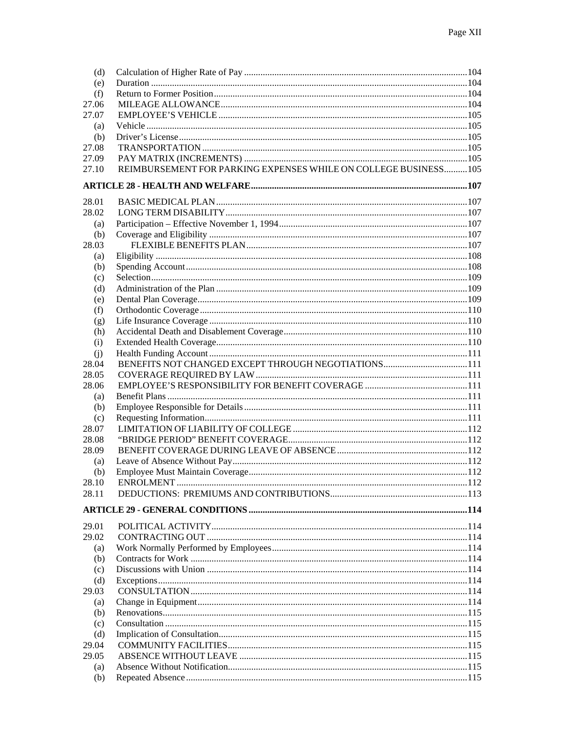| | | |
|---|---|---|
| (d) | Calculation of Higher Rate of Pay | 104 |
| (e) | Duration | 104 |
| (f) | Return to Former Position | 104 |
| 27.06 | MILEAGE ALLOWANCE | 104 |
| 27.07 | EMPLOYEE'S VEHICLE | 105 |
| (a) | Vehicle | 105 |
| (b) | Driver's License | 105 |
| 27.08 | TRANSPORTATION | 105 |
| 27.09 | PAY MATRIX (INCREMENTS) | 105 |
| 27.10 | REIMBURSEMENT FOR PARKING EXPENSES WHILE ON COLLEGE BUSINESS | 105 |
| **ARTICLE 28 - HEALTH AND WELFARE** | | **107** |
| 28.01 | BASIC MEDICAL PLAN | 107 |
| 28.02 | LONG TERM DISABILITY | 107 |
| (a) | Participation – Effective November 1, 1994 | 107 |
| (b) | Coverage and Eligibility | 107 |
| 28.03 | FLEXIBLE BENEFITS PLAN | 107 |
| (a) | Eligibility | 108 |
| (b) | Spending Account | 108 |
| (c) | Selection | 109 |
| (d) | Administration of the Plan | 109 |
| (e) | Dental Plan Coverage | 109 |
| (f) | Orthodontic Coverage | 110 |
| (g) | Life Insurance Coverage | 110 |
| (h) | Accidental Death and Disablement Coverage | 110 |
| (i) | Extended Health Coverage | 110 |
| (j) | Health Funding Account | 111 |
| 28.04 | BENEFITS NOT CHANGED EXCEPT THROUGH NEGOTIATIONS | 111 |
| 28.05 | COVERAGE REQUIRED BY LAW | 111 |
| 28.06 | EMPLOYEE'S RESPONSIBILITY FOR BENEFIT COVERAGE | 111 |
| (a) | Benefit Plans | 111 |
| (b) | Employee Responsible for Details | 111 |
| (c) | Requesting Information | 111 |
| 28.07 | LIMITATION OF LIABILITY OF COLLEGE | 112 |
| 28.08 | "BRIDGE PERIOD" BENEFIT COVERAGE | 112 |
| 28.09 | BENEFIT COVERAGE DURING LEAVE OF ABSENCE | 112 |
| (a) | Leave of Absence Without Pay | 112 |
| (b) | Employee Must Maintain Coverage | 112 |
| 28.10 | ENROLMENT | 112 |
| 28.11 | DEDUCTIONS: PREMIUMS AND CONTRIBUTIONS | 113 |
| **ARTICLE 29 - GENERAL CONDITIONS** | | **114** |
| 29.01 | POLITICAL ACTIVITY | 114 |
| 29.02 | CONTRACTING OUT | 114 |
| (a) | Work Normally Performed by Employees | 114 |
| (b) | Contracts for Work | 114 |
| (c) | Discussions with Union | 114 |
| (d) | Exceptions | 114 |
| 29.03 | CONSULTATION | 114 |
| (a) | Change in Equipment | 114 |
| (b) | Renovations | 115 |
| (c) | Consultation | 115 |
| (d) | Implication of Consultation | 115 |
| 29.04 | COMMUNITY FACILITIES | 115 |
| 29.05 | ABSENCE WITHOUT LEAVE | 115 |
| (a) | Absence Without Notification | 115 |
| (b) | Repeated Absence | 115 |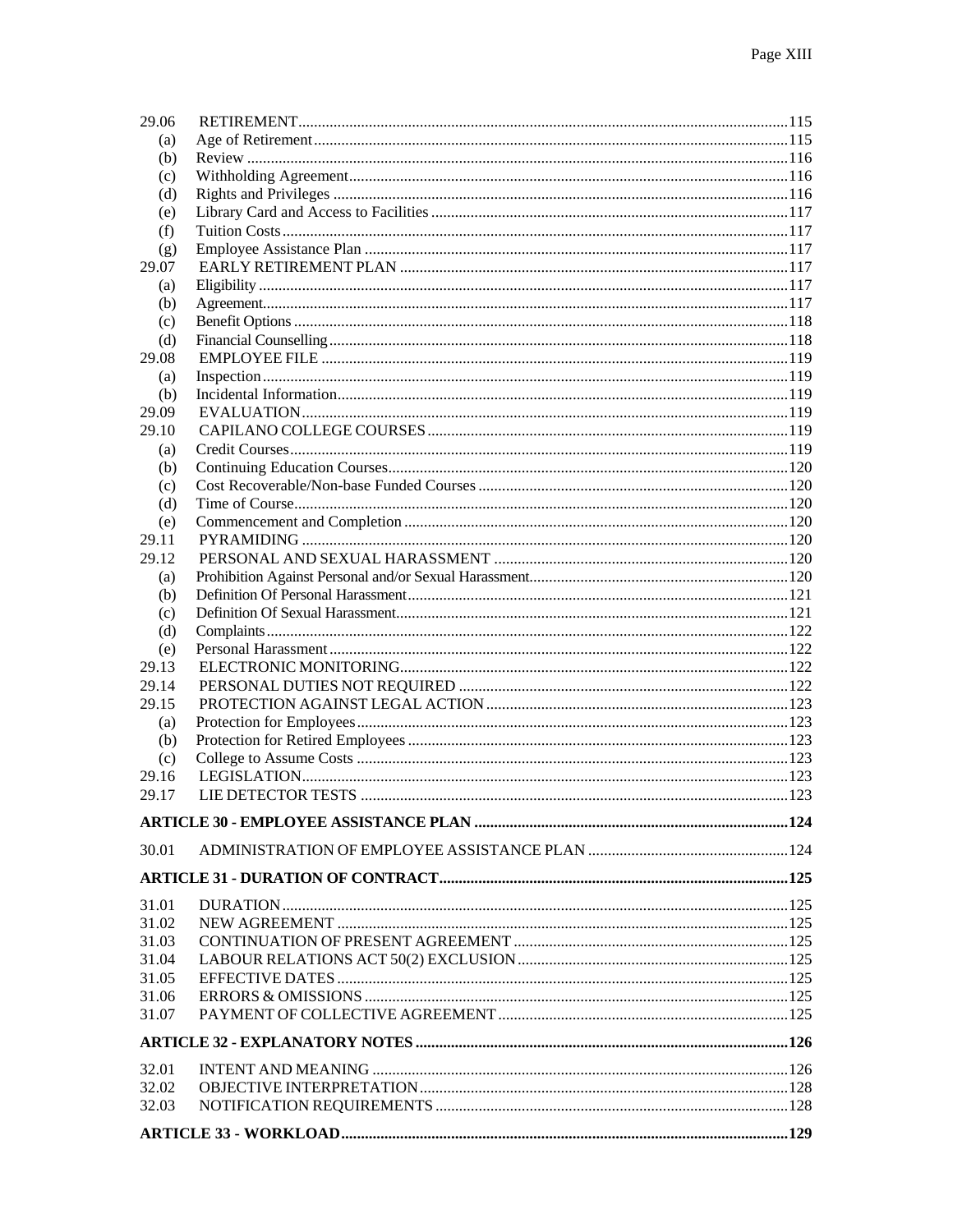| | | |
|---|---|---|
| 29.06 | RETIREMENT | 115 |
| (a) | Age of Retirement | 115 |
| (b) | Review | 116 |
| (c) | Withholding Agreement | 116 |
| (d) | Rights and Privileges | 116 |
| (e) | Library Card and Access to Facilities | 117 |
| (f) | Tuition Costs | 117 |
| (g) | Employee Assistance Plan | 117 |
| 29.07 | EARLY RETIREMENT PLAN | 117 |
| (a) | Eligibility | 117 |
| (b) | Agreement | 117 |
| (c) | Benefit Options | 118 |
| (d) | Financial Counselling | 118 |
| 29.08 | EMPLOYEE FILE | 119 |
| (a) | Inspection | 119 |
| (b) | Incidental Information | 119 |
| 29.09 | EVALUATION | 119 |
| 29.10 | CAPILANO COLLEGE COURSES | 119 |
| (a) | Credit Courses | 119 |
| (b) | Continuing Education Courses | 120 |
| (c) | Cost Recoverable/Non-base Funded Courses | 120 |
| (d) | Time of Course | 120 |
| (e) | Commencement and Completion | 120 |
| 29.11 | PYRAMIDING | 120 |
| 29.12 | PERSONAL AND SEXUAL HARASSMENT | 120 |
| (a) | Prohibition Against Personal and/or Sexual Harassment | 120 |
| (b) | Definition Of Personal Harassment | 121 |
| (c) | Definition Of Sexual Harassment | 121 |
| (d) | Complaints | 122 |
| (e) | Personal Harassment | 122 |
| 29.13 | ELECTRONIC MONITORING | 122 |
| 29.14 | PERSONAL DUTIES NOT REQUIRED | 122 |
| 29.15 | PROTECTION AGAINST LEGAL ACTION | 123 |
| (a) | Protection for Employees | 123 |
| (b) | Protection for Retired Employees | 123 |
| (c) | College to Assume Costs | 123 |
| 29.16 | LEGISLATION | 123 |
| 29.17 | LIE DETECTOR TESTS | 123 |
| **ARTICLE 30 - EMPLOYEE ASSISTANCE PLAN** | | **124** |
| 30.01 | ADMINISTRATION OF EMPLOYEE ASSISTANCE PLAN | 124 |
| **ARTICLE 31 - DURATION OF CONTRACT** | | **125** |
| 31.01 | DURATION | 125 |
| 31.02 | NEW AGREEMENT | 125 |
| 31.03 | CONTINUATION OF PRESENT AGREEMENT | 125 |
| 31.04 | LABOUR RELATIONS ACT 50(2) EXCLUSION | 125 |
| 31.05 | EFFECTIVE DATES | 125 |
| 31.06 | ERRORS & OMISSIONS | 125 |
| 31.07 | PAYMENT OF COLLECTIVE AGREEMENT | 125 |
| **ARTICLE 32 - EXPLANATORY NOTES** | | **126** |
| 32.01 | INTENT AND MEANING | 126 |
| 32.02 | OBJECTIVE INTERPRETATION | 128 |
| 32.03 | NOTIFICATION REQUIREMENTS | 128 |
| **ARTICLE 33 - WORKLOAD** | | **129** |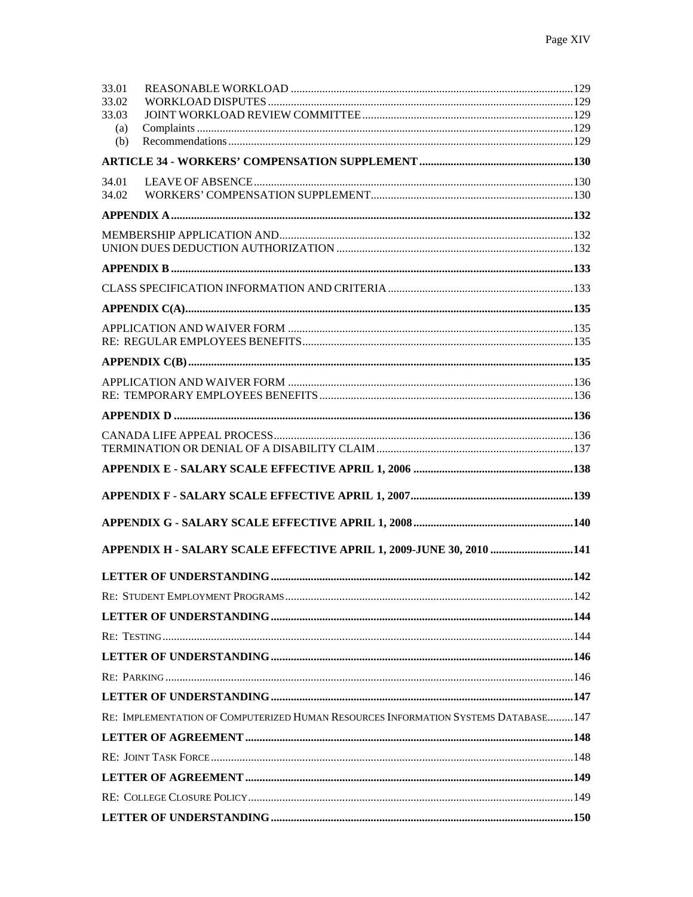33.01 REASONABLE WORKLOAD ..... 129
33.02 WORKLOAD DISPUTES ..... 129
33.03 JOINT WORKLOAD REVIEW COMMITTEE ..... 129
(a) Complaints ..... 129
(b) Recommendations ..... 129

**ARTICLE 34 - WORKERS' COMPENSATION SUPPLEMENT ..... 130**

34.01 LEAVE OF ABSENCE ..... 130
34.02 WORKERS' COMPENSATION SUPPLEMENT ..... 130

**APPENDIX A ..... 132**

MEMBERSHIP APPLICATION AND ..... 132
UNION DUES DEDUCTION AUTHORIZATION ..... 132

**APPENDIX B ..... 133**

CLASS SPECIFICATION INFORMATION AND CRITERIA ..... 133

**APPENDIX C(A) ..... 135**

APPLICATION AND WAIVER FORM ..... 135
RE: REGULAR EMPLOYEES BENEFITS ..... 135

**APPENDIX C(B) ..... 135**

APPLICATION AND WAIVER FORM ..... 136
RE: TEMPORARY EMPLOYEES BENEFITS ..... 136

**APPENDIX D ..... 136**

CANADA LIFE APPEAL PROCESS ..... 136
TERMINATION OR DENIAL OF A DISABILITY CLAIM ..... 137

**APPENDIX E - SALARY SCALE EFFECTIVE APRIL 1, 2006 ..... 138**

**APPENDIX F - SALARY SCALE EFFECTIVE APRIL 1, 2007 ..... 139**

**APPENDIX G - SALARY SCALE EFFECTIVE APRIL 1, 2008 ..... 140**

**APPENDIX H - SALARY SCALE EFFECTIVE APRIL 1, 2009-JUNE 30, 2010 ..... 141**

**LETTER OF UNDERSTANDING ..... 142**

RE: STUDENT EMPLOYMENT PROGRAMS ..... 142

**LETTER OF UNDERSTANDING ..... 144**

RE: TESTING ..... 144

**LETTER OF UNDERSTANDING ..... 146**

RE: PARKING ..... 146

**LETTER OF UNDERSTANDING ..... 147**

RE: IMPLEMENTATION OF COMPUTERIZED HUMAN RESOURCES INFORMATION SYSTEMS DATABASE ..... 147

**LETTER OF AGREEMENT ..... 148**

RE: JOINT TASK FORCE ..... 148

**LETTER OF AGREEMENT ..... 149**

RE: COLLEGE CLOSURE POLICY ..... 149

**LETTER OF UNDERSTANDING ..... 150**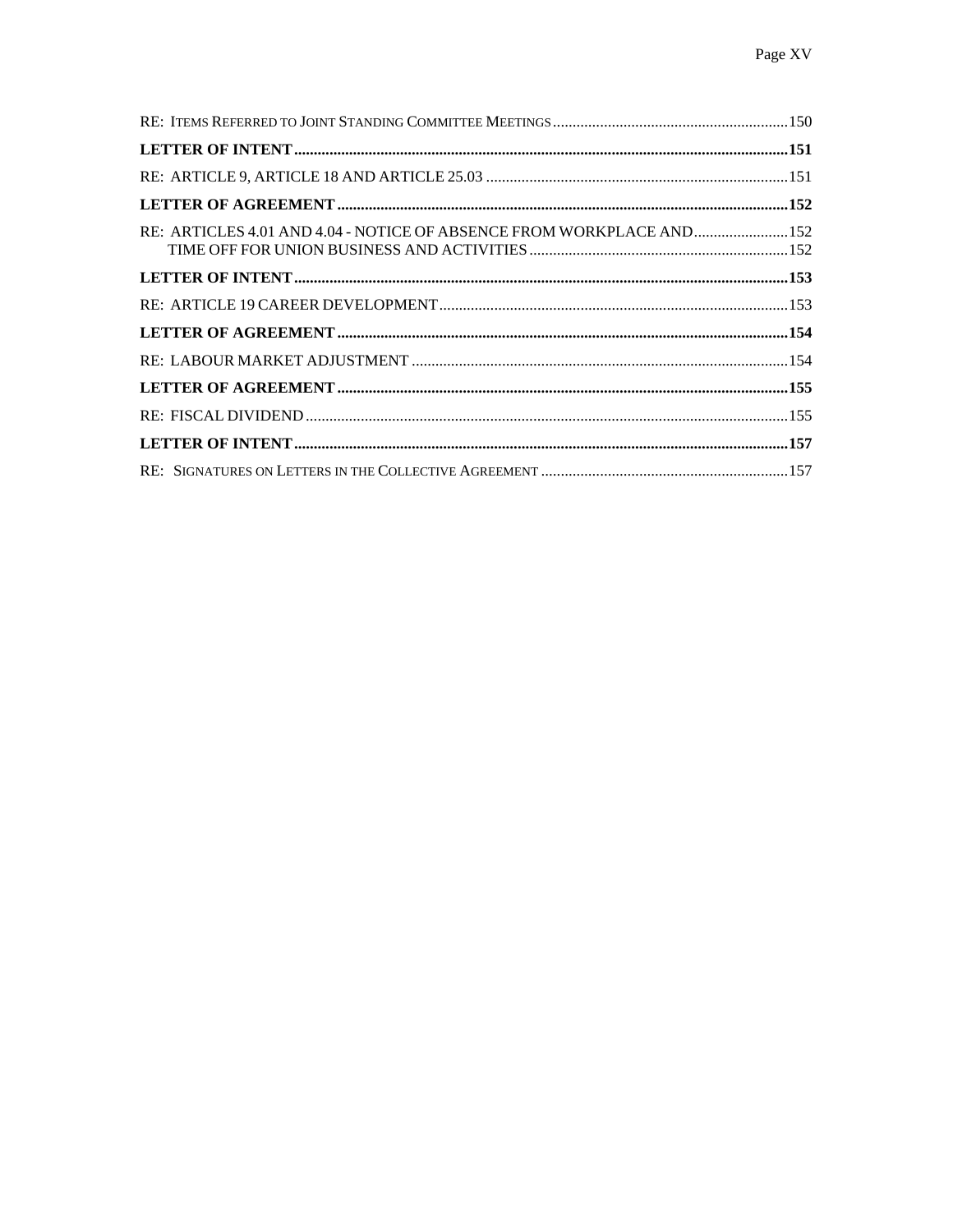RE: Items Referred to Joint Standing Committee Meetings ....150

**LETTER OF INTENT ....151**

RE: ARTICLE 9, ARTICLE 18 AND ARTICLE 25.03 ....151

**LETTER OF AGREEMENT ....152**

RE: ARTICLES 4.01 AND 4.04 - NOTICE OF ABSENCE FROM WORKPLACE AND ....152
TIME OFF FOR UNION BUSINESS AND ACTIVITIES ....152

**LETTER OF INTENT ....153**

RE: ARTICLE 19 CAREER DEVELOPMENT ....153

**LETTER OF AGREEMENT ....154**

RE: LABOUR MARKET ADJUSTMENT ....154

**LETTER OF AGREEMENT ....155**

RE: FISCAL DIVIDEND ....155

**LETTER OF INTENT ....157**

RE: Signatures on Letters in the Collective Agreement ....157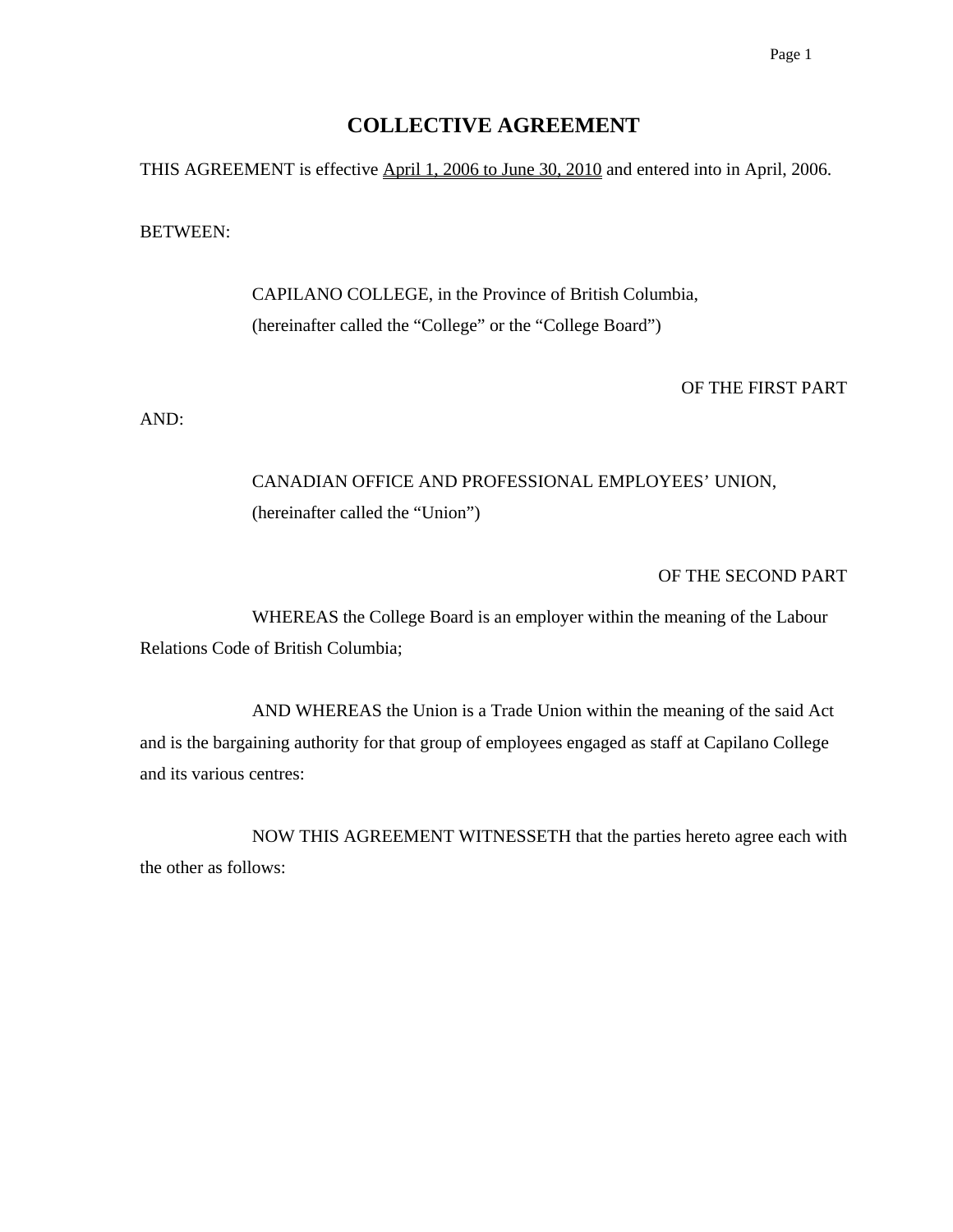# COLLECTIVE AGREEMENT

THIS AGREEMENT is effective April 1, 2006 to June 30, 2010 and entered into in April, 2006.

BETWEEN:

CAPILANO COLLEGE, in the Province of British Columbia,
(hereinafter called the "College" or the "College Board")

OF THE FIRST PART

AND:

CANADIAN OFFICE AND PROFESSIONAL EMPLOYEES' UNION,
(hereinafter called the "Union")

OF THE SECOND PART

WHEREAS the College Board is an employer within the meaning of the Labour Relations Code of British Columbia;

AND WHEREAS the Union is a Trade Union within the meaning of the said Act and is the bargaining authority for that group of employees engaged as staff at Capilano College and its various centres:

NOW THIS AGREEMENT WITNESSETH that the parties hereto agree each with the other as follows: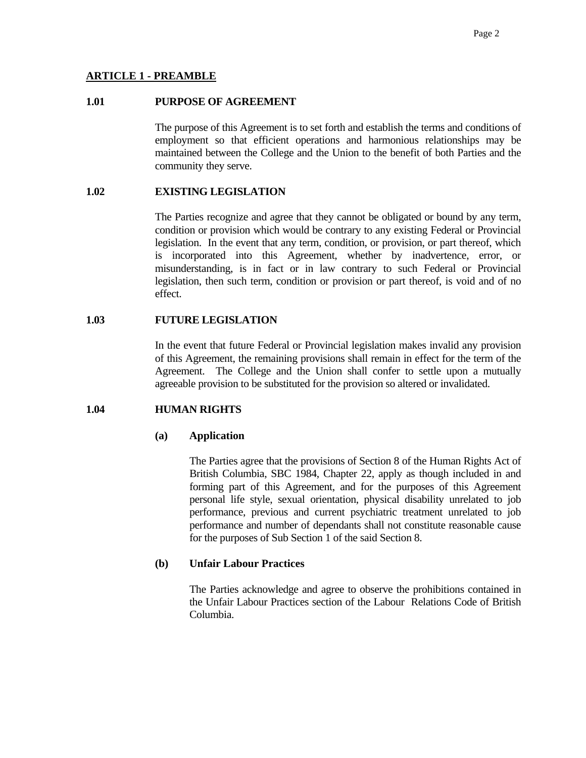## ARTICLE 1 - PREAMBLE

### 1.01 PURPOSE OF AGREEMENT

The purpose of this Agreement is to set forth and establish the terms and conditions of employment so that efficient operations and harmonious relationships may be maintained between the College and the Union to the benefit of both Parties and the community they serve.

### 1.02 EXISTING LEGISLATION

The Parties recognize and agree that they cannot be obligated or bound by any term, condition or provision which would be contrary to any existing Federal or Provincial legislation. In the event that any term, condition, or provision, or part thereof, which is incorporated into this Agreement, whether by inadvertence, error, or misunderstanding, is in fact or in law contrary to such Federal or Provincial legislation, then such term, condition or provision or part thereof, is void and of no effect.

### 1.03 FUTURE LEGISLATION

In the event that future Federal or Provincial legislation makes invalid any provision of this Agreement, the remaining provisions shall remain in effect for the term of the Agreement. The College and the Union shall confer to settle upon a mutually agreeable provision to be substituted for the provision so altered or invalidated.

### 1.04 HUMAN RIGHTS

**(a) Application**

The Parties agree that the provisions of Section 8 of the Human Rights Act of British Columbia, SBC 1984, Chapter 22, apply as though included in and forming part of this Agreement, and for the purposes of this Agreement personal life style, sexual orientation, physical disability unrelated to job performance, previous and current psychiatric treatment unrelated to job performance and number of dependants shall not constitute reasonable cause for the purposes of Sub Section 1 of the said Section 8.

**(b) Unfair Labour Practices**

The Parties acknowledge and agree to observe the prohibitions contained in the Unfair Labour Practices section of the Labour Relations Code of British Columbia.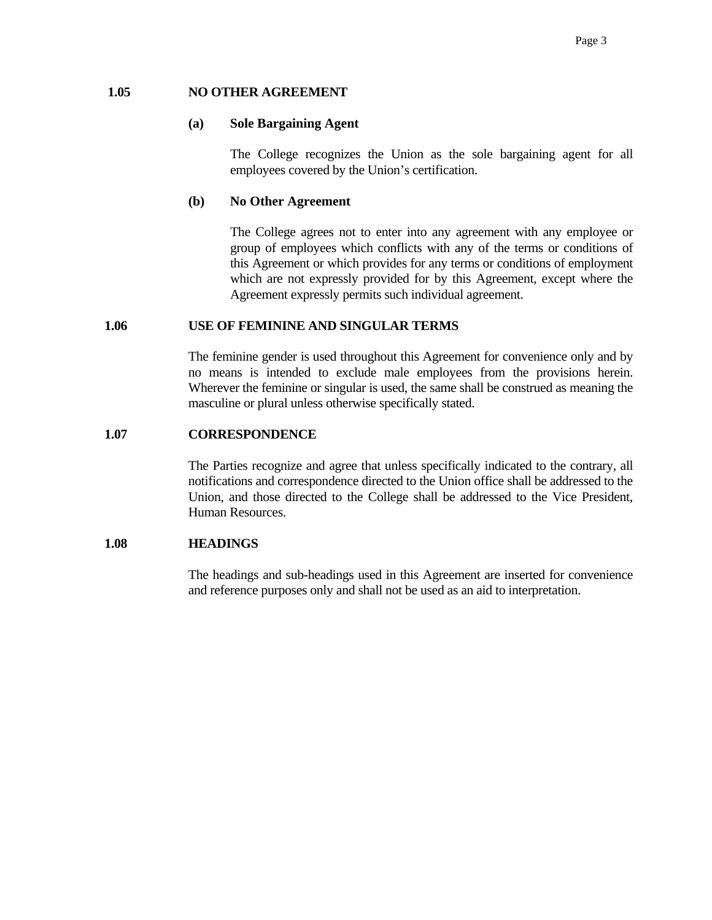## 1.05 NO OTHER AGREEMENT

### (a) Sole Bargaining Agent

The College recognizes the Union as the sole bargaining agent for all employees covered by the Union's certification.

### (b) No Other Agreement

The College agrees not to enter into any agreement with any employee or group of employees which conflicts with any of the terms or conditions of this Agreement or which provides for any terms or conditions of employment which are not expressly provided for by this Agreement, except where the Agreement expressly permits such individual agreement.

## 1.06 USE OF FEMININE AND SINGULAR TERMS

The feminine gender is used throughout this Agreement for convenience only and by no means is intended to exclude male employees from the provisions herein. Wherever the feminine or singular is used, the same shall be construed as meaning the masculine or plural unless otherwise specifically stated.

## 1.07 CORRESPONDENCE

The Parties recognize and agree that unless specifically indicated to the contrary, all notifications and correspondence directed to the Union office shall be addressed to the Union, and those directed to the College shall be addressed to the Vice President, Human Resources.

## 1.08 HEADINGS

The headings and sub-headings used in this Agreement are inserted for convenience and reference purposes only and shall not be used as an aid to interpretation.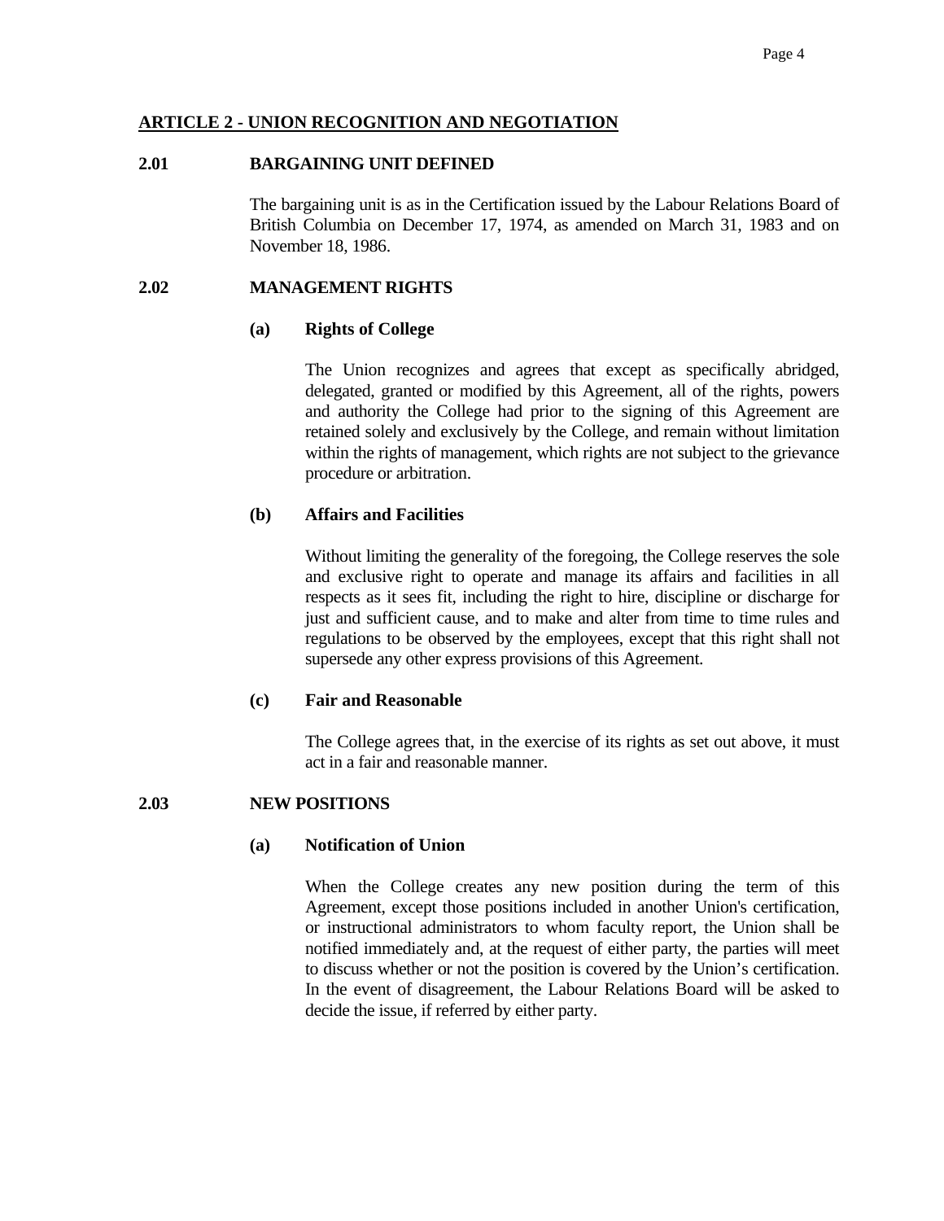## ARTICLE 2 - UNION RECOGNITION AND NEGOTIATION

### 2.01 BARGAINING UNIT DEFINED

The bargaining unit is as in the Certification issued by the Labour Relations Board of British Columbia on December 17, 1974, as amended on March 31, 1983 and on November 18, 1986.

### 2.02 MANAGEMENT RIGHTS

**(a) Rights of College**

The Union recognizes and agrees that except as specifically abridged, delegated, granted or modified by this Agreement, all of the rights, powers and authority the College had prior to the signing of this Agreement are retained solely and exclusively by the College, and remain without limitation within the rights of management, which rights are not subject to the grievance procedure or arbitration.

**(b) Affairs and Facilities**

Without limiting the generality of the foregoing, the College reserves the sole and exclusive right to operate and manage its affairs and facilities in all respects as it sees fit, including the right to hire, discipline or discharge for just and sufficient cause, and to make and alter from time to time rules and regulations to be observed by the employees, except that this right shall not supersede any other express provisions of this Agreement.

**(c) Fair and Reasonable**

The College agrees that, in the exercise of its rights as set out above, it must act in a fair and reasonable manner.

### 2.03 NEW POSITIONS

**(a) Notification of Union**

When the College creates any new position during the term of this Agreement, except those positions included in another Union's certification, or instructional administrators to whom faculty report, the Union shall be notified immediately and, at the request of either party, the parties will meet to discuss whether or not the position is covered by the Union's certification. In the event of disagreement, the Labour Relations Board will be asked to decide the issue, if referred by either party.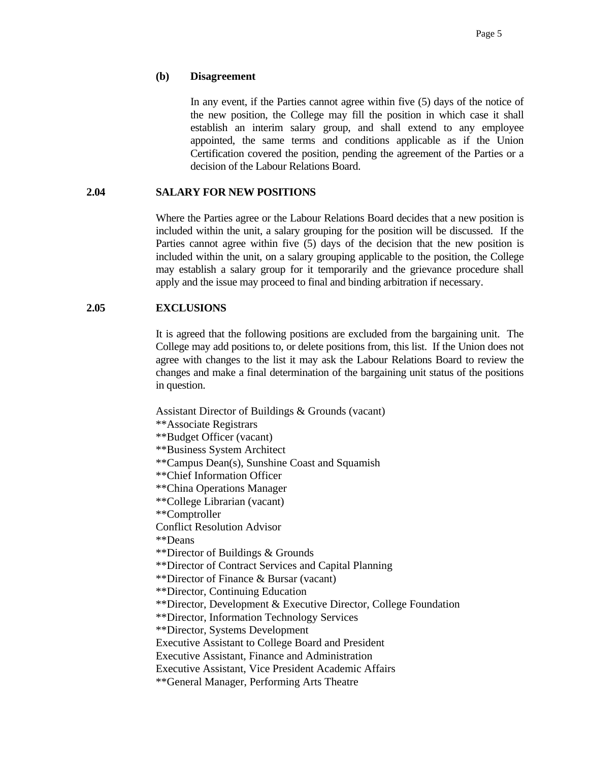**(b) Disagreement**

In any event, if the Parties cannot agree within five (5) days of the notice of the new position, the College may fill the position in which case it shall establish an interim salary group, and shall extend to any employee appointed, the same terms and conditions applicable as if the Union Certification covered the position, pending the agreement of the Parties or a decision of the Labour Relations Board.

## 2.04 SALARY FOR NEW POSITIONS

Where the Parties agree or the Labour Relations Board decides that a new position is included within the unit, a salary grouping for the position will be discussed. If the Parties cannot agree within five (5) days of the decision that the new position is included within the unit, on a salary grouping applicable to the position, the College may establish a salary group for it temporarily and the grievance procedure shall apply and the issue may proceed to final and binding arbitration if necessary.

## 2.05 EXCLUSIONS

It is agreed that the following positions are excluded from the bargaining unit. The College may add positions to, or delete positions from, this list. If the Union does not agree with changes to the list it may ask the Labour Relations Board to review the changes and make a final determination of the bargaining unit status of the positions in question.

Assistant Director of Buildings & Grounds (vacant)
**Associate Registrars
**Budget Officer (vacant)
**Business System Architect
**Campus Dean(s), Sunshine Coast and Squamish
**Chief Information Officer
**China Operations Manager
**College Librarian (vacant)
**Comptroller
Conflict Resolution Advisor
**Deans
**Director of Buildings & Grounds
**Director of Contract Services and Capital Planning
**Director of Finance & Bursar (vacant)
**Director, Continuing Education
**Director, Development & Executive Director, College Foundation
**Director, Information Technology Services
**Director, Systems Development
Executive Assistant to College Board and President
Executive Assistant, Finance and Administration
Executive Assistant, Vice President Academic Affairs
**General Manager, Performing Arts Theatre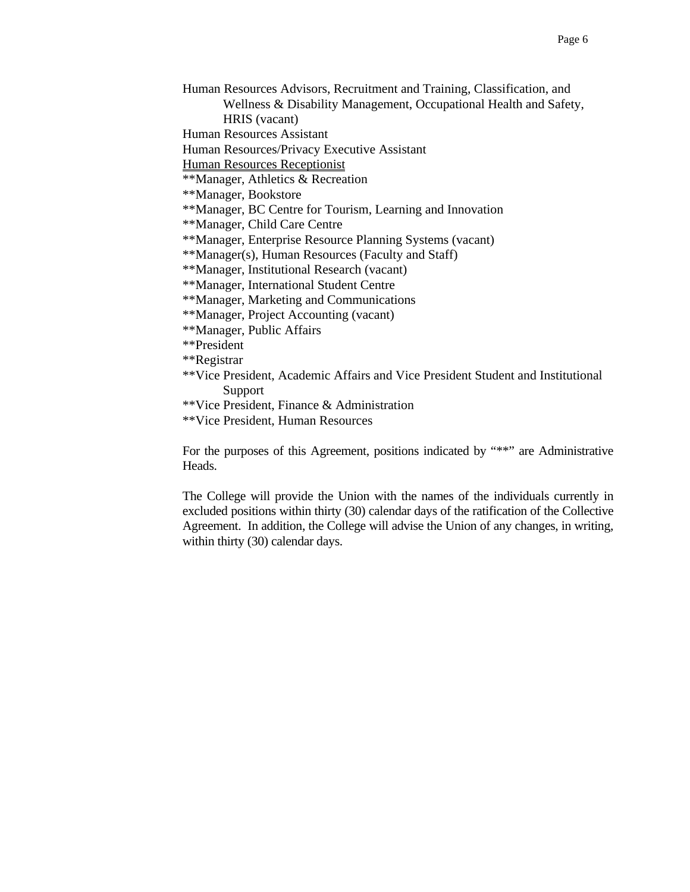Human Resources Advisors, Recruitment and Training, Classification, and Wellness & Disability Management, Occupational Health and Safety, HRIS (vacant)
Human Resources Assistant
Human Resources/Privacy Executive Assistant
<u>Human Resources Receptionist</u>
**Manager, Athletics & Recreation
**Manager, Bookstore
**Manager, BC Centre for Tourism, Learning and Innovation
**Manager, Child Care Centre
**Manager, Enterprise Resource Planning Systems (vacant)
**Manager(s), Human Resources (Faculty and Staff)
**Manager, Institutional Research (vacant)
**Manager, International Student Centre
**Manager, Marketing and Communications
**Manager, Project Accounting (vacant)
**Manager, Public Affairs
**President
**Registrar
**Vice President, Academic Affairs and Vice President Student and Institutional Support
**Vice President, Finance & Administration
**Vice President, Human Resources

For the purposes of this Agreement, positions indicated by "**" are Administrative Heads.

The College will provide the Union with the names of the individuals currently in excluded positions within thirty (30) calendar days of the ratification of the Collective Agreement. In addition, the College will advise the Union of any changes, in writing, within thirty (30) calendar days.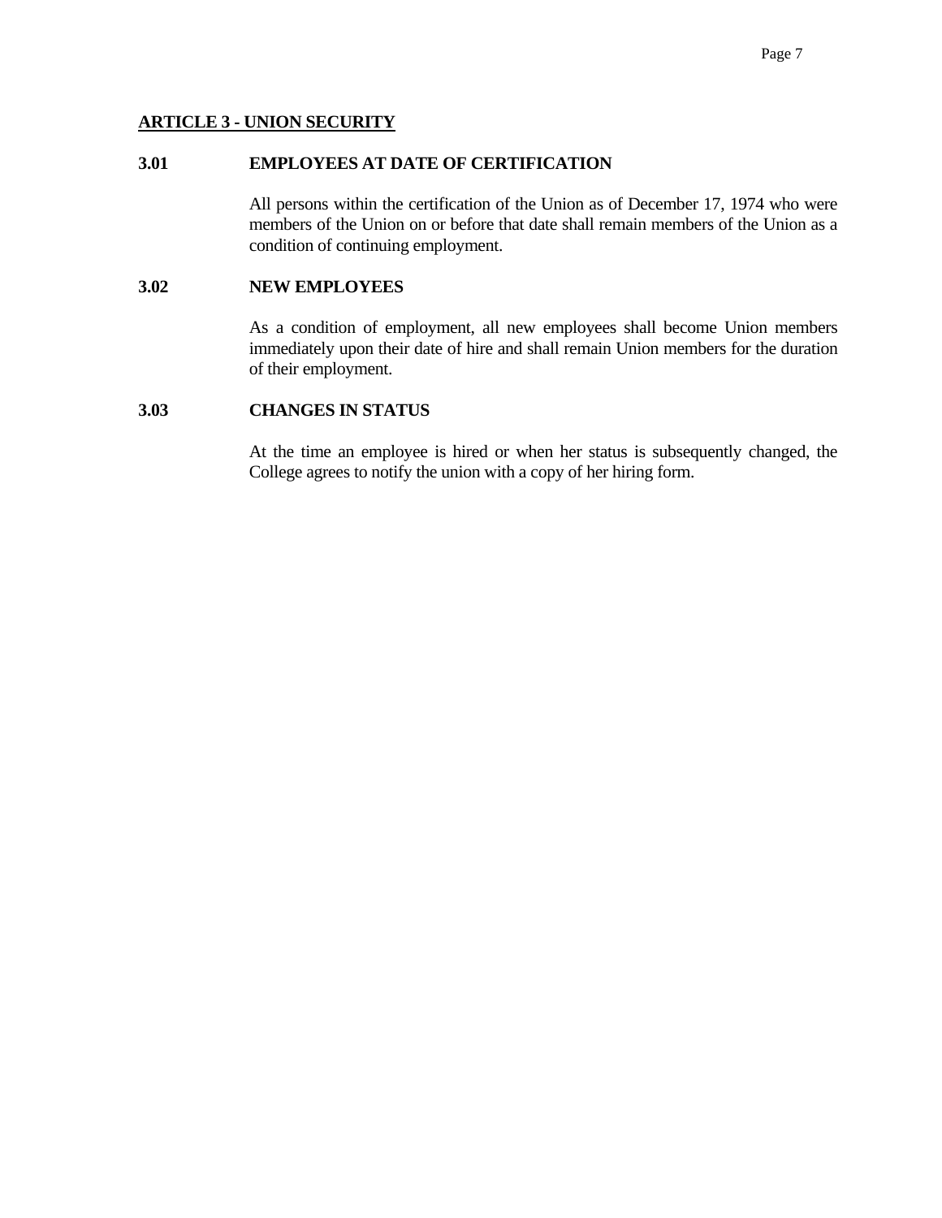## ARTICLE 3 - UNION SECURITY

### 3.01 EMPLOYEES AT DATE OF CERTIFICATION

All persons within the certification of the Union as of December 17, 1974 who were members of the Union on or before that date shall remain members of the Union as a condition of continuing employment.

### 3.02 NEW EMPLOYEES

As a condition of employment, all new employees shall become Union members immediately upon their date of hire and shall remain Union members for the duration of their employment.

### 3.03 CHANGES IN STATUS

At the time an employee is hired or when her status is subsequently changed, the College agrees to notify the union with a copy of her hiring form.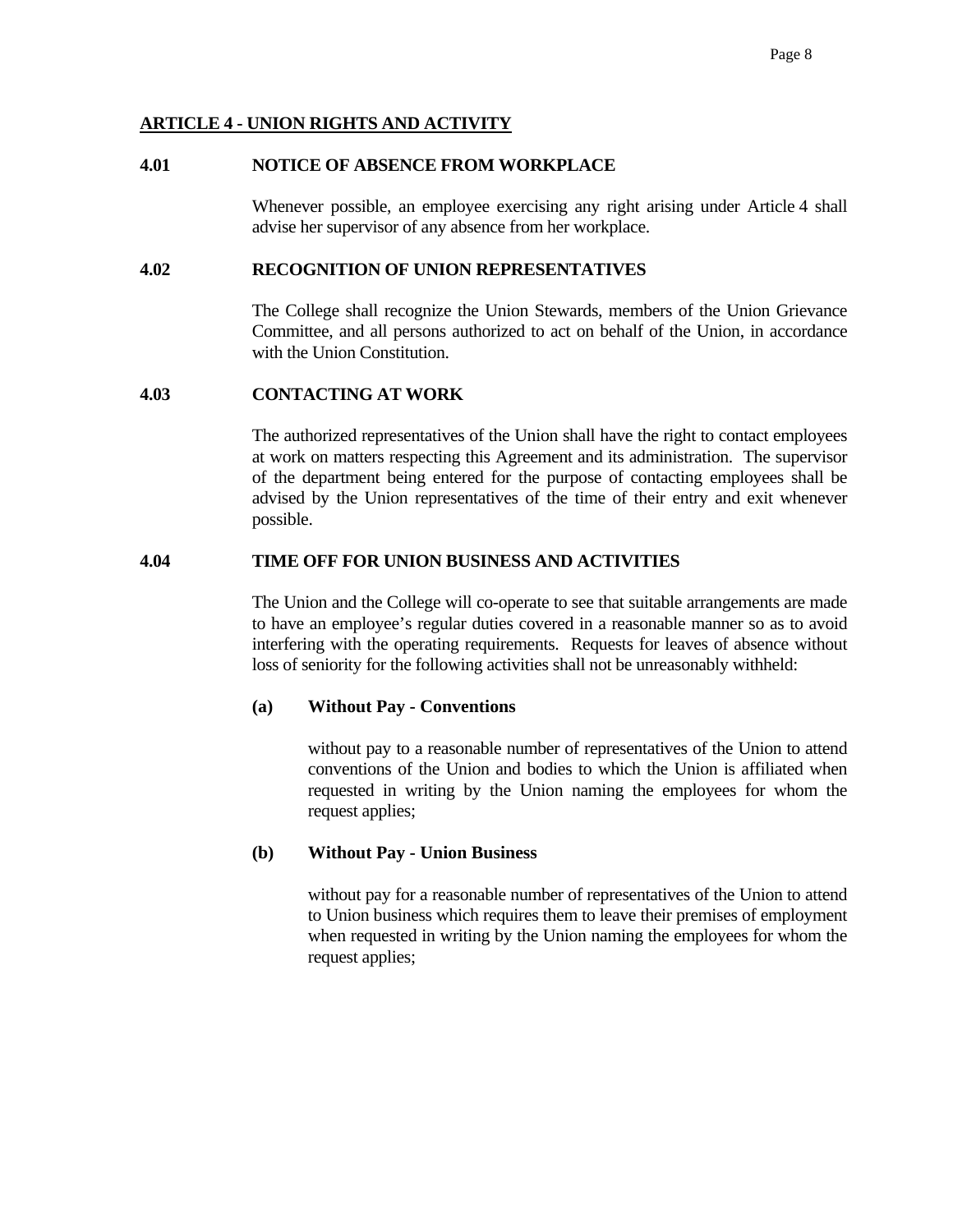## ARTICLE 4 - UNION RIGHTS AND ACTIVITY

### 4.01 NOTICE OF ABSENCE FROM WORKPLACE

Whenever possible, an employee exercising any right arising under Article 4 shall advise her supervisor of any absence from her workplace.

### 4.02 RECOGNITION OF UNION REPRESENTATIVES

The College shall recognize the Union Stewards, members of the Union Grievance Committee, and all persons authorized to act on behalf of the Union, in accordance with the Union Constitution.

### 4.03 CONTACTING AT WORK

The authorized representatives of the Union shall have the right to contact employees at work on matters respecting this Agreement and its administration. The supervisor of the department being entered for the purpose of contacting employees shall be advised by the Union representatives of the time of their entry and exit whenever possible.

### 4.04 TIME OFF FOR UNION BUSINESS AND ACTIVITIES

The Union and the College will co-operate to see that suitable arrangements are made to have an employee's regular duties covered in a reasonable manner so as to avoid interfering with the operating requirements. Requests for leaves of absence without loss of seniority for the following activities shall not be unreasonably withheld:

**(a) Without Pay - Conventions**

without pay to a reasonable number of representatives of the Union to attend conventions of the Union and bodies to which the Union is affiliated when requested in writing by the Union naming the employees for whom the request applies;

**(b) Without Pay - Union Business**

without pay for a reasonable number of representatives of the Union to attend to Union business which requires them to leave their premises of employment when requested in writing by the Union naming the employees for whom the request applies;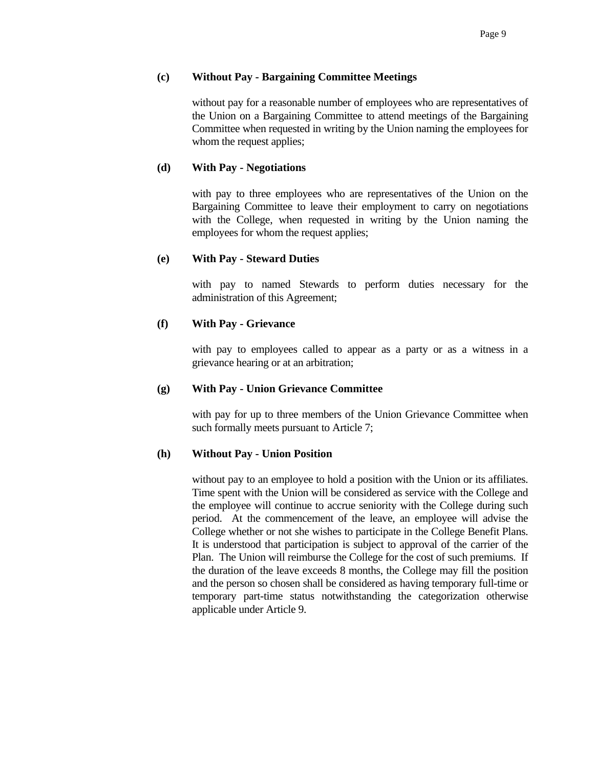**(c) Without Pay - Bargaining Committee Meetings**

without pay for a reasonable number of employees who are representatives of the Union on a Bargaining Committee to attend meetings of the Bargaining Committee when requested in writing by the Union naming the employees for whom the request applies;

**(d) With Pay - Negotiations**

with pay to three employees who are representatives of the Union on the Bargaining Committee to leave their employment to carry on negotiations with the College, when requested in writing by the Union naming the employees for whom the request applies;

**(e) With Pay - Steward Duties**

with pay to named Stewards to perform duties necessary for the administration of this Agreement;

**(f) With Pay - Grievance**

with pay to employees called to appear as a party or as a witness in a grievance hearing or at an arbitration;

**(g) With Pay - Union Grievance Committee**

with pay for up to three members of the Union Grievance Committee when such formally meets pursuant to Article 7;

**(h) Without Pay - Union Position**

without pay to an employee to hold a position with the Union or its affiliates. Time spent with the Union will be considered as service with the College and the employee will continue to accrue seniority with the College during such period. At the commencement of the leave, an employee will advise the College whether or not she wishes to participate in the College Benefit Plans. It is understood that participation is subject to approval of the carrier of the Plan. The Union will reimburse the College for the cost of such premiums. If the duration of the leave exceeds 8 months, the College may fill the position and the person so chosen shall be considered as having temporary full-time or temporary part-time status notwithstanding the categorization otherwise applicable under Article 9.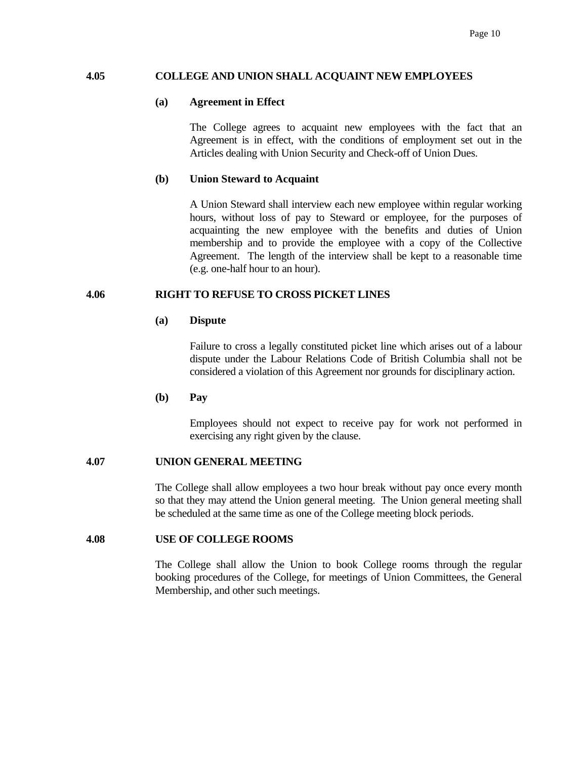## 4.05 COLLEGE AND UNION SHALL ACQUAINT NEW EMPLOYEES

**(a) Agreement in Effect**

The College agrees to acquaint new employees with the fact that an Agreement is in effect, with the conditions of employment set out in the Articles dealing with Union Security and Check-off of Union Dues.

**(b) Union Steward to Acquaint**

A Union Steward shall interview each new employee within regular working hours, without loss of pay to Steward or employee, for the purposes of acquainting the new employee with the benefits and duties of Union membership and to provide the employee with a copy of the Collective Agreement. The length of the interview shall be kept to a reasonable time (e.g. one-half hour to an hour).

## 4.06 RIGHT TO REFUSE TO CROSS PICKET LINES

**(a) Dispute**

Failure to cross a legally constituted picket line which arises out of a labour dispute under the Labour Relations Code of British Columbia shall not be considered a violation of this Agreement nor grounds for disciplinary action.

**(b) Pay**

Employees should not expect to receive pay for work not performed in exercising any right given by the clause.

## 4.07 UNION GENERAL MEETING

The College shall allow employees a two hour break without pay once every month so that they may attend the Union general meeting. The Union general meeting shall be scheduled at the same time as one of the College meeting block periods.

## 4.08 USE OF COLLEGE ROOMS

The College shall allow the Union to book College rooms through the regular booking procedures of the College, for meetings of Union Committees, the General Membership, and other such meetings.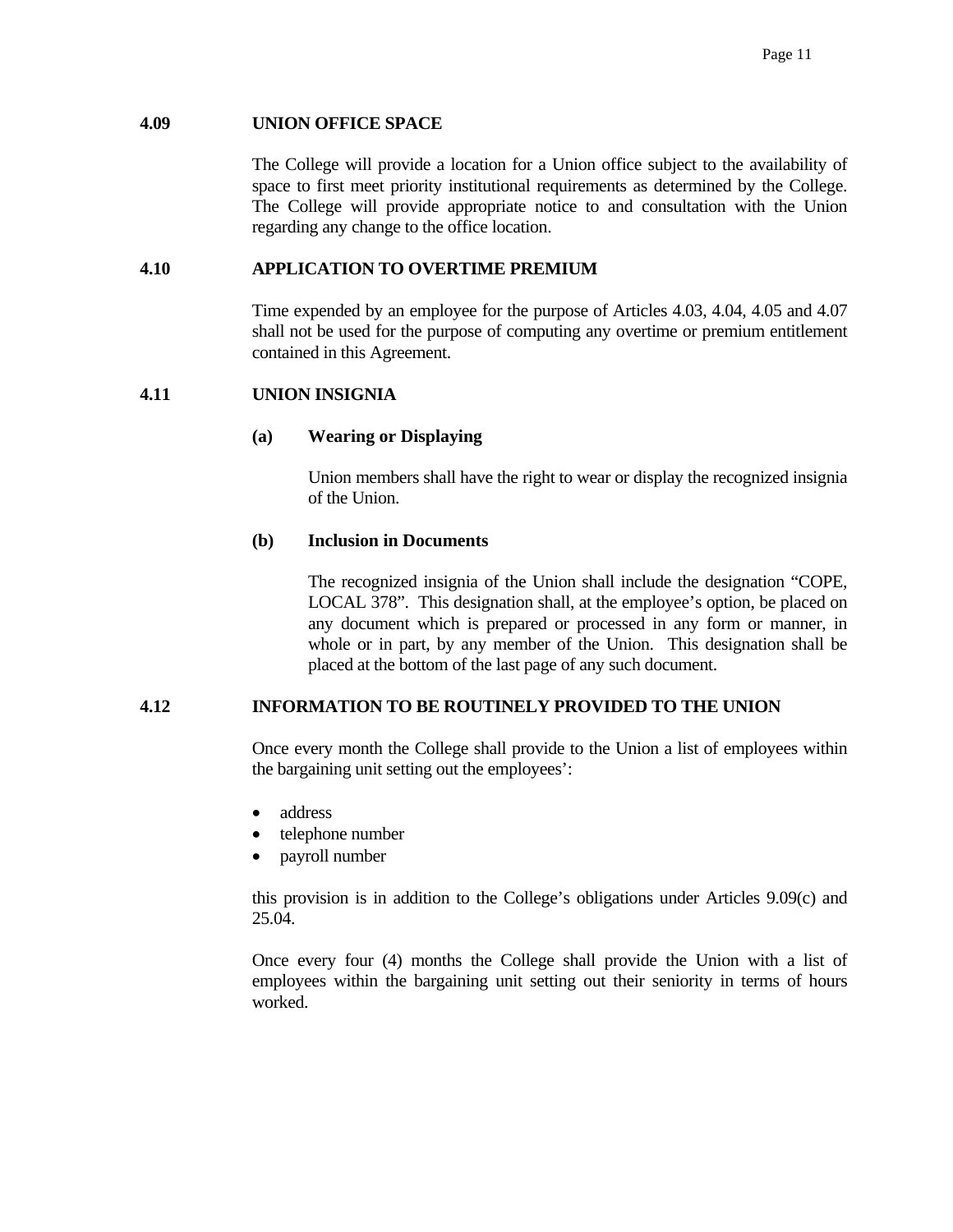### 4.09 UNION OFFICE SPACE

The College will provide a location for a Union office subject to the availability of space to first meet priority institutional requirements as determined by the College. The College will provide appropriate notice to and consultation with the Union regarding any change to the office location.

### 4.10 APPLICATION TO OVERTIME PREMIUM

Time expended by an employee for the purpose of Articles 4.03, 4.04, 4.05 and 4.07 shall not be used for the purpose of computing any overtime or premium entitlement contained in this Agreement.

### 4.11 UNION INSIGNIA

**(a) Wearing or Displaying**

Union members shall have the right to wear or display the recognized insignia of the Union.

**(b) Inclusion in Documents**

The recognized insignia of the Union shall include the designation "COPE, LOCAL 378". This designation shall, at the employee's option, be placed on any document which is prepared or processed in any form or manner, in whole or in part, by any member of the Union. This designation shall be placed at the bottom of the last page of any such document.

### 4.12 INFORMATION TO BE ROUTINELY PROVIDED TO THE UNION

Once every month the College shall provide to the Union a list of employees within the bargaining unit setting out the employees':

- address
- telephone number
- payroll number

this provision is in addition to the College's obligations under Articles 9.09(c) and 25.04.

Once every four (4) months the College shall provide the Union with a list of employees within the bargaining unit setting out their seniority in terms of hours worked.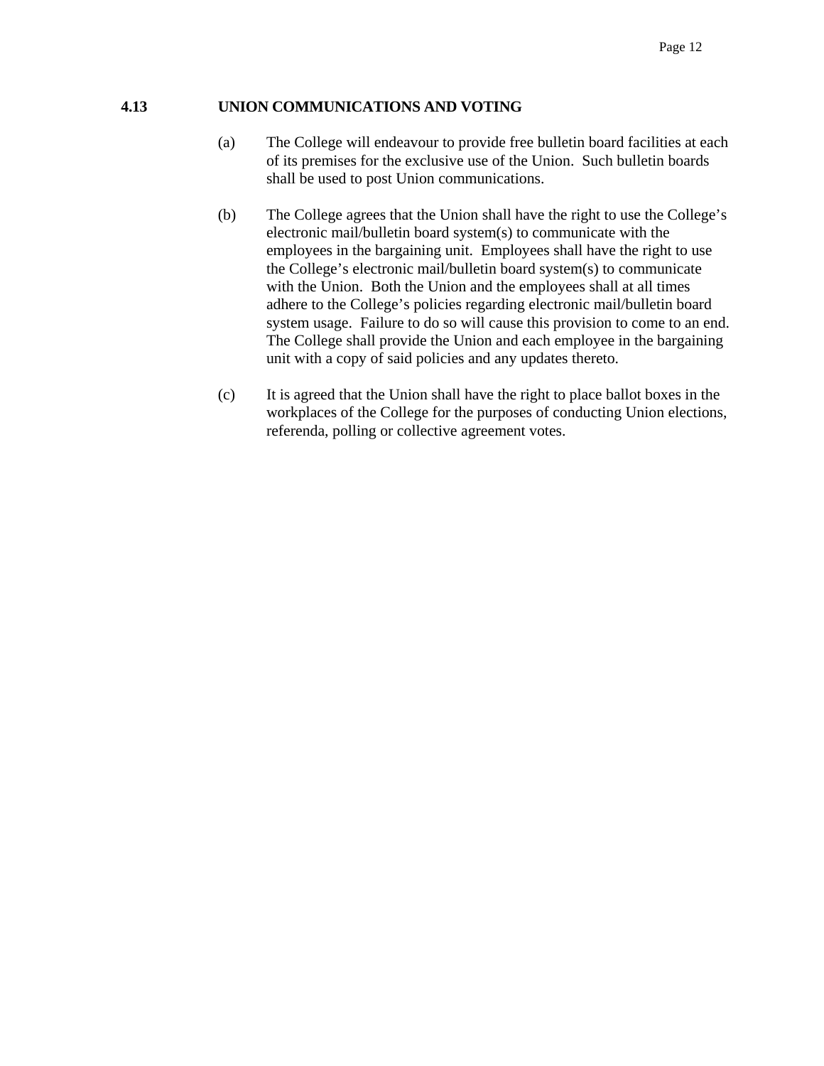### 4.13 UNION COMMUNICATIONS AND VOTING

(a) The College will endeavour to provide free bulletin board facilities at each of its premises for the exclusive use of the Union. Such bulletin boards shall be used to post Union communications.

(b) The College agrees that the Union shall have the right to use the College's electronic mail/bulletin board system(s) to communicate with the employees in the bargaining unit. Employees shall have the right to use the College's electronic mail/bulletin board system(s) to communicate with the Union. Both the Union and the employees shall at all times adhere to the College's policies regarding electronic mail/bulletin board system usage. Failure to do so will cause this provision to come to an end. The College shall provide the Union and each employee in the bargaining unit with a copy of said policies and any updates thereto.

(c) It is agreed that the Union shall have the right to place ballot boxes in the workplaces of the College for the purposes of conducting Union elections, referenda, polling or collective agreement votes.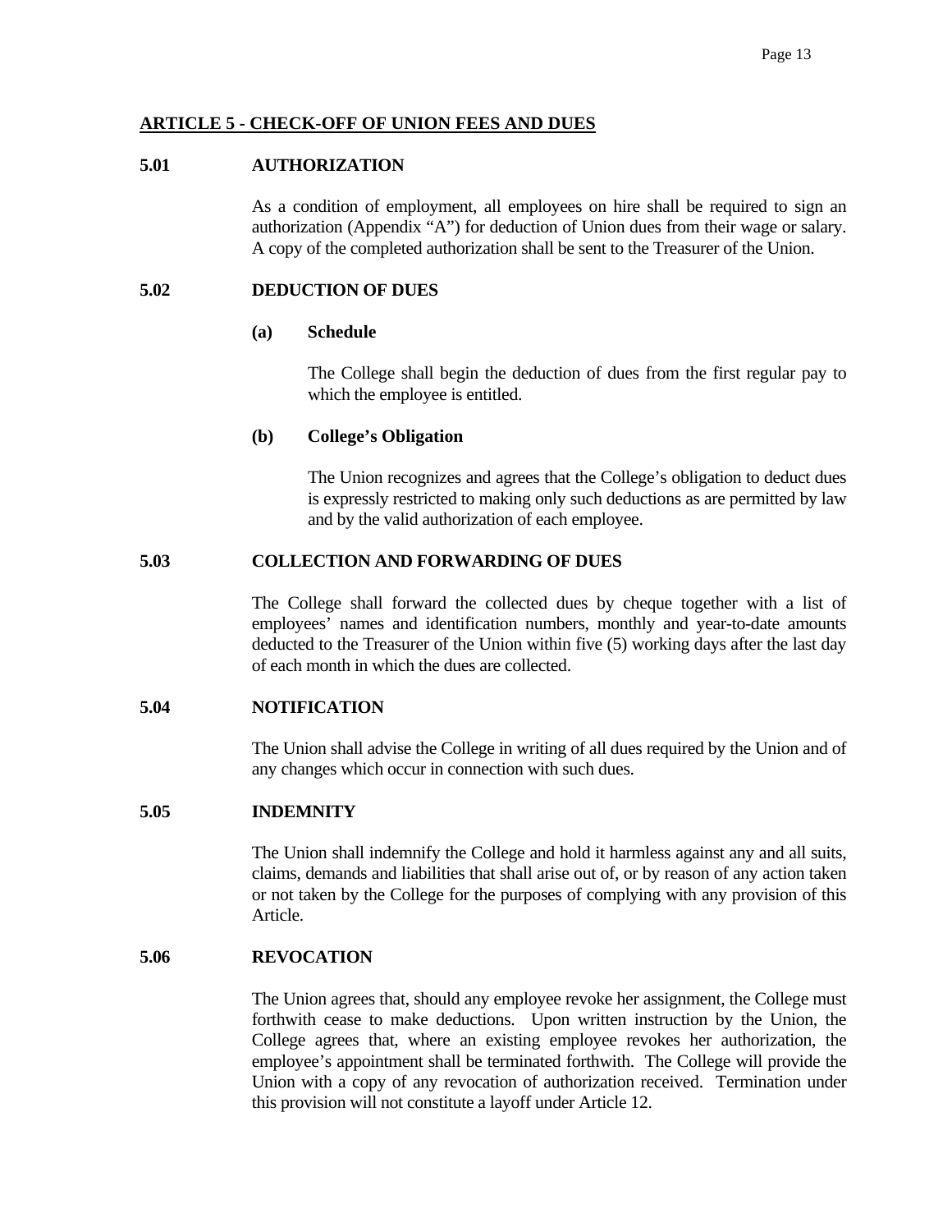## ARTICLE 5 - CHECK-OFF OF UNION FEES AND DUES

### 5.01 AUTHORIZATION

As a condition of employment, all employees on hire shall be required to sign an authorization (Appendix "A") for deduction of Union dues from their wage or salary. A copy of the completed authorization shall be sent to the Treasurer of the Union.

### 5.02 DEDUCTION OF DUES

**(a) Schedule**

The College shall begin the deduction of dues from the first regular pay to which the employee is entitled.

**(b) College's Obligation**

The Union recognizes and agrees that the College's obligation to deduct dues is expressly restricted to making only such deductions as are permitted by law and by the valid authorization of each employee.

### 5.03 COLLECTION AND FORWARDING OF DUES

The College shall forward the collected dues by cheque together with a list of employees' names and identification numbers, monthly and year-to-date amounts deducted to the Treasurer of the Union within five (5) working days after the last day of each month in which the dues are collected.

### 5.04 NOTIFICATION

The Union shall advise the College in writing of all dues required by the Union and of any changes which occur in connection with such dues.

### 5.05 INDEMNITY

The Union shall indemnify the College and hold it harmless against any and all suits, claims, demands and liabilities that shall arise out of, or by reason of any action taken or not taken by the College for the purposes of complying with any provision of this Article.

### 5.06 REVOCATION

The Union agrees that, should any employee revoke her assignment, the College must forthwith cease to make deductions. Upon written instruction by the Union, the College agrees that, where an existing employee revokes her authorization, the employee's appointment shall be terminated forthwith. The College will provide the Union with a copy of any revocation of authorization received. Termination under this provision will not constitute a layoff under Article 12.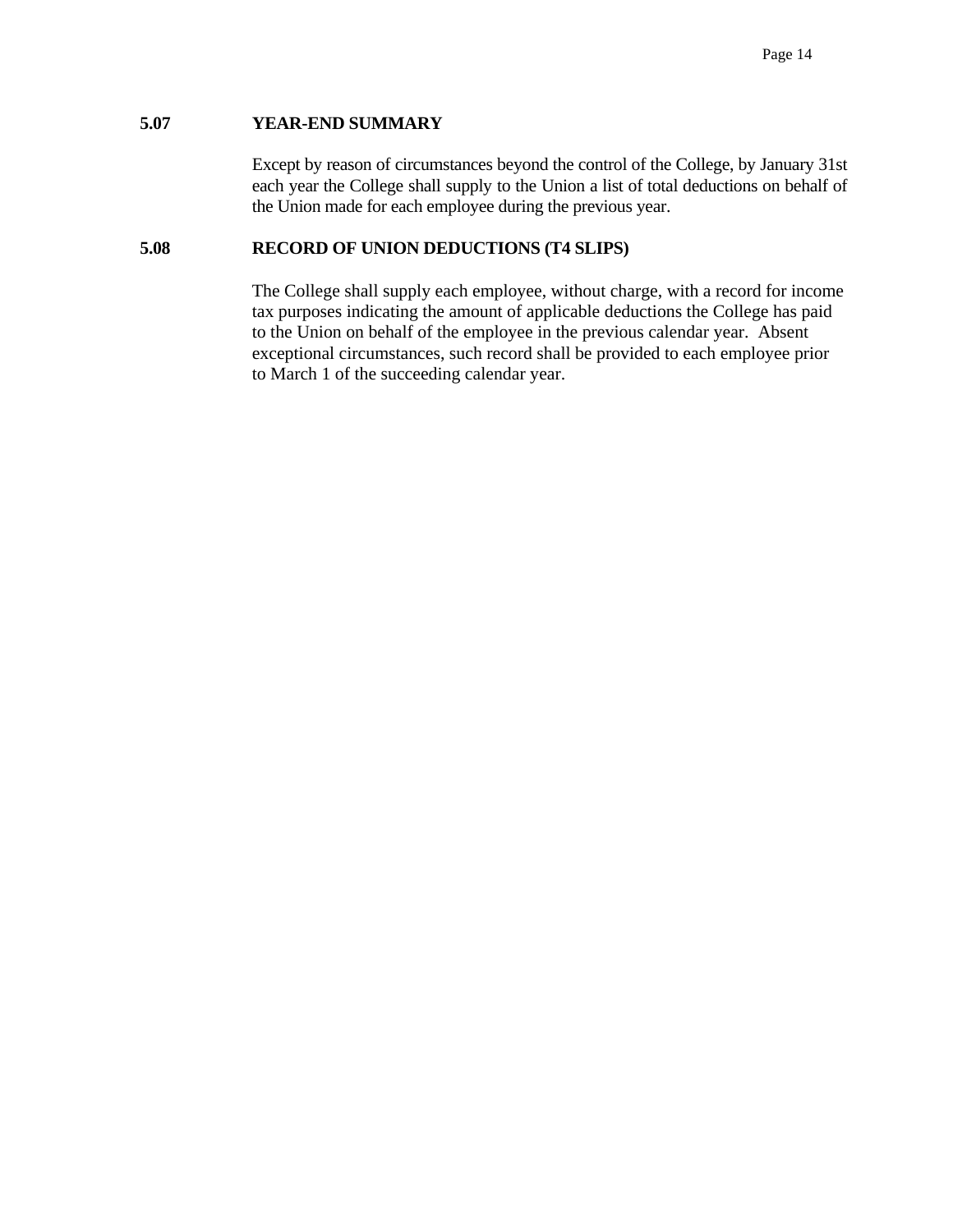**5.07 YEAR-END SUMMARY**

Except by reason of circumstances beyond the control of the College, by January 31st each year the College shall supply to the Union a list of total deductions on behalf of the Union made for each employee during the previous year.

**5.08 RECORD OF UNION DEDUCTIONS (T4 SLIPS)**

The College shall supply each employee, without charge, with a record for income tax purposes indicating the amount of applicable deductions the College has paid to the Union on behalf of the employee in the previous calendar year. Absent exceptional circumstances, such record shall be provided to each employee prior to March 1 of the succeeding calendar year.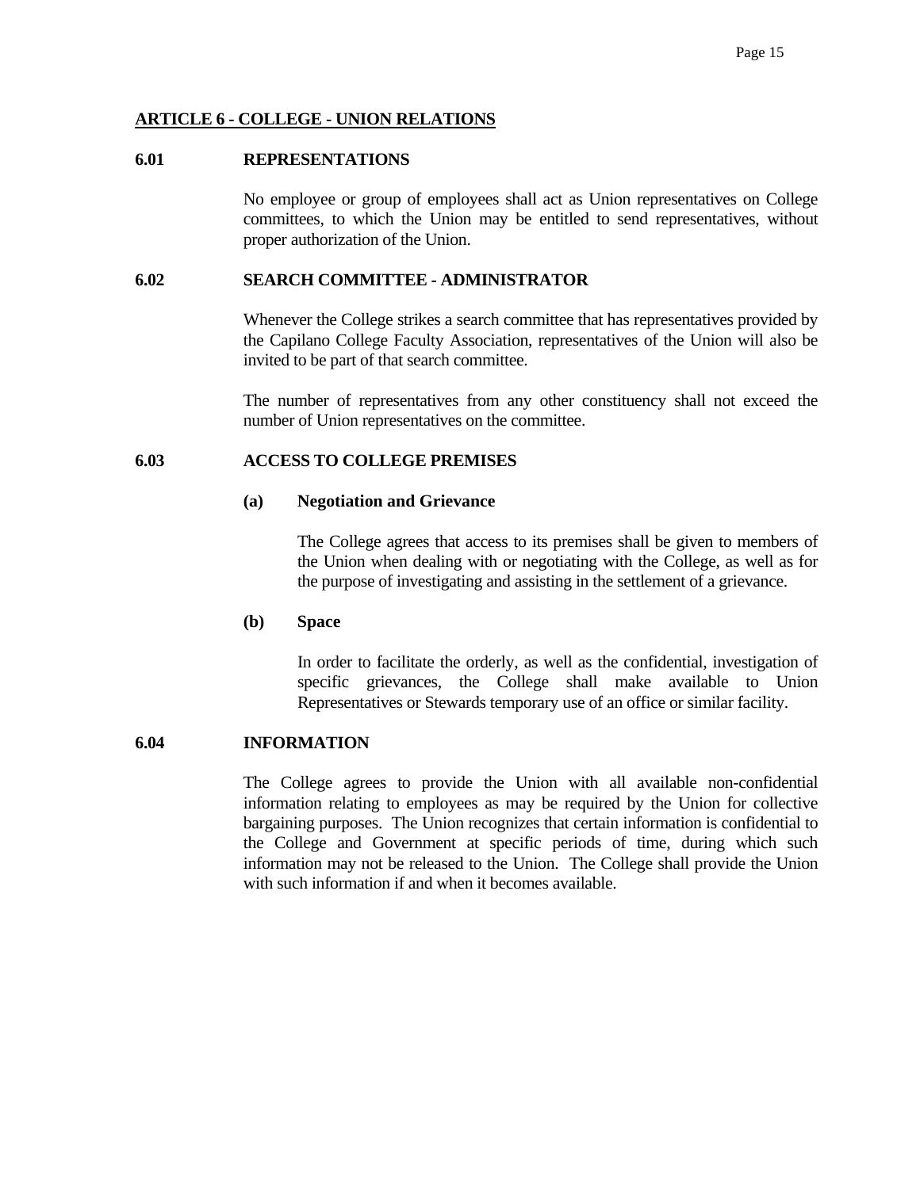## ARTICLE 6 - COLLEGE - UNION RELATIONS

### 6.01 REPRESENTATIONS

No employee or group of employees shall act as Union representatives on College committees, to which the Union may be entitled to send representatives, without proper authorization of the Union.

### 6.02 SEARCH COMMITTEE - ADMINISTRATOR

Whenever the College strikes a search committee that has representatives provided by the Capilano College Faculty Association, representatives of the Union will also be invited to be part of that search committee.

The number of representatives from any other constituency shall not exceed the number of Union representatives on the committee.

### 6.03 ACCESS TO COLLEGE PREMISES

**(a) Negotiation and Grievance**

The College agrees that access to its premises shall be given to members of the Union when dealing with or negotiating with the College, as well as for the purpose of investigating and assisting in the settlement of a grievance.

**(b) Space**

In order to facilitate the orderly, as well as the confidential, investigation of specific grievances, the College shall make available to Union Representatives or Stewards temporary use of an office or similar facility.

### 6.04 INFORMATION

The College agrees to provide the Union with all available non-confidential information relating to employees as may be required by the Union for collective bargaining purposes. The Union recognizes that certain information is confidential to the College and Government at specific periods of time, during which such information may not be released to the Union. The College shall provide the Union with such information if and when it becomes available.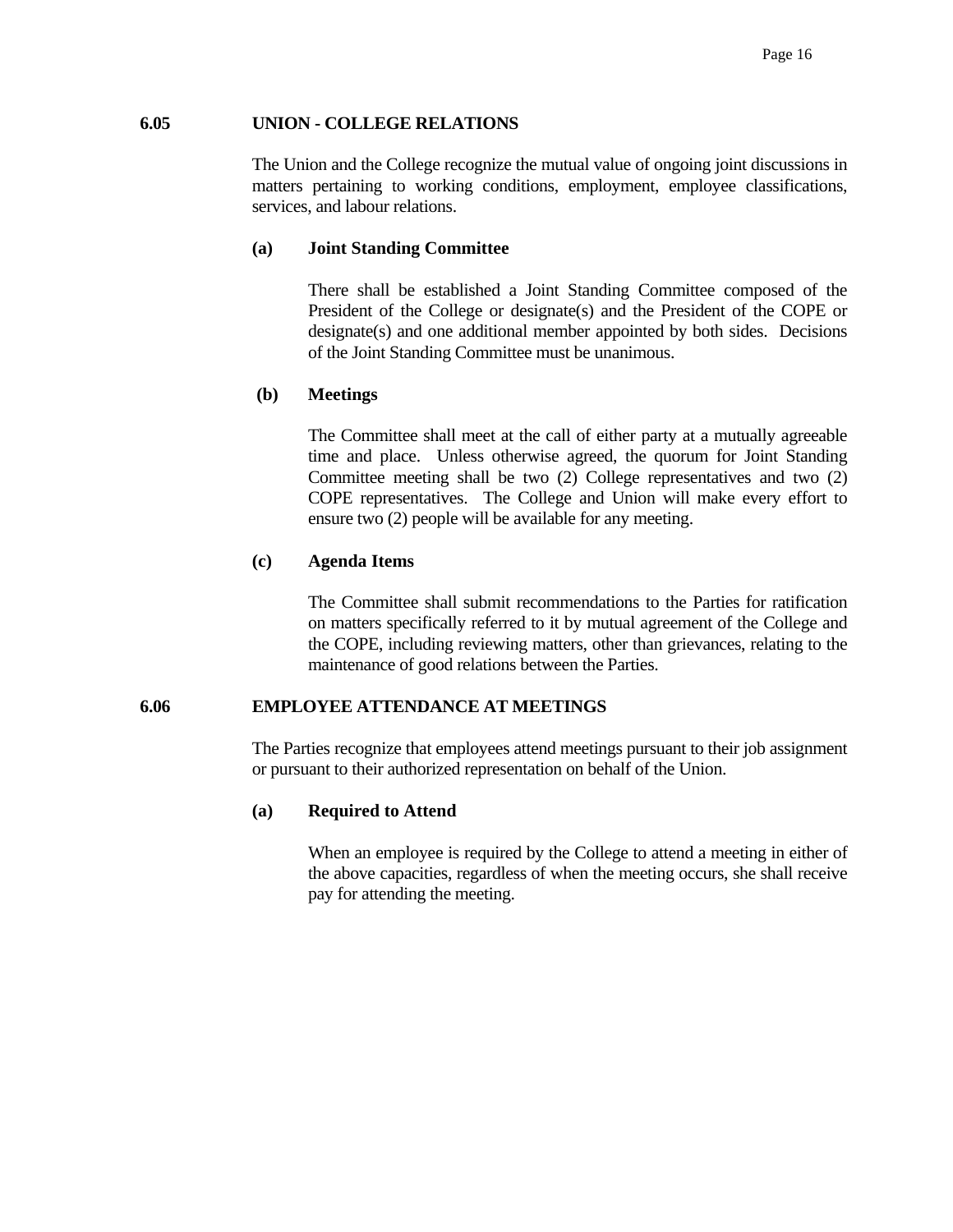## 6.05 UNION - COLLEGE RELATIONS

The Union and the College recognize the mutual value of ongoing joint discussions in matters pertaining to working conditions, employment, employee classifications, services, and labour relations.

### (a) Joint Standing Committee

There shall be established a Joint Standing Committee composed of the President of the College or designate(s) and the President of the COPE or designate(s) and one additional member appointed by both sides. Decisions of the Joint Standing Committee must be unanimous.

### (b) Meetings

The Committee shall meet at the call of either party at a mutually agreeable time and place. Unless otherwise agreed, the quorum for Joint Standing Committee meeting shall be two (2) College representatives and two (2) COPE representatives. The College and Union will make every effort to ensure two (2) people will be available for any meeting.

### (c) Agenda Items

The Committee shall submit recommendations to the Parties for ratification on matters specifically referred to it by mutual agreement of the College and the COPE, including reviewing matters, other than grievances, relating to the maintenance of good relations between the Parties.

## 6.06 EMPLOYEE ATTENDANCE AT MEETINGS

The Parties recognize that employees attend meetings pursuant to their job assignment or pursuant to their authorized representation on behalf of the Union.

### (a) Required to Attend

When an employee is required by the College to attend a meeting in either of the above capacities, regardless of when the meeting occurs, she shall receive pay for attending the meeting.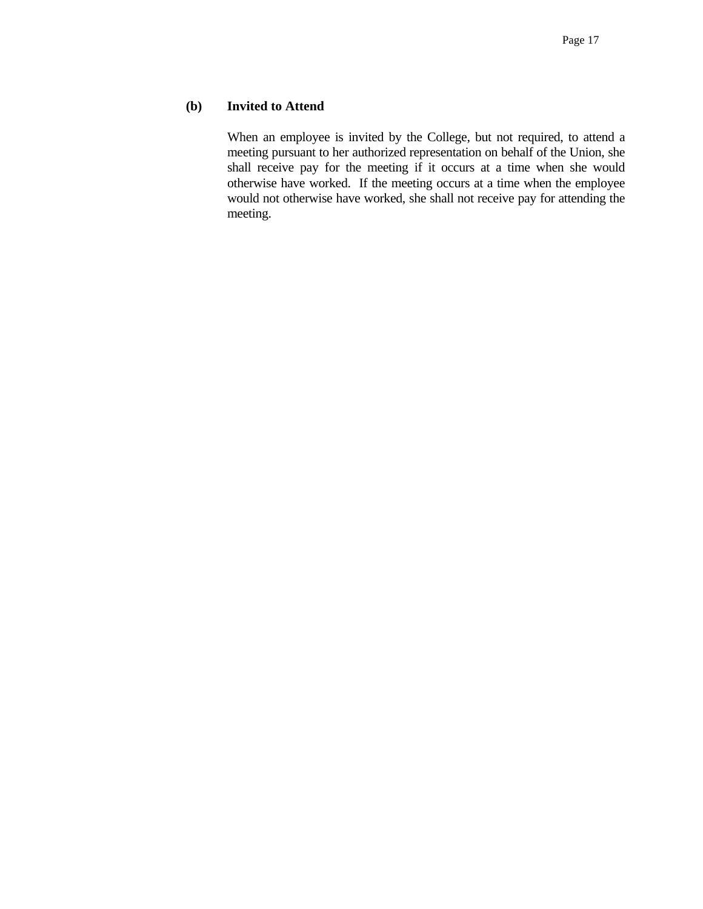**(b) Invited to Attend**

When an employee is invited by the College, but not required, to attend a meeting pursuant to her authorized representation on behalf of the Union, she shall receive pay for the meeting if it occurs at a time when she would otherwise have worked. If the meeting occurs at a time when the employee would not otherwise have worked, she shall not receive pay for attending the meeting.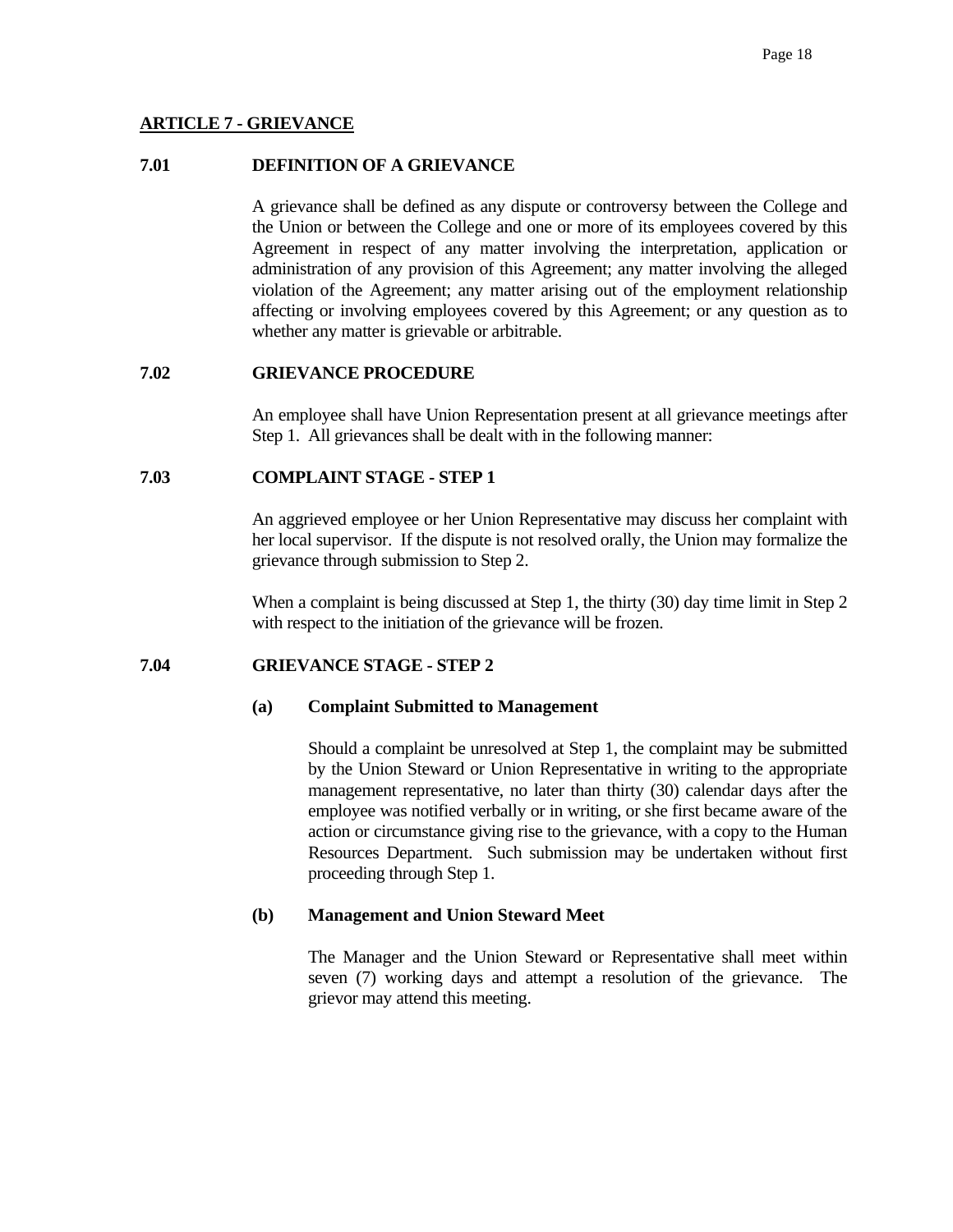## ARTICLE 7 - GRIEVANCE

### 7.01 DEFINITION OF A GRIEVANCE

A grievance shall be defined as any dispute or controversy between the College and the Union or between the College and one or more of its employees covered by this Agreement in respect of any matter involving the interpretation, application or administration of any provision of this Agreement; any matter involving the alleged violation of the Agreement; any matter arising out of the employment relationship affecting or involving employees covered by this Agreement; or any question as to whether any matter is grievable or arbitrable.

### 7.02 GRIEVANCE PROCEDURE

An employee shall have Union Representation present at all grievance meetings after Step 1. All grievances shall be dealt with in the following manner:

### 7.03 COMPLAINT STAGE - STEP 1

An aggrieved employee or her Union Representative may discuss her complaint with her local supervisor. If the dispute is not resolved orally, the Union may formalize the grievance through submission to Step 2.

When a complaint is being discussed at Step 1, the thirty (30) day time limit in Step 2 with respect to the initiation of the grievance will be frozen.

### 7.04 GRIEVANCE STAGE - STEP 2

**(a) Complaint Submitted to Management**

Should a complaint be unresolved at Step 1, the complaint may be submitted by the Union Steward or Union Representative in writing to the appropriate management representative, no later than thirty (30) calendar days after the employee was notified verbally or in writing, or she first became aware of the action or circumstance giving rise to the grievance, with a copy to the Human Resources Department. Such submission may be undertaken without first proceeding through Step 1.

**(b) Management and Union Steward Meet**

The Manager and the Union Steward or Representative shall meet within seven (7) working days and attempt a resolution of the grievance. The grievor may attend this meeting.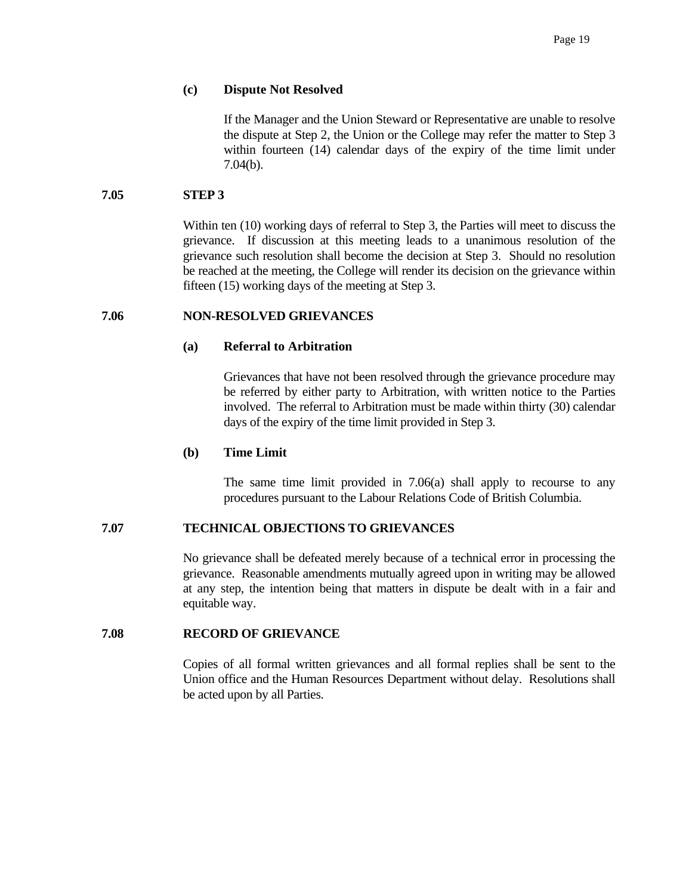**(c) Dispute Not Resolved**

If the Manager and the Union Steward or Representative are unable to resolve the dispute at Step 2, the Union or the College may refer the matter to Step 3 within fourteen (14) calendar days of the expiry of the time limit under 7.04(b).

**7.05 STEP 3**

Within ten (10) working days of referral to Step 3, the Parties will meet to discuss the grievance. If discussion at this meeting leads to a unanimous resolution of the grievance such resolution shall become the decision at Step 3. Should no resolution be reached at the meeting, the College will render its decision on the grievance within fifteen (15) working days of the meeting at Step 3.

**7.06 NON-RESOLVED GRIEVANCES**

**(a) Referral to Arbitration**

Grievances that have not been resolved through the grievance procedure may be referred by either party to Arbitration, with written notice to the Parties involved. The referral to Arbitration must be made within thirty (30) calendar days of the expiry of the time limit provided in Step 3.

**(b) Time Limit**

The same time limit provided in 7.06(a) shall apply to recourse to any procedures pursuant to the Labour Relations Code of British Columbia.

**7.07 TECHNICAL OBJECTIONS TO GRIEVANCES**

No grievance shall be defeated merely because of a technical error in processing the grievance. Reasonable amendments mutually agreed upon in writing may be allowed at any step, the intention being that matters in dispute be dealt with in a fair and equitable way.

**7.08 RECORD OF GRIEVANCE**

Copies of all formal written grievances and all formal replies shall be sent to the Union office and the Human Resources Department without delay. Resolutions shall be acted upon by all Parties.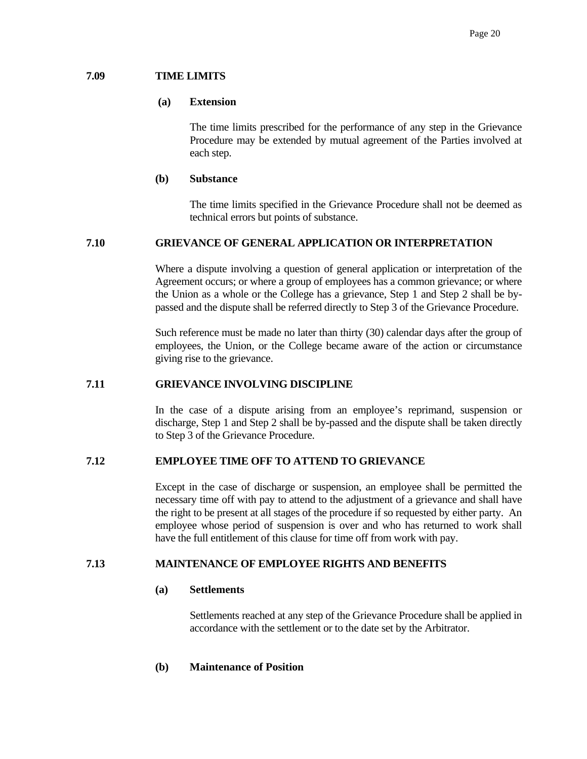### 7.09 TIME LIMITS

**(a) Extension**

The time limits prescribed for the performance of any step in the Grievance Procedure may be extended by mutual agreement of the Parties involved at each step.

**(b) Substance**

The time limits specified in the Grievance Procedure shall not be deemed as technical errors but points of substance.

### 7.10 GRIEVANCE OF GENERAL APPLICATION OR INTERPRETATION

Where a dispute involving a question of general application or interpretation of the Agreement occurs; or where a group of employees has a common grievance; or where the Union as a whole or the College has a grievance, Step 1 and Step 2 shall be by-passed and the dispute shall be referred directly to Step 3 of the Grievance Procedure.

Such reference must be made no later than thirty (30) calendar days after the group of employees, the Union, or the College became aware of the action or circumstance giving rise to the grievance.

### 7.11 GRIEVANCE INVOLVING DISCIPLINE

In the case of a dispute arising from an employee's reprimand, suspension or discharge, Step 1 and Step 2 shall be by-passed and the dispute shall be taken directly to Step 3 of the Grievance Procedure.

### 7.12 EMPLOYEE TIME OFF TO ATTEND TO GRIEVANCE

Except in the case of discharge or suspension, an employee shall be permitted the necessary time off with pay to attend to the adjustment of a grievance and shall have the right to be present at all stages of the procedure if so requested by either party. An employee whose period of suspension is over and who has returned to work shall have the full entitlement of this clause for time off from work with pay.

### 7.13 MAINTENANCE OF EMPLOYEE RIGHTS AND BENEFITS

**(a) Settlements**

Settlements reached at any step of the Grievance Procedure shall be applied in accordance with the settlement or to the date set by the Arbitrator.

**(b) Maintenance of Position**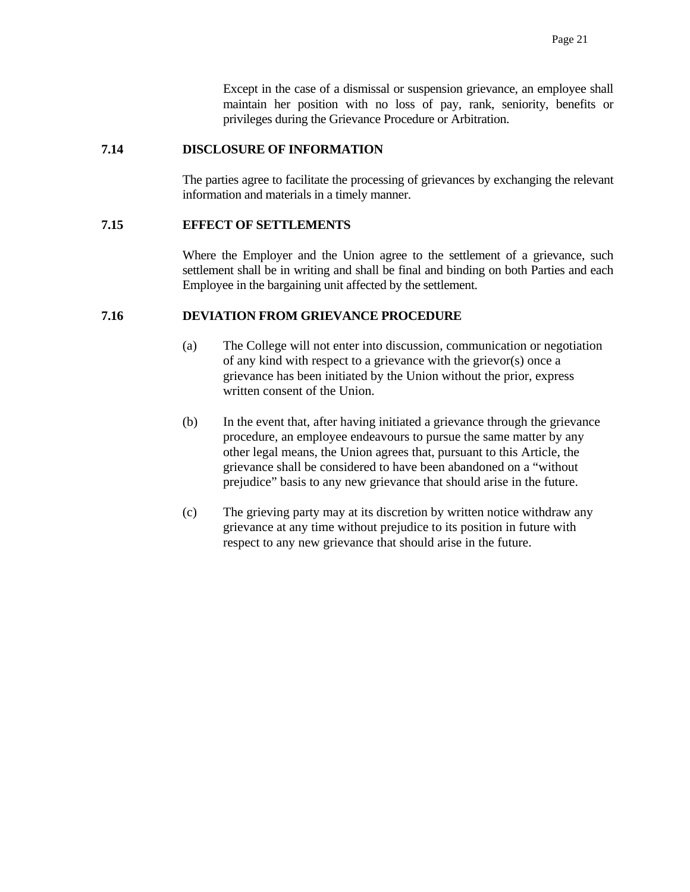Except in the case of a dismissal or suspension grievance, an employee shall maintain her position with no loss of pay, rank, seniority, benefits or privileges during the Grievance Procedure or Arbitration.

### 7.14 DISCLOSURE OF INFORMATION

The parties agree to facilitate the processing of grievances by exchanging the relevant information and materials in a timely manner.

### 7.15 EFFECT OF SETTLEMENTS

Where the Employer and the Union agree to the settlement of a grievance, such settlement shall be in writing and shall be final and binding on both Parties and each Employee in the bargaining unit affected by the settlement.

### 7.16 DEVIATION FROM GRIEVANCE PROCEDURE

(a) The College will not enter into discussion, communication or negotiation of any kind with respect to a grievance with the grievor(s) once a grievance has been initiated by the Union without the prior, express written consent of the Union.

(b) In the event that, after having initiated a grievance through the grievance procedure, an employee endeavours to pursue the same matter by any other legal means, the Union agrees that, pursuant to this Article, the grievance shall be considered to have been abandoned on a "without prejudice" basis to any new grievance that should arise in the future.

(c) The grieving party may at its discretion by written notice withdraw any grievance at any time without prejudice to its position in future with respect to any new grievance that should arise in the future.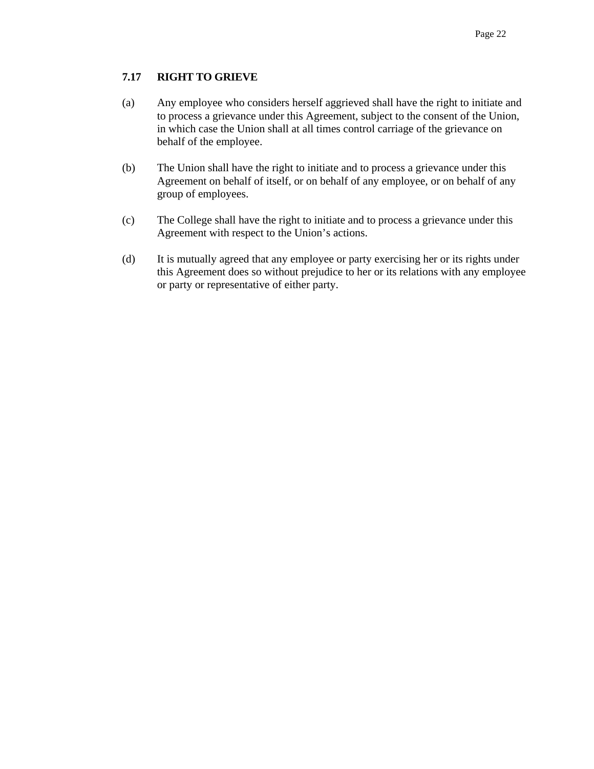### 7.17 RIGHT TO GRIEVE

(a) Any employee who considers herself aggrieved shall have the right to initiate and to process a grievance under this Agreement, subject to the consent of the Union, in which case the Union shall at all times control carriage of the grievance on behalf of the employee.

(b) The Union shall have the right to initiate and to process a grievance under this Agreement on behalf of itself, or on behalf of any employee, or on behalf of any group of employees.

(c) The College shall have the right to initiate and to process a grievance under this Agreement with respect to the Union’s actions.

(d) It is mutually agreed that any employee or party exercising her or its rights under this Agreement does so without prejudice to her or its relations with any employee or party or representative of either party.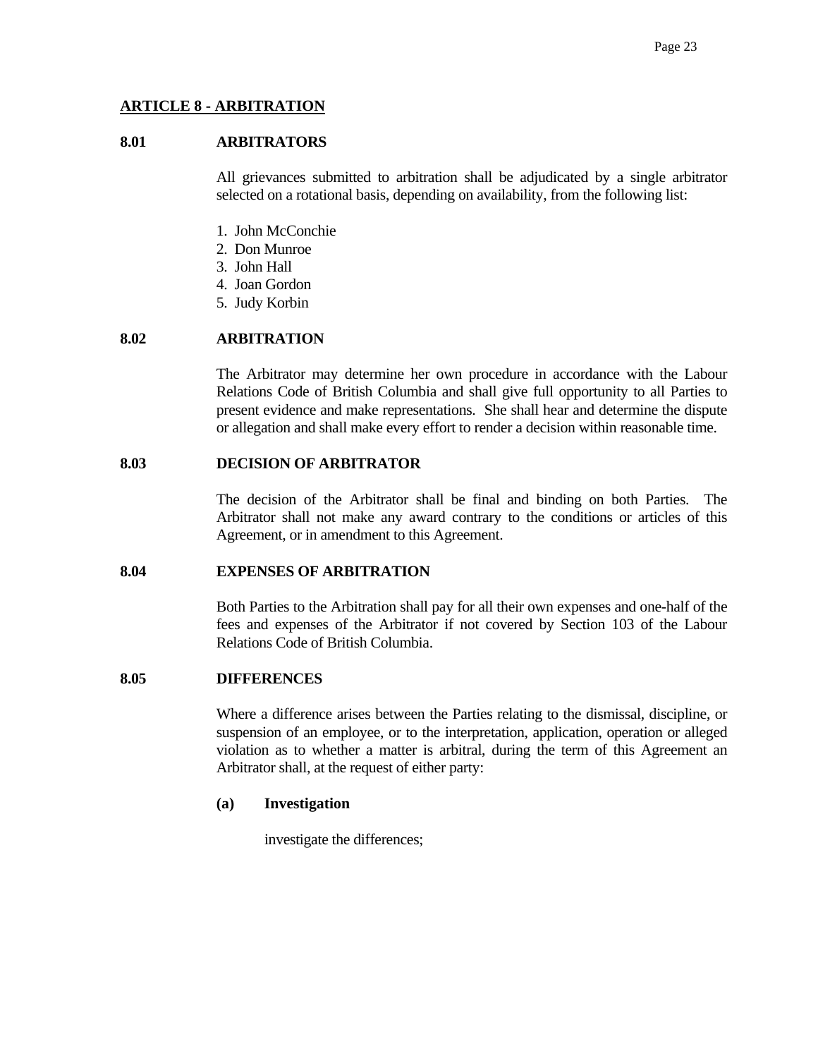## ARTICLE 8 - ARBITRATION

### 8.01 ARBITRATORS

All grievances submitted to arbitration shall be adjudicated by a single arbitrator selected on a rotational basis, depending on availability, from the following list:

1. John McConchie
2. Don Munroe
3. John Hall
4. Joan Gordon
5. Judy Korbin

### 8.02 ARBITRATION

The Arbitrator may determine her own procedure in accordance with the Labour Relations Code of British Columbia and shall give full opportunity to all Parties to present evidence and make representations. She shall hear and determine the dispute or allegation and shall make every effort to render a decision within reasonable time.

### 8.03 DECISION OF ARBITRATOR

The decision of the Arbitrator shall be final and binding on both Parties. The Arbitrator shall not make any award contrary to the conditions or articles of this Agreement, or in amendment to this Agreement.

### 8.04 EXPENSES OF ARBITRATION

Both Parties to the Arbitration shall pay for all their own expenses and one-half of the fees and expenses of the Arbitrator if not covered by Section 103 of the Labour Relations Code of British Columbia.

### 8.05 DIFFERENCES

Where a difference arises between the Parties relating to the dismissal, discipline, or suspension of an employee, or to the interpretation, application, operation or alleged violation as to whether a matter is arbitral, during the term of this Agreement an Arbitrator shall, at the request of either party:

**(a) Investigation**

investigate the differences;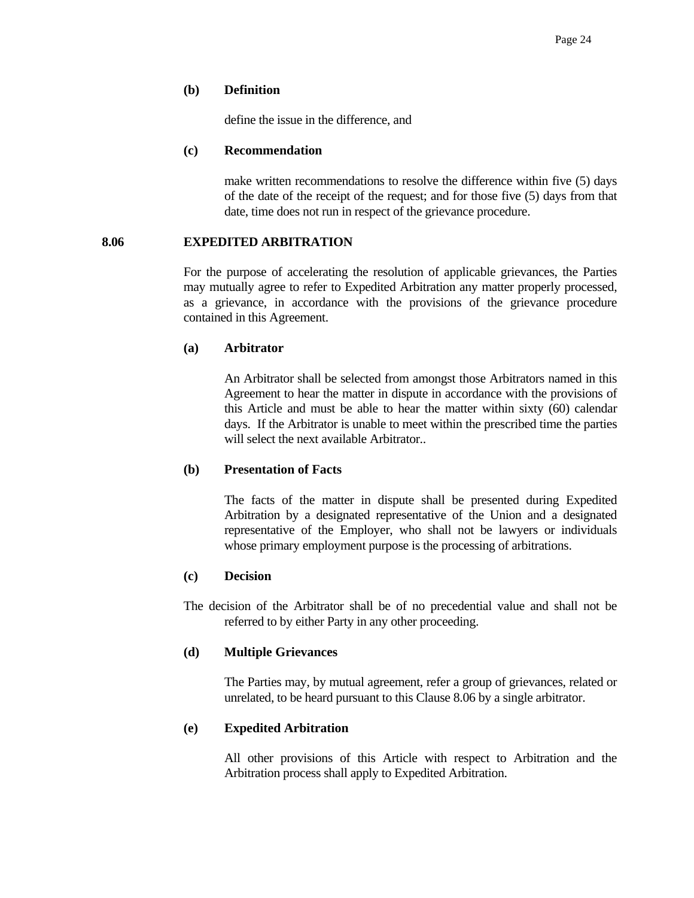**(b) Definition**

define the issue in the difference, and

**(c) Recommendation**

make written recommendations to resolve the difference within five (5) days of the date of the receipt of the request; and for those five (5) days from that date, time does not run in respect of the grievance procedure.

## 8.06 EXPEDITED ARBITRATION

For the purpose of accelerating the resolution of applicable grievances, the Parties may mutually agree to refer to Expedited Arbitration any matter properly processed, as a grievance, in accordance with the provisions of the grievance procedure contained in this Agreement.

**(a) Arbitrator**

An Arbitrator shall be selected from amongst those Arbitrators named in this Agreement to hear the matter in dispute in accordance with the provisions of this Article and must be able to hear the matter within sixty (60) calendar days. If the Arbitrator is unable to meet within the prescribed time the parties will select the next available Arbitrator..

**(b) Presentation of Facts**

The facts of the matter in dispute shall be presented during Expedited Arbitration by a designated representative of the Union and a designated representative of the Employer, who shall not be lawyers or individuals whose primary employment purpose is the processing of arbitrations.

**(c) Decision**

The decision of the Arbitrator shall be of no precedential value and shall not be referred to by either Party in any other proceeding.

**(d) Multiple Grievances**

The Parties may, by mutual agreement, refer a group of grievances, related or unrelated, to be heard pursuant to this Clause 8.06 by a single arbitrator.

**(e) Expedited Arbitration**

All other provisions of this Article with respect to Arbitration and the Arbitration process shall apply to Expedited Arbitration.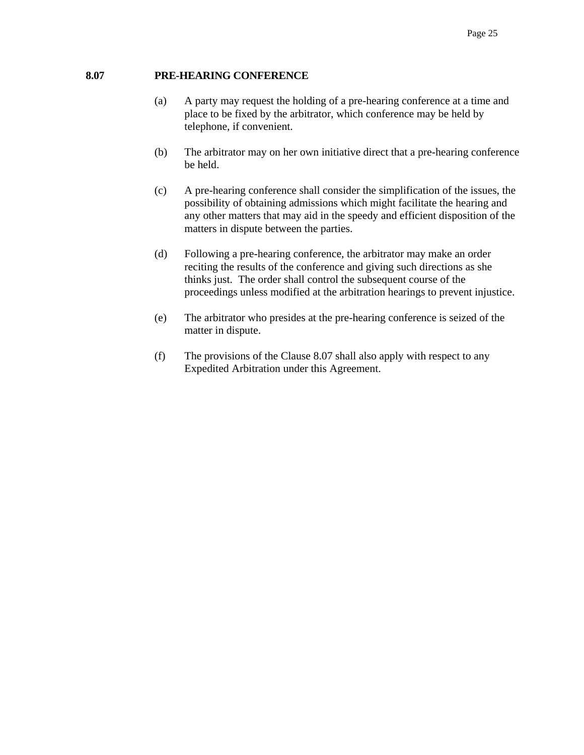## 8.07 PRE-HEARING CONFERENCE

(a) A party may request the holding of a pre-hearing conference at a time and place to be fixed by the arbitrator, which conference may be held by telephone, if convenient.

(b) The arbitrator may on her own initiative direct that a pre-hearing conference be held.

(c) A pre-hearing conference shall consider the simplification of the issues, the possibility of obtaining admissions which might facilitate the hearing and any other matters that may aid in the speedy and efficient disposition of the matters in dispute between the parties.

(d) Following a pre-hearing conference, the arbitrator may make an order reciting the results of the conference and giving such directions as she thinks just. The order shall control the subsequent course of the proceedings unless modified at the arbitration hearings to prevent injustice.

(e) The arbitrator who presides at the pre-hearing conference is seized of the matter in dispute.

(f) The provisions of the Clause 8.07 shall also apply with respect to any Expedited Arbitration under this Agreement.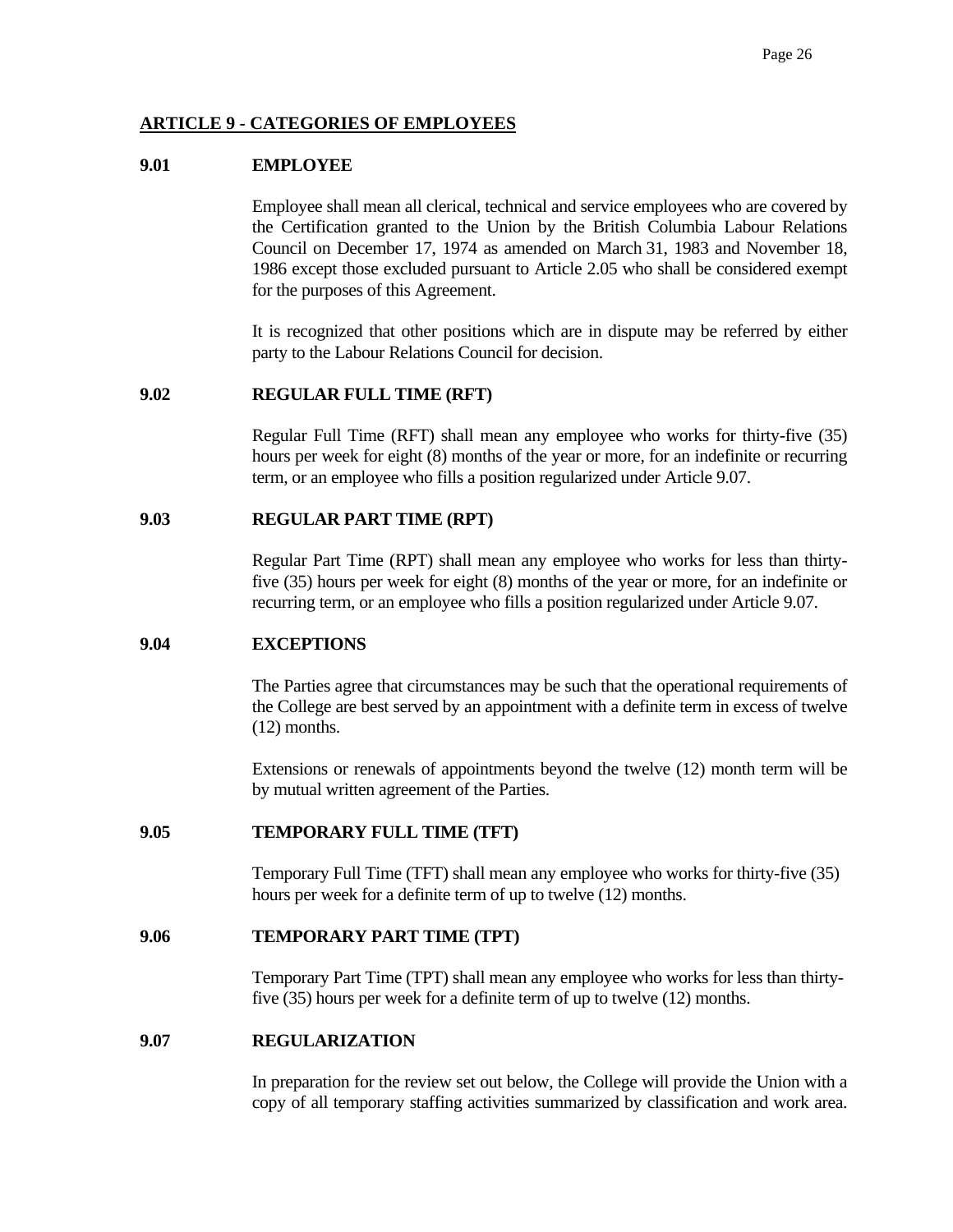## ARTICLE 9 - CATEGORIES OF EMPLOYEES

### 9.01 EMPLOYEE

Employee shall mean all clerical, technical and service employees who are covered by the Certification granted to the Union by the British Columbia Labour Relations Council on December 17, 1974 as amended on March 31, 1983 and November 18, 1986 except those excluded pursuant to Article 2.05 who shall be considered exempt for the purposes of this Agreement.

It is recognized that other positions which are in dispute may be referred by either party to the Labour Relations Council for decision.

### 9.02 REGULAR FULL TIME (RFT)

Regular Full Time (RFT) shall mean any employee who works for thirty-five (35) hours per week for eight (8) months of the year or more, for an indefinite or recurring term, or an employee who fills a position regularized under Article 9.07.

### 9.03 REGULAR PART TIME (RPT)

Regular Part Time (RPT) shall mean any employee who works for less than thirty-five (35) hours per week for eight (8) months of the year or more, for an indefinite or recurring term, or an employee who fills a position regularized under Article 9.07.

### 9.04 EXCEPTIONS

The Parties agree that circumstances may be such that the operational requirements of the College are best served by an appointment with a definite term in excess of twelve (12) months.

Extensions or renewals of appointments beyond the twelve (12) month term will be by mutual written agreement of the Parties.

### 9.05 TEMPORARY FULL TIME (TFT)

Temporary Full Time (TFT) shall mean any employee who works for thirty-five (35) hours per week for a definite term of up to twelve (12) months.

### 9.06 TEMPORARY PART TIME (TPT)

Temporary Part Time (TPT) shall mean any employee who works for less than thirty-five (35) hours per week for a definite term of up to twelve (12) months.

### 9.07 REGULARIZATION

In preparation for the review set out below, the College will provide the Union with a copy of all temporary staffing activities summarized by classification and work area.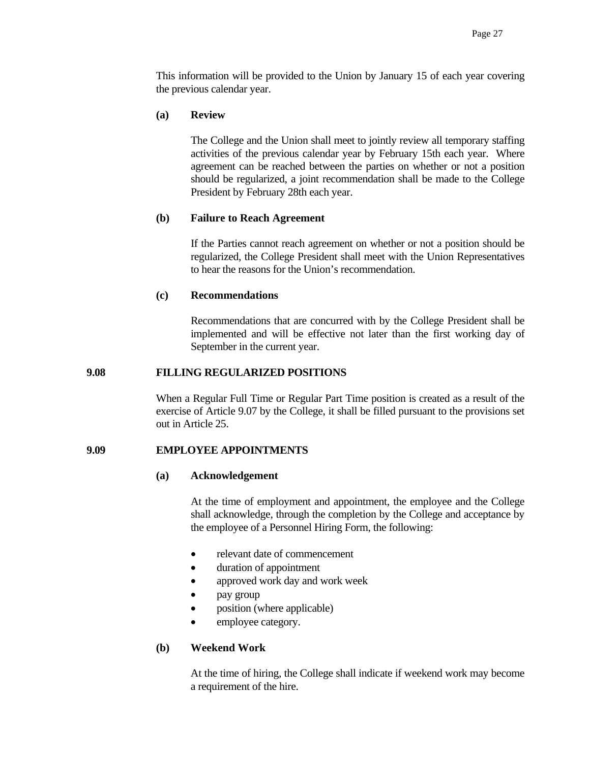This information will be provided to the Union by January 15 of each year covering the previous calendar year.

**(a) Review**

The College and the Union shall meet to jointly review all temporary staffing activities of the previous calendar year by February 15th each year. Where agreement can be reached between the parties on whether or not a position should be regularized, a joint recommendation shall be made to the College President by February 28th each year.

**(b) Failure to Reach Agreement**

If the Parties cannot reach agreement on whether or not a position should be regularized, the College President shall meet with the Union Representatives to hear the reasons for the Union's recommendation.

**(c) Recommendations**

Recommendations that are concurred with by the College President shall be implemented and will be effective not later than the first working day of September in the current year.

## 9.08 FILLING REGULARIZED POSITIONS

When a Regular Full Time or Regular Part Time position is created as a result of the exercise of Article 9.07 by the College, it shall be filled pursuant to the provisions set out in Article 25.

## 9.09 EMPLOYEE APPOINTMENTS

**(a) Acknowledgement**

At the time of employment and appointment, the employee and the College shall acknowledge, through the completion by the College and acceptance by the employee of a Personnel Hiring Form, the following:

- relevant date of commencement
- duration of appointment
- approved work day and work week
- pay group
- position (where applicable)
- employee category.

**(b) Weekend Work**

At the time of hiring, the College shall indicate if weekend work may become a requirement of the hire.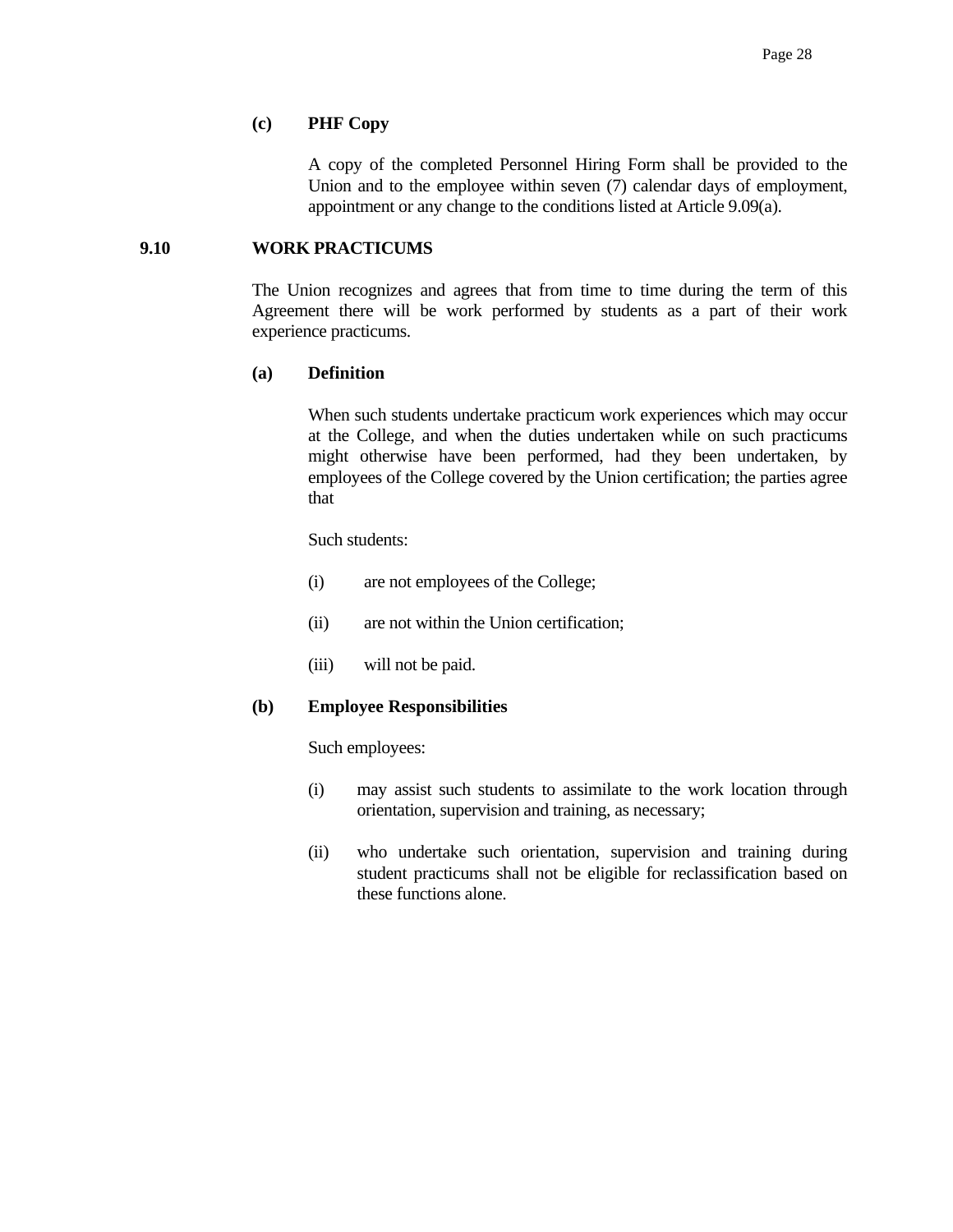**(c) PHF Copy**

A copy of the completed Personnel Hiring Form shall be provided to the Union and to the employee within seven (7) calendar days of employment, appointment or any change to the conditions listed at Article 9.09(a).

## 9.10 WORK PRACTICUMS

The Union recognizes and agrees that from time to time during the term of this Agreement there will be work performed by students as a part of their work experience practicums.

**(a) Definition**

When such students undertake practicum work experiences which may occur at the College, and when the duties undertaken while on such practicums might otherwise have been performed, had they been undertaken, by employees of the College covered by the Union certification; the parties agree that

Such students:

(i) are not employees of the College;

(ii) are not within the Union certification;

(iii) will not be paid.

**(b) Employee Responsibilities**

Such employees:

(i) may assist such students to assimilate to the work location through orientation, supervision and training, as necessary;

(ii) who undertake such orientation, supervision and training during student practicums shall not be eligible for reclassification based on these functions alone.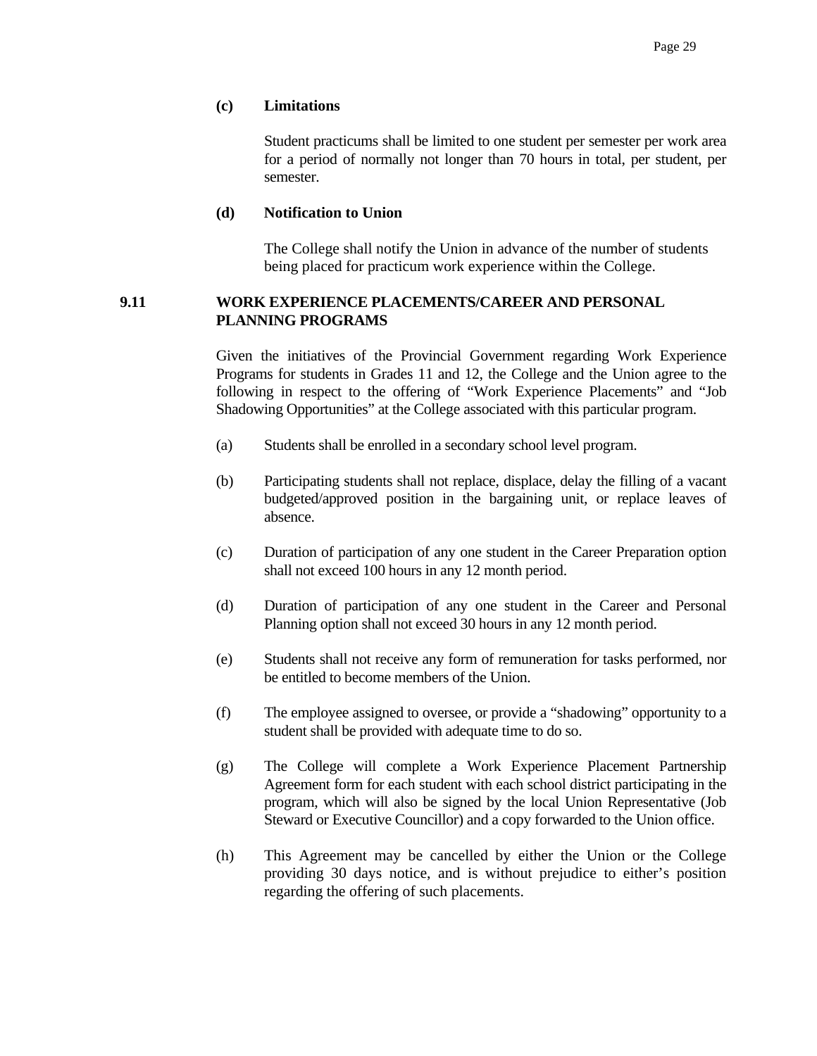**(c) Limitations**

Student practicums shall be limited to one student per semester per work area for a period of normally not longer than 70 hours in total, per student, per semester.

**(d) Notification to Union**

The College shall notify the Union in advance of the number of students being placed for practicum work experience within the College.

## 9.11 WORK EXPERIENCE PLACEMENTS/CAREER AND PERSONAL PLANNING PROGRAMS

Given the initiatives of the Provincial Government regarding Work Experience Programs for students in Grades 11 and 12, the College and the Union agree to the following in respect to the offering of "Work Experience Placements" and "Job Shadowing Opportunities" at the College associated with this particular program.

(a) Students shall be enrolled in a secondary school level program.

(b) Participating students shall not replace, displace, delay the filling of a vacant budgeted/approved position in the bargaining unit, or replace leaves of absence.

(c) Duration of participation of any one student in the Career Preparation option shall not exceed 100 hours in any 12 month period.

(d) Duration of participation of any one student in the Career and Personal Planning option shall not exceed 30 hours in any 12 month period.

(e) Students shall not receive any form of remuneration for tasks performed, nor be entitled to become members of the Union.

(f) The employee assigned to oversee, or provide a "shadowing" opportunity to a student shall be provided with adequate time to do so.

(g) The College will complete a Work Experience Placement Partnership Agreement form for each student with each school district participating in the program, which will also be signed by the local Union Representative (Job Steward or Executive Councillor) and a copy forwarded to the Union office.

(h) This Agreement may be cancelled by either the Union or the College providing 30 days notice, and is without prejudice to either's position regarding the offering of such placements.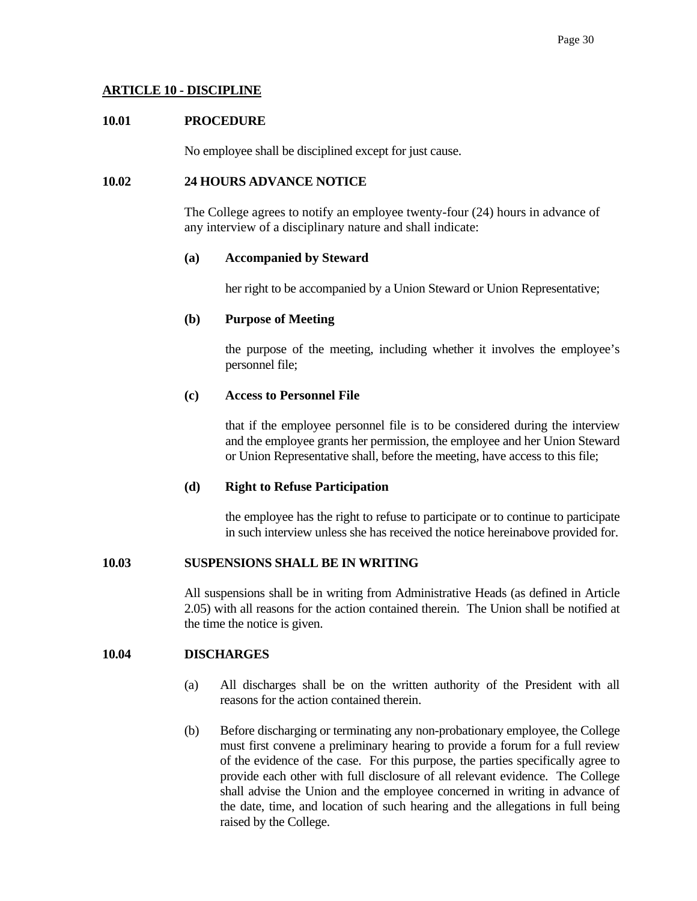## ARTICLE 10 - DISCIPLINE

### 10.01 PROCEDURE

No employee shall be disciplined except for just cause.

### 10.02 24 HOURS ADVANCE NOTICE

The College agrees to notify an employee twenty-four (24) hours in advance of any interview of a disciplinary nature and shall indicate:

**(a) Accompanied by Steward**

her right to be accompanied by a Union Steward or Union Representative;

**(b) Purpose of Meeting**

the purpose of the meeting, including whether it involves the employee's personnel file;

**(c) Access to Personnel File**

that if the employee personnel file is to be considered during the interview and the employee grants her permission, the employee and her Union Steward or Union Representative shall, before the meeting, have access to this file;

**(d) Right to Refuse Participation**

the employee has the right to refuse to participate or to continue to participate in such interview unless she has received the notice hereinabove provided for.

### 10.03 SUSPENSIONS SHALL BE IN WRITING

All suspensions shall be in writing from Administrative Heads (as defined in Article 2.05) with all reasons for the action contained therein. The Union shall be notified at the time the notice is given.

### 10.04 DISCHARGES

(a) All discharges shall be on the written authority of the President with all reasons for the action contained therein.

(b) Before discharging or terminating any non-probationary employee, the College must first convene a preliminary hearing to provide a forum for a full review of the evidence of the case. For this purpose, the parties specifically agree to provide each other with full disclosure of all relevant evidence. The College shall advise the Union and the employee concerned in writing in advance of the date, time, and location of such hearing and the allegations in full being raised by the College.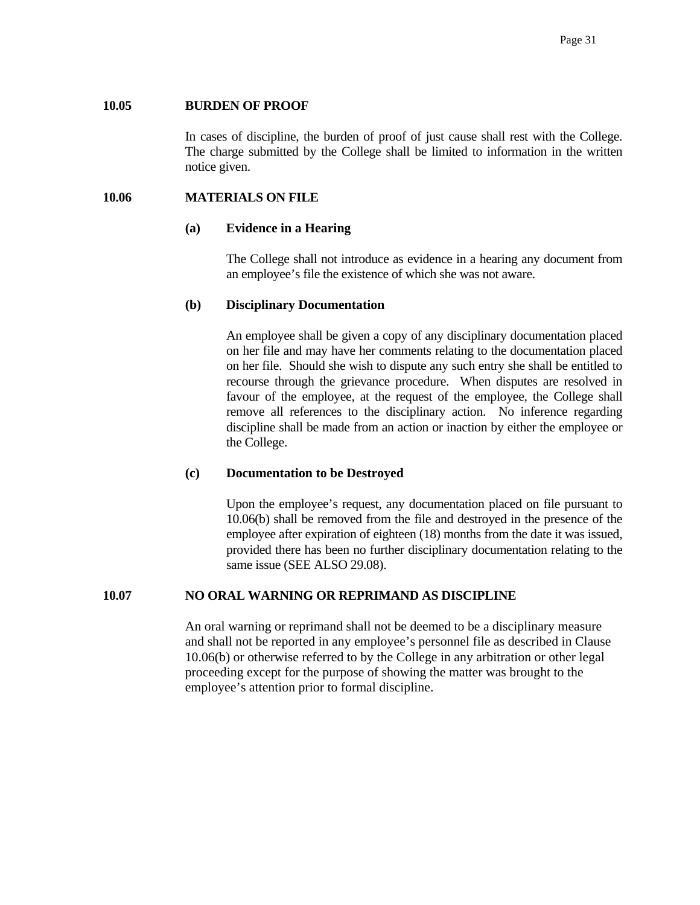### 10.05 BURDEN OF PROOF

In cases of discipline, the burden of proof of just cause shall rest with the College. The charge submitted by the College shall be limited to information in the written notice given.

### 10.06 MATERIALS ON FILE

#### (a) Evidence in a Hearing

The College shall not introduce as evidence in a hearing any document from an employee's file the existence of which she was not aware.

#### (b) Disciplinary Documentation

An employee shall be given a copy of any disciplinary documentation placed on her file and may have her comments relating to the documentation placed on her file. Should she wish to dispute any such entry she shall be entitled to recourse through the grievance procedure. When disputes are resolved in favour of the employee, at the request of the employee, the College shall remove all references to the disciplinary action. No inference regarding discipline shall be made from an action or inaction by either the employee or the College.

#### (c) Documentation to be Destroyed

Upon the employee's request, any documentation placed on file pursuant to 10.06(b) shall be removed from the file and destroyed in the presence of the employee after expiration of eighteen (18) months from the date it was issued, provided there has been no further disciplinary documentation relating to the same issue (SEE ALSO 29.08).

### 10.07 NO ORAL WARNING OR REPRIMAND AS DISCIPLINE

An oral warning or reprimand shall not be deemed to be a disciplinary measure and shall not be reported in any employee's personnel file as described in Clause 10.06(b) or otherwise referred to by the College in any arbitration or other legal proceeding except for the purpose of showing the matter was brought to the employee's attention prior to formal discipline.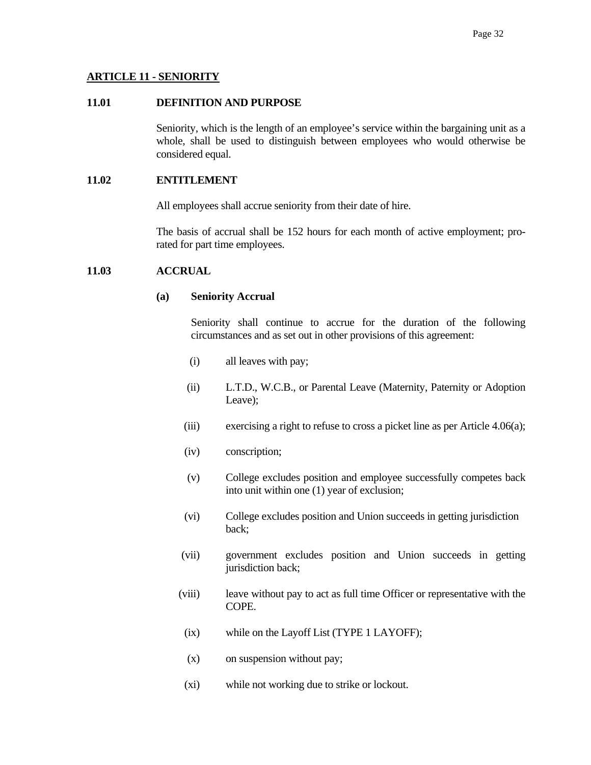## ARTICLE 11 - SENIORITY

### 11.01 DEFINITION AND PURPOSE

Seniority, which is the length of an employee's service within the bargaining unit as a whole, shall be used to distinguish between employees who would otherwise be considered equal.

### 11.02 ENTITLEMENT

All employees shall accrue seniority from their date of hire.

The basis of accrual shall be 152 hours for each month of active employment; pro-rated for part time employees.

### 11.03 ACCRUAL

**(a) Seniority Accrual**

Seniority shall continue to accrue for the duration of the following circumstances and as set out in other provisions of this agreement:

(i) all leaves with pay;

(ii) L.T.D., W.C.B., or Parental Leave (Maternity, Paternity or Adoption Leave);

(iii) exercising a right to refuse to cross a picket line as per Article 4.06(a);

(iv) conscription;

(v) College excludes position and employee successfully competes back into unit within one (1) year of exclusion;

(vi) College excludes position and Union succeeds in getting jurisdiction back;

(vii) government excludes position and Union succeeds in getting jurisdiction back;

(viii) leave without pay to act as full time Officer or representative with the COPE.

(ix) while on the Layoff List (TYPE 1 LAYOFF);

(x) on suspension without pay;

(xi) while not working due to strike or lockout.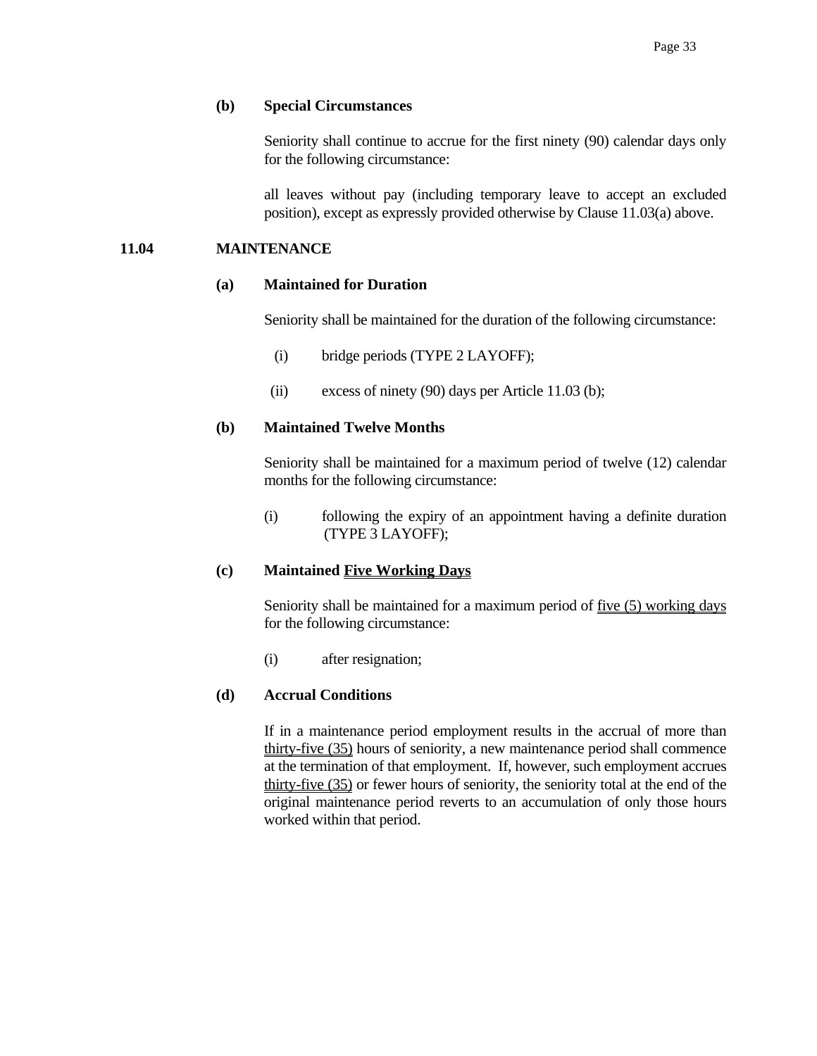**(b) Special Circumstances**

Seniority shall continue to accrue for the first ninety (90) calendar days only for the following circumstance:

all leaves without pay (including temporary leave to accept an excluded position), except as expressly provided otherwise by Clause 11.03(a) above.

## 11.04 MAINTENANCE

**(a) Maintained for Duration**

Seniority shall be maintained for the duration of the following circumstance:

(i) bridge periods (TYPE 2 LAYOFF);

(ii) excess of ninety (90) days per Article 11.03 (b);

**(b) Maintained Twelve Months**

Seniority shall be maintained for a maximum period of twelve (12) calendar months for the following circumstance:

(i) following the expiry of an appointment having a definite duration (TYPE 3 LAYOFF);

**(c) Maintained Five Working Days**

Seniority shall be maintained for a maximum period of five (5) working days for the following circumstance:

(i) after resignation;

**(d) Accrual Conditions**

If in a maintenance period employment results in the accrual of more than thirty-five (35) hours of seniority, a new maintenance period shall commence at the termination of that employment. If, however, such employment accrues thirty-five (35) or fewer hours of seniority, the seniority total at the end of the original maintenance period reverts to an accumulation of only those hours worked within that period.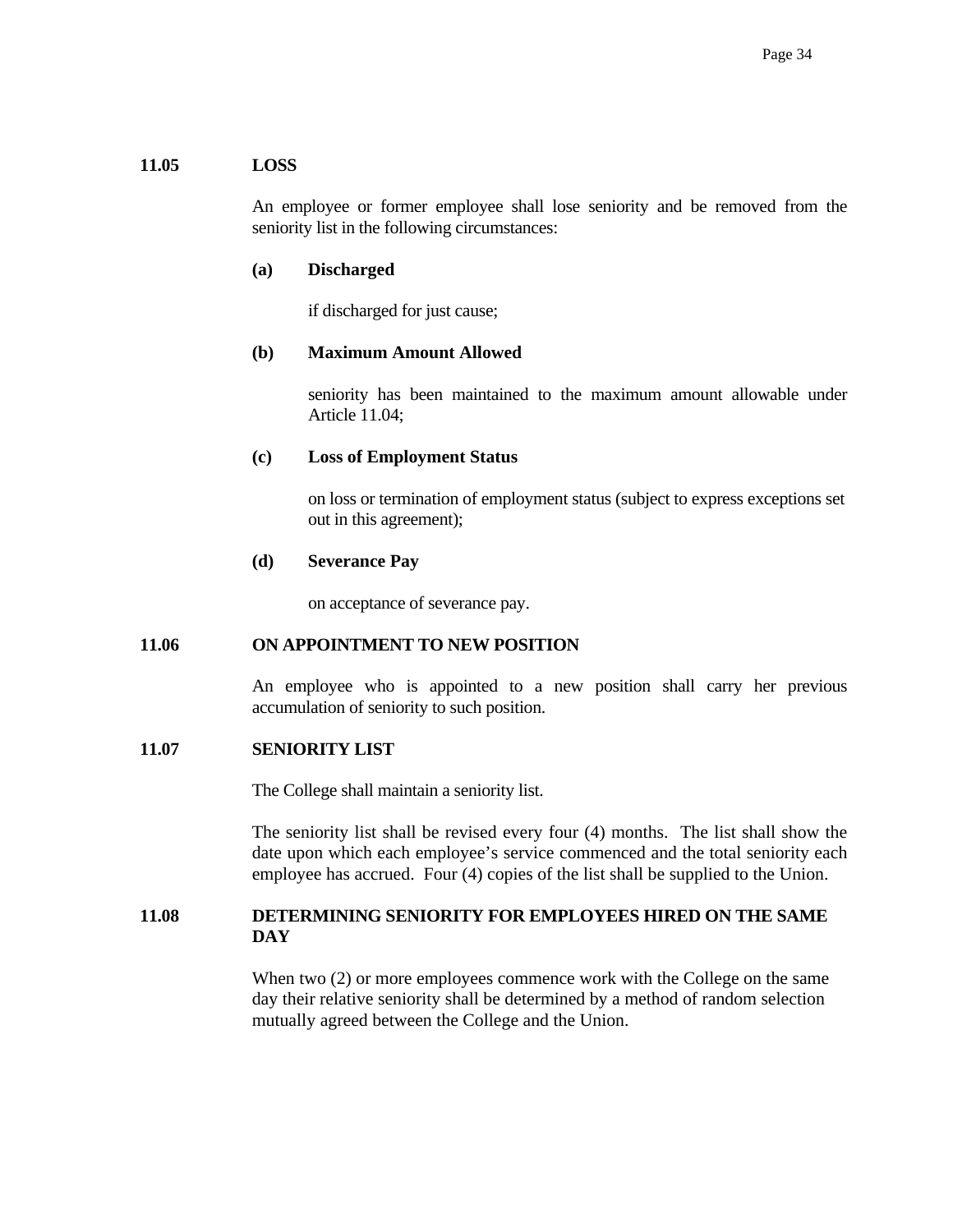## 11.05 LOSS

An employee or former employee shall lose seniority and be removed from the seniority list in the following circumstances:

**(a) Discharged**

if discharged for just cause;

**(b) Maximum Amount Allowed**

seniority has been maintained to the maximum amount allowable under Article 11.04;

**(c) Loss of Employment Status**

on loss or termination of employment status (subject to express exceptions set out in this agreement);

**(d) Severance Pay**

on acceptance of severance pay.

## 11.06 ON APPOINTMENT TO NEW POSITION

An employee who is appointed to a new position shall carry her previous accumulation of seniority to such position.

## 11.07 SENIORITY LIST

The College shall maintain a seniority list.

The seniority list shall be revised every four (4) months. The list shall show the date upon which each employee's service commenced and the total seniority each employee has accrued. Four (4) copies of the list shall be supplied to the Union.

## 11.08 DETERMINING SENIORITY FOR EMPLOYEES HIRED ON THE SAME DAY

When two (2) or more employees commence work with the College on the same day their relative seniority shall be determined by a method of random selection mutually agreed between the College and the Union.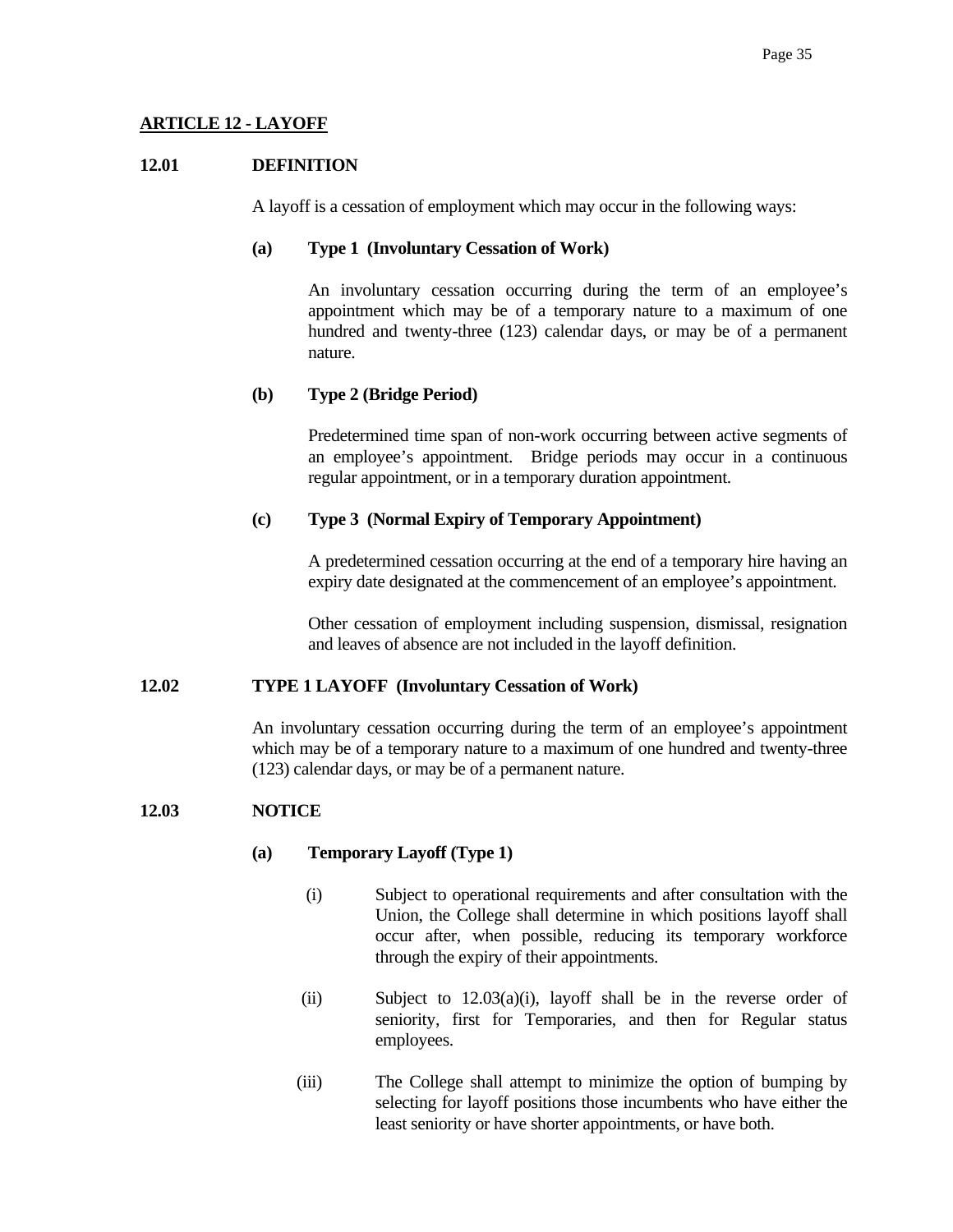## ARTICLE 12 - LAYOFF

### 12.01 DEFINITION

A layoff is a cessation of employment which may occur in the following ways:

**(a) Type 1 (Involuntary Cessation of Work)**

An involuntary cessation occurring during the term of an employee's appointment which may be of a temporary nature to a maximum of one hundred and twenty-three (123) calendar days, or may be of a permanent nature.

**(b) Type 2 (Bridge Period)**

Predetermined time span of non-work occurring between active segments of an employee's appointment. Bridge periods may occur in a continuous regular appointment, or in a temporary duration appointment.

**(c) Type 3 (Normal Expiry of Temporary Appointment)**

A predetermined cessation occurring at the end of a temporary hire having an expiry date designated at the commencement of an employee's appointment.

Other cessation of employment including suspension, dismissal, resignation and leaves of absence are not included in the layoff definition.

### 12.02 TYPE 1 LAYOFF (Involuntary Cessation of Work)

An involuntary cessation occurring during the term of an employee's appointment which may be of a temporary nature to a maximum of one hundred and twenty-three (123) calendar days, or may be of a permanent nature.

### 12.03 NOTICE

**(a) Temporary Layoff (Type 1)**

(i) Subject to operational requirements and after consultation with the Union, the College shall determine in which positions layoff shall occur after, when possible, reducing its temporary workforce through the expiry of their appointments.

(ii) Subject to 12.03(a)(i), layoff shall be in the reverse order of seniority, first for Temporaries, and then for Regular status employees.

(iii) The College shall attempt to minimize the option of bumping by selecting for layoff positions those incumbents who have either the least seniority or have shorter appointments, or have both.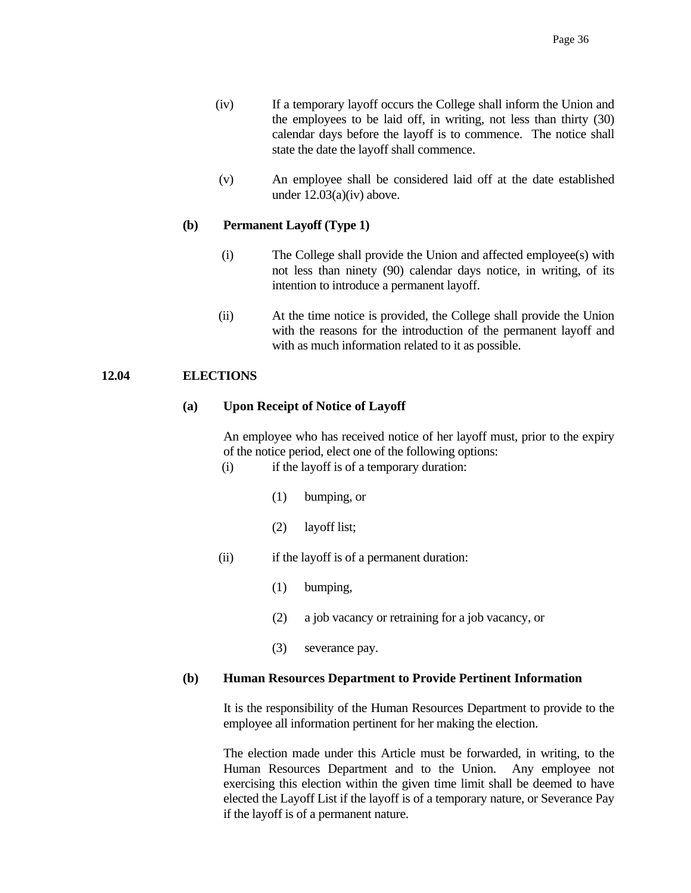(iv) If a temporary layoff occurs the College shall inform the Union and the employees to be laid off, in writing, not less than thirty (30) calendar days before the layoff is to commence. The notice shall state the date the layoff shall commence.

(v) An employee shall be considered laid off at the date established under 12.03(a)(iv) above.

**(b) Permanent Layoff (Type 1)**

(i) The College shall provide the Union and affected employee(s) with not less than ninety (90) calendar days notice, in writing, of its intention to introduce a permanent layoff.

(ii) At the time notice is provided, the College shall provide the Union with the reasons for the introduction of the permanent layoff and with as much information related to it as possible.

**12.04 ELECTIONS**

**(a) Upon Receipt of Notice of Layoff**

An employee who has received notice of her layoff must, prior to the expiry of the notice period, elect one of the following options:

(i) if the layoff is of a temporary duration:

(1) bumping, or

(2) layoff list;

(ii) if the layoff is of a permanent duration:

(1) bumping,

(2) a job vacancy or retraining for a job vacancy, or

(3) severance pay.

**(b) Human Resources Department to Provide Pertinent Information**

It is the responsibility of the Human Resources Department to provide to the employee all information pertinent for her making the election.

The election made under this Article must be forwarded, in writing, to the Human Resources Department and to the Union. Any employee not exercising this election within the given time limit shall be deemed to have elected the Layoff List if the layoff is of a temporary nature, or Severance Pay if the layoff is of a permanent nature.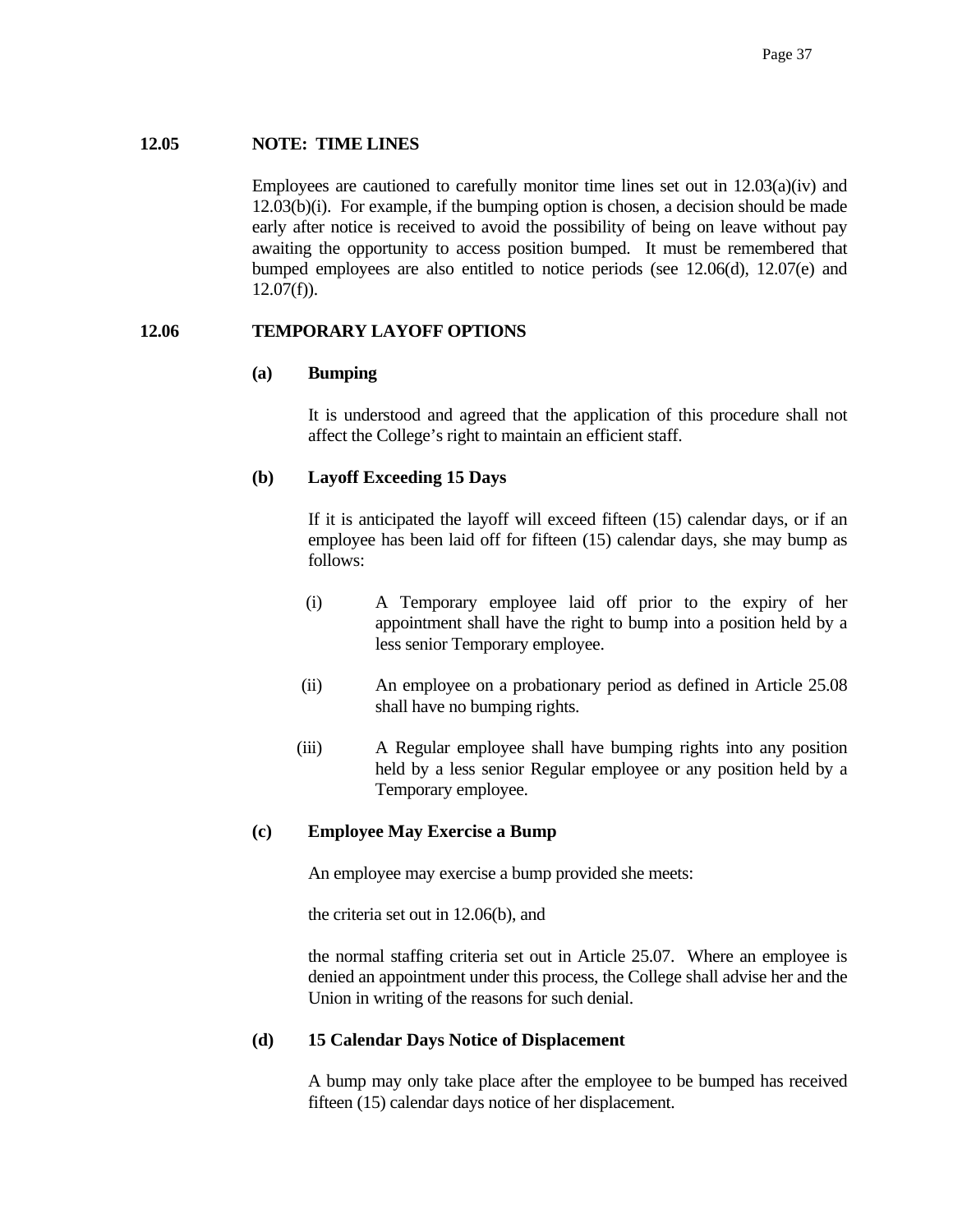## 12.05 NOTE: TIME LINES

Employees are cautioned to carefully monitor time lines set out in 12.03(a)(iv) and 12.03(b)(i). For example, if the bumping option is chosen, a decision should be made early after notice is received to avoid the possibility of being on leave without pay awaiting the opportunity to access position bumped. It must be remembered that bumped employees are also entitled to notice periods (see 12.06(d), 12.07(e) and 12.07(f)).

## 12.06 TEMPORARY LAYOFF OPTIONS

### (a) Bumping

It is understood and agreed that the application of this procedure shall not affect the College's right to maintain an efficient staff.

### (b) Layoff Exceeding 15 Days

If it is anticipated the layoff will exceed fifteen (15) calendar days, or if an employee has been laid off for fifteen (15) calendar days, she may bump as follows:

(i) A Temporary employee laid off prior to the expiry of her appointment shall have the right to bump into a position held by a less senior Temporary employee.

(ii) An employee on a probationary period as defined in Article 25.08 shall have no bumping rights.

(iii) A Regular employee shall have bumping rights into any position held by a less senior Regular employee or any position held by a Temporary employee.

### (c) Employee May Exercise a Bump

An employee may exercise a bump provided she meets:

the criteria set out in 12.06(b), and

the normal staffing criteria set out in Article 25.07. Where an employee is denied an appointment under this process, the College shall advise her and the Union in writing of the reasons for such denial.

### (d) 15 Calendar Days Notice of Displacement

A bump may only take place after the employee to be bumped has received fifteen (15) calendar days notice of her displacement.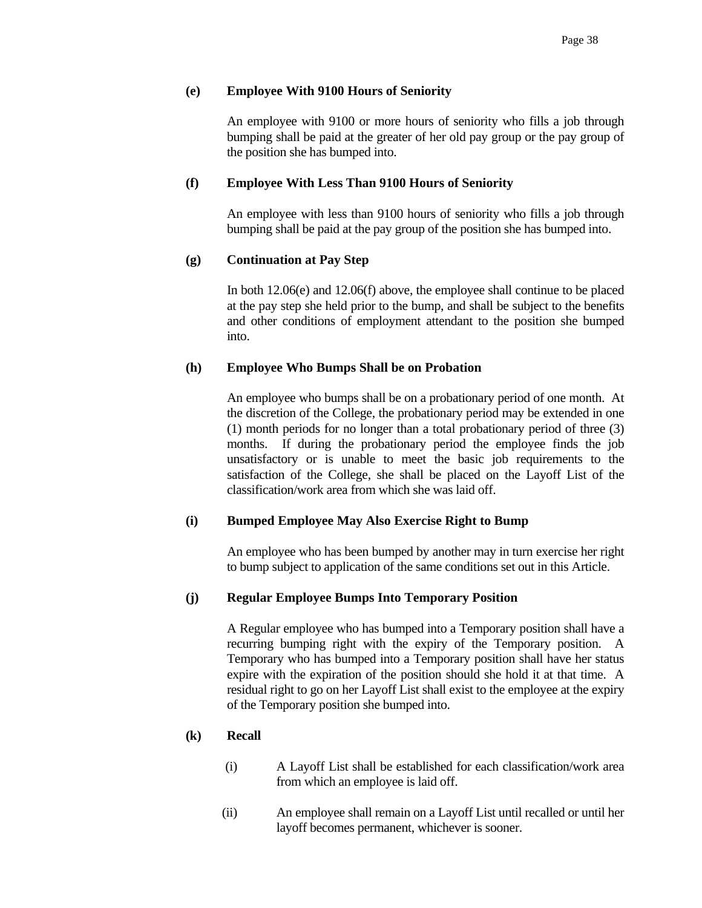**(e) Employee With 9100 Hours of Seniority**

An employee with 9100 or more hours of seniority who fills a job through bumping shall be paid at the greater of her old pay group or the pay group of the position she has bumped into.

**(f) Employee With Less Than 9100 Hours of Seniority**

An employee with less than 9100 hours of seniority who fills a job through bumping shall be paid at the pay group of the position she has bumped into.

**(g) Continuation at Pay Step**

In both 12.06(e) and 12.06(f) above, the employee shall continue to be placed at the pay step she held prior to the bump, and shall be subject to the benefits and other conditions of employment attendant to the position she bumped into.

**(h) Employee Who Bumps Shall be on Probation**

An employee who bumps shall be on a probationary period of one month. At the discretion of the College, the probationary period may be extended in one (1) month periods for no longer than a total probationary period of three (3) months. If during the probationary period the employee finds the job unsatisfactory or is unable to meet the basic job requirements to the satisfaction of the College, she shall be placed on the Layoff List of the classification/work area from which she was laid off.

**(i) Bumped Employee May Also Exercise Right to Bump**

An employee who has been bumped by another may in turn exercise her right to bump subject to application of the same conditions set out in this Article.

**(j) Regular Employee Bumps Into Temporary Position**

A Regular employee who has bumped into a Temporary position shall have a recurring bumping right with the expiry of the Temporary position. A Temporary who has bumped into a Temporary position shall have her status expire with the expiration of the position should she hold it at that time. A residual right to go on her Layoff List shall exist to the employee at the expiry of the Temporary position she bumped into.

**(k) Recall**

(i) A Layoff List shall be established for each classification/work area from which an employee is laid off.

(ii) An employee shall remain on a Layoff List until recalled or until her layoff becomes permanent, whichever is sooner.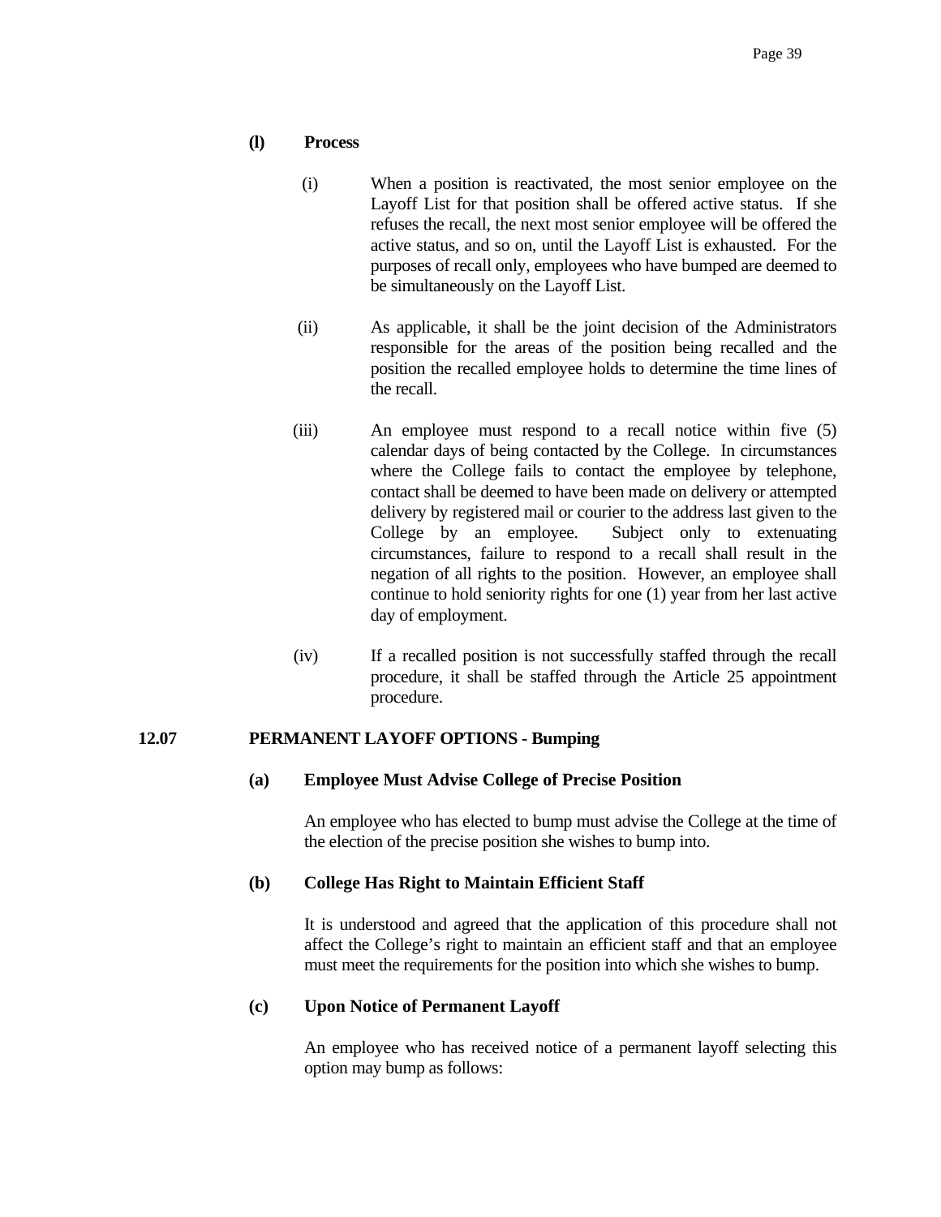**(l) Process**

(i) When a position is reactivated, the most senior employee on the Layoff List for that position shall be offered active status. If she refuses the recall, the next most senior employee will be offered the active status, and so on, until the Layoff List is exhausted. For the purposes of recall only, employees who have bumped are deemed to be simultaneously on the Layoff List.

(ii) As applicable, it shall be the joint decision of the Administrators responsible for the areas of the position being recalled and the position the recalled employee holds to determine the time lines of the recall.

(iii) An employee must respond to a recall notice within five (5) calendar days of being contacted by the College. In circumstances where the College fails to contact the employee by telephone, contact shall be deemed to have been made on delivery or attempted delivery by registered mail or courier to the address last given to the College by an employee. Subject only to extenuating circumstances, failure to respond to a recall shall result in the negation of all rights to the position. However, an employee shall continue to hold seniority rights for one (1) year from her last active day of employment.

(iv) If a recalled position is not successfully staffed through the recall procedure, it shall be staffed through the Article 25 appointment procedure.

## 12.07 PERMANENT LAYOFF OPTIONS - Bumping

**(a) Employee Must Advise College of Precise Position**

An employee who has elected to bump must advise the College at the time of the election of the precise position she wishes to bump into.

**(b) College Has Right to Maintain Efficient Staff**

It is understood and agreed that the application of this procedure shall not affect the College's right to maintain an efficient staff and that an employee must meet the requirements for the position into which she wishes to bump.

**(c) Upon Notice of Permanent Layoff**

An employee who has received notice of a permanent layoff selecting this option may bump as follows: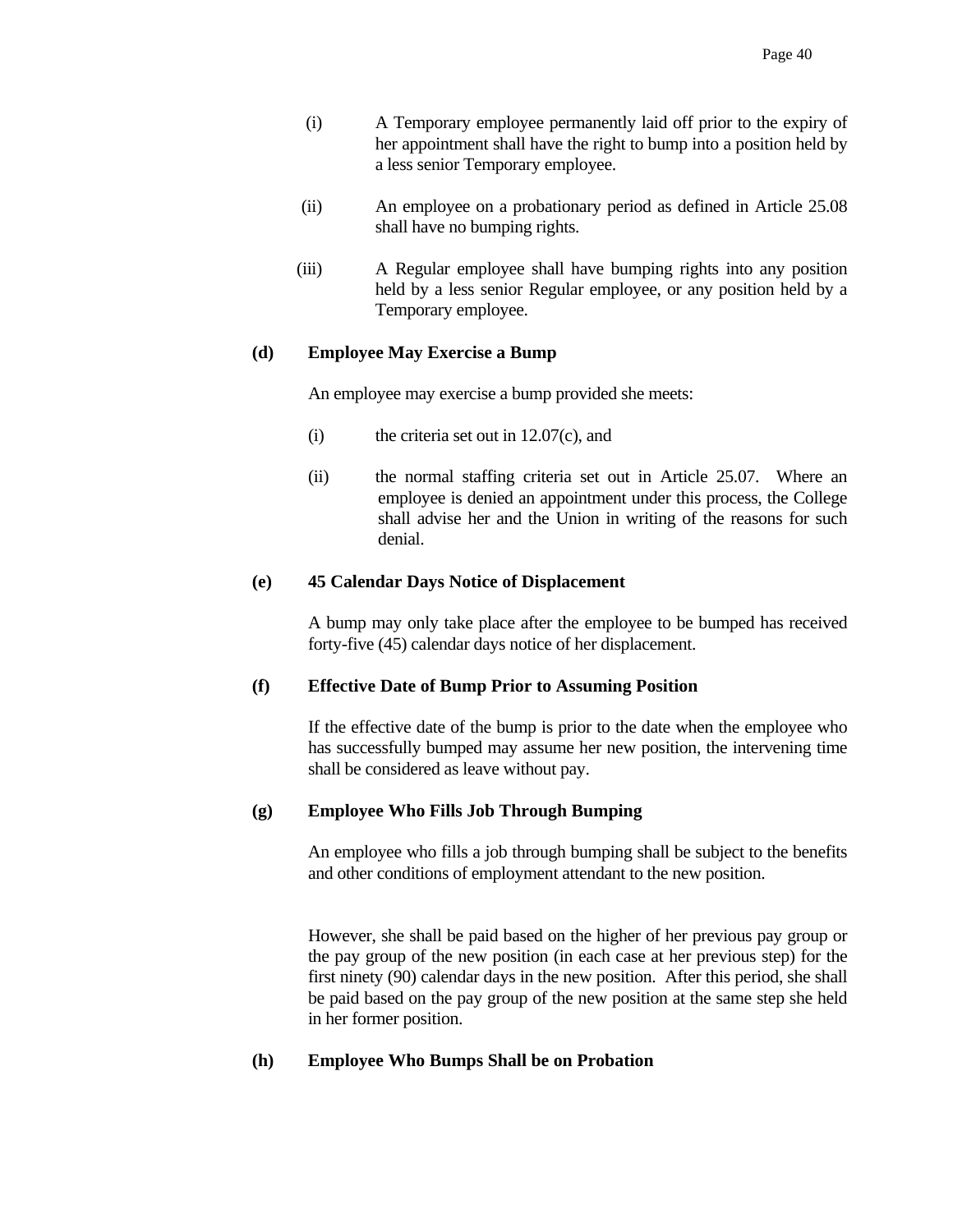(i) A Temporary employee permanently laid off prior to the expiry of her appointment shall have the right to bump into a position held by a less senior Temporary employee.

(ii) An employee on a probationary period as defined in Article 25.08 shall have no bumping rights.

(iii) A Regular employee shall have bumping rights into any position held by a less senior Regular employee, or any position held by a Temporary employee.

**(d) Employee May Exercise a Bump**

An employee may exercise a bump provided she meets:

(i) the criteria set out in 12.07(c), and

(ii) the normal staffing criteria set out in Article 25.07. Where an employee is denied an appointment under this process, the College shall advise her and the Union in writing of the reasons for such denial.

**(e) 45 Calendar Days Notice of Displacement**

A bump may only take place after the employee to be bumped has received forty-five (45) calendar days notice of her displacement.

**(f) Effective Date of Bump Prior to Assuming Position**

If the effective date of the bump is prior to the date when the employee who has successfully bumped may assume her new position, the intervening time shall be considered as leave without pay.

**(g) Employee Who Fills Job Through Bumping**

An employee who fills a job through bumping shall be subject to the benefits and other conditions of employment attendant to the new position.

However, she shall be paid based on the higher of her previous pay group or the pay group of the new position (in each case at her previous step) for the first ninety (90) calendar days in the new position. After this period, she shall be paid based on the pay group of the new position at the same step she held in her former position.

**(h) Employee Who Bumps Shall be on Probation**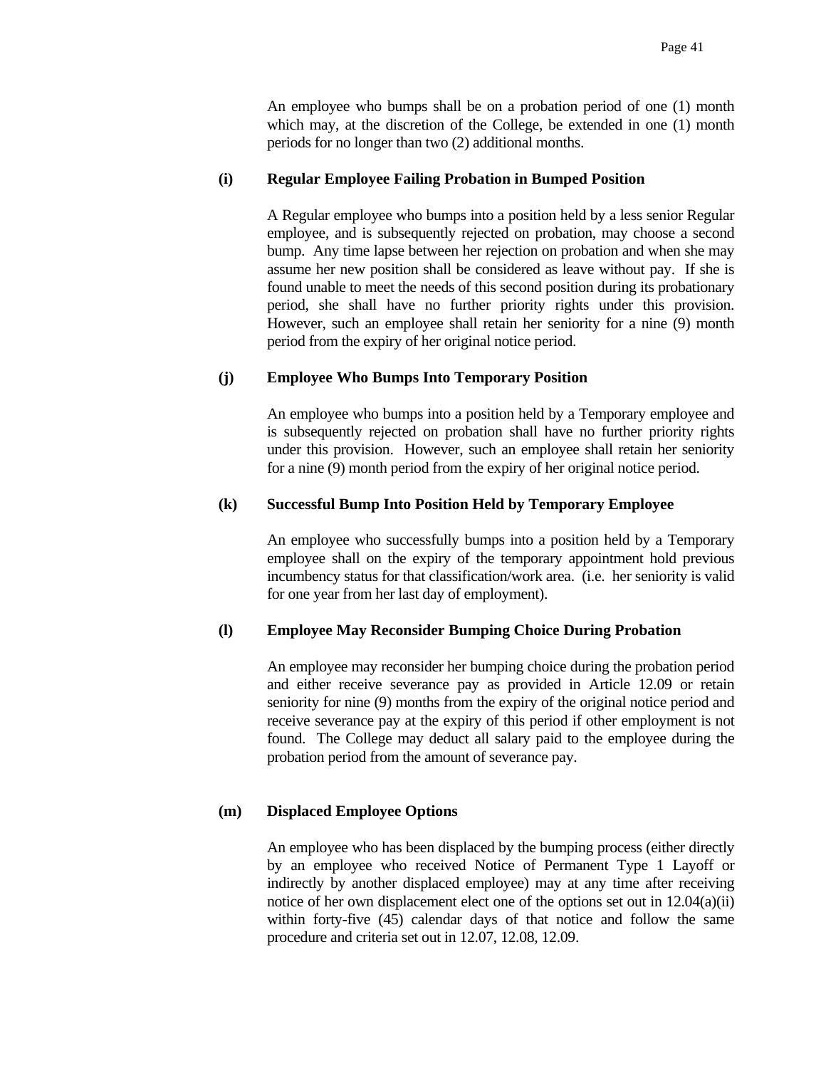An employee who bumps shall be on a probation period of one (1) month which may, at the discretion of the College, be extended in one (1) month periods for no longer than two (2) additional months.

**(i) Regular Employee Failing Probation in Bumped Position**

A Regular employee who bumps into a position held by a less senior Regular employee, and is subsequently rejected on probation, may choose a second bump. Any time lapse between her rejection on probation and when she may assume her new position shall be considered as leave without pay. If she is found unable to meet the needs of this second position during its probationary period, she shall have no further priority rights under this provision. However, such an employee shall retain her seniority for a nine (9) month period from the expiry of her original notice period.

**(j) Employee Who Bumps Into Temporary Position**

An employee who bumps into a position held by a Temporary employee and is subsequently rejected on probation shall have no further priority rights under this provision. However, such an employee shall retain her seniority for a nine (9) month period from the expiry of her original notice period.

**(k) Successful Bump Into Position Held by Temporary Employee**

An employee who successfully bumps into a position held by a Temporary employee shall on the expiry of the temporary appointment hold previous incumbency status for that classification/work area. (i.e. her seniority is valid for one year from her last day of employment).

**(l) Employee May Reconsider Bumping Choice During Probation**

An employee may reconsider her bumping choice during the probation period and either receive severance pay as provided in Article 12.09 or retain seniority for nine (9) months from the expiry of the original notice period and receive severance pay at the expiry of this period if other employment is not found. The College may deduct all salary paid to the employee during the probation period from the amount of severance pay.

**(m) Displaced Employee Options**

An employee who has been displaced by the bumping process (either directly by an employee who received Notice of Permanent Type 1 Layoff or indirectly by another displaced employee) may at any time after receiving notice of her own displacement elect one of the options set out in 12.04(a)(ii) within forty-five (45) calendar days of that notice and follow the same procedure and criteria set out in 12.07, 12.08, 12.09.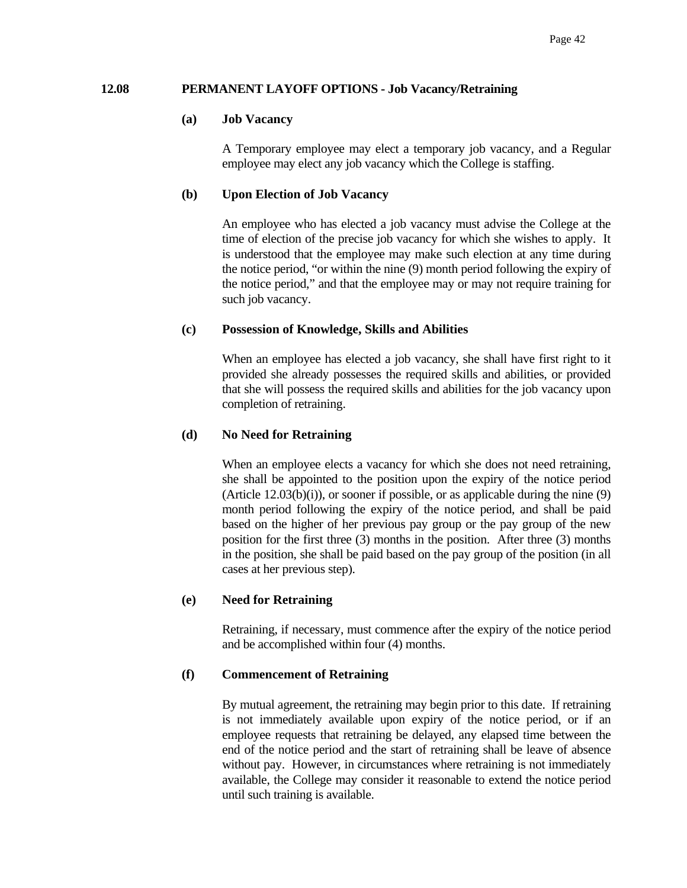## 12.08 PERMANENT LAYOFF OPTIONS - Job Vacancy/Retraining

### (a) Job Vacancy

A Temporary employee may elect a temporary job vacancy, and a Regular employee may elect any job vacancy which the College is staffing.

### (b) Upon Election of Job Vacancy

An employee who has elected a job vacancy must advise the College at the time of election of the precise job vacancy for which she wishes to apply. It is understood that the employee may make such election at any time during the notice period, "or within the nine (9) month period following the expiry of the notice period," and that the employee may or may not require training for such job vacancy.

### (c) Possession of Knowledge, Skills and Abilities

When an employee has elected a job vacancy, she shall have first right to it provided she already possesses the required skills and abilities, or provided that she will possess the required skills and abilities for the job vacancy upon completion of retraining.

### (d) No Need for Retraining

When an employee elects a vacancy for which she does not need retraining, she shall be appointed to the position upon the expiry of the notice period (Article 12.03(b)(i)), or sooner if possible, or as applicable during the nine (9) month period following the expiry of the notice period, and shall be paid based on the higher of her previous pay group or the pay group of the new position for the first three (3) months in the position. After three (3) months in the position, she shall be paid based on the pay group of the position (in all cases at her previous step).

### (e) Need for Retraining

Retraining, if necessary, must commence after the expiry of the notice period and be accomplished within four (4) months.

### (f) Commencement of Retraining

By mutual agreement, the retraining may begin prior to this date. If retraining is not immediately available upon expiry of the notice period, or if an employee requests that retraining be delayed, any elapsed time between the end of the notice period and the start of retraining shall be leave of absence without pay. However, in circumstances where retraining is not immediately available, the College may consider it reasonable to extend the notice period until such training is available.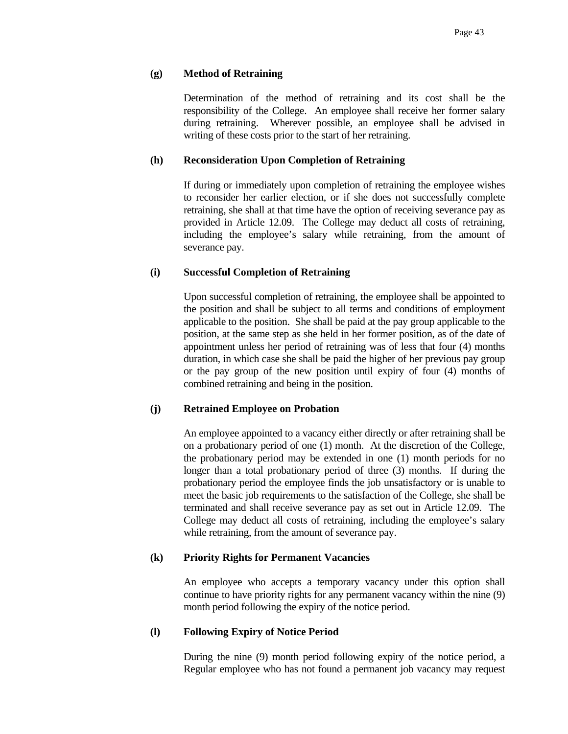**(g) Method of Retraining**

Determination of the method of retraining and its cost shall be the responsibility of the College. An employee shall receive her former salary during retraining. Wherever possible, an employee shall be advised in writing of these costs prior to the start of her retraining.

**(h) Reconsideration Upon Completion of Retraining**

If during or immediately upon completion of retraining the employee wishes to reconsider her earlier election, or if she does not successfully complete retraining, she shall at that time have the option of receiving severance pay as provided in Article 12.09. The College may deduct all costs of retraining, including the employee's salary while retraining, from the amount of severance pay.

**(i) Successful Completion of Retraining**

Upon successful completion of retraining, the employee shall be appointed to the position and shall be subject to all terms and conditions of employment applicable to the position. She shall be paid at the pay group applicable to the position, at the same step as she held in her former position, as of the date of appointment unless her period of retraining was of less that four (4) months duration, in which case she shall be paid the higher of her previous pay group or the pay group of the new position until expiry of four (4) months of combined retraining and being in the position.

**(j) Retrained Employee on Probation**

An employee appointed to a vacancy either directly or after retraining shall be on a probationary period of one (1) month. At the discretion of the College, the probationary period may be extended in one (1) month periods for no longer than a total probationary period of three (3) months. If during the probationary period the employee finds the job unsatisfactory or is unable to meet the basic job requirements to the satisfaction of the College, she shall be terminated and shall receive severance pay as set out in Article 12.09. The College may deduct all costs of retraining, including the employee's salary while retraining, from the amount of severance pay.

**(k) Priority Rights for Permanent Vacancies**

An employee who accepts a temporary vacancy under this option shall continue to have priority rights for any permanent vacancy within the nine (9) month period following the expiry of the notice period.

**(l) Following Expiry of Notice Period**

During the nine (9) month period following expiry of the notice period, a Regular employee who has not found a permanent job vacancy may request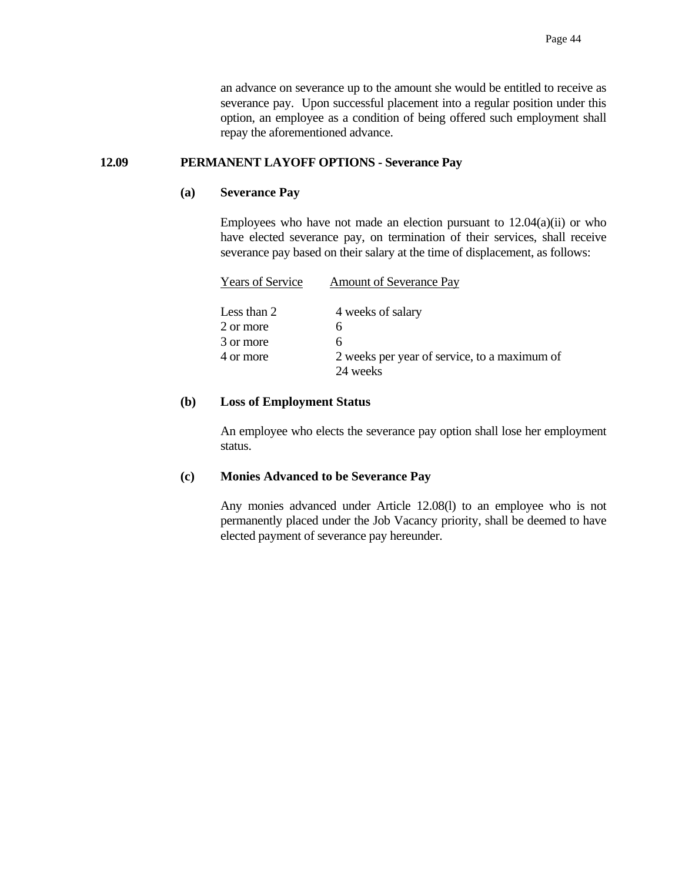an advance on severance up to the amount she would be entitled to receive as severance pay. Upon successful placement into a regular position under this option, an employee as a condition of being offered such employment shall repay the aforementioned advance.

## 12.09 PERMANENT LAYOFF OPTIONS - Severance Pay

### (a) Severance Pay

Employees who have not made an election pursuant to 12.04(a)(ii) or who have elected severance pay, on termination of their services, shall receive severance pay based on their salary at the time of displacement, as follows:

| Years of Service | Amount of Severance Pay |
|---|---|
| Less than 2 | 4 weeks of salary |
| 2 or more | 6 |
| 3 or more | 6 |
| 4 or more | 2 weeks per year of service, to a maximum of 24 weeks |

### (b) Loss of Employment Status

An employee who elects the severance pay option shall lose her employment status.

### (c) Monies Advanced to be Severance Pay

Any monies advanced under Article 12.08(l) to an employee who is not permanently placed under the Job Vacancy priority, shall be deemed to have elected payment of severance pay hereunder.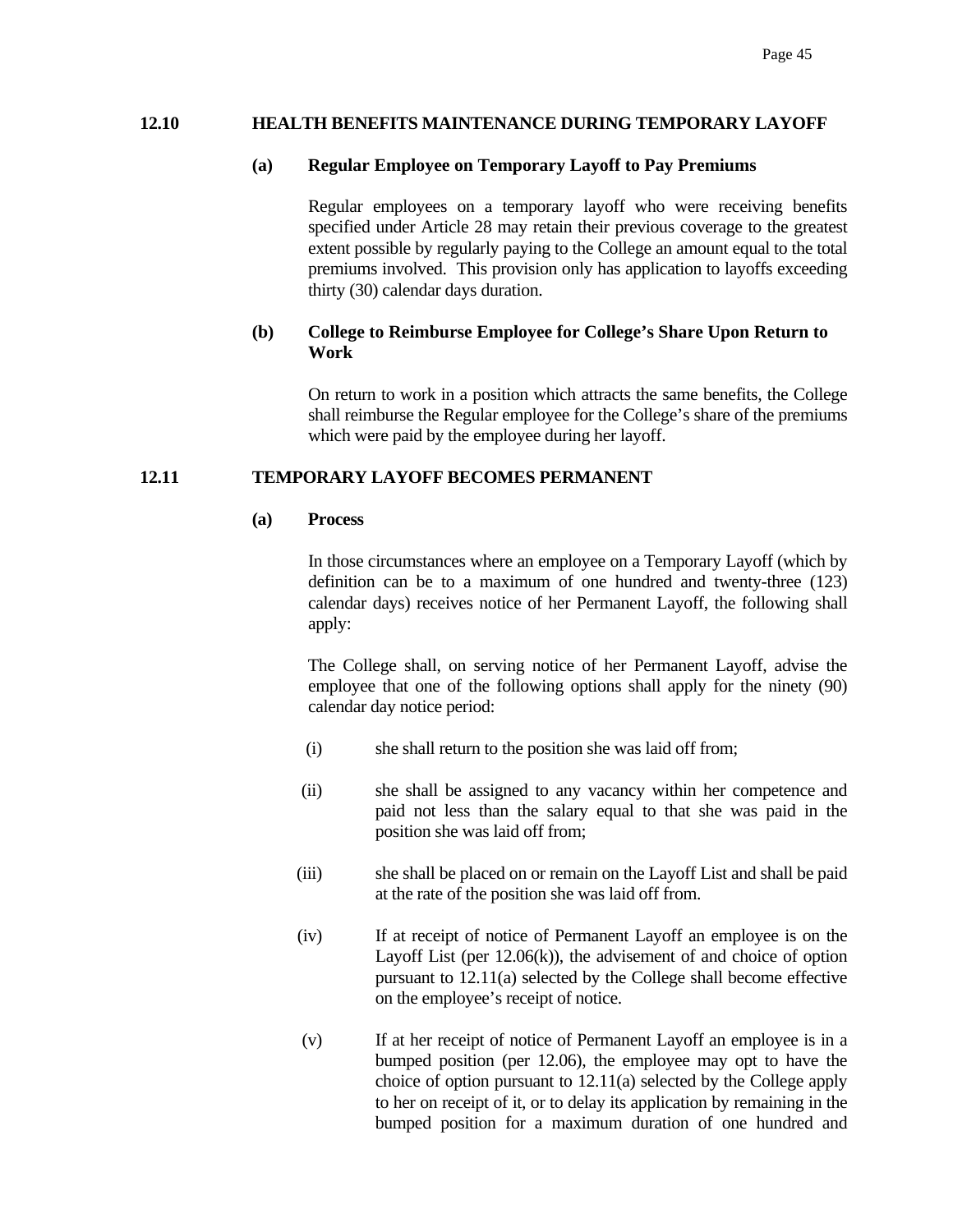## 12.10 HEALTH BENEFITS MAINTENANCE DURING TEMPORARY LAYOFF

### (a) Regular Employee on Temporary Layoff to Pay Premiums

Regular employees on a temporary layoff who were receiving benefits specified under Article 28 may retain their previous coverage to the greatest extent possible by regularly paying to the College an amount equal to the total premiums involved. This provision only has application to layoffs exceeding thirty (30) calendar days duration.

### (b) College to Reimburse Employee for College's Share Upon Return to Work

On return to work in a position which attracts the same benefits, the College shall reimburse the Regular employee for the College's share of the premiums which were paid by the employee during her layoff.

## 12.11 TEMPORARY LAYOFF BECOMES PERMANENT

### (a) Process

In those circumstances where an employee on a Temporary Layoff (which by definition can be to a maximum of one hundred and twenty-three (123) calendar days) receives notice of her Permanent Layoff, the following shall apply:

The College shall, on serving notice of her Permanent Layoff, advise the employee that one of the following options shall apply for the ninety (90) calendar day notice period:

(i) she shall return to the position she was laid off from;

(ii) she shall be assigned to any vacancy within her competence and paid not less than the salary equal to that she was paid in the position she was laid off from;

(iii) she shall be placed on or remain on the Layoff List and shall be paid at the rate of the position she was laid off from.

(iv) If at receipt of notice of Permanent Layoff an employee is on the Layoff List (per 12.06(k)), the advisement of and choice of option pursuant to 12.11(a) selected by the College shall become effective on the employee's receipt of notice.

(v) If at her receipt of notice of Permanent Layoff an employee is in a bumped position (per 12.06), the employee may opt to have the choice of option pursuant to 12.11(a) selected by the College apply to her on receipt of it, or to delay its application by remaining in the bumped position for a maximum duration of one hundred and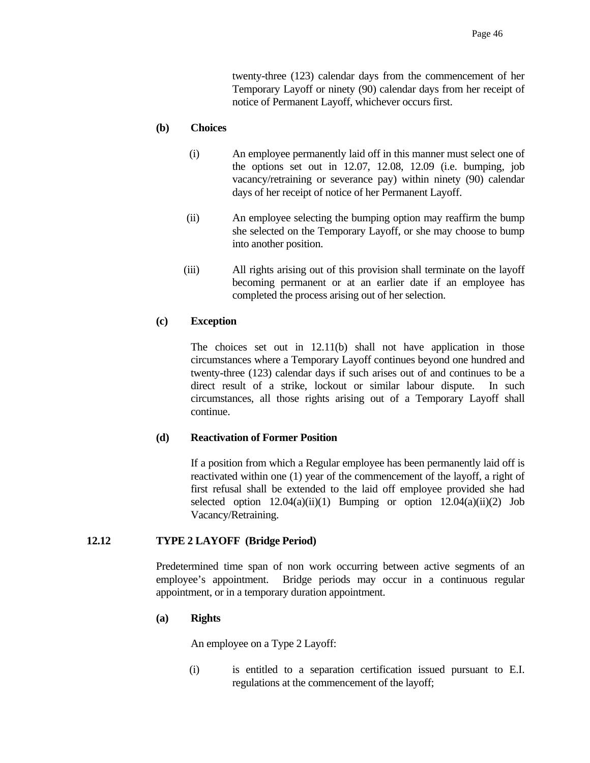twenty-three (123) calendar days from the commencement of her Temporary Layoff or ninety (90) calendar days from her receipt of notice of Permanent Layoff, whichever occurs first.

**(b) Choices**

(i) An employee permanently laid off in this manner must select one of the options set out in 12.07, 12.08, 12.09 (i.e. bumping, job vacancy/retraining or severance pay) within ninety (90) calendar days of her receipt of notice of her Permanent Layoff.

(ii) An employee selecting the bumping option may reaffirm the bump she selected on the Temporary Layoff, or she may choose to bump into another position.

(iii) All rights arising out of this provision shall terminate on the layoff becoming permanent or at an earlier date if an employee has completed the process arising out of her selection.

**(c) Exception**

The choices set out in 12.11(b) shall not have application in those circumstances where a Temporary Layoff continues beyond one hundred and twenty-three (123) calendar days if such arises out of and continues to be a direct result of a strike, lockout or similar labour dispute. In such circumstances, all those rights arising out of a Temporary Layoff shall continue.

**(d) Reactivation of Former Position**

If a position from which a Regular employee has been permanently laid off is reactivated within one (1) year of the commencement of the layoff, a right of first refusal shall be extended to the laid off employee provided she had selected option 12.04(a)(ii)(1) Bumping or option 12.04(a)(ii)(2) Job Vacancy/Retraining.

## 12.12 TYPE 2 LAYOFF (Bridge Period)

Predetermined time span of non work occurring between active segments of an employee's appointment. Bridge periods may occur in a continuous regular appointment, or in a temporary duration appointment.

**(a) Rights**

An employee on a Type 2 Layoff:

(i) is entitled to a separation certification issued pursuant to E.I. regulations at the commencement of the layoff;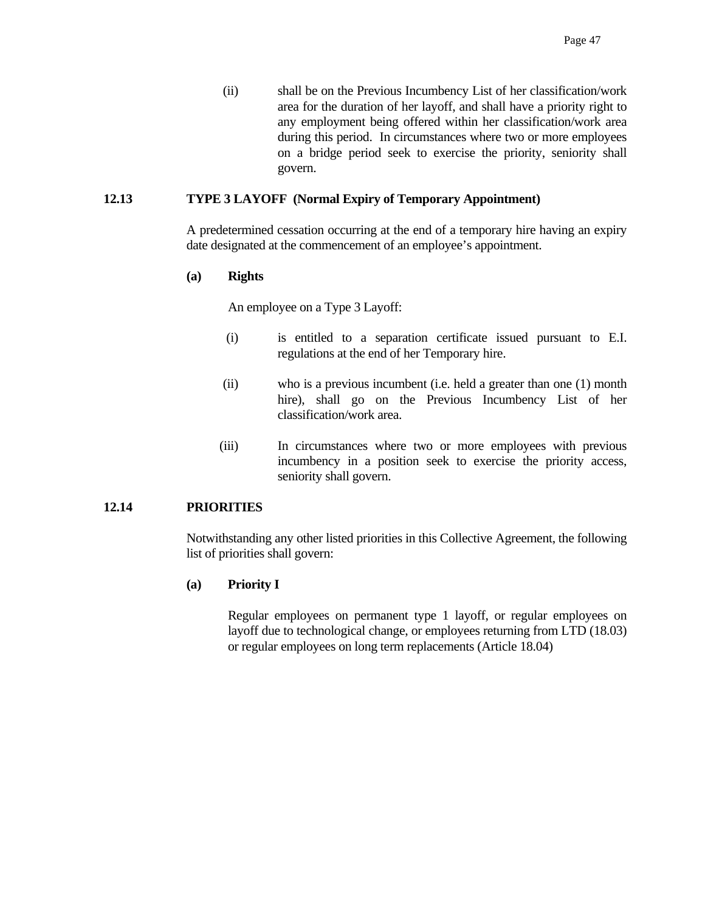(ii) shall be on the Previous Incumbency List of her classification/work area for the duration of her layoff, and shall have a priority right to any employment being offered within her classification/work area during this period. In circumstances where two or more employees on a bridge period seek to exercise the priority, seniority shall govern.

## 12.13 TYPE 3 LAYOFF (Normal Expiry of Temporary Appointment)

A predetermined cessation occurring at the end of a temporary hire having an expiry date designated at the commencement of an employee's appointment.

**(a) Rights**

An employee on a Type 3 Layoff:

(i) is entitled to a separation certificate issued pursuant to E.I. regulations at the end of her Temporary hire.

(ii) who is a previous incumbent (i.e. held a greater than one (1) month hire), shall go on the Previous Incumbency List of her classification/work area.

(iii) In circumstances where two or more employees with previous incumbency in a position seek to exercise the priority access, seniority shall govern.

## 12.14 PRIORITIES

Notwithstanding any other listed priorities in this Collective Agreement, the following list of priorities shall govern:

**(a) Priority I**

Regular employees on permanent type 1 layoff, or regular employees on layoff due to technological change, or employees returning from LTD (18.03) or regular employees on long term replacements (Article 18.04)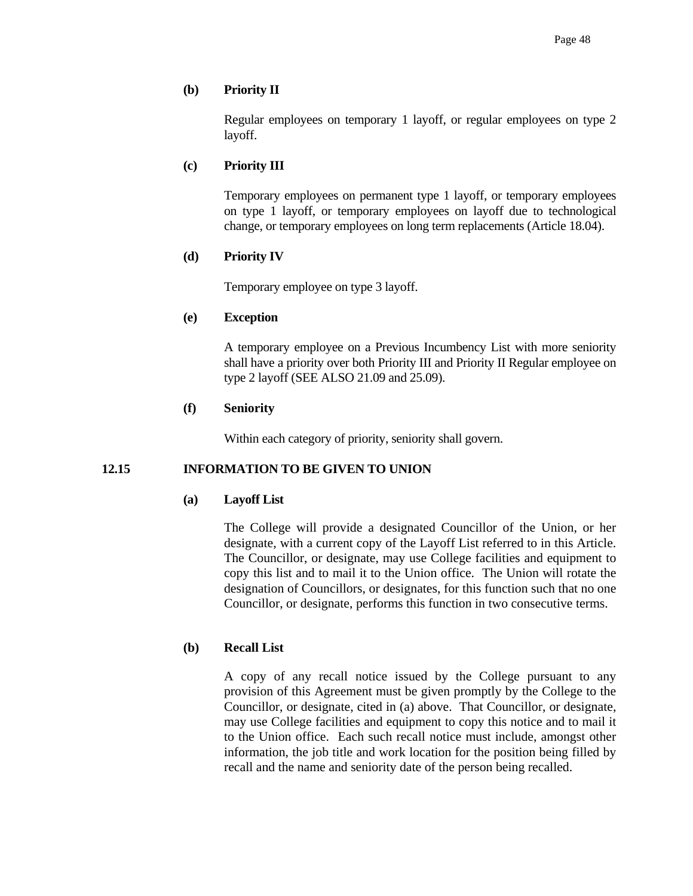**(b) Priority II**

Regular employees on temporary 1 layoff, or regular employees on type 2 layoff.

**(c) Priority III**

Temporary employees on permanent type 1 layoff, or temporary employees on type 1 layoff, or temporary employees on layoff due to technological change, or temporary employees on long term replacements (Article 18.04).

**(d) Priority IV**

Temporary employee on type 3 layoff.

**(e) Exception**

A temporary employee on a Previous Incumbency List with more seniority shall have a priority over both Priority III and Priority II Regular employee on type 2 layoff (SEE ALSO 21.09 and 25.09).

**(f) Seniority**

Within each category of priority, seniority shall govern.

### 12.15 INFORMATION TO BE GIVEN TO UNION

**(a) Layoff List**

The College will provide a designated Councillor of the Union, or her designate, with a current copy of the Layoff List referred to in this Article. The Councillor, or designate, may use College facilities and equipment to copy this list and to mail it to the Union office. The Union will rotate the designation of Councillors, or designates, for this function such that no one Councillor, or designate, performs this function in two consecutive terms.

**(b) Recall List**

A copy of any recall notice issued by the College pursuant to any provision of this Agreement must be given promptly by the College to the Councillor, or designate, cited in (a) above. That Councillor, or designate, may use College facilities and equipment to copy this notice and to mail it to the Union office. Each such recall notice must include, amongst other information, the job title and work location for the position being filled by recall and the name and seniority date of the person being recalled.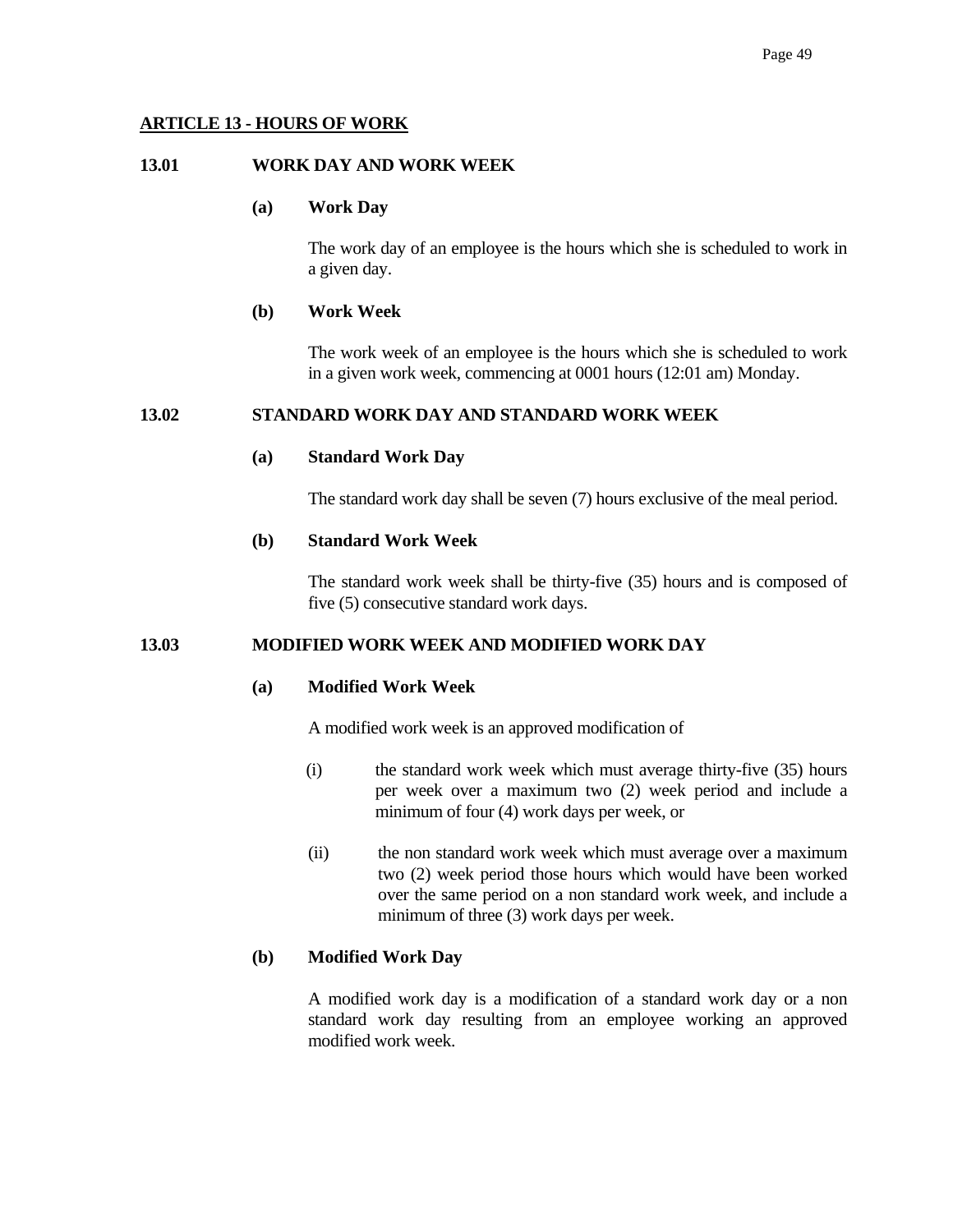## ARTICLE 13 - HOURS OF WORK

### 13.01 WORK DAY AND WORK WEEK

**(a) Work Day**

The work day of an employee is the hours which she is scheduled to work in a given day.

**(b) Work Week**

The work week of an employee is the hours which she is scheduled to work in a given work week, commencing at 0001 hours (12:01 am) Monday.

### 13.02 STANDARD WORK DAY AND STANDARD WORK WEEK

**(a) Standard Work Day**

The standard work day shall be seven (7) hours exclusive of the meal period.

**(b) Standard Work Week**

The standard work week shall be thirty-five (35) hours and is composed of five (5) consecutive standard work days.

### 13.03 MODIFIED WORK WEEK AND MODIFIED WORK DAY

**(a) Modified Work Week**

A modified work week is an approved modification of

(i) the standard work week which must average thirty-five (35) hours per week over a maximum two (2) week period and include a minimum of four (4) work days per week, or

(ii) the non standard work week which must average over a maximum two (2) week period those hours which would have been worked over the same period on a non standard work week, and include a minimum of three (3) work days per week.

**(b) Modified Work Day**

A modified work day is a modification of a standard work day or a non standard work day resulting from an employee working an approved modified work week.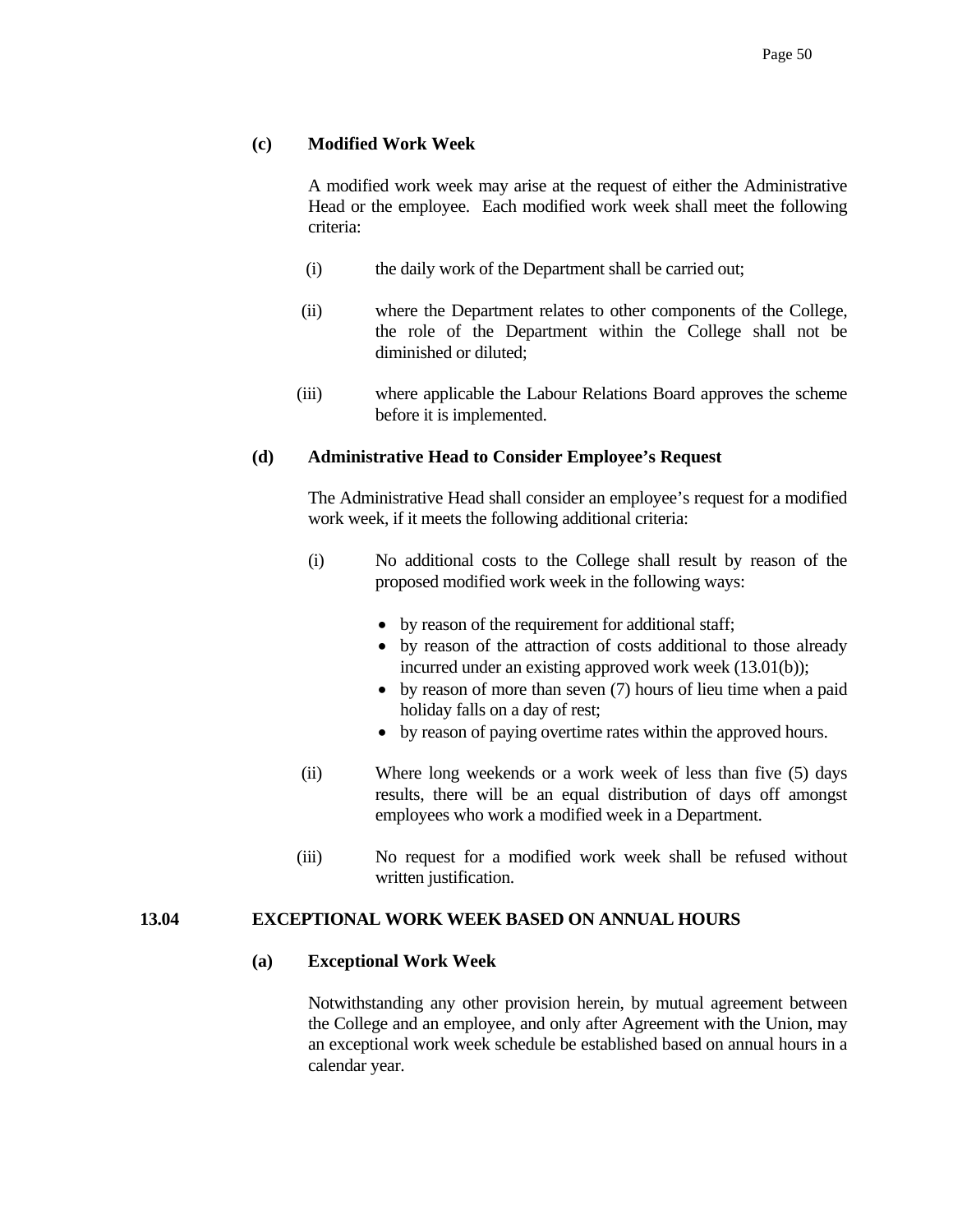**(c) Modified Work Week**

A modified work week may arise at the request of either the Administrative Head or the employee. Each modified work week shall meet the following criteria:

(i) the daily work of the Department shall be carried out;

(ii) where the Department relates to other components of the College, the role of the Department within the College shall not be diminished or diluted;

(iii) where applicable the Labour Relations Board approves the scheme before it is implemented.

**(d) Administrative Head to Consider Employee's Request**

The Administrative Head shall consider an employee's request for a modified work week, if it meets the following additional criteria:

(i) No additional costs to the College shall result by reason of the proposed modified work week in the following ways:

- by reason of the requirement for additional staff;
- by reason of the attraction of costs additional to those already incurred under an existing approved work week (13.01(b));
- by reason of more than seven (7) hours of lieu time when a paid holiday falls on a day of rest;
- by reason of paying overtime rates within the approved hours.

(ii) Where long weekends or a work week of less than five (5) days results, there will be an equal distribution of days off amongst employees who work a modified week in a Department.

(iii) No request for a modified work week shall be refused without written justification.

## 13.04 EXCEPTIONAL WORK WEEK BASED ON ANNUAL HOURS

**(a) Exceptional Work Week**

Notwithstanding any other provision herein, by mutual agreement between the College and an employee, and only after Agreement with the Union, may an exceptional work week schedule be established based on annual hours in a calendar year.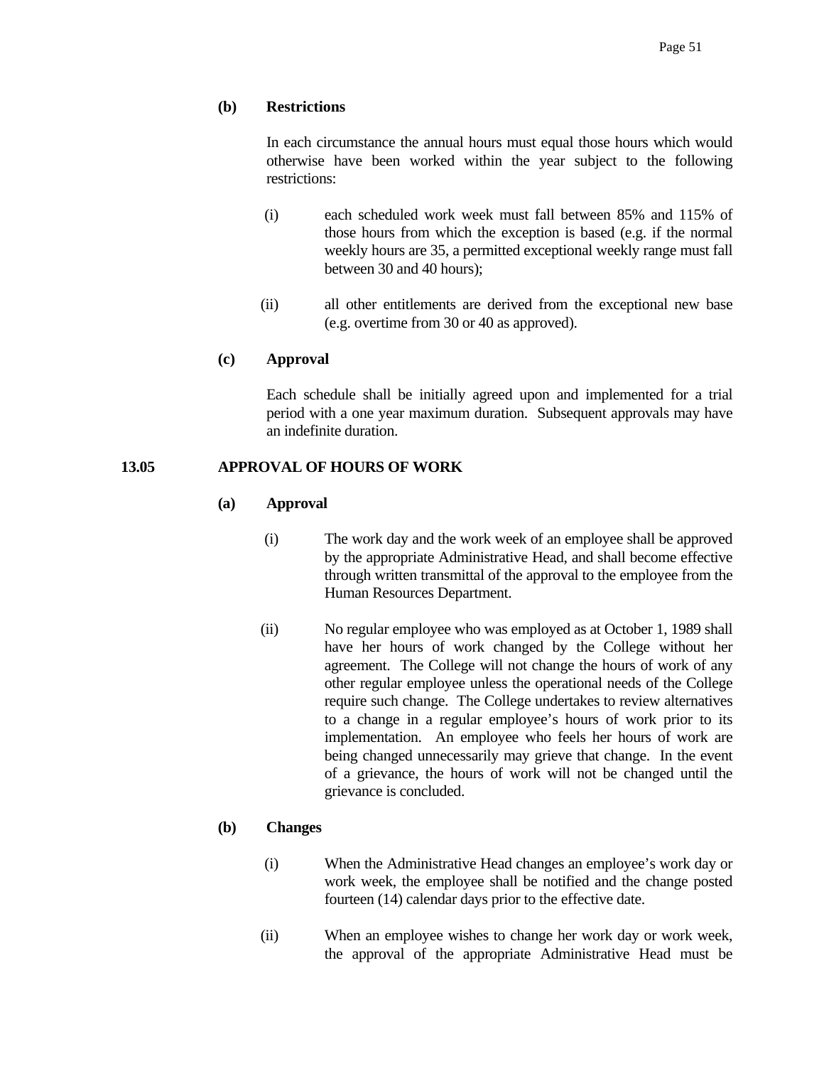**(b) Restrictions**

In each circumstance the annual hours must equal those hours which would otherwise have been worked within the year subject to the following restrictions:

(i) each scheduled work week must fall between 85% and 115% of those hours from which the exception is based (e.g. if the normal weekly hours are 35, a permitted exceptional weekly range must fall between 30 and 40 hours);

(ii) all other entitlements are derived from the exceptional new base (e.g. overtime from 30 or 40 as approved).

**(c) Approval**

Each schedule shall be initially agreed upon and implemented for a trial period with a one year maximum duration. Subsequent approvals may have an indefinite duration.

## 13.05 APPROVAL OF HOURS OF WORK

**(a) Approval**

(i) The work day and the work week of an employee shall be approved by the appropriate Administrative Head, and shall become effective through written transmittal of the approval to the employee from the Human Resources Department.

(ii) No regular employee who was employed as at October 1, 1989 shall have her hours of work changed by the College without her agreement. The College will not change the hours of work of any other regular employee unless the operational needs of the College require such change. The College undertakes to review alternatives to a change in a regular employee's hours of work prior to its implementation. An employee who feels her hours of work are being changed unnecessarily may grieve that change. In the event of a grievance, the hours of work will not be changed until the grievance is concluded.

**(b) Changes**

(i) When the Administrative Head changes an employee's work day or work week, the employee shall be notified and the change posted fourteen (14) calendar days prior to the effective date.

(ii) When an employee wishes to change her work day or work week, the approval of the appropriate Administrative Head must be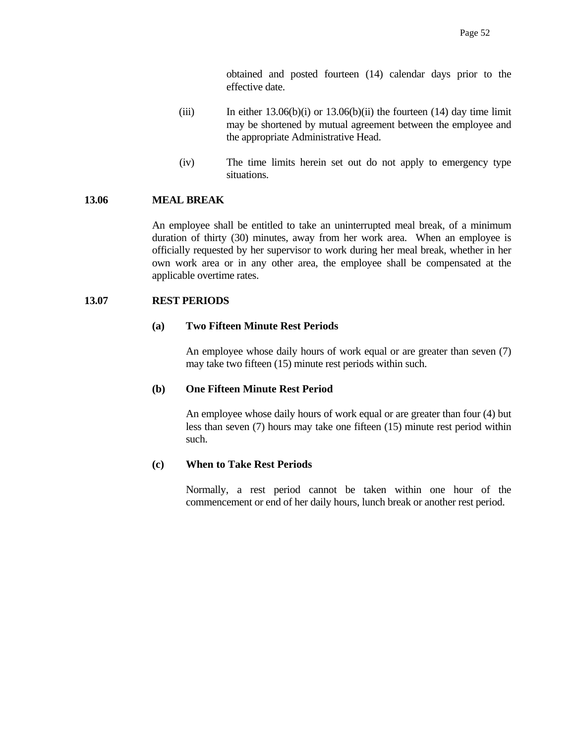obtained and posted fourteen (14) calendar days prior to the effective date.

(iii) In either 13.06(b)(i) or 13.06(b)(ii) the fourteen (14) day time limit may be shortened by mutual agreement between the employee and the appropriate Administrative Head.

(iv) The time limits herein set out do not apply to emergency type situations.

## 13.06 MEAL BREAK

An employee shall be entitled to take an uninterrupted meal break, of a minimum duration of thirty (30) minutes, away from her work area. When an employee is officially requested by her supervisor to work during her meal break, whether in her own work area or in any other area, the employee shall be compensated at the applicable overtime rates.

## 13.07 REST PERIODS

### (a) Two Fifteen Minute Rest Periods

An employee whose daily hours of work equal or are greater than seven (7) may take two fifteen (15) minute rest periods within such.

### (b) One Fifteen Minute Rest Period

An employee whose daily hours of work equal or are greater than four (4) but less than seven (7) hours may take one fifteen (15) minute rest period within such.

### (c) When to Take Rest Periods

Normally, a rest period cannot be taken within one hour of the commencement or end of her daily hours, lunch break or another rest period.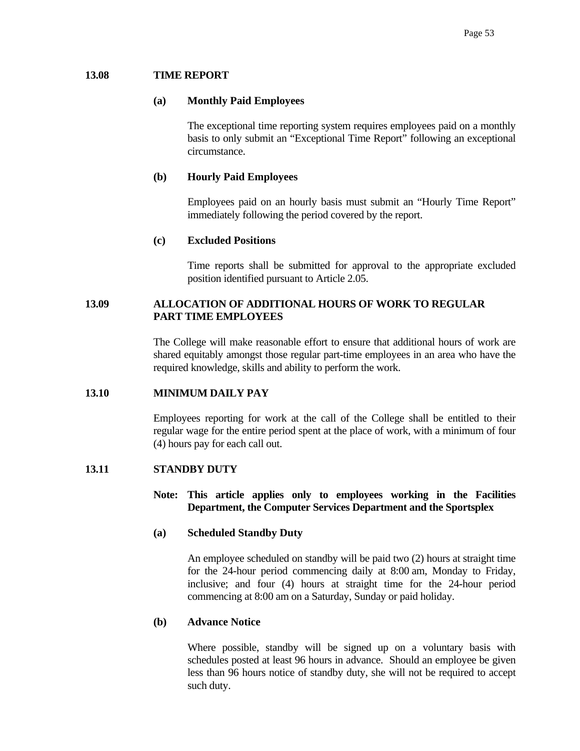## 13.08 TIME REPORT

### (a) Monthly Paid Employees

The exceptional time reporting system requires employees paid on a monthly basis to only submit an "Exceptional Time Report" following an exceptional circumstance.

### (b) Hourly Paid Employees

Employees paid on an hourly basis must submit an "Hourly Time Report" immediately following the period covered by the report.

### (c) Excluded Positions

Time reports shall be submitted for approval to the appropriate excluded position identified pursuant to Article 2.05.

## 13.09 ALLOCATION OF ADDITIONAL HOURS OF WORK TO REGULAR PART TIME EMPLOYEES

The College will make reasonable effort to ensure that additional hours of work are shared equitably amongst those regular part-time employees in an area who have the required knowledge, skills and ability to perform the work.

## 13.10 MINIMUM DAILY PAY

Employees reporting for work at the call of the College shall be entitled to their regular wage for the entire period spent at the place of work, with a minimum of four (4) hours pay for each call out.

## 13.11 STANDBY DUTY

**Note: This article applies only to employees working in the Facilities Department, the Computer Services Department and the Sportsplex**

### (a) Scheduled Standby Duty

An employee scheduled on standby will be paid two (2) hours at straight time for the 24-hour period commencing daily at 8:00 am, Monday to Friday, inclusive; and four (4) hours at straight time for the 24-hour period commencing at 8:00 am on a Saturday, Sunday or paid holiday.

### (b) Advance Notice

Where possible, standby will be signed up on a voluntary basis with schedules posted at least 96 hours in advance. Should an employee be given less than 96 hours notice of standby duty, she will not be required to accept such duty.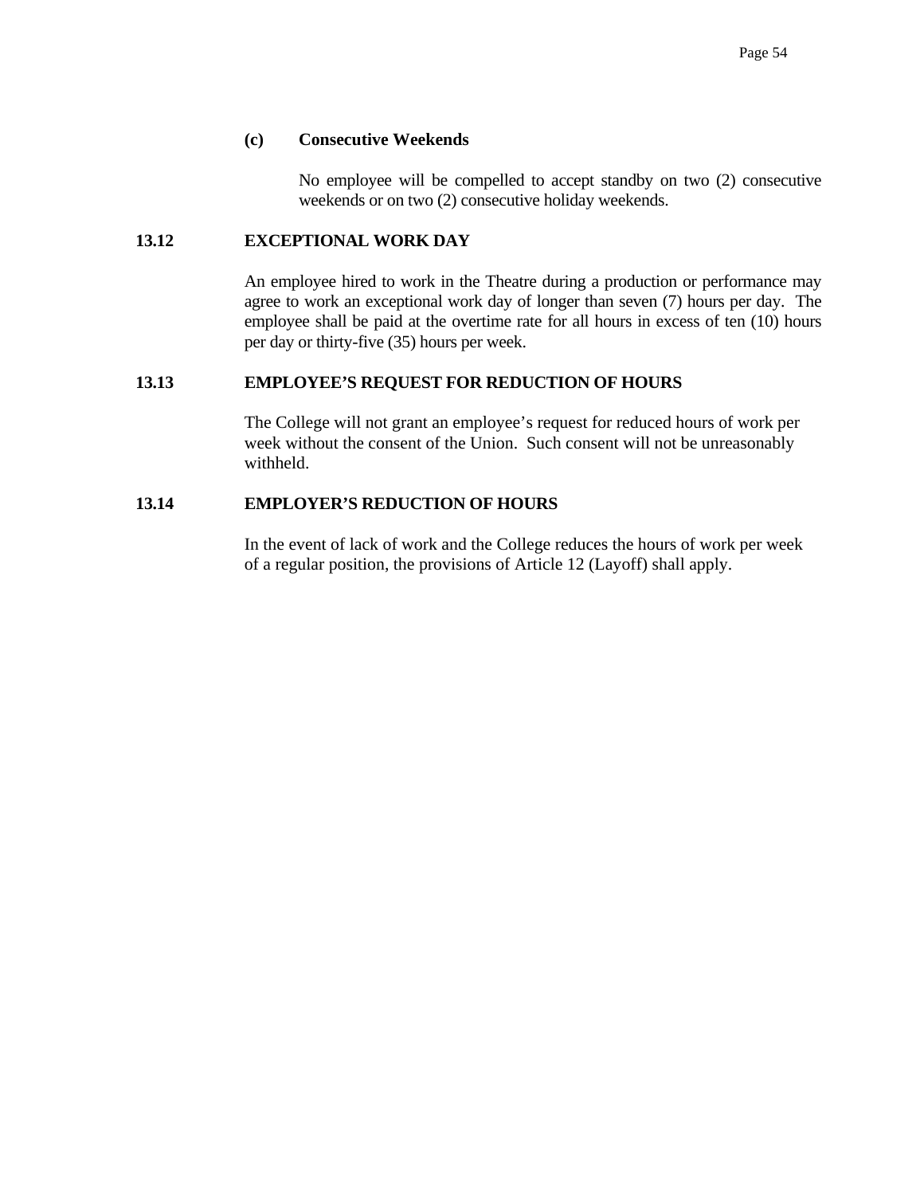**(c) Consecutive Weekends**

No employee will be compelled to accept standby on two (2) consecutive weekends or on two (2) consecutive holiday weekends.

## 13.12 EXCEPTIONAL WORK DAY

An employee hired to work in the Theatre during a production or performance may agree to work an exceptional work day of longer than seven (7) hours per day. The employee shall be paid at the overtime rate for all hours in excess of ten (10) hours per day or thirty-five (35) hours per week.

## 13.13 EMPLOYEE'S REQUEST FOR REDUCTION OF HOURS

The College will not grant an employee's request for reduced hours of work per week without the consent of the Union. Such consent will not be unreasonably withheld.

## 13.14 EMPLOYER'S REDUCTION OF HOURS

In the event of lack of work and the College reduces the hours of work per week of a regular position, the provisions of Article 12 (Layoff) shall apply.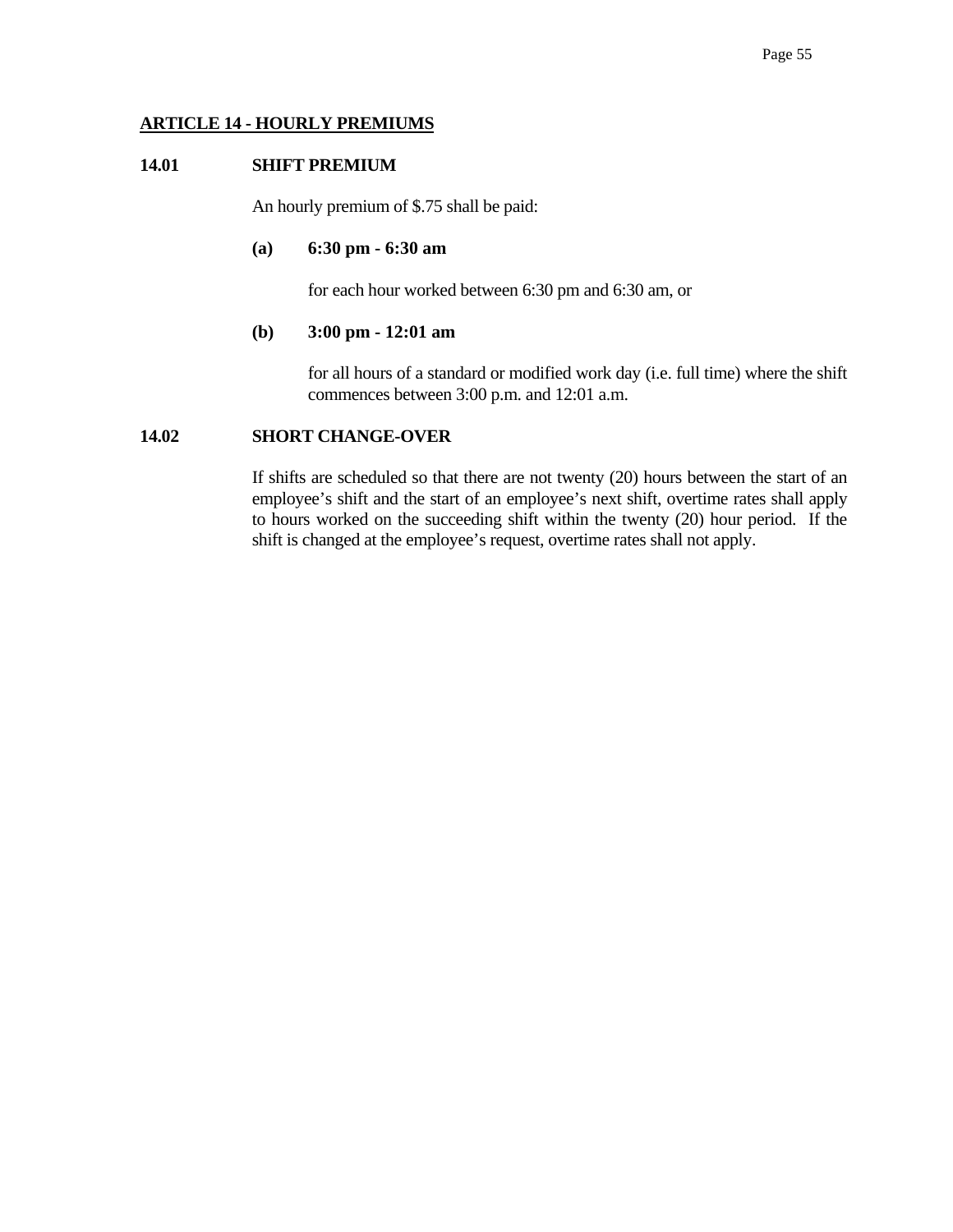## ARTICLE 14 - HOURLY PREMIUMS

### 14.01 SHIFT PREMIUM

An hourly premium of $.75 shall be paid:

**(a) 6:30 pm - 6:30 am**

for each hour worked between 6:30 pm and 6:30 am, or

**(b) 3:00 pm - 12:01 am**

for all hours of a standard or modified work day (i.e. full time) where the shift commences between 3:00 p.m. and 12:01 a.m.

### 14.02 SHORT CHANGE-OVER

If shifts are scheduled so that there are not twenty (20) hours between the start of an employee's shift and the start of an employee's next shift, overtime rates shall apply to hours worked on the succeeding shift within the twenty (20) hour period. If the shift is changed at the employee's request, overtime rates shall not apply.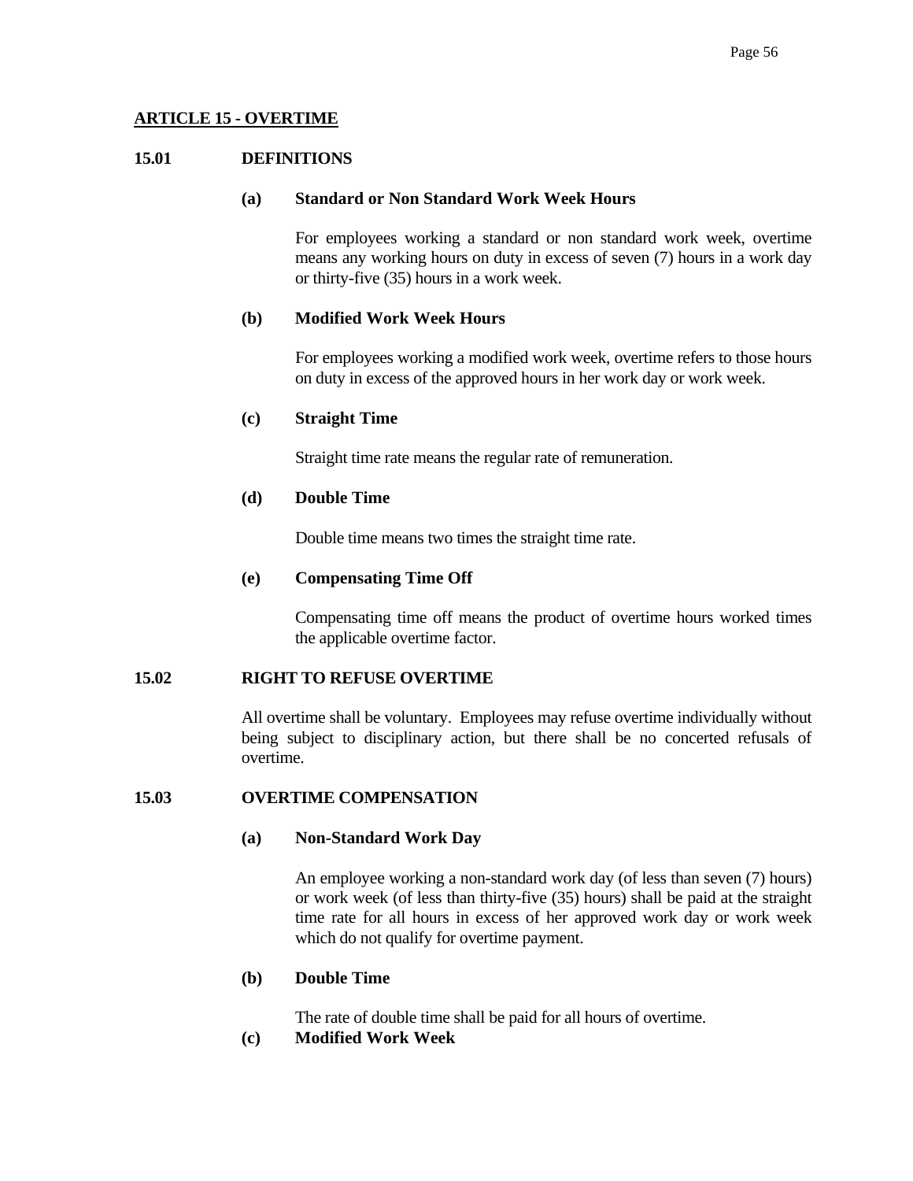## ARTICLE 15 - OVERTIME

### 15.01 DEFINITIONS

**(a) Standard or Non Standard Work Week Hours**

For employees working a standard or non standard work week, overtime means any working hours on duty in excess of seven (7) hours in a work day or thirty-five (35) hours in a work week.

**(b) Modified Work Week Hours**

For employees working a modified work week, overtime refers to those hours on duty in excess of the approved hours in her work day or work week.

**(c) Straight Time**

Straight time rate means the regular rate of remuneration.

**(d) Double Time**

Double time means two times the straight time rate.

**(e) Compensating Time Off**

Compensating time off means the product of overtime hours worked times the applicable overtime factor.

### 15.02 RIGHT TO REFUSE OVERTIME

All overtime shall be voluntary. Employees may refuse overtime individually without being subject to disciplinary action, but there shall be no concerted refusals of overtime.

### 15.03 OVERTIME COMPENSATION

**(a) Non-Standard Work Day**

An employee working a non-standard work day (of less than seven (7) hours) or work week (of less than thirty-five (35) hours) shall be paid at the straight time rate for all hours in excess of her approved work day or work week which do not qualify for overtime payment.

**(b) Double Time**

The rate of double time shall be paid for all hours of overtime.

**(c) Modified Work Week**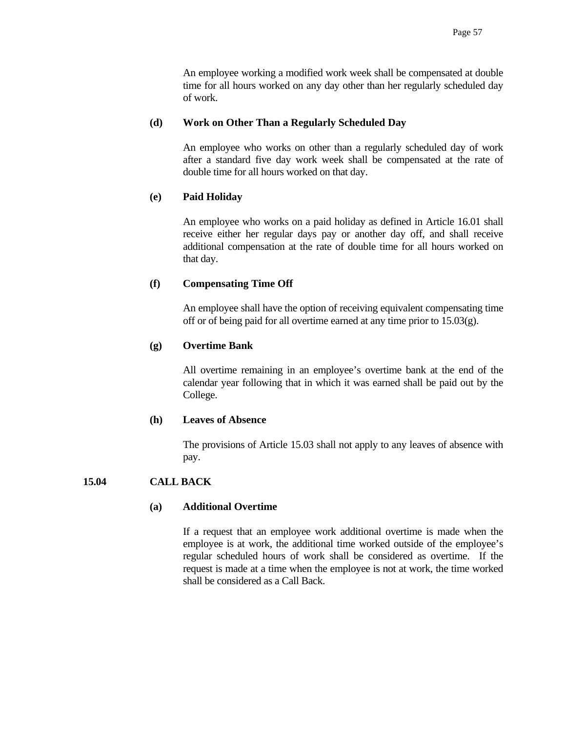An employee working a modified work week shall be compensated at double time for all hours worked on any day other than her regularly scheduled day of work.

**(d) Work on Other Than a Regularly Scheduled Day**

An employee who works on other than a regularly scheduled day of work after a standard five day work week shall be compensated at the rate of double time for all hours worked on that day.

**(e) Paid Holiday**

An employee who works on a paid holiday as defined in Article 16.01 shall receive either her regular days pay or another day off, and shall receive additional compensation at the rate of double time for all hours worked on that day.

**(f) Compensating Time Off**

An employee shall have the option of receiving equivalent compensating time off or of being paid for all overtime earned at any time prior to 15.03(g).

**(g) Overtime Bank**

All overtime remaining in an employee's overtime bank at the end of the calendar year following that in which it was earned shall be paid out by the College.

**(h) Leaves of Absence**

The provisions of Article 15.03 shall not apply to any leaves of absence with pay.

## 15.04 CALL BACK

**(a) Additional Overtime**

If a request that an employee work additional overtime is made when the employee is at work, the additional time worked outside of the employee's regular scheduled hours of work shall be considered as overtime. If the request is made at a time when the employee is not at work, the time worked shall be considered as a Call Back.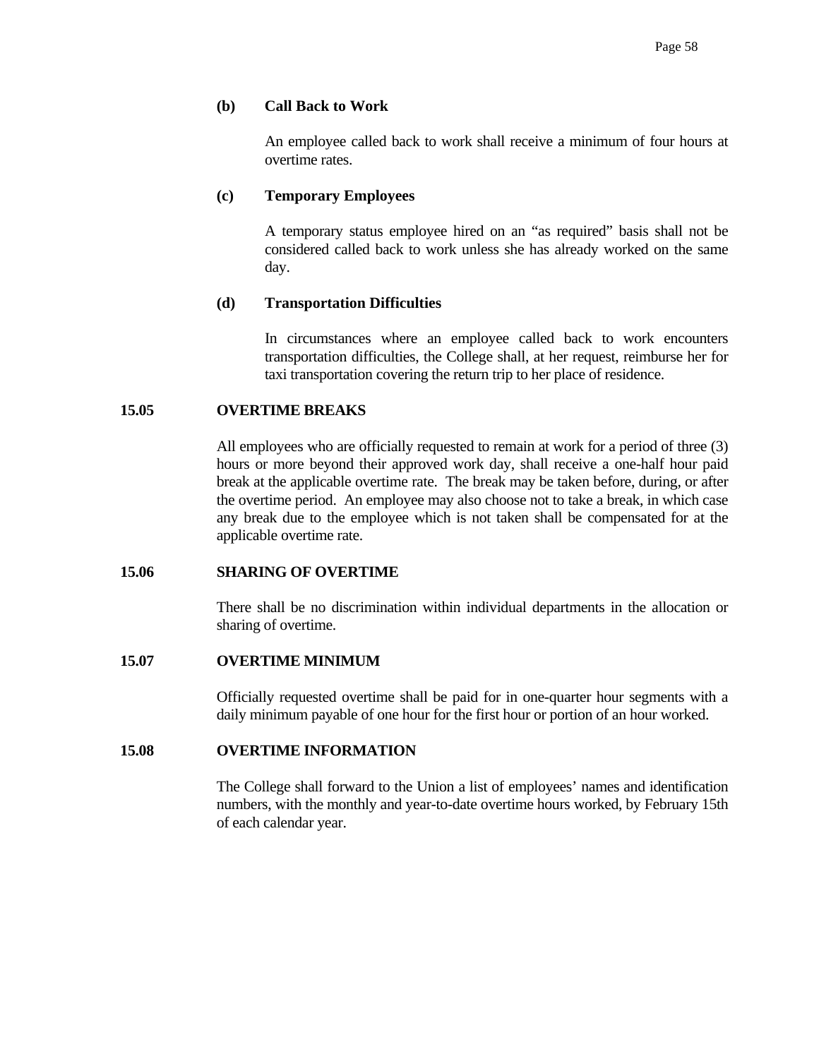**(b) Call Back to Work**

An employee called back to work shall receive a minimum of four hours at overtime rates.

**(c) Temporary Employees**

A temporary status employee hired on an "as required" basis shall not be considered called back to work unless she has already worked on the same day.

**(d) Transportation Difficulties**

In circumstances where an employee called back to work encounters transportation difficulties, the College shall, at her request, reimburse her for taxi transportation covering the return trip to her place of residence.

## 15.05 OVERTIME BREAKS

All employees who are officially requested to remain at work for a period of three (3) hours or more beyond their approved work day, shall receive a one-half hour paid break at the applicable overtime rate. The break may be taken before, during, or after the overtime period. An employee may also choose not to take a break, in which case any break due to the employee which is not taken shall be compensated for at the applicable overtime rate.

## 15.06 SHARING OF OVERTIME

There shall be no discrimination within individual departments in the allocation or sharing of overtime.

## 15.07 OVERTIME MINIMUM

Officially requested overtime shall be paid for in one-quarter hour segments with a daily minimum payable of one hour for the first hour or portion of an hour worked.

## 15.08 OVERTIME INFORMATION

The College shall forward to the Union a list of employees' names and identification numbers, with the monthly and year-to-date overtime hours worked, by February 15th of each calendar year.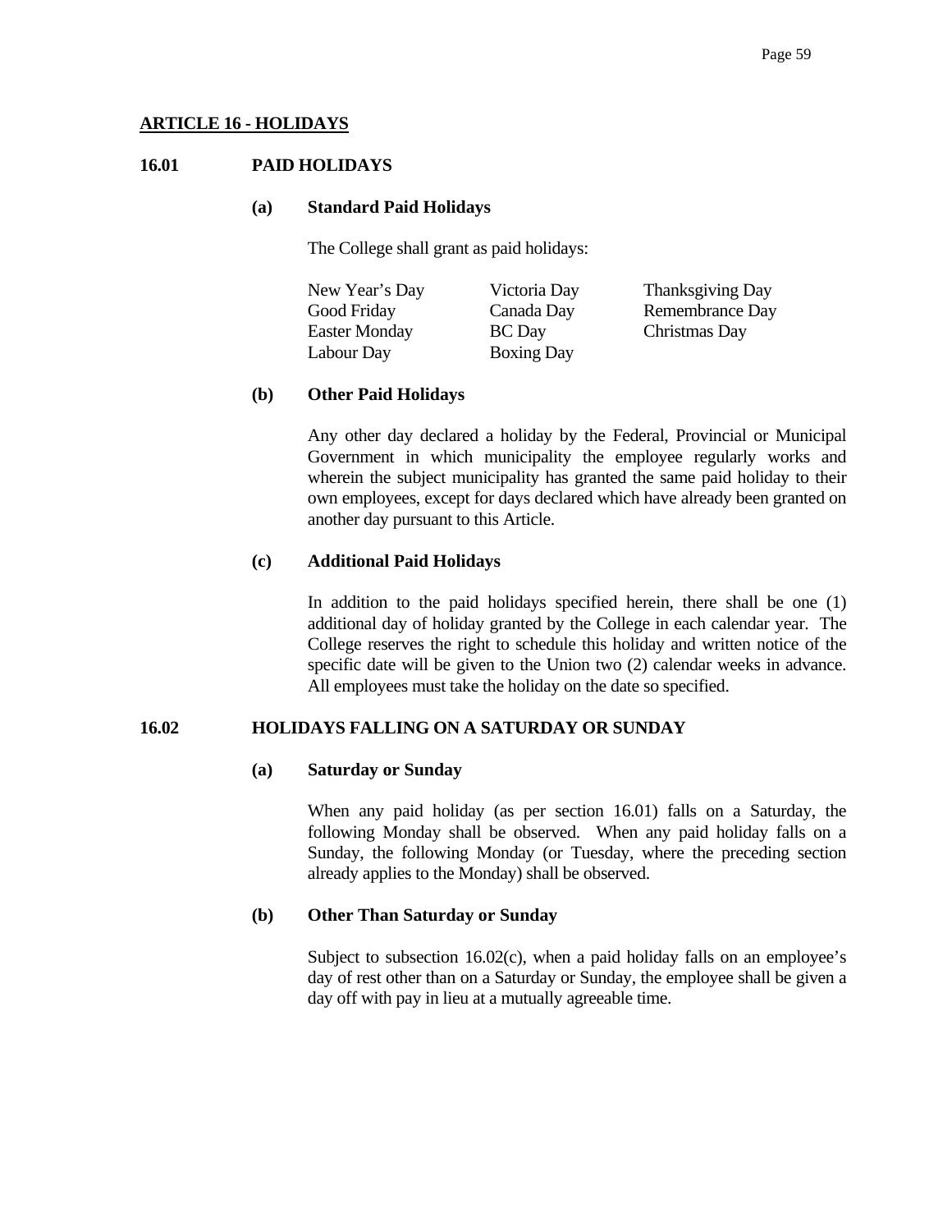## ARTICLE 16 - HOLIDAYS

### 16.01 PAID HOLIDAYS

**(a) Standard Paid Holidays**

The College shall grant as paid holidays:

| | | |
|---|---|---|
| New Year's Day | Victoria Day | Thanksgiving Day |
| Good Friday | Canada Day | Remembrance Day |
| Easter Monday | BC Day | Christmas Day |
| Labour Day | Boxing Day | |

**(b) Other Paid Holidays**

Any other day declared a holiday by the Federal, Provincial or Municipal Government in which municipality the employee regularly works and wherein the subject municipality has granted the same paid holiday to their own employees, except for days declared which have already been granted on another day pursuant to this Article.

**(c) Additional Paid Holidays**

In addition to the paid holidays specified herein, there shall be one (1) additional day of holiday granted by the College in each calendar year. The College reserves the right to schedule this holiday and written notice of the specific date will be given to the Union two (2) calendar weeks in advance. All employees must take the holiday on the date so specified.

### 16.02 HOLIDAYS FALLING ON A SATURDAY OR SUNDAY

**(a) Saturday or Sunday**

When any paid holiday (as per section 16.01) falls on a Saturday, the following Monday shall be observed. When any paid holiday falls on a Sunday, the following Monday (or Tuesday, where the preceding section already applies to the Monday) shall be observed.

**(b) Other Than Saturday or Sunday**

Subject to subsection 16.02(c), when a paid holiday falls on an employee's day of rest other than on a Saturday or Sunday, the employee shall be given a day off with pay in lieu at a mutually agreeable time.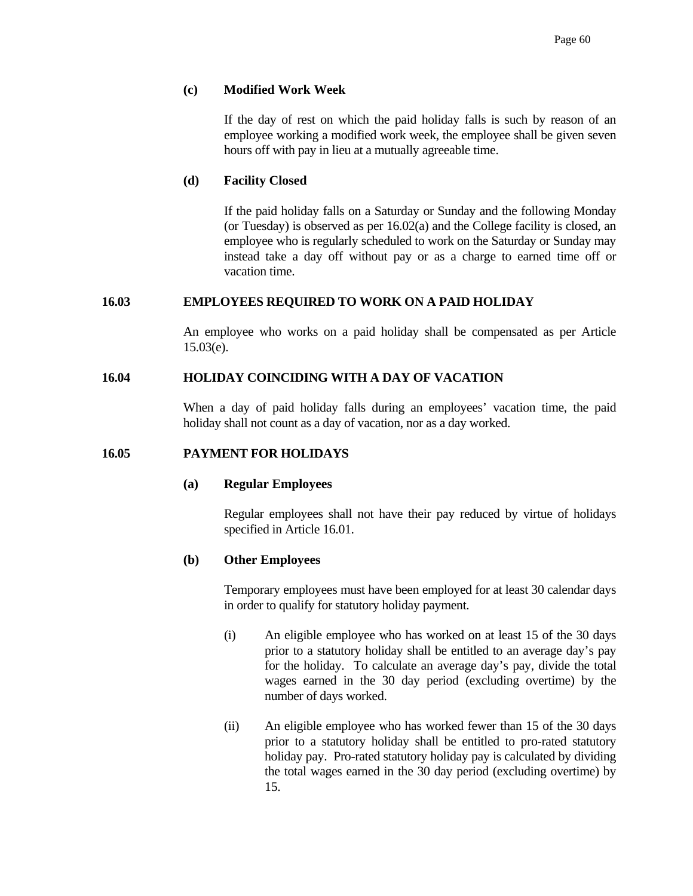**(c) Modified Work Week**

If the day of rest on which the paid holiday falls is such by reason of an employee working a modified work week, the employee shall be given seven hours off with pay in lieu at a mutually agreeable time.

**(d) Facility Closed**

If the paid holiday falls on a Saturday or Sunday and the following Monday (or Tuesday) is observed as per 16.02(a) and the College facility is closed, an employee who is regularly scheduled to work on the Saturday or Sunday may instead take a day off without pay or as a charge to earned time off or vacation time.

## 16.03 EMPLOYEES REQUIRED TO WORK ON A PAID HOLIDAY

An employee who works on a paid holiday shall be compensated as per Article 15.03(e).

## 16.04 HOLIDAY COINCIDING WITH A DAY OF VACATION

When a day of paid holiday falls during an employees' vacation time, the paid holiday shall not count as a day of vacation, nor as a day worked.

## 16.05 PAYMENT FOR HOLIDAYS

**(a) Regular Employees**

Regular employees shall not have their pay reduced by virtue of holidays specified in Article 16.01.

**(b) Other Employees**

Temporary employees must have been employed for at least 30 calendar days in order to qualify for statutory holiday payment.

(i) An eligible employee who has worked on at least 15 of the 30 days prior to a statutory holiday shall be entitled to an average day's pay for the holiday. To calculate an average day's pay, divide the total wages earned in the 30 day period (excluding overtime) by the number of days worked.

(ii) An eligible employee who has worked fewer than 15 of the 30 days prior to a statutory holiday shall be entitled to pro-rated statutory holiday pay. Pro-rated statutory holiday pay is calculated by dividing the total wages earned in the 30 day period (excluding overtime) by 15.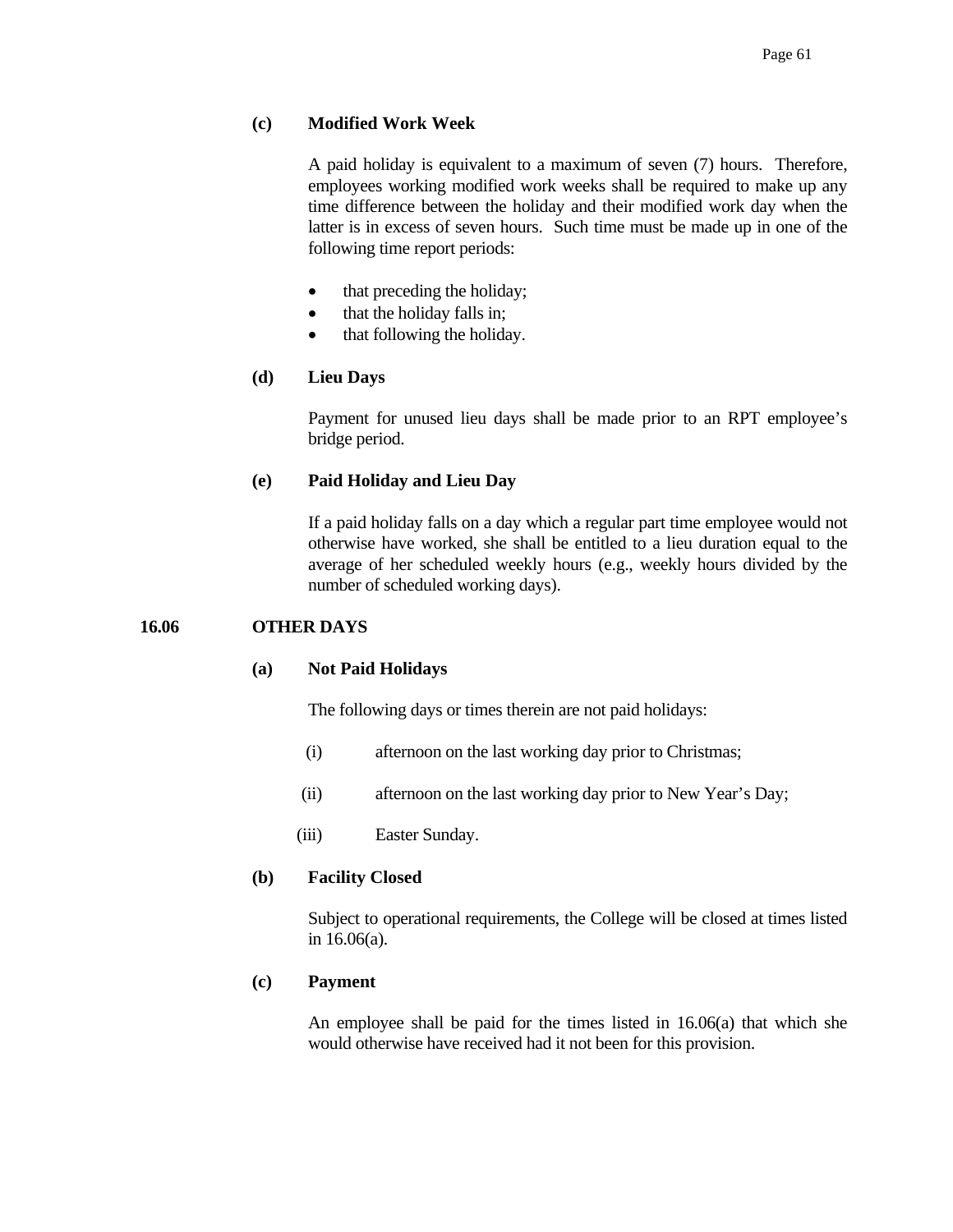**(c) Modified Work Week**

A paid holiday is equivalent to a maximum of seven (7) hours. Therefore, employees working modified work weeks shall be required to make up any time difference between the holiday and their modified work day when the latter is in excess of seven hours. Such time must be made up in one of the following time report periods:

- that preceding the holiday;
- that the holiday falls in;
- that following the holiday.

**(d) Lieu Days**

Payment for unused lieu days shall be made prior to an RPT employee's bridge period.

**(e) Paid Holiday and Lieu Day**

If a paid holiday falls on a day which a regular part time employee would not otherwise have worked, she shall be entitled to a lieu duration equal to the average of her scheduled weekly hours (e.g., weekly hours divided by the number of scheduled working days).

## 16.06 OTHER DAYS

**(a) Not Paid Holidays**

The following days or times therein are not paid holidays:

(i) afternoon on the last working day prior to Christmas;

(ii) afternoon on the last working day prior to New Year's Day;

(iii) Easter Sunday.

**(b) Facility Closed**

Subject to operational requirements, the College will be closed at times listed in 16.06(a).

**(c) Payment**

An employee shall be paid for the times listed in 16.06(a) that which she would otherwise have received had it not been for this provision.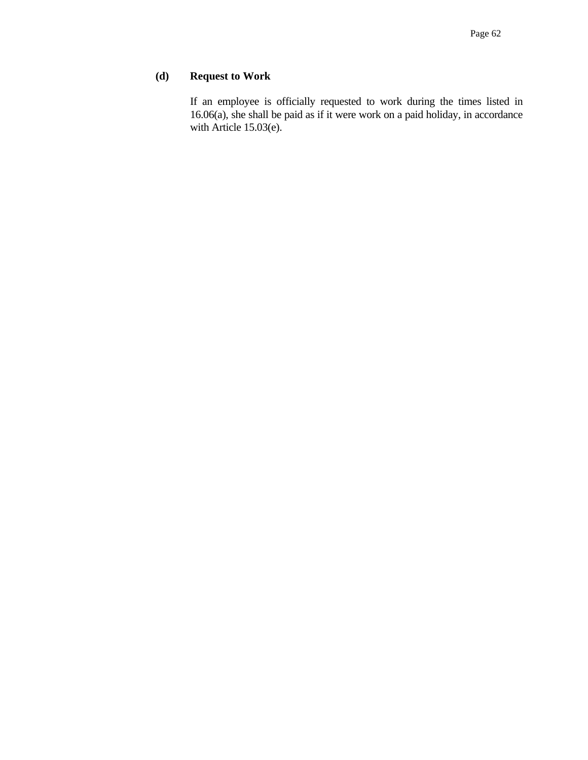**(d) Request to Work**

If an employee is officially requested to work during the times listed in 16.06(a), she shall be paid as if it were work on a paid holiday, in accordance with Article 15.03(e).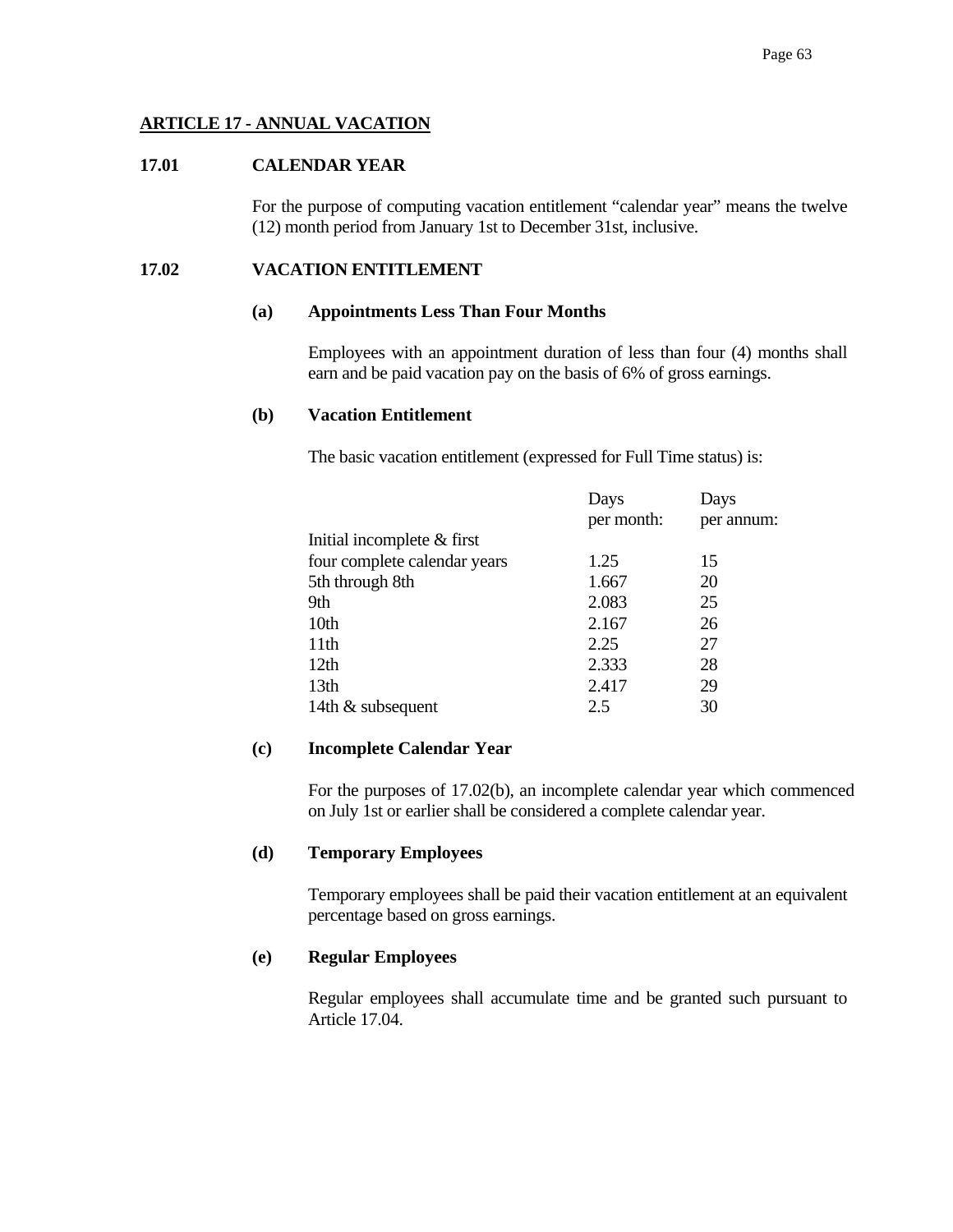## ARTICLE 17 - ANNUAL VACATION

### 17.01 CALENDAR YEAR

For the purpose of computing vacation entitlement "calendar year" means the twelve (12) month period from January 1st to December 31st, inclusive.

### 17.02 VACATION ENTITLEMENT

**(a) Appointments Less Than Four Months**

Employees with an appointment duration of less than four (4) months shall earn and be paid vacation pay on the basis of 6% of gross earnings.

**(b) Vacation Entitlement**

The basic vacation entitlement (expressed for Full Time status) is:

| | Days per month: | Days per annum: |
|---|---|---|
| Initial incomplete & first four complete calendar years | 1.25 | 15 |
| 5th through 8th | 1.667 | 20 |
| 9th | 2.083 | 25 |
| 10th | 2.167 | 26 |
| 11th | 2.25 | 27 |
| 12th | 2.333 | 28 |
| 13th | 2.417 | 29 |
| 14th & subsequent | 2.5 | 30 |

**(c) Incomplete Calendar Year**

For the purposes of 17.02(b), an incomplete calendar year which commenced on July 1st or earlier shall be considered a complete calendar year.

**(d) Temporary Employees**

Temporary employees shall be paid their vacation entitlement at an equivalent percentage based on gross earnings.

**(e) Regular Employees**

Regular employees shall accumulate time and be granted such pursuant to Article 17.04.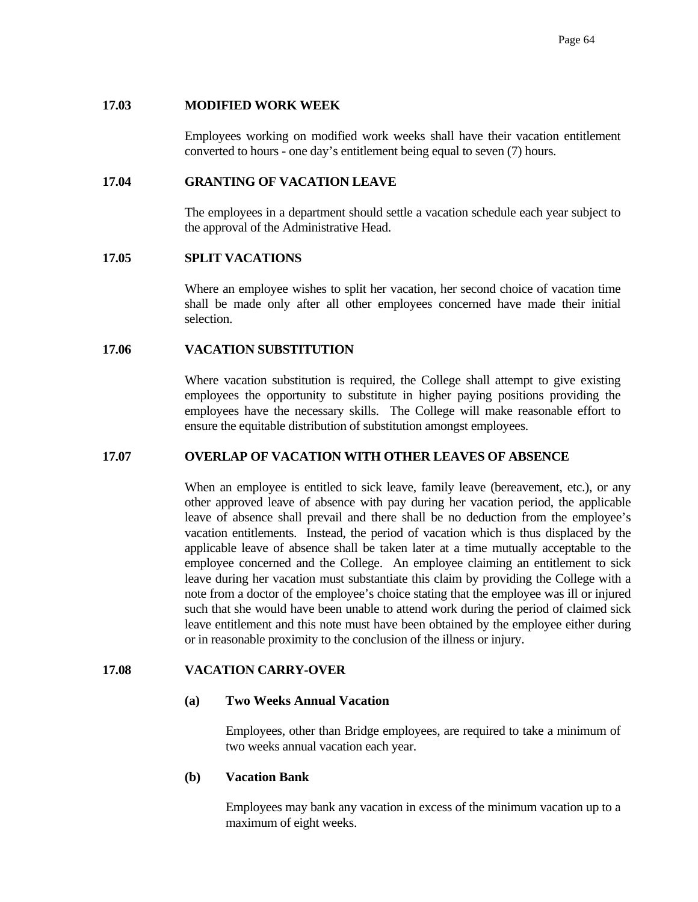### 17.03 MODIFIED WORK WEEK

Employees working on modified work weeks shall have their vacation entitlement converted to hours - one day's entitlement being equal to seven (7) hours.

### 17.04 GRANTING OF VACATION LEAVE

The employees in a department should settle a vacation schedule each year subject to the approval of the Administrative Head.

### 17.05 SPLIT VACATIONS

Where an employee wishes to split her vacation, her second choice of vacation time shall be made only after all other employees concerned have made their initial selection.

### 17.06 VACATION SUBSTITUTION

Where vacation substitution is required, the College shall attempt to give existing employees the opportunity to substitute in higher paying positions providing the employees have the necessary skills. The College will make reasonable effort to ensure the equitable distribution of substitution amongst employees.

### 17.07 OVERLAP OF VACATION WITH OTHER LEAVES OF ABSENCE

When an employee is entitled to sick leave, family leave (bereavement, etc.), or any other approved leave of absence with pay during her vacation period, the applicable leave of absence shall prevail and there shall be no deduction from the employee's vacation entitlements. Instead, the period of vacation which is thus displaced by the applicable leave of absence shall be taken later at a time mutually acceptable to the employee concerned and the College. An employee claiming an entitlement to sick leave during her vacation must substantiate this claim by providing the College with a note from a doctor of the employee's choice stating that the employee was ill or injured such that she would have been unable to attend work during the period of claimed sick leave entitlement and this note must have been obtained by the employee either during or in reasonable proximity to the conclusion of the illness or injury.

### 17.08 VACATION CARRY-OVER

**(a) Two Weeks Annual Vacation**

Employees, other than Bridge employees, are required to take a minimum of two weeks annual vacation each year.

**(b) Vacation Bank**

Employees may bank any vacation in excess of the minimum vacation up to a maximum of eight weeks.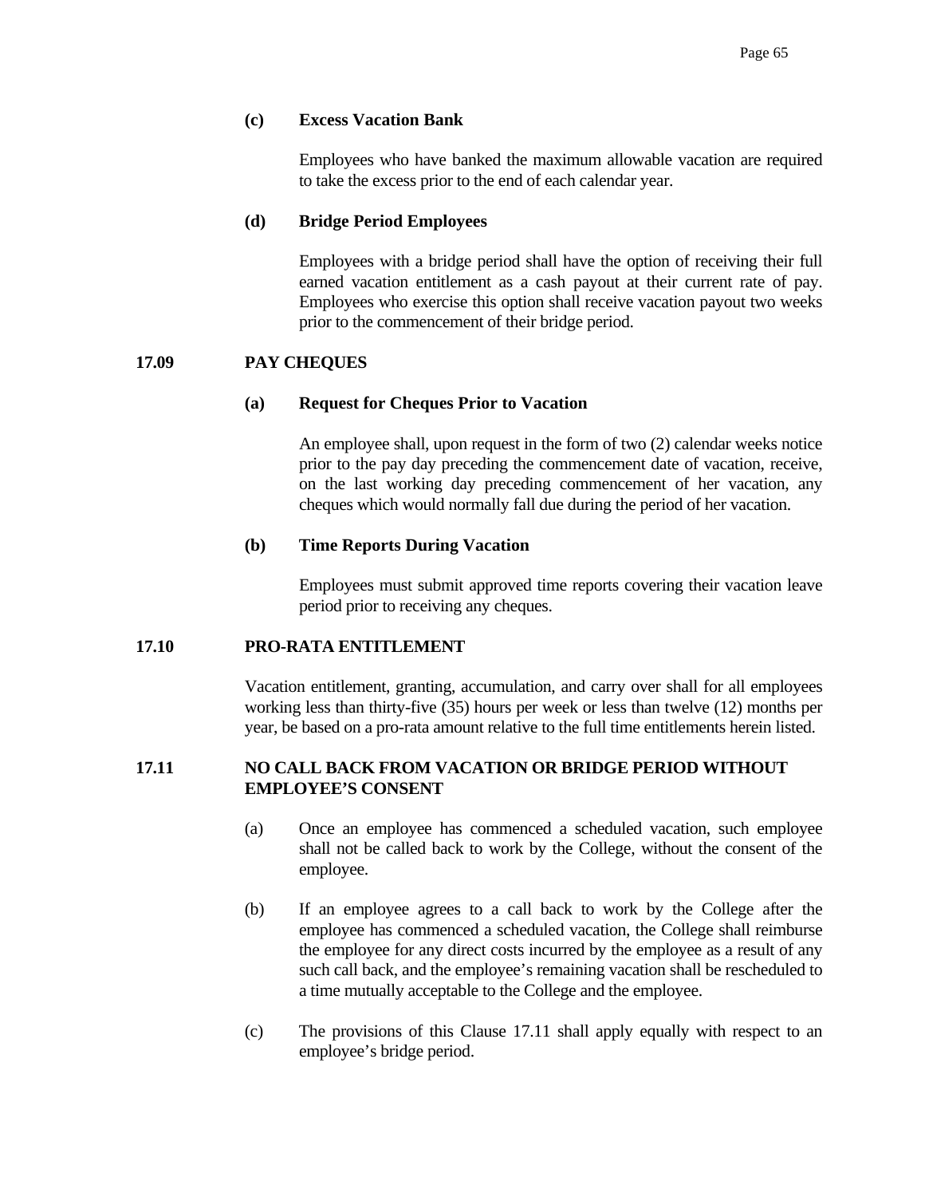**(c) Excess Vacation Bank**

Employees who have banked the maximum allowable vacation are required to take the excess prior to the end of each calendar year.

**(d) Bridge Period Employees**

Employees with a bridge period shall have the option of receiving their full earned vacation entitlement as a cash payout at their current rate of pay. Employees who exercise this option shall receive vacation payout two weeks prior to the commencement of their bridge period.

## 17.09 PAY CHEQUES

**(a) Request for Cheques Prior to Vacation**

An employee shall, upon request in the form of two (2) calendar weeks notice prior to the pay day preceding the commencement date of vacation, receive, on the last working day preceding commencement of her vacation, any cheques which would normally fall due during the period of her vacation.

**(b) Time Reports During Vacation**

Employees must submit approved time reports covering their vacation leave period prior to receiving any cheques.

## 17.10 PRO-RATA ENTITLEMENT

Vacation entitlement, granting, accumulation, and carry over shall for all employees working less than thirty-five (35) hours per week or less than twelve (12) months per year, be based on a pro-rata amount relative to the full time entitlements herein listed.

## 17.11 NO CALL BACK FROM VACATION OR BRIDGE PERIOD WITHOUT EMPLOYEE'S CONSENT

(a) Once an employee has commenced a scheduled vacation, such employee shall not be called back to work by the College, without the consent of the employee.

(b) If an employee agrees to a call back to work by the College after the employee has commenced a scheduled vacation, the College shall reimburse the employee for any direct costs incurred by the employee as a result of any such call back, and the employee's remaining vacation shall be rescheduled to a time mutually acceptable to the College and the employee.

(c) The provisions of this Clause 17.11 shall apply equally with respect to an employee's bridge period.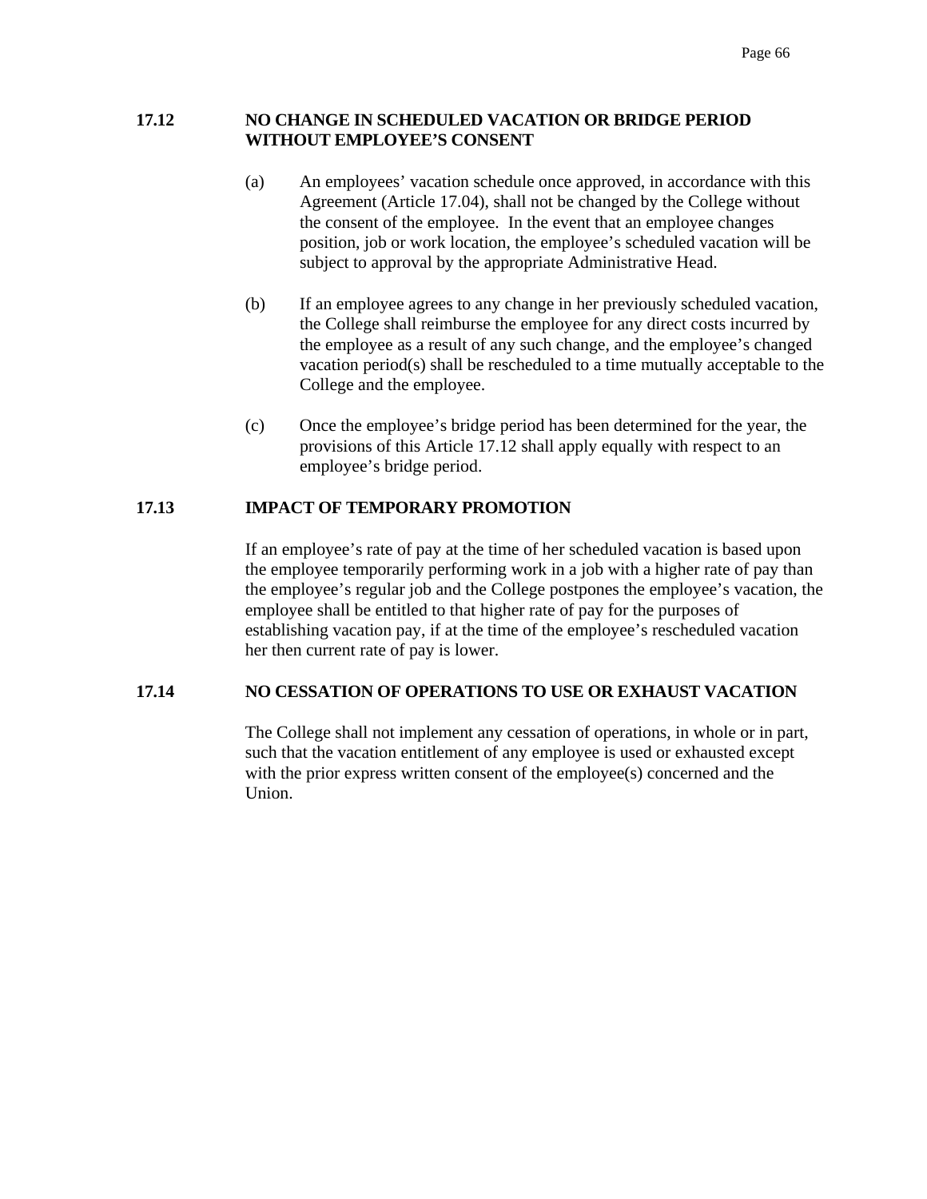### 17.12 NO CHANGE IN SCHEDULED VACATION OR BRIDGE PERIOD WITHOUT EMPLOYEE'S CONSENT

(a) An employees' vacation schedule once approved, in accordance with this Agreement (Article 17.04), shall not be changed by the College without the consent of the employee. In the event that an employee changes position, job or work location, the employee's scheduled vacation will be subject to approval by the appropriate Administrative Head.

(b) If an employee agrees to any change in her previously scheduled vacation, the College shall reimburse the employee for any direct costs incurred by the employee as a result of any such change, and the employee's changed vacation period(s) shall be rescheduled to a time mutually acceptable to the College and the employee.

(c) Once the employee's bridge period has been determined for the year, the provisions of this Article 17.12 shall apply equally with respect to an employee's bridge period.

### 17.13 IMPACT OF TEMPORARY PROMOTION

If an employee's rate of pay at the time of her scheduled vacation is based upon the employee temporarily performing work in a job with a higher rate of pay than the employee's regular job and the College postpones the employee's vacation, the employee shall be entitled to that higher rate of pay for the purposes of establishing vacation pay, if at the time of the employee's rescheduled vacation her then current rate of pay is lower.

### 17.14 NO CESSATION OF OPERATIONS TO USE OR EXHAUST VACATION

The College shall not implement any cessation of operations, in whole or in part, such that the vacation entitlement of any employee is used or exhausted except with the prior express written consent of the employee(s) concerned and the Union.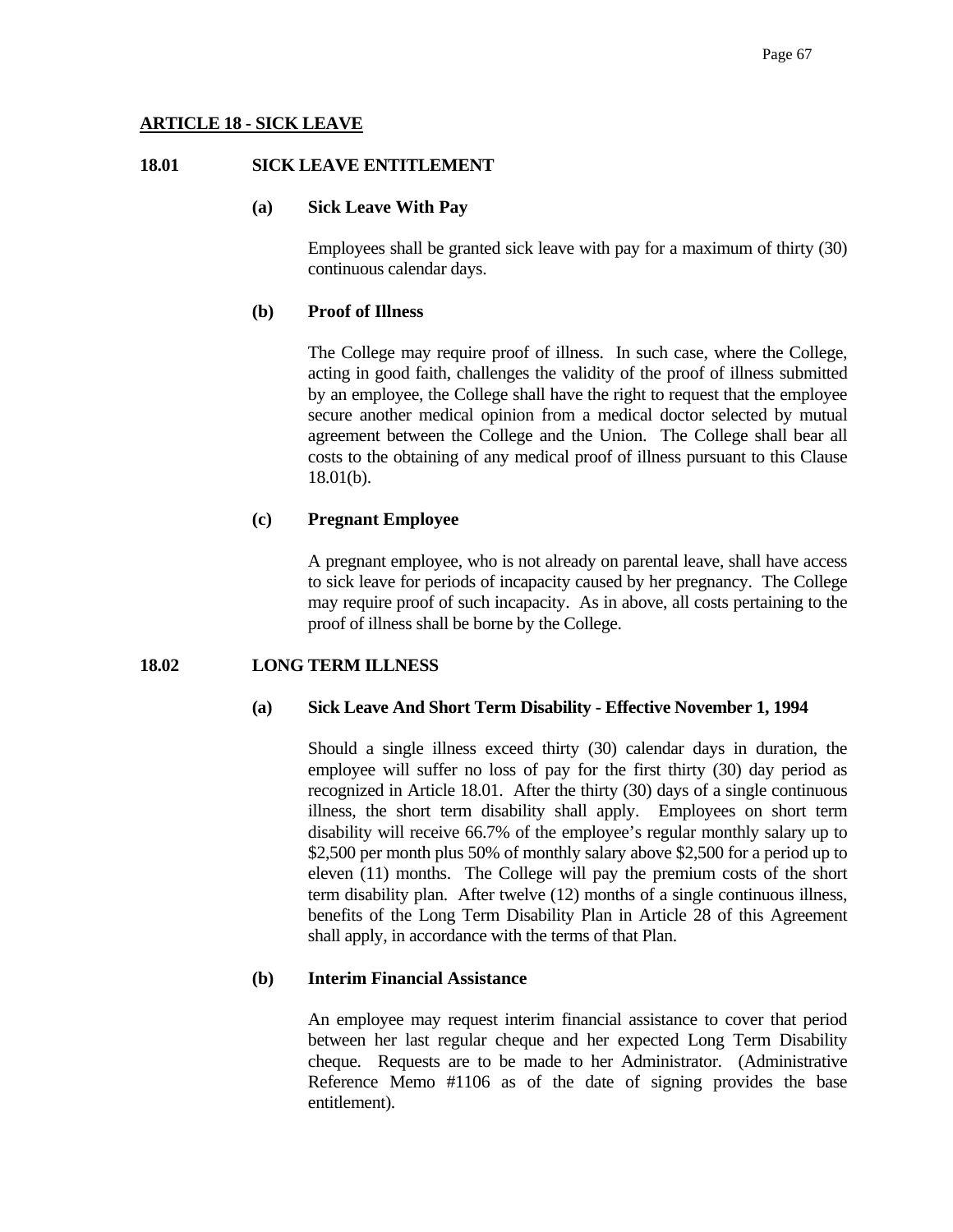## ARTICLE 18 - SICK LEAVE

### 18.01 SICK LEAVE ENTITLEMENT

**(a) Sick Leave With Pay**

Employees shall be granted sick leave with pay for a maximum of thirty (30) continuous calendar days.

**(b) Proof of Illness**

The College may require proof of illness. In such case, where the College, acting in good faith, challenges the validity of the proof of illness submitted by an employee, the College shall have the right to request that the employee secure another medical opinion from a medical doctor selected by mutual agreement between the College and the Union. The College shall bear all costs to the obtaining of any medical proof of illness pursuant to this Clause 18.01(b).

**(c) Pregnant Employee**

A pregnant employee, who is not already on parental leave, shall have access to sick leave for periods of incapacity caused by her pregnancy. The College may require proof of such incapacity. As in above, all costs pertaining to the proof of illness shall be borne by the College.

### 18.02 LONG TERM ILLNESS

**(a) Sick Leave And Short Term Disability - Effective November 1, 1994**

Should a single illness exceed thirty (30) calendar days in duration, the employee will suffer no loss of pay for the first thirty (30) day period as recognized in Article 18.01. After the thirty (30) days of a single continuous illness, the short term disability shall apply. Employees on short term disability will receive 66.7% of the employee's regular monthly salary up to $2,500 per month plus 50% of monthly salary above $2,500 for a period up to eleven (11) months. The College will pay the premium costs of the short term disability plan. After twelve (12) months of a single continuous illness, benefits of the Long Term Disability Plan in Article 28 of this Agreement shall apply, in accordance with the terms of that Plan.

**(b) Interim Financial Assistance**

An employee may request interim financial assistance to cover that period between her last regular cheque and her expected Long Term Disability cheque. Requests are to be made to her Administrator. (Administrative Reference Memo #1106 as of the date of signing provides the base entitlement).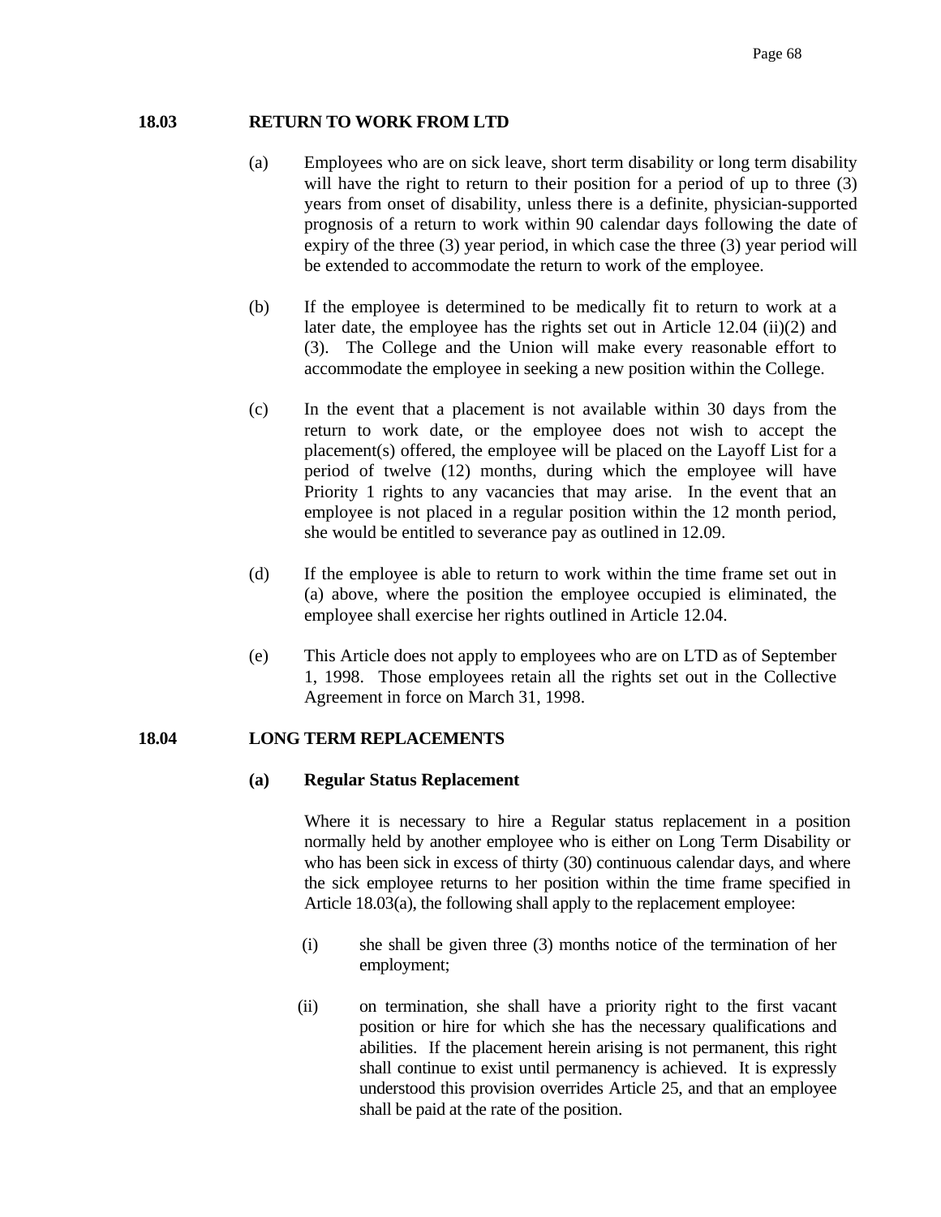## 18.03 RETURN TO WORK FROM LTD

(a) Employees who are on sick leave, short term disability or long term disability will have the right to return to their position for a period of up to three (3) years from onset of disability, unless there is a definite, physician-supported prognosis of a return to work within 90 calendar days following the date of expiry of the three (3) year period, in which case the three (3) year period will be extended to accommodate the return to work of the employee.

(b) If the employee is determined to be medically fit to return to work at a later date, the employee has the rights set out in Article 12.04 (ii)(2) and (3). The College and the Union will make every reasonable effort to accommodate the employee in seeking a new position within the College.

(c) In the event that a placement is not available within 30 days from the return to work date, or the employee does not wish to accept the placement(s) offered, the employee will be placed on the Layoff List for a period of twelve (12) months, during which the employee will have Priority 1 rights to any vacancies that may arise. In the event that an employee is not placed in a regular position within the 12 month period, she would be entitled to severance pay as outlined in 12.09.

(d) If the employee is able to return to work within the time frame set out in (a) above, where the position the employee occupied is eliminated, the employee shall exercise her rights outlined in Article 12.04.

(e) This Article does not apply to employees who are on LTD as of September 1, 1998. Those employees retain all the rights set out in the Collective Agreement in force on March 31, 1998.

## 18.04 LONG TERM REPLACEMENTS

### (a) Regular Status Replacement

Where it is necessary to hire a Regular status replacement in a position normally held by another employee who is either on Long Term Disability or who has been sick in excess of thirty (30) continuous calendar days, and where the sick employee returns to her position within the time frame specified in Article 18.03(a), the following shall apply to the replacement employee:

(i) she shall be given three (3) months notice of the termination of her employment;

(ii) on termination, she shall have a priority right to the first vacant position or hire for which she has the necessary qualifications and abilities. If the placement herein arising is not permanent, this right shall continue to exist until permanency is achieved. It is expressly understood this provision overrides Article 25, and that an employee shall be paid at the rate of the position.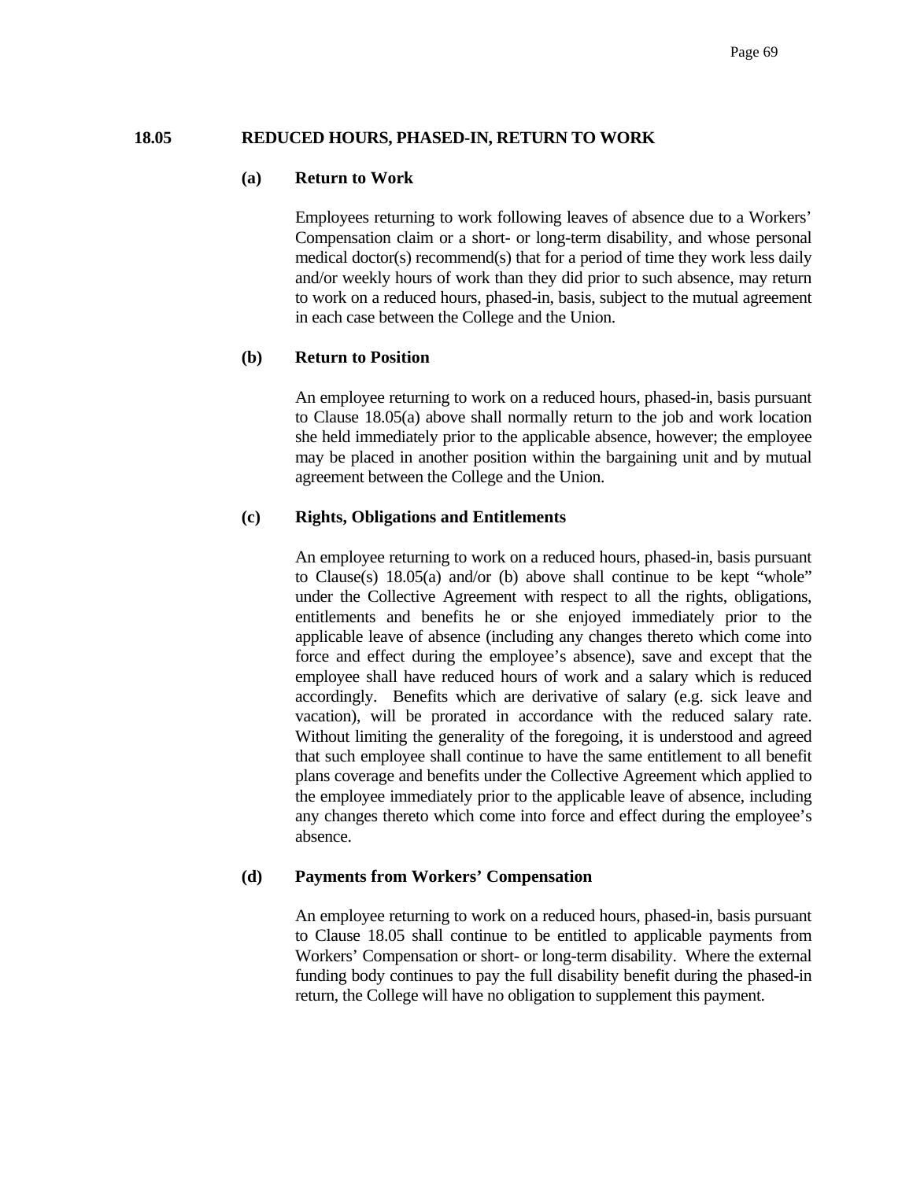## 18.05 REDUCED HOURS, PHASED-IN, RETURN TO WORK

### (a) Return to Work

Employees returning to work following leaves of absence due to a Workers' Compensation claim or a short- or long-term disability, and whose personal medical doctor(s) recommend(s) that for a period of time they work less daily and/or weekly hours of work than they did prior to such absence, may return to work on a reduced hours, phased-in, basis, subject to the mutual agreement in each case between the College and the Union.

### (b) Return to Position

An employee returning to work on a reduced hours, phased-in, basis pursuant to Clause 18.05(a) above shall normally return to the job and work location she held immediately prior to the applicable absence, however; the employee may be placed in another position within the bargaining unit and by mutual agreement between the College and the Union.

### (c) Rights, Obligations and Entitlements

An employee returning to work on a reduced hours, phased-in, basis pursuant to Clause(s) 18.05(a) and/or (b) above shall continue to be kept "whole" under the Collective Agreement with respect to all the rights, obligations, entitlements and benefits he or she enjoyed immediately prior to the applicable leave of absence (including any changes thereto which come into force and effect during the employee's absence), save and except that the employee shall have reduced hours of work and a salary which is reduced accordingly. Benefits which are derivative of salary (e.g. sick leave and vacation), will be prorated in accordance with the reduced salary rate. Without limiting the generality of the foregoing, it is understood and agreed that such employee shall continue to have the same entitlement to all benefit plans coverage and benefits under the Collective Agreement which applied to the employee immediately prior to the applicable leave of absence, including any changes thereto which come into force and effect during the employee's absence.

### (d) Payments from Workers' Compensation

An employee returning to work on a reduced hours, phased-in, basis pursuant to Clause 18.05 shall continue to be entitled to applicable payments from Workers' Compensation or short- or long-term disability. Where the external funding body continues to pay the full disability benefit during the phased-in return, the College will have no obligation to supplement this payment.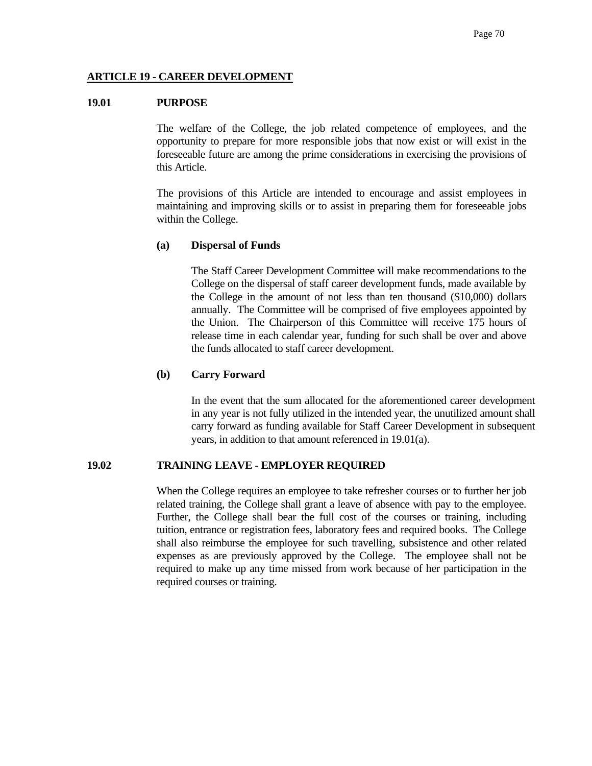## ARTICLE 19 - CAREER DEVELOPMENT

### 19.01 PURPOSE

The welfare of the College, the job related competence of employees, and the opportunity to prepare for more responsible jobs that now exist or will exist in the foreseeable future are among the prime considerations in exercising the provisions of this Article.

The provisions of this Article are intended to encourage and assist employees in maintaining and improving skills or to assist in preparing them for foreseeable jobs within the College.

**(a) Dispersal of Funds**

The Staff Career Development Committee will make recommendations to the College on the dispersal of staff career development funds, made available by the College in the amount of not less than ten thousand ($10,000) dollars annually. The Committee will be comprised of five employees appointed by the Union. The Chairperson of this Committee will receive 175 hours of release time in each calendar year, funding for such shall be over and above the funds allocated to staff career development.

**(b) Carry Forward**

In the event that the sum allocated for the aforementioned career development in any year is not fully utilized in the intended year, the unutilized amount shall carry forward as funding available for Staff Career Development in subsequent years, in addition to that amount referenced in 19.01(a).

### 19.02 TRAINING LEAVE - EMPLOYER REQUIRED

When the College requires an employee to take refresher courses or to further her job related training, the College shall grant a leave of absence with pay to the employee. Further, the College shall bear the full cost of the courses or training, including tuition, entrance or registration fees, laboratory fees and required books. The College shall also reimburse the employee for such travelling, subsistence and other related expenses as are previously approved by the College. The employee shall not be required to make up any time missed from work because of her participation in the required courses or training.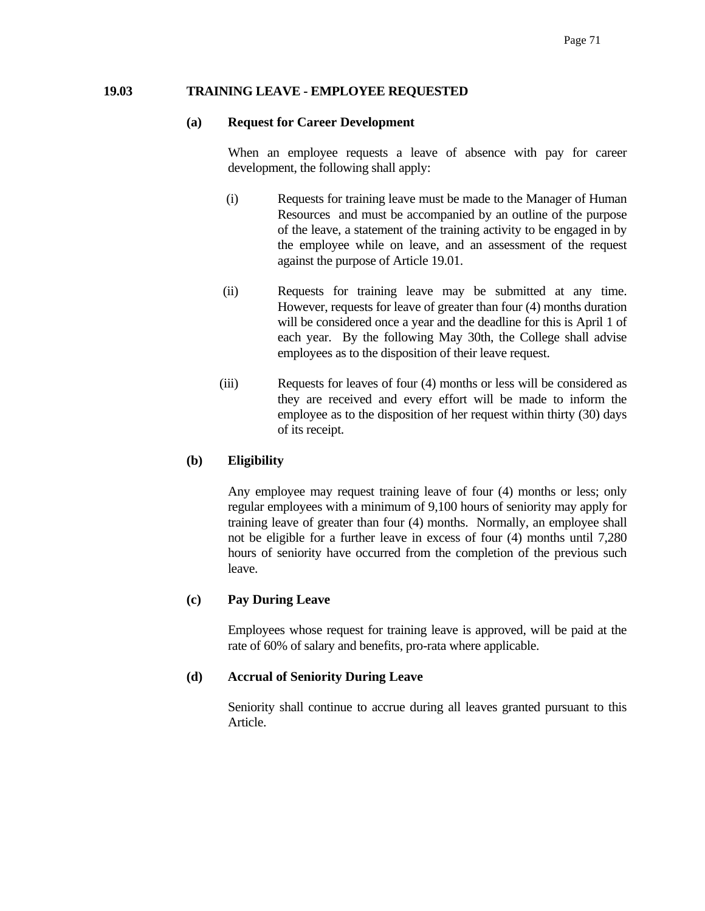## 19.03 TRAINING LEAVE - EMPLOYEE REQUESTED

### (a) Request for Career Development

When an employee requests a leave of absence with pay for career development, the following shall apply:

(i) Requests for training leave must be made to the Manager of Human Resources and must be accompanied by an outline of the purpose of the leave, a statement of the training activity to be engaged in by the employee while on leave, and an assessment of the request against the purpose of Article 19.01.

(ii) Requests for training leave may be submitted at any time. However, requests for leave of greater than four (4) months duration will be considered once a year and the deadline for this is April 1 of each year. By the following May 30th, the College shall advise employees as to the disposition of their leave request.

(iii) Requests for leaves of four (4) months or less will be considered as they are received and every effort will be made to inform the employee as to the disposition of her request within thirty (30) days of its receipt.

### (b) Eligibility

Any employee may request training leave of four (4) months or less; only regular employees with a minimum of 9,100 hours of seniority may apply for training leave of greater than four (4) months. Normally, an employee shall not be eligible for a further leave in excess of four (4) months until 7,280 hours of seniority have occurred from the completion of the previous such leave.

### (c) Pay During Leave

Employees whose request for training leave is approved, will be paid at the rate of 60% of salary and benefits, pro-rata where applicable.

### (d) Accrual of Seniority During Leave

Seniority shall continue to accrue during all leaves granted pursuant to this Article.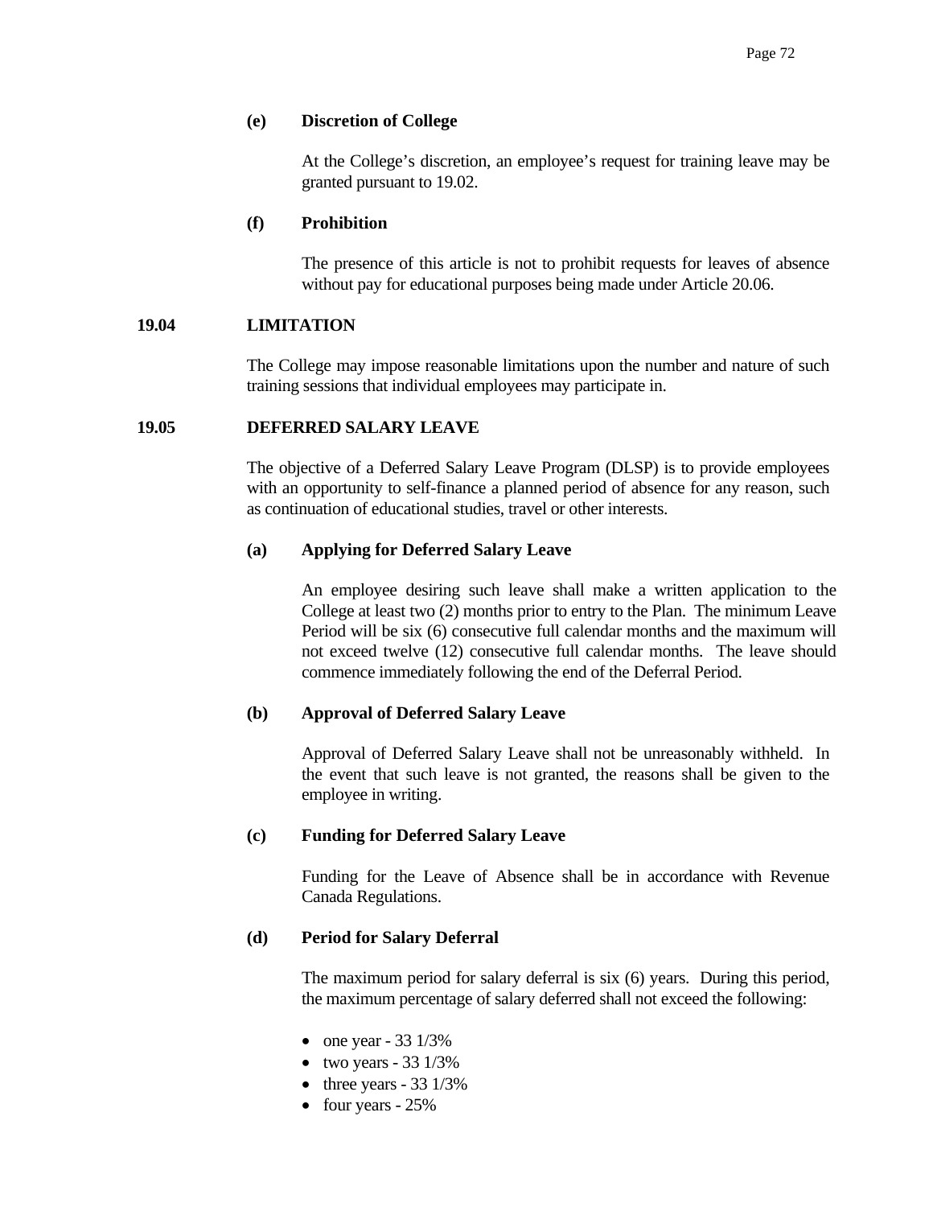**(e) Discretion of College**

At the College's discretion, an employee's request for training leave may be granted pursuant to 19.02.

**(f) Prohibition**

The presence of this article is not to prohibit requests for leaves of absence without pay for educational purposes being made under Article 20.06.

## 19.04 LIMITATION

The College may impose reasonable limitations upon the number and nature of such training sessions that individual employees may participate in.

## 19.05 DEFERRED SALARY LEAVE

The objective of a Deferred Salary Leave Program (DLSP) is to provide employees with an opportunity to self-finance a planned period of absence for any reason, such as continuation of educational studies, travel or other interests.

**(a) Applying for Deferred Salary Leave**

An employee desiring such leave shall make a written application to the College at least two (2) months prior to entry to the Plan. The minimum Leave Period will be six (6) consecutive full calendar months and the maximum will not exceed twelve (12) consecutive full calendar months. The leave should commence immediately following the end of the Deferral Period.

**(b) Approval of Deferred Salary Leave**

Approval of Deferred Salary Leave shall not be unreasonably withheld. In the event that such leave is not granted, the reasons shall be given to the employee in writing.

**(c) Funding for Deferred Salary Leave**

Funding for the Leave of Absence shall be in accordance with Revenue Canada Regulations.

**(d) Period for Salary Deferral**

The maximum period for salary deferral is six (6) years. During this period, the maximum percentage of salary deferred shall not exceed the following:

- one year - 33 1/3%
- two years - 33 1/3%
- three years - 33 1/3%
- four years - 25%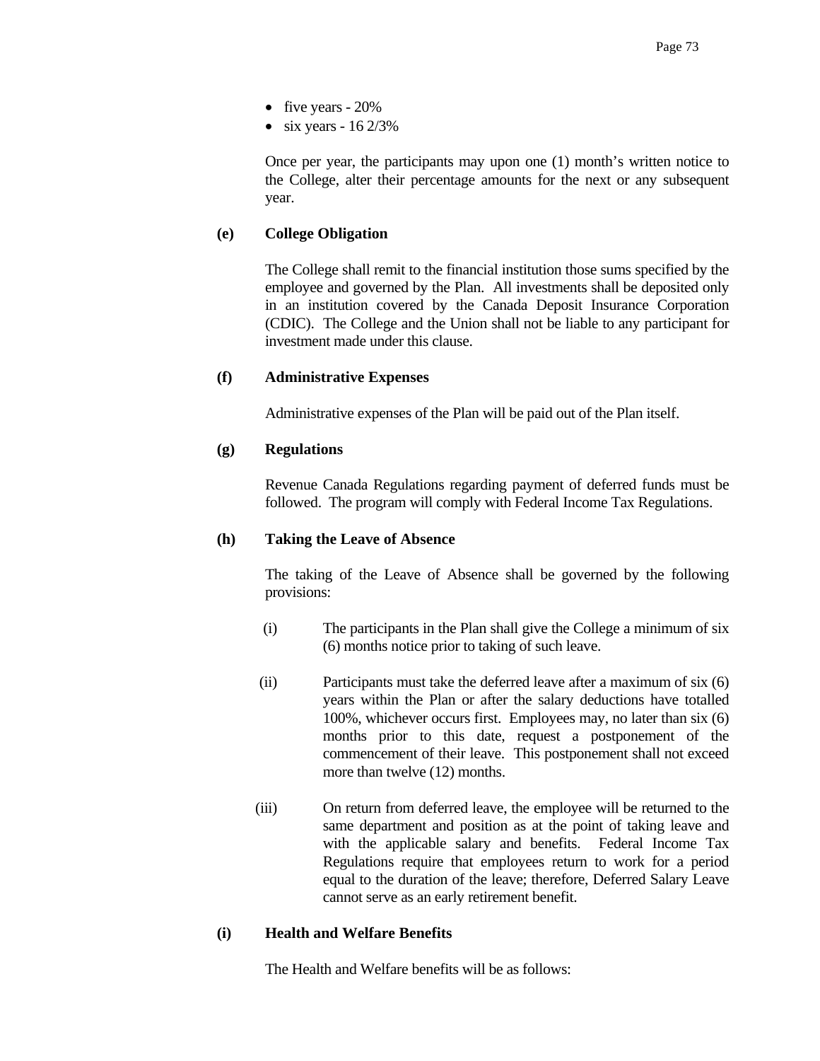- five years - 20%
- six years - 16 2/3%

Once per year, the participants may upon one (1) month's written notice to the College, alter their percentage amounts for the next or any subsequent year.

**(e) College Obligation**

The College shall remit to the financial institution those sums specified by the employee and governed by the Plan. All investments shall be deposited only in an institution covered by the Canada Deposit Insurance Corporation (CDIC). The College and the Union shall not be liable to any participant for investment made under this clause.

**(f) Administrative Expenses**

Administrative expenses of the Plan will be paid out of the Plan itself.

**(g) Regulations**

Revenue Canada Regulations regarding payment of deferred funds must be followed. The program will comply with Federal Income Tax Regulations.

**(h) Taking the Leave of Absence**

The taking of the Leave of Absence shall be governed by the following provisions:

(i) The participants in the Plan shall give the College a minimum of six (6) months notice prior to taking of such leave.

(ii) Participants must take the deferred leave after a maximum of six (6) years within the Plan or after the salary deductions have totalled 100%, whichever occurs first. Employees may, no later than six (6) months prior to this date, request a postponement of the commencement of their leave. This postponement shall not exceed more than twelve (12) months.

(iii) On return from deferred leave, the employee will be returned to the same department and position as at the point of taking leave and with the applicable salary and benefits. Federal Income Tax Regulations require that employees return to work for a period equal to the duration of the leave; therefore, Deferred Salary Leave cannot serve as an early retirement benefit.

**(i) Health and Welfare Benefits**

The Health and Welfare benefits will be as follows: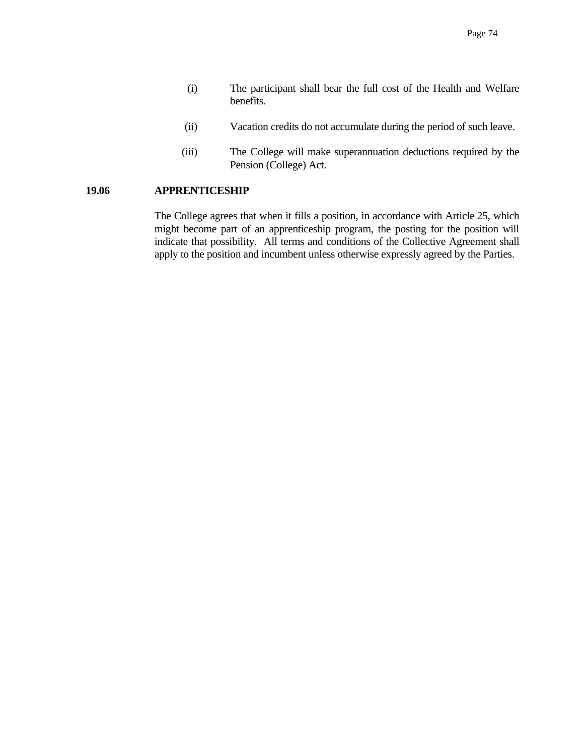(i) The participant shall bear the full cost of the Health and Welfare benefits.

(ii) Vacation credits do not accumulate during the period of such leave.

(iii) The College will make superannuation deductions required by the Pension (College) Act.

**19.06 APPRENTICESHIP**

The College agrees that when it fills a position, in accordance with Article 25, which might become part of an apprenticeship program, the posting for the position will indicate that possibility. All terms and conditions of the Collective Agreement shall apply to the position and incumbent unless otherwise expressly agreed by the Parties.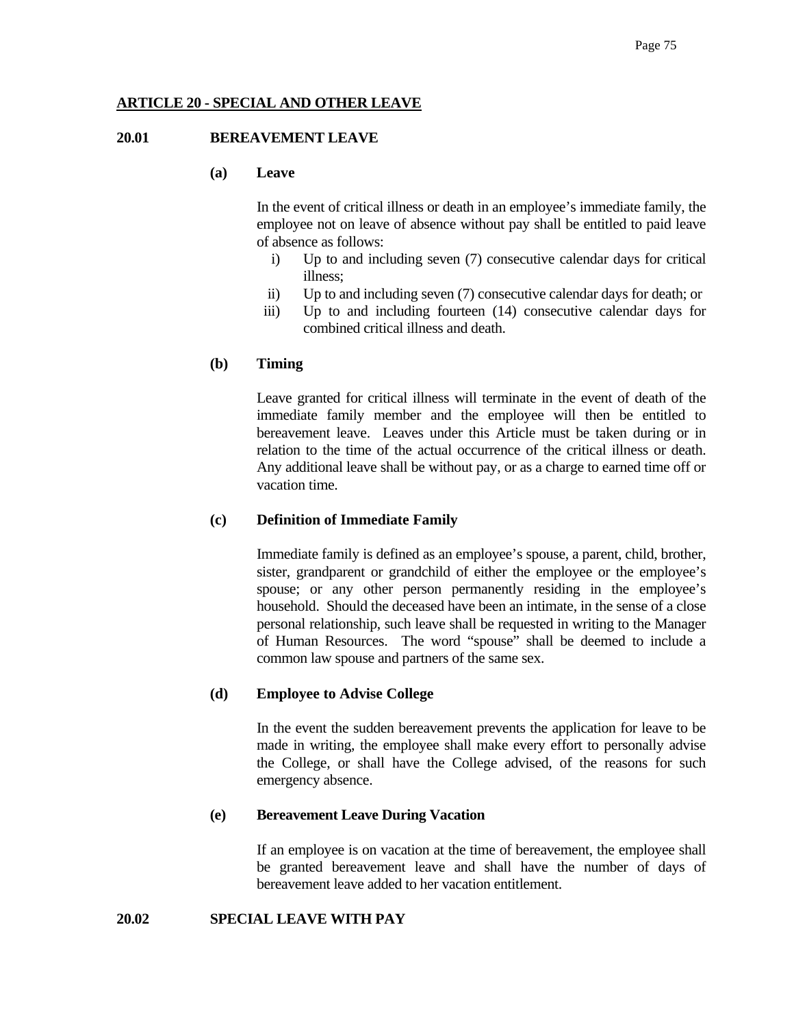## ARTICLE 20 - SPECIAL AND OTHER LEAVE

### 20.01 BEREAVEMENT LEAVE

**(a) Leave**

In the event of critical illness or death in an employee's immediate family, the employee not on leave of absence without pay shall be entitled to paid leave of absence as follows:

i) Up to and including seven (7) consecutive calendar days for critical illness;
ii) Up to and including seven (7) consecutive calendar days for death; or
iii) Up to and including fourteen (14) consecutive calendar days for combined critical illness and death.

**(b) Timing**

Leave granted for critical illness will terminate in the event of death of the immediate family member and the employee will then be entitled to bereavement leave. Leaves under this Article must be taken during or in relation to the time of the actual occurrence of the critical illness or death. Any additional leave shall be without pay, or as a charge to earned time off or vacation time.

**(c) Definition of Immediate Family**

Immediate family is defined as an employee's spouse, a parent, child, brother, sister, grandparent or grandchild of either the employee or the employee's spouse; or any other person permanently residing in the employee's household. Should the deceased have been an intimate, in the sense of a close personal relationship, such leave shall be requested in writing to the Manager of Human Resources. The word "spouse" shall be deemed to include a common law spouse and partners of the same sex.

**(d) Employee to Advise College**

In the event the sudden bereavement prevents the application for leave to be made in writing, the employee shall make every effort to personally advise the College, or shall have the College advised, of the reasons for such emergency absence.

**(e) Bereavement Leave During Vacation**

If an employee is on vacation at the time of bereavement, the employee shall be granted bereavement leave and shall have the number of days of bereavement leave added to her vacation entitlement.

### 20.02 SPECIAL LEAVE WITH PAY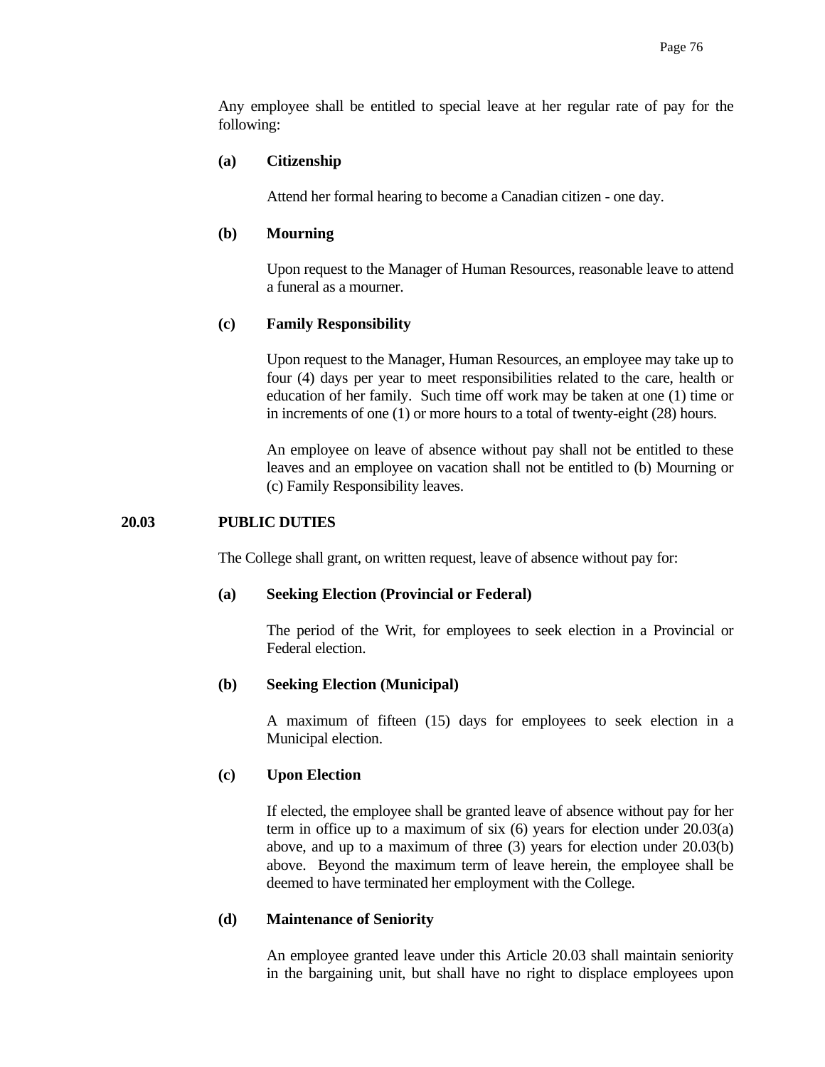Any employee shall be entitled to special leave at her regular rate of pay for the following:

**(a) Citizenship**

Attend her formal hearing to become a Canadian citizen - one day.

**(b) Mourning**

Upon request to the Manager of Human Resources, reasonable leave to attend a funeral as a mourner.

**(c) Family Responsibility**

Upon request to the Manager, Human Resources, an employee may take up to four (4) days per year to meet responsibilities related to the care, health or education of her family. Such time off work may be taken at one (1) time or in increments of one (1) or more hours to a total of twenty-eight (28) hours.

An employee on leave of absence without pay shall not be entitled to these leaves and an employee on vacation shall not be entitled to (b) Mourning or (c) Family Responsibility leaves.

## 20.03 PUBLIC DUTIES

The College shall grant, on written request, leave of absence without pay for:

**(a) Seeking Election (Provincial or Federal)**

The period of the Writ, for employees to seek election in a Provincial or Federal election.

**(b) Seeking Election (Municipal)**

A maximum of fifteen (15) days for employees to seek election in a Municipal election.

**(c) Upon Election**

If elected, the employee shall be granted leave of absence without pay for her term in office up to a maximum of six (6) years for election under 20.03(a) above, and up to a maximum of three (3) years for election under 20.03(b) above. Beyond the maximum term of leave herein, the employee shall be deemed to have terminated her employment with the College.

**(d) Maintenance of Seniority**

An employee granted leave under this Article 20.03 shall maintain seniority in the bargaining unit, but shall have no right to displace employees upon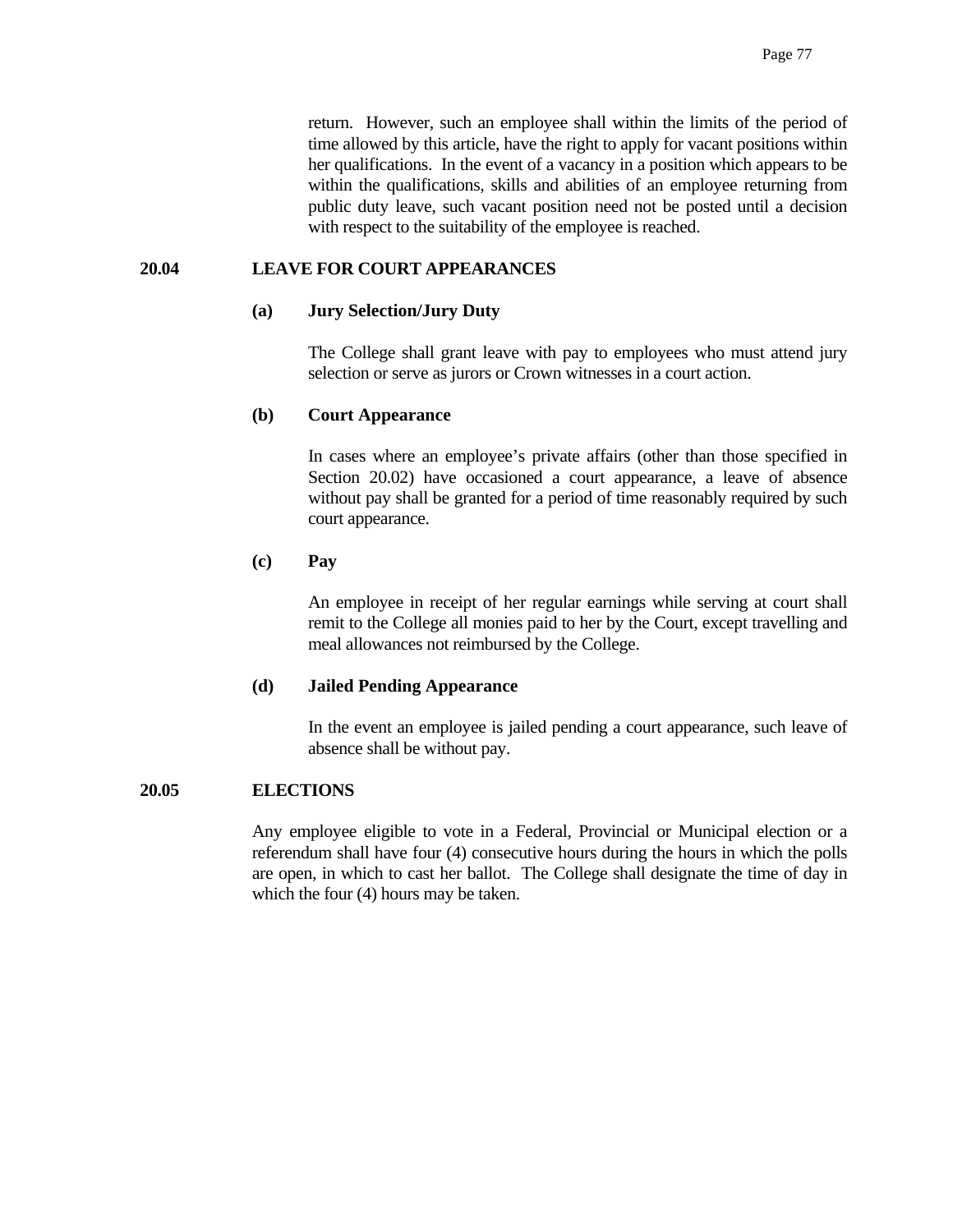return. However, such an employee shall within the limits of the period of time allowed by this article, have the right to apply for vacant positions within her qualifications. In the event of a vacancy in a position which appears to be within the qualifications, skills and abilities of an employee returning from public duty leave, such vacant position need not be posted until a decision with respect to the suitability of the employee is reached.

## 20.04 LEAVE FOR COURT APPEARANCES

### (a) Jury Selection/Jury Duty

The College shall grant leave with pay to employees who must attend jury selection or serve as jurors or Crown witnesses in a court action.

### (b) Court Appearance

In cases where an employee's private affairs (other than those specified in Section 20.02) have occasioned a court appearance, a leave of absence without pay shall be granted for a period of time reasonably required by such court appearance.

### (c) Pay

An employee in receipt of her regular earnings while serving at court shall remit to the College all monies paid to her by the Court, except travelling and meal allowances not reimbursed by the College.

### (d) Jailed Pending Appearance

In the event an employee is jailed pending a court appearance, such leave of absence shall be without pay.

## 20.05 ELECTIONS

Any employee eligible to vote in a Federal, Provincial or Municipal election or a referendum shall have four (4) consecutive hours during the hours in which the polls are open, in which to cast her ballot. The College shall designate the time of day in which the four (4) hours may be taken.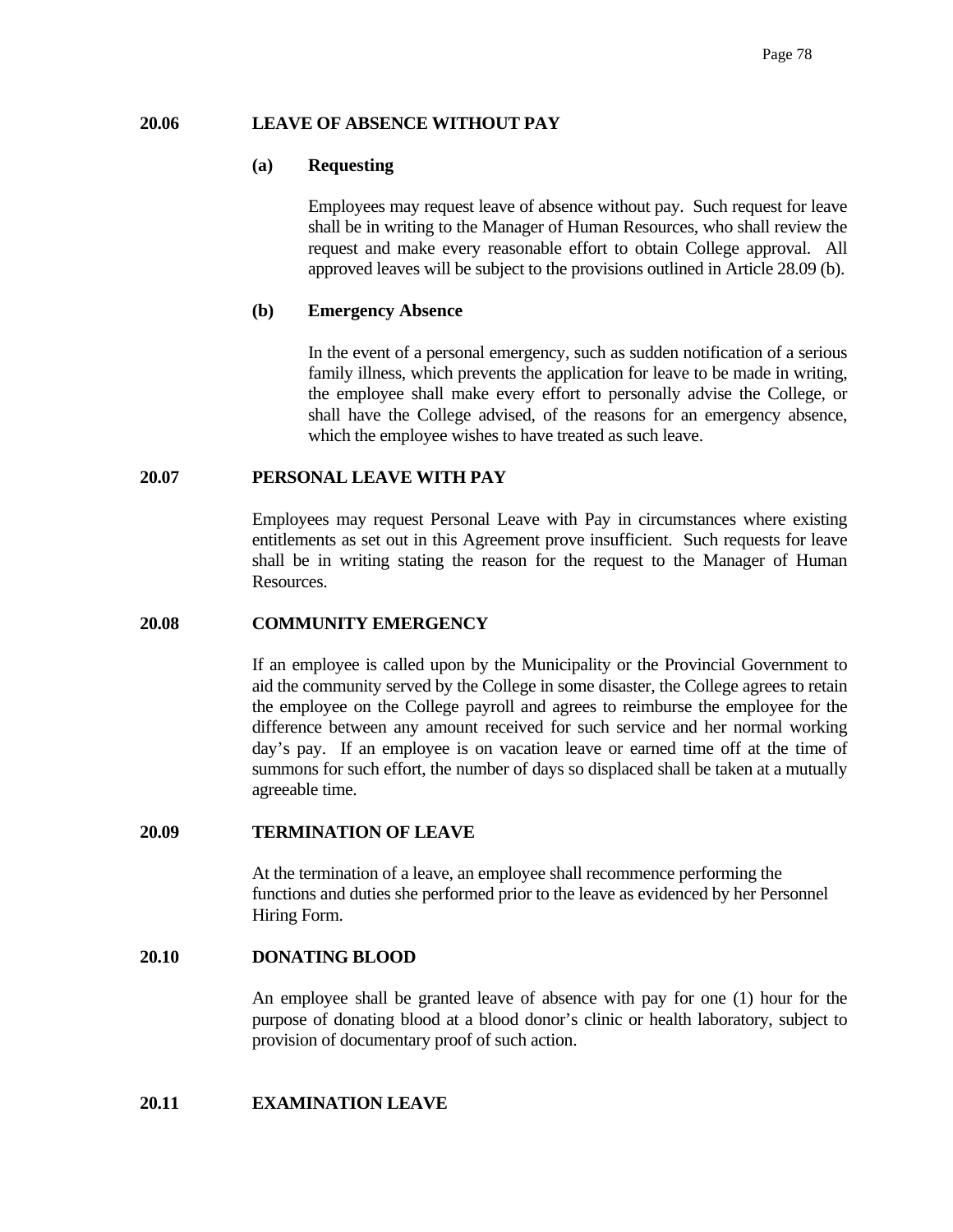## 20.06 LEAVE OF ABSENCE WITHOUT PAY

### (a) Requesting

Employees may request leave of absence without pay. Such request for leave shall be in writing to the Manager of Human Resources, who shall review the request and make every reasonable effort to obtain College approval. All approved leaves will be subject to the provisions outlined in Article 28.09 (b).

### (b) Emergency Absence

In the event of a personal emergency, such as sudden notification of a serious family illness, which prevents the application for leave to be made in writing, the employee shall make every effort to personally advise the College, or shall have the College advised, of the reasons for an emergency absence, which the employee wishes to have treated as such leave.

## 20.07 PERSONAL LEAVE WITH PAY

Employees may request Personal Leave with Pay in circumstances where existing entitlements as set out in this Agreement prove insufficient. Such requests for leave shall be in writing stating the reason for the request to the Manager of Human Resources.

## 20.08 COMMUNITY EMERGENCY

If an employee is called upon by the Municipality or the Provincial Government to aid the community served by the College in some disaster, the College agrees to retain the employee on the College payroll and agrees to reimburse the employee for the difference between any amount received for such service and her normal working day's pay. If an employee is on vacation leave or earned time off at the time of summons for such effort, the number of days so displaced shall be taken at a mutually agreeable time.

## 20.09 TERMINATION OF LEAVE

At the termination of a leave, an employee shall recommence performing the functions and duties she performed prior to the leave as evidenced by her Personnel Hiring Form.

## 20.10 DONATING BLOOD

An employee shall be granted leave of absence with pay for one (1) hour for the purpose of donating blood at a blood donor's clinic or health laboratory, subject to provision of documentary proof of such action.

## 20.11 EXAMINATION LEAVE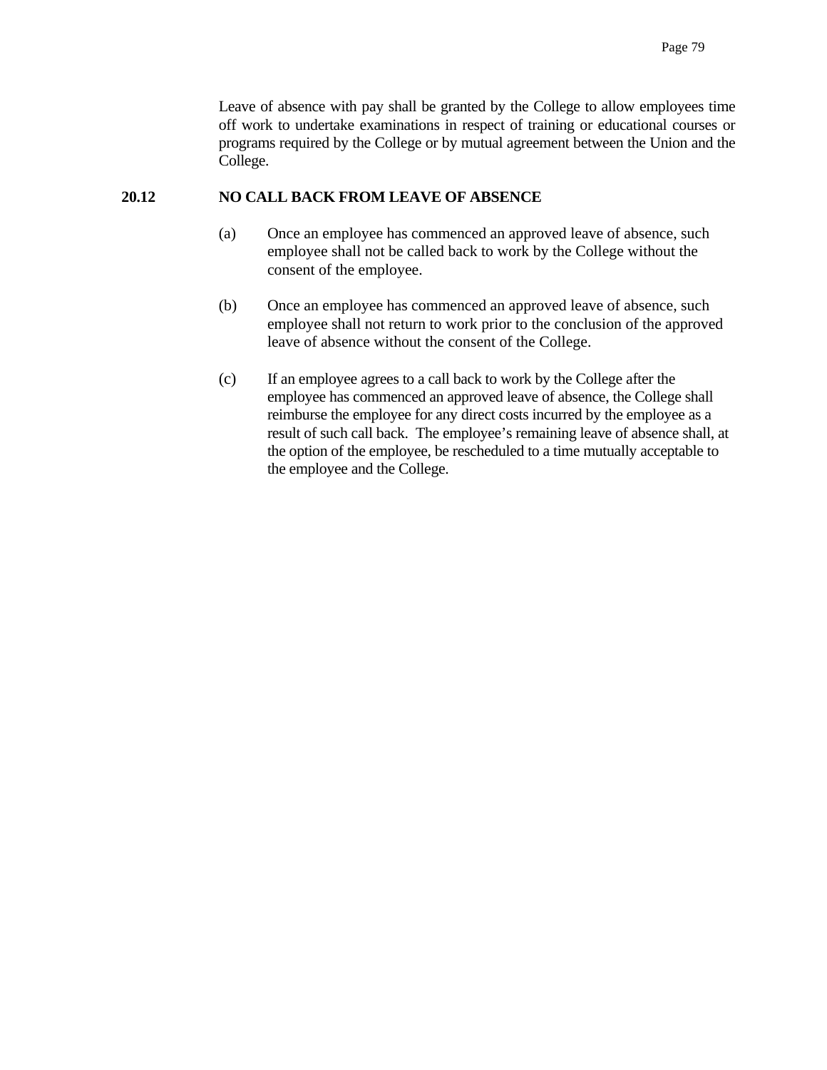Leave of absence with pay shall be granted by the College to allow employees time off work to undertake examinations in respect of training or educational courses or programs required by the College or by mutual agreement between the Union and the College.

**20.12 NO CALL BACK FROM LEAVE OF ABSENCE**

(a) Once an employee has commenced an approved leave of absence, such employee shall not be called back to work by the College without the consent of the employee.

(b) Once an employee has commenced an approved leave of absence, such employee shall not return to work prior to the conclusion of the approved leave of absence without the consent of the College.

(c) If an employee agrees to a call back to work by the College after the employee has commenced an approved leave of absence, the College shall reimburse the employee for any direct costs incurred by the employee as a result of such call back. The employee's remaining leave of absence shall, at the option of the employee, be rescheduled to a time mutually acceptable to the employee and the College.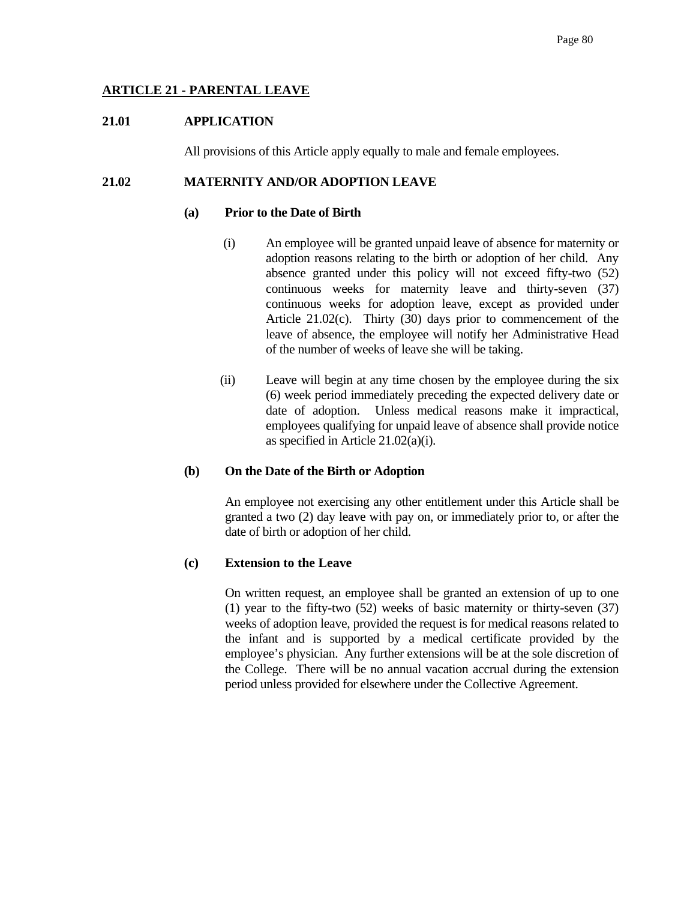## ARTICLE 21 - PARENTAL LEAVE

### 21.01 APPLICATION

All provisions of this Article apply equally to male and female employees.

### 21.02 MATERNITY AND/OR ADOPTION LEAVE

**(a) Prior to the Date of Birth**

(i) An employee will be granted unpaid leave of absence for maternity or adoption reasons relating to the birth or adoption of her child. Any absence granted under this policy will not exceed fifty-two (52) continuous weeks for maternity leave and thirty-seven (37) continuous weeks for adoption leave, except as provided under Article 21.02(c). Thirty (30) days prior to commencement of the leave of absence, the employee will notify her Administrative Head of the number of weeks of leave she will be taking.

(ii) Leave will begin at any time chosen by the employee during the six (6) week period immediately preceding the expected delivery date or date of adoption. Unless medical reasons make it impractical, employees qualifying for unpaid leave of absence shall provide notice as specified in Article 21.02(a)(i).

**(b) On the Date of the Birth or Adoption**

An employee not exercising any other entitlement under this Article shall be granted a two (2) day leave with pay on, or immediately prior to, or after the date of birth or adoption of her child.

**(c) Extension to the Leave**

On written request, an employee shall be granted an extension of up to one (1) year to the fifty-two (52) weeks of basic maternity or thirty-seven (37) weeks of adoption leave, provided the request is for medical reasons related to the infant and is supported by a medical certificate provided by the employee's physician. Any further extensions will be at the sole discretion of the College. There will be no annual vacation accrual during the extension period unless provided for elsewhere under the Collective Agreement.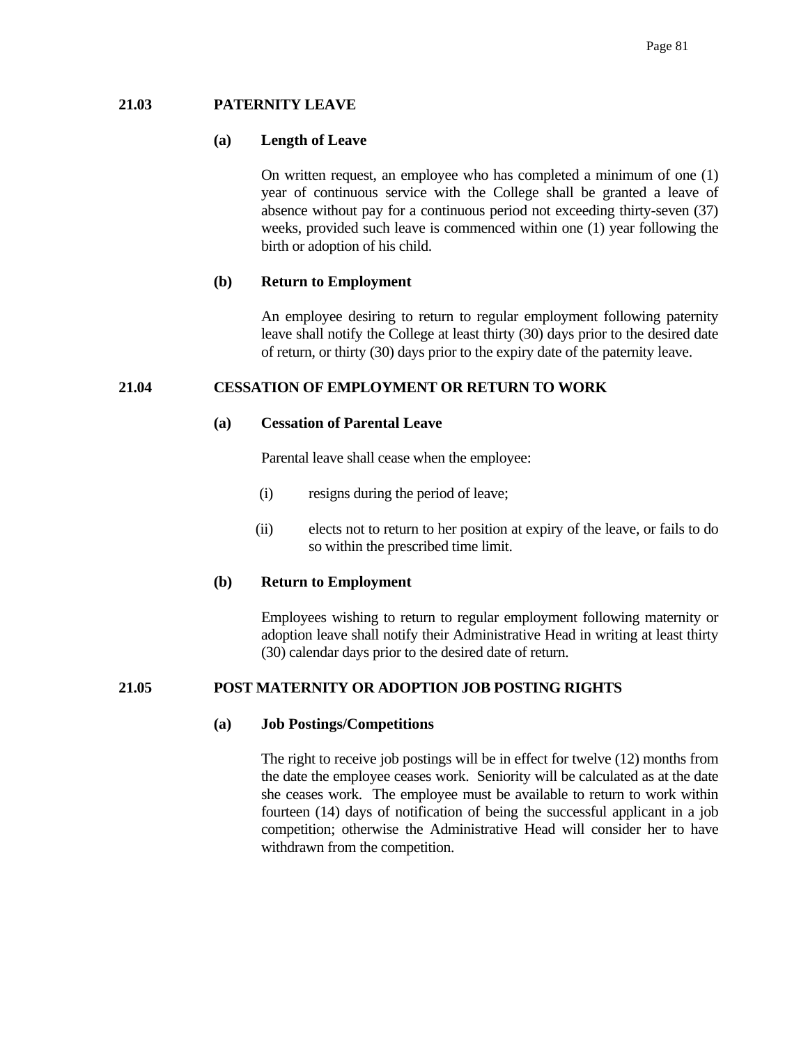## 21.03 PATERNITY LEAVE

**(a) Length of Leave**

On written request, an employee who has completed a minimum of one (1) year of continuous service with the College shall be granted a leave of absence without pay for a continuous period not exceeding thirty-seven (37) weeks, provided such leave is commenced within one (1) year following the birth or adoption of his child.

**(b) Return to Employment**

An employee desiring to return to regular employment following paternity leave shall notify the College at least thirty (30) days prior to the desired date of return, or thirty (30) days prior to the expiry date of the paternity leave.

## 21.04 CESSATION OF EMPLOYMENT OR RETURN TO WORK

**(a) Cessation of Parental Leave**

Parental leave shall cease when the employee:

(i) resigns during the period of leave;

(ii) elects not to return to her position at expiry of the leave, or fails to do so within the prescribed time limit.

**(b) Return to Employment**

Employees wishing to return to regular employment following maternity or adoption leave shall notify their Administrative Head in writing at least thirty (30) calendar days prior to the desired date of return.

## 21.05 POST MATERNITY OR ADOPTION JOB POSTING RIGHTS

**(a) Job Postings/Competitions**

The right to receive job postings will be in effect for twelve (12) months from the date the employee ceases work. Seniority will be calculated as at the date she ceases work. The employee must be available to return to work within fourteen (14) days of notification of being the successful applicant in a job competition; otherwise the Administrative Head will consider her to have withdrawn from the competition.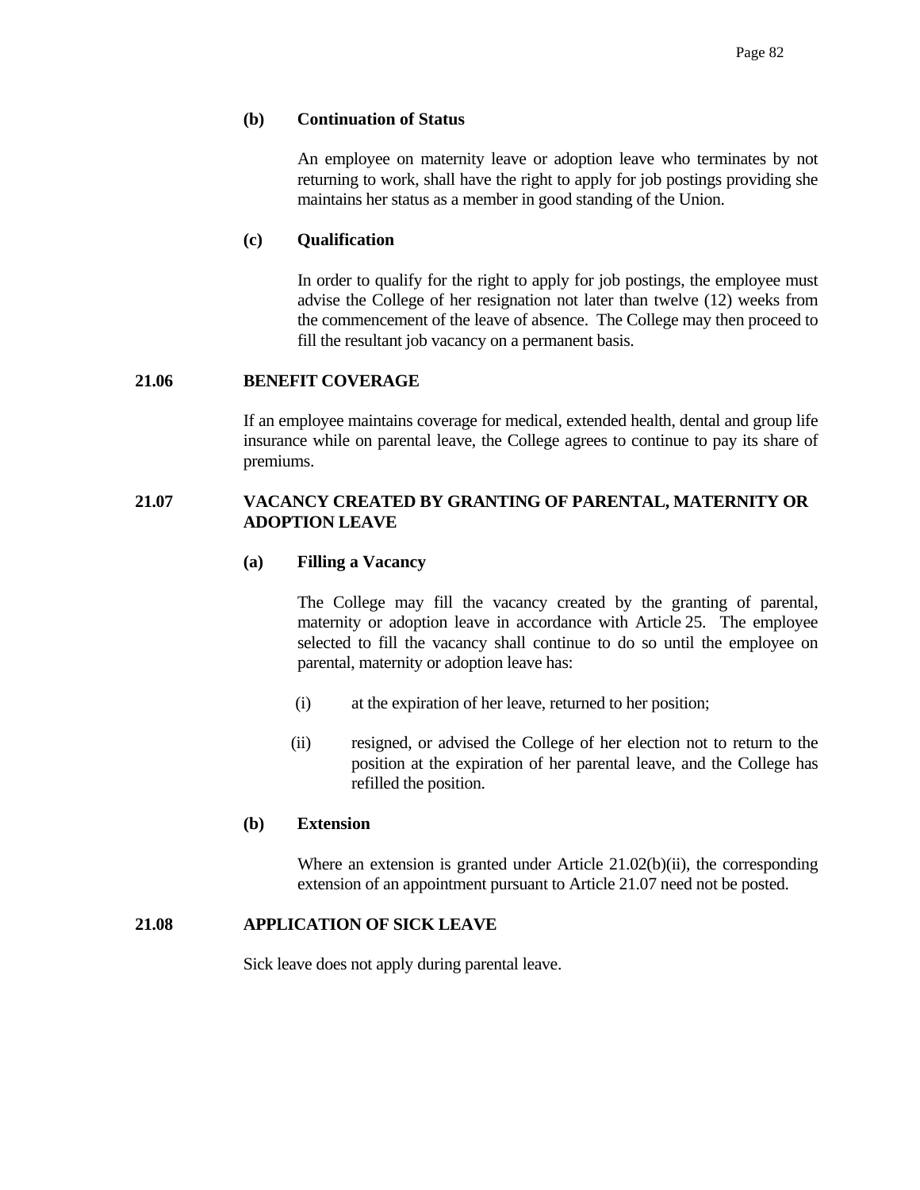**(b) Continuation of Status**

An employee on maternity leave or adoption leave who terminates by not returning to work, shall have the right to apply for job postings providing she maintains her status as a member in good standing of the Union.

**(c) Qualification**

In order to qualify for the right to apply for job postings, the employee must advise the College of her resignation not later than twelve (12) weeks from the commencement of the leave of absence. The College may then proceed to fill the resultant job vacancy on a permanent basis.

## 21.06 BENEFIT COVERAGE

If an employee maintains coverage for medical, extended health, dental and group life insurance while on parental leave, the College agrees to continue to pay its share of premiums.

## 21.07 VACANCY CREATED BY GRANTING OF PARENTAL, MATERNITY OR ADOPTION LEAVE

**(a) Filling a Vacancy**

The College may fill the vacancy created by the granting of parental, maternity or adoption leave in accordance with Article 25. The employee selected to fill the vacancy shall continue to do so until the employee on parental, maternity or adoption leave has:

(i) at the expiration of her leave, returned to her position;

(ii) resigned, or advised the College of her election not to return to the position at the expiration of her parental leave, and the College has refilled the position.

**(b) Extension**

Where an extension is granted under Article 21.02(b)(ii), the corresponding extension of an appointment pursuant to Article 21.07 need not be posted.

## 21.08 APPLICATION OF SICK LEAVE

Sick leave does not apply during parental leave.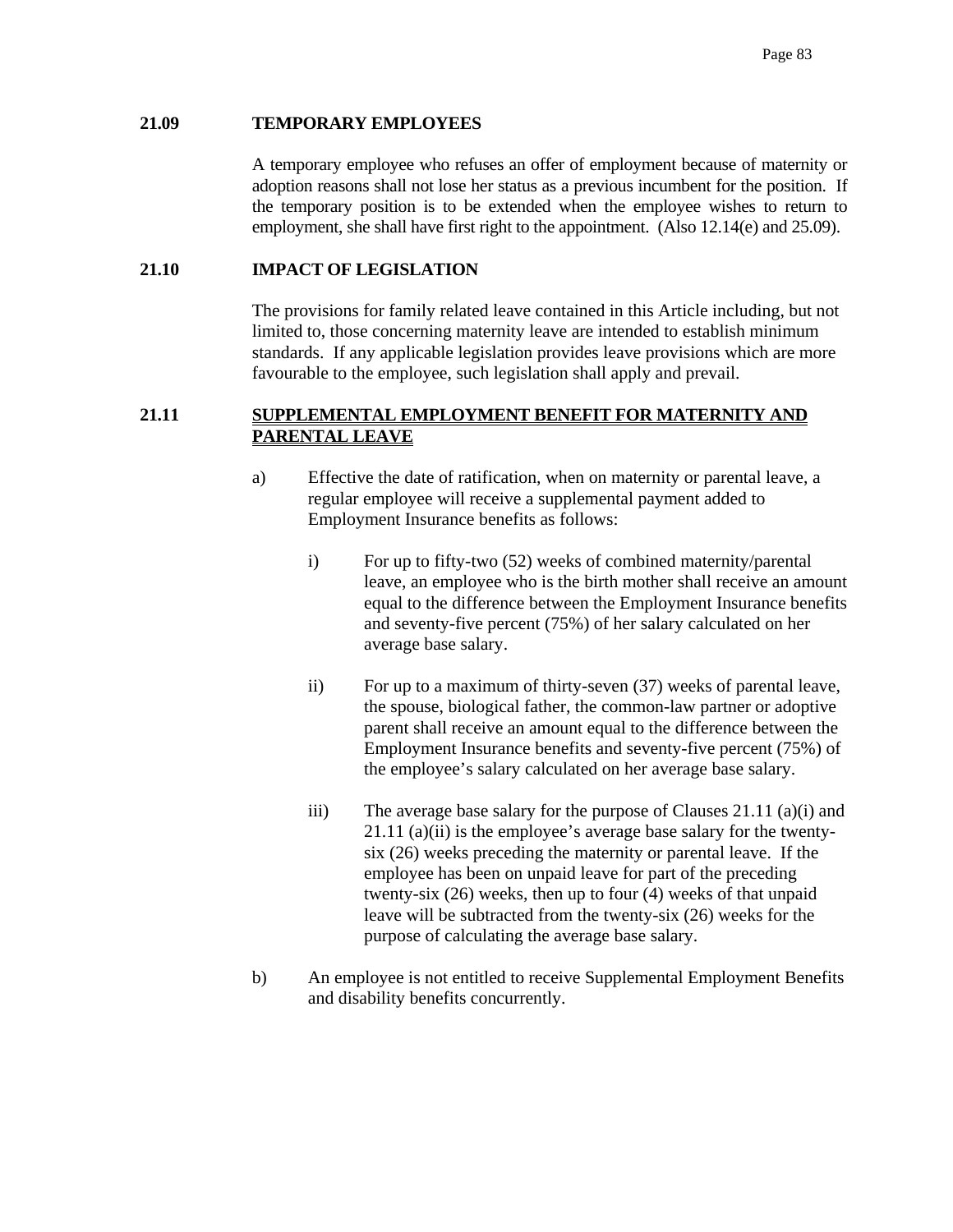### 21.09 TEMPORARY EMPLOYEES

A temporary employee who refuses an offer of employment because of maternity or adoption reasons shall not lose her status as a previous incumbent for the position. If the temporary position is to be extended when the employee wishes to return to employment, she shall have first right to the appointment. (Also 12.14(e) and 25.09).

### 21.10 IMPACT OF LEGISLATION

The provisions for family related leave contained in this Article including, but not limited to, those concerning maternity leave are intended to establish minimum standards. If any applicable legislation provides leave provisions which are more favourable to the employee, such legislation shall apply and prevail.

### 21.11 SUPPLEMENTAL EMPLOYMENT BENEFIT FOR MATERNITY AND PARENTAL LEAVE

a) Effective the date of ratification, when on maternity or parental leave, a regular employee will receive a supplemental payment added to Employment Insurance benefits as follows:

   i) For up to fifty-two (52) weeks of combined maternity/parental leave, an employee who is the birth mother shall receive an amount equal to the difference between the Employment Insurance benefits and seventy-five percent (75%) of her salary calculated on her average base salary.

   ii) For up to a maximum of thirty-seven (37) weeks of parental leave, the spouse, biological father, the common-law partner or adoptive parent shall receive an amount equal to the difference between the Employment Insurance benefits and seventy-five percent (75%) of the employee's salary calculated on her average base salary.

   iii) The average base salary for the purpose of Clauses 21.11 (a)(i) and 21.11 (a)(ii) is the employee's average base salary for the twenty-six (26) weeks preceding the maternity or parental leave. If the employee has been on unpaid leave for part of the preceding twenty-six (26) weeks, then up to four (4) weeks of that unpaid leave will be subtracted from the twenty-six (26) weeks for the purpose of calculating the average base salary.

b) An employee is not entitled to receive Supplemental Employment Benefits and disability benefits concurrently.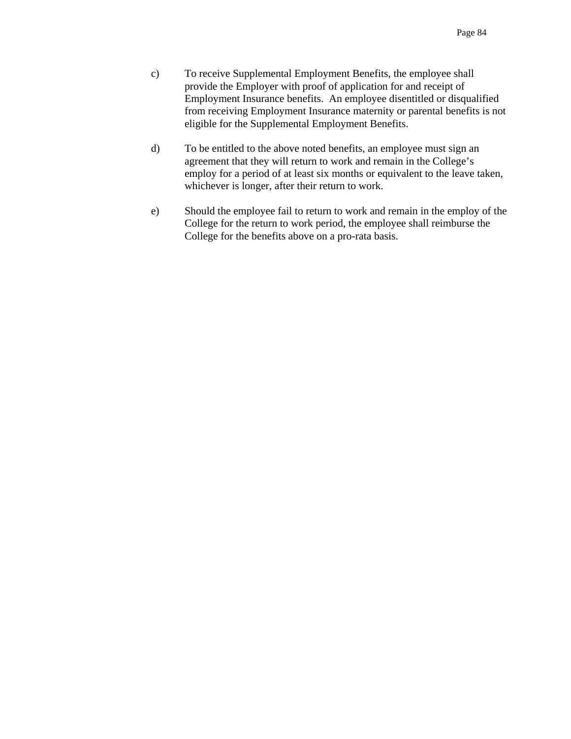c) To receive Supplemental Employment Benefits, the employee shall provide the Employer with proof of application for and receipt of Employment Insurance benefits. An employee disentitled or disqualified from receiving Employment Insurance maternity or parental benefits is not eligible for the Supplemental Employment Benefits.

d) To be entitled to the above noted benefits, an employee must sign an agreement that they will return to work and remain in the College's employ for a period of at least six months or equivalent to the leave taken, whichever is longer, after their return to work.

e) Should the employee fail to return to work and remain in the employ of the College for the return to work period, the employee shall reimburse the College for the benefits above on a pro-rata basis.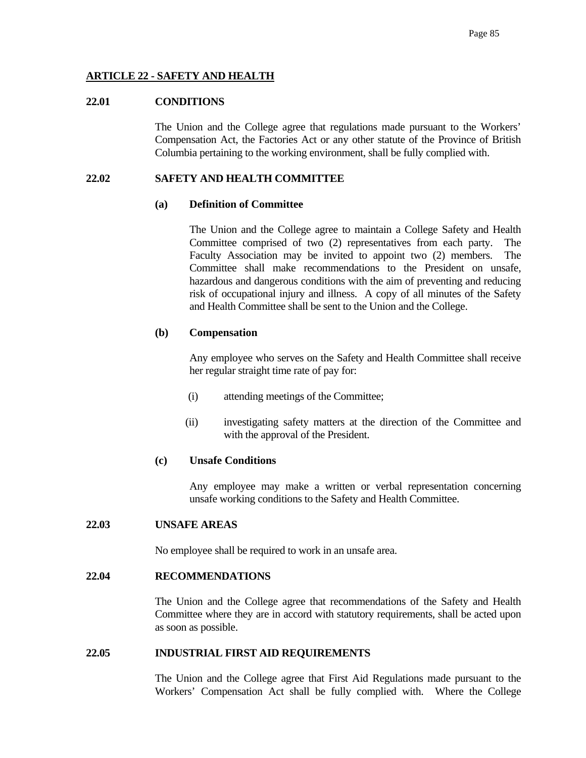## ARTICLE 22 - SAFETY AND HEALTH

### 22.01 CONDITIONS

The Union and the College agree that regulations made pursuant to the Workers' Compensation Act, the Factories Act or any other statute of the Province of British Columbia pertaining to the working environment, shall be fully complied with.

### 22.02 SAFETY AND HEALTH COMMITTEE

**(a) Definition of Committee**

The Union and the College agree to maintain a College Safety and Health Committee comprised of two (2) representatives from each party. The Faculty Association may be invited to appoint two (2) members. The Committee shall make recommendations to the President on unsafe, hazardous and dangerous conditions with the aim of preventing and reducing risk of occupational injury and illness. A copy of all minutes of the Safety and Health Committee shall be sent to the Union and the College.

**(b) Compensation**

Any employee who serves on the Safety and Health Committee shall receive her regular straight time rate of pay for:

(i) attending meetings of the Committee;

(ii) investigating safety matters at the direction of the Committee and with the approval of the President.

**(c) Unsafe Conditions**

Any employee may make a written or verbal representation concerning unsafe working conditions to the Safety and Health Committee.

### 22.03 UNSAFE AREAS

No employee shall be required to work in an unsafe area.

### 22.04 RECOMMENDATIONS

The Union and the College agree that recommendations of the Safety and Health Committee where they are in accord with statutory requirements, shall be acted upon as soon as possible.

### 22.05 INDUSTRIAL FIRST AID REQUIREMENTS

The Union and the College agree that First Aid Regulations made pursuant to the Workers' Compensation Act shall be fully complied with. Where the College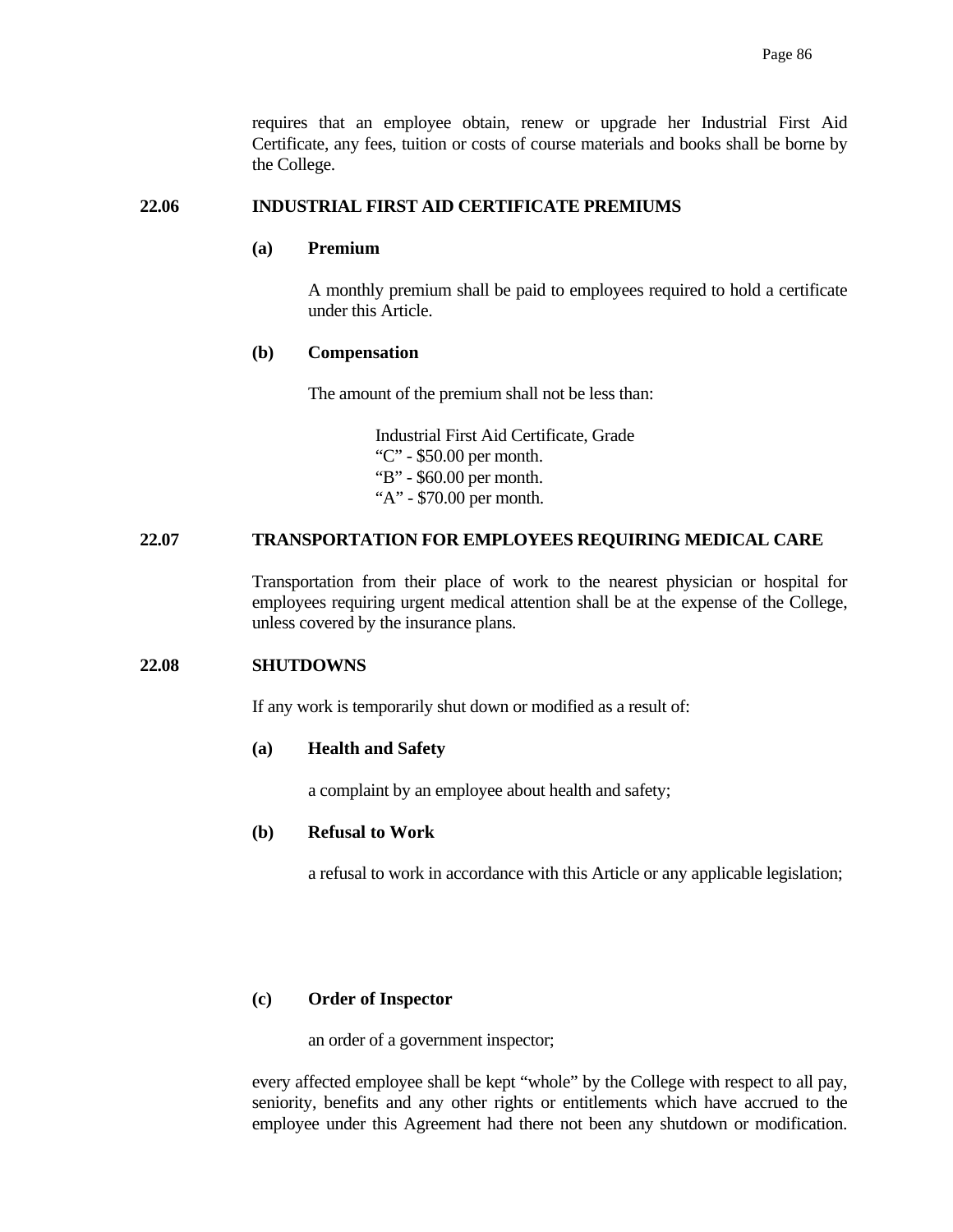requires that an employee obtain, renew or upgrade her Industrial First Aid Certificate, any fees, tuition or costs of course materials and books shall be borne by the College.

**22.06 INDUSTRIAL FIRST AID CERTIFICATE PREMIUMS**

**(a) Premium**

A monthly premium shall be paid to employees required to hold a certificate under this Article.

**(b) Compensation**

The amount of the premium shall not be less than:

Industrial First Aid Certificate, Grade
"C" - $50.00 per month.
"B" - $60.00 per month.
"A" - $70.00 per month.

**22.07 TRANSPORTATION FOR EMPLOYEES REQUIRING MEDICAL CARE**

Transportation from their place of work to the nearest physician or hospital for employees requiring urgent medical attention shall be at the expense of the College, unless covered by the insurance plans.

**22.08 SHUTDOWNS**

If any work is temporarily shut down or modified as a result of:

**(a) Health and Safety**

a complaint by an employee about health and safety;

**(b) Refusal to Work**

a refusal to work in accordance with this Article or any applicable legislation;

**(c) Order of Inspector**

an order of a government inspector;

every affected employee shall be kept "whole" by the College with respect to all pay, seniority, benefits and any other rights or entitlements which have accrued to the employee under this Agreement had there not been any shutdown or modification.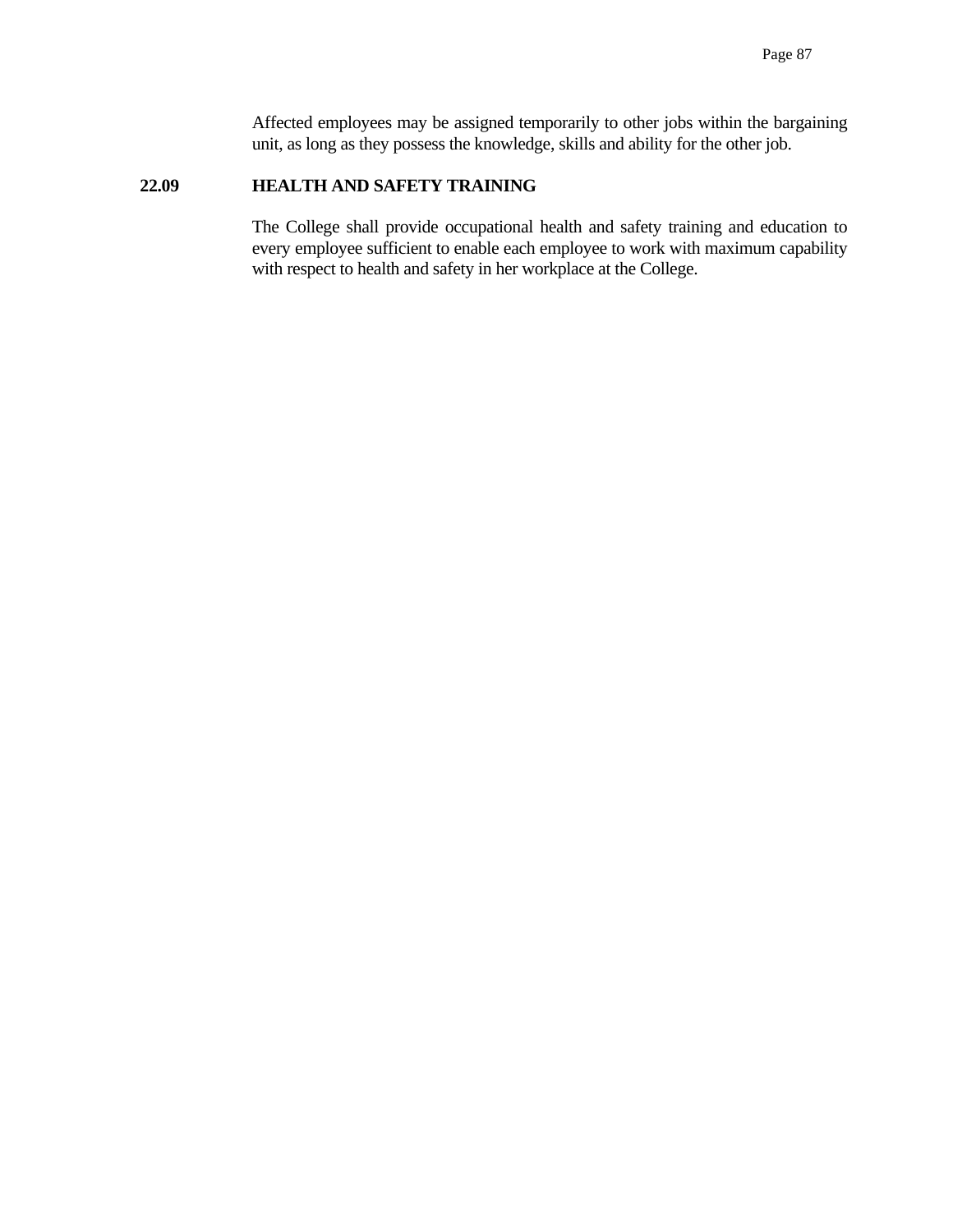Affected employees may be assigned temporarily to other jobs within the bargaining unit, as long as they possess the knowledge, skills and ability for the other job.

**22.09 HEALTH AND SAFETY TRAINING**

The College shall provide occupational health and safety training and education to every employee sufficient to enable each employee to work with maximum capability with respect to health and safety in her workplace at the College.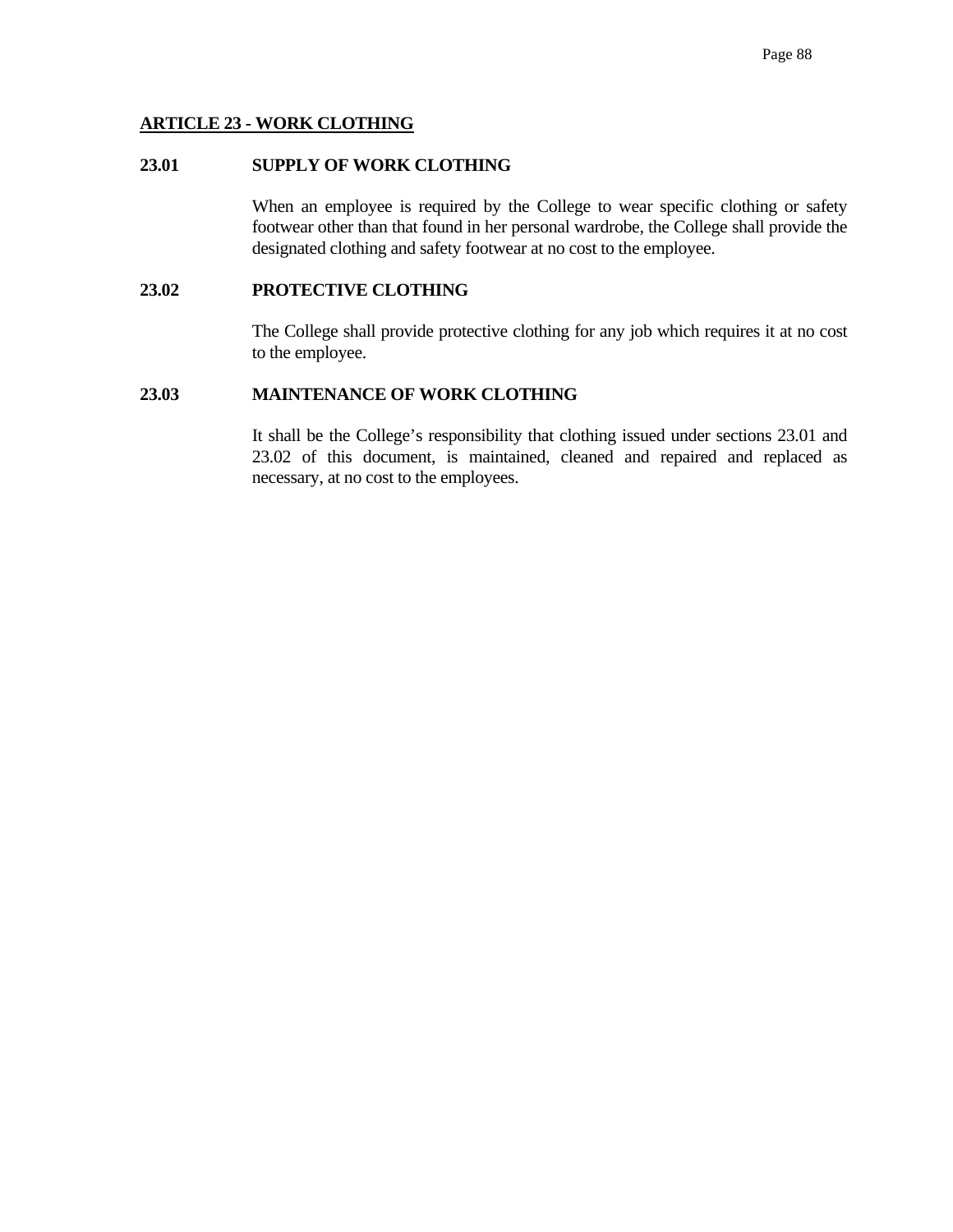## ARTICLE 23 - WORK CLOTHING

### 23.01 SUPPLY OF WORK CLOTHING

When an employee is required by the College to wear specific clothing or safety footwear other than that found in her personal wardrobe, the College shall provide the designated clothing and safety footwear at no cost to the employee.

### 23.02 PROTECTIVE CLOTHING

The College shall provide protective clothing for any job which requires it at no cost to the employee.

### 23.03 MAINTENANCE OF WORK CLOTHING

It shall be the College's responsibility that clothing issued under sections 23.01 and 23.02 of this document, is maintained, cleaned and repaired and replaced as necessary, at no cost to the employees.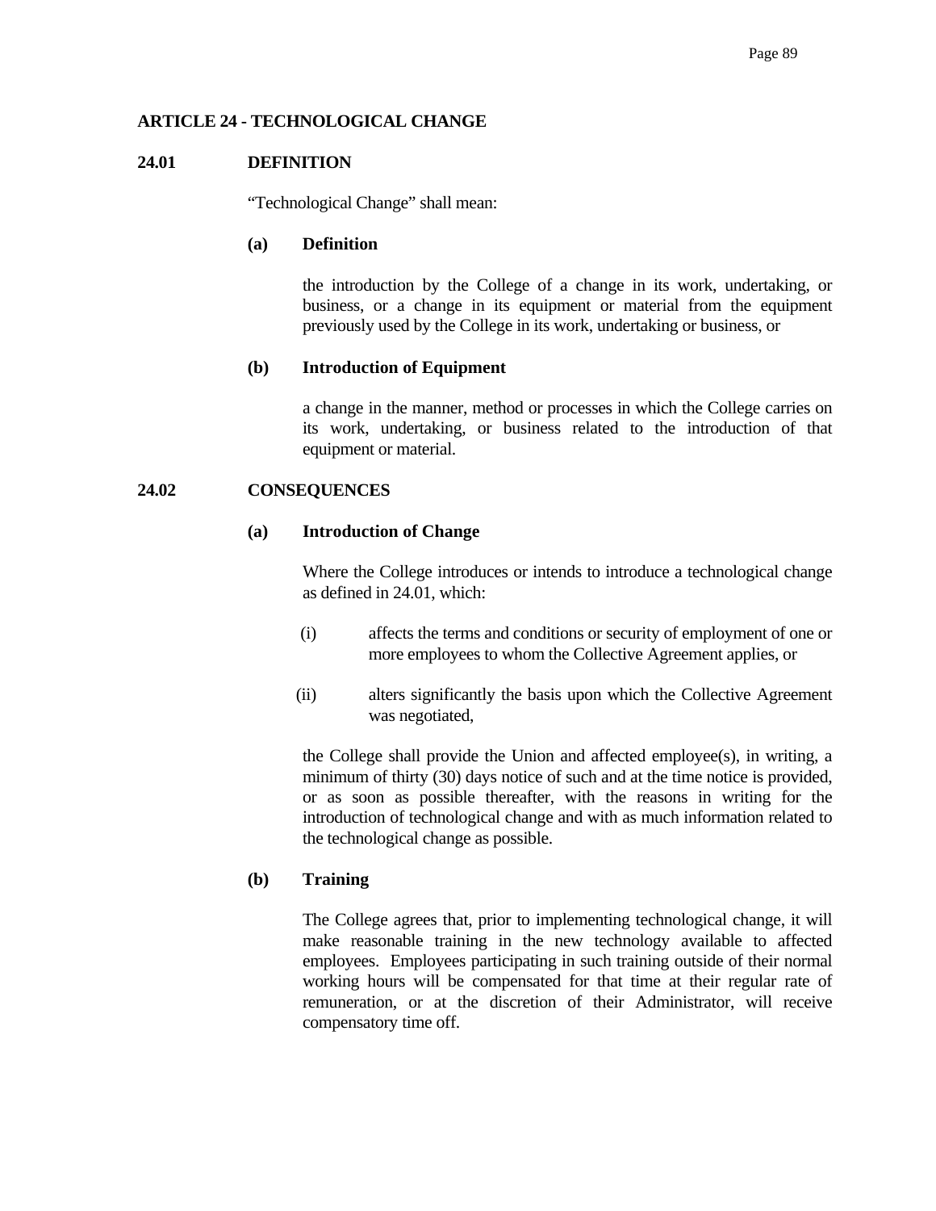## ARTICLE 24 - TECHNOLOGICAL CHANGE

### 24.01 DEFINITION

"Technological Change" shall mean:

**(a) Definition**

the introduction by the College of a change in its work, undertaking, or business, or a change in its equipment or material from the equipment previously used by the College in its work, undertaking or business, or

**(b) Introduction of Equipment**

a change in the manner, method or processes in which the College carries on its work, undertaking, or business related to the introduction of that equipment or material.

### 24.02 CONSEQUENCES

**(a) Introduction of Change**

Where the College introduces or intends to introduce a technological change as defined in 24.01, which:

(i) affects the terms and conditions or security of employment of one or more employees to whom the Collective Agreement applies, or

(ii) alters significantly the basis upon which the Collective Agreement was negotiated,

the College shall provide the Union and affected employee(s), in writing, a minimum of thirty (30) days notice of such and at the time notice is provided, or as soon as possible thereafter, with the reasons in writing for the introduction of technological change and with as much information related to the technological change as possible.

**(b) Training**

The College agrees that, prior to implementing technological change, it will make reasonable training in the new technology available to affected employees. Employees participating in such training outside of their normal working hours will be compensated for that time at their regular rate of remuneration, or at the discretion of their Administrator, will receive compensatory time off.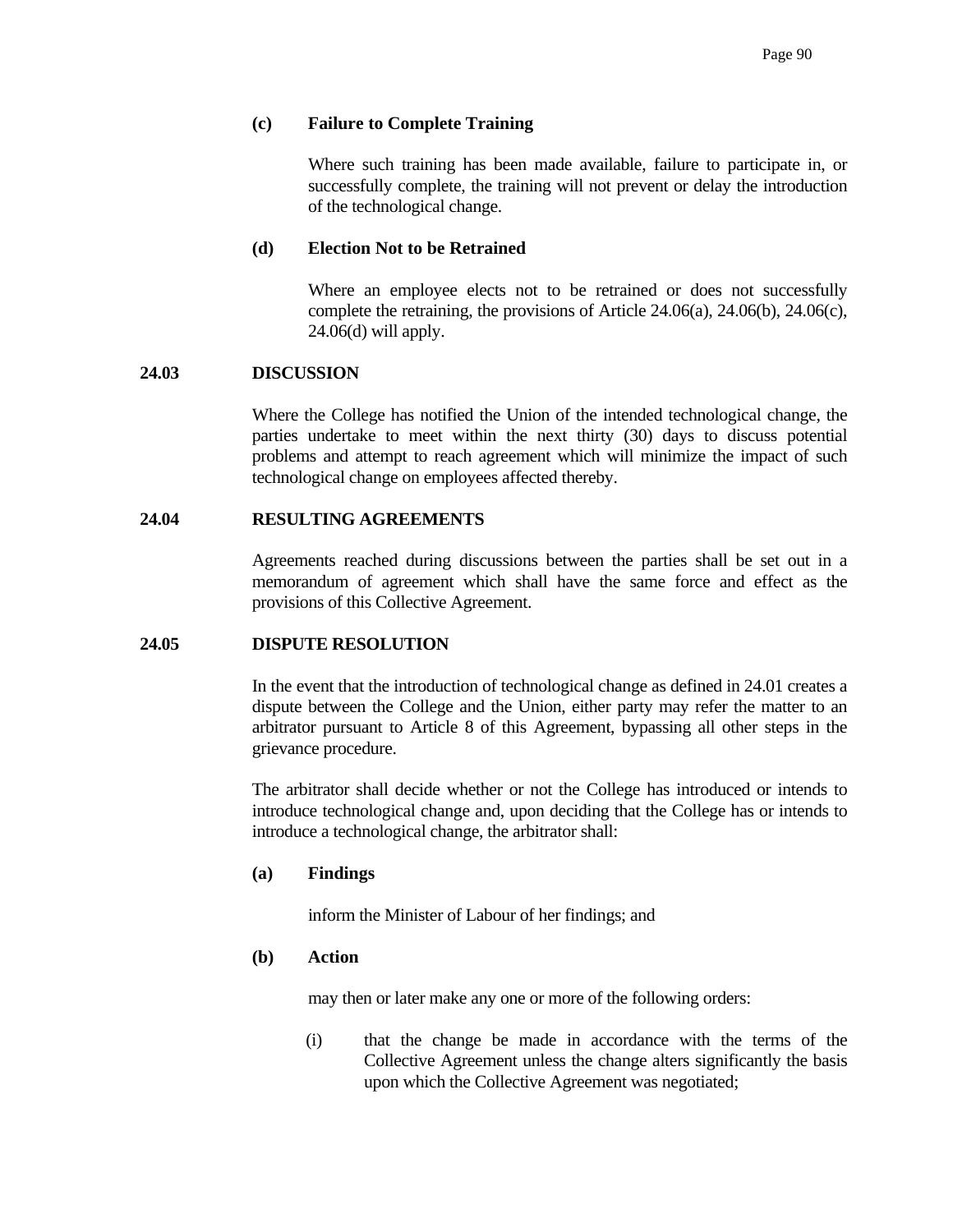**(c) Failure to Complete Training**

Where such training has been made available, failure to participate in, or successfully complete, the training will not prevent or delay the introduction of the technological change.

**(d) Election Not to be Retrained**

Where an employee elects not to be retrained or does not successfully complete the retraining, the provisions of Article 24.06(a), 24.06(b), 24.06(c), 24.06(d) will apply.

**24.03 DISCUSSION**

Where the College has notified the Union of the intended technological change, the parties undertake to meet within the next thirty (30) days to discuss potential problems and attempt to reach agreement which will minimize the impact of such technological change on employees affected thereby.

**24.04 RESULTING AGREEMENTS**

Agreements reached during discussions between the parties shall be set out in a memorandum of agreement which shall have the same force and effect as the provisions of this Collective Agreement.

**24.05 DISPUTE RESOLUTION**

In the event that the introduction of technological change as defined in 24.01 creates a dispute between the College and the Union, either party may refer the matter to an arbitrator pursuant to Article 8 of this Agreement, bypassing all other steps in the grievance procedure.

The arbitrator shall decide whether or not the College has introduced or intends to introduce technological change and, upon deciding that the College has or intends to introduce a technological change, the arbitrator shall:

**(a) Findings**

inform the Minister of Labour of her findings; and

**(b) Action**

may then or later make any one or more of the following orders:

(i) that the change be made in accordance with the terms of the Collective Agreement unless the change alters significantly the basis upon which the Collective Agreement was negotiated;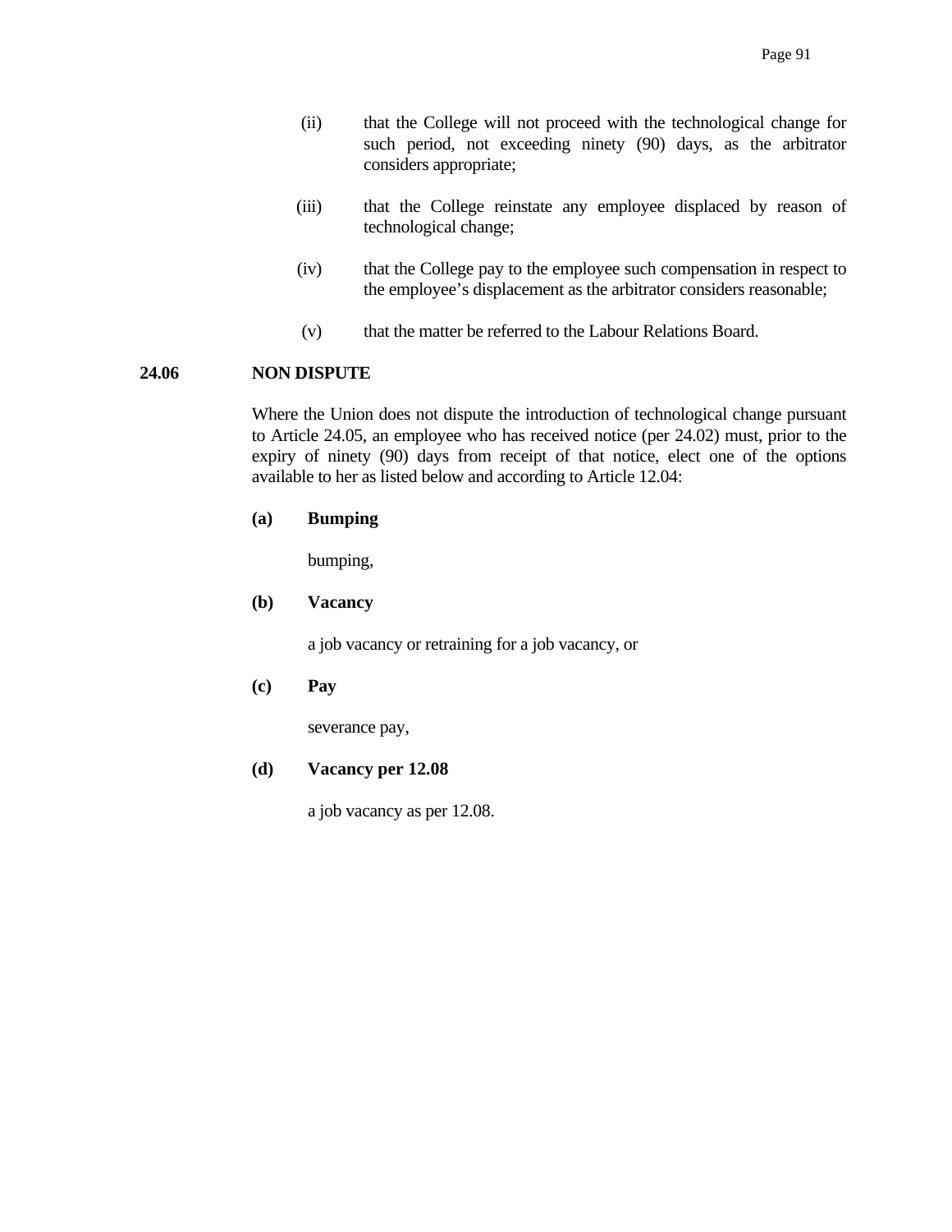(ii) that the College will not proceed with the technological change for such period, not exceeding ninety (90) days, as the arbitrator considers appropriate;

(iii) that the College reinstate any employee displaced by reason of technological change;

(iv) that the College pay to the employee such compensation in respect to the employee's displacement as the arbitrator considers reasonable;

(v) that the matter be referred to the Labour Relations Board.

**24.06 NON DISPUTE**

Where the Union does not dispute the introduction of technological change pursuant to Article 24.05, an employee who has received notice (per 24.02) must, prior to the expiry of ninety (90) days from receipt of that notice, elect one of the options available to her as listed below and according to Article 12.04:

**(a) Bumping**

bumping,

**(b) Vacancy**

a job vacancy or retraining for a job vacancy, or

**(c) Pay**

severance pay,

**(d) Vacancy per 12.08**

a job vacancy as per 12.08.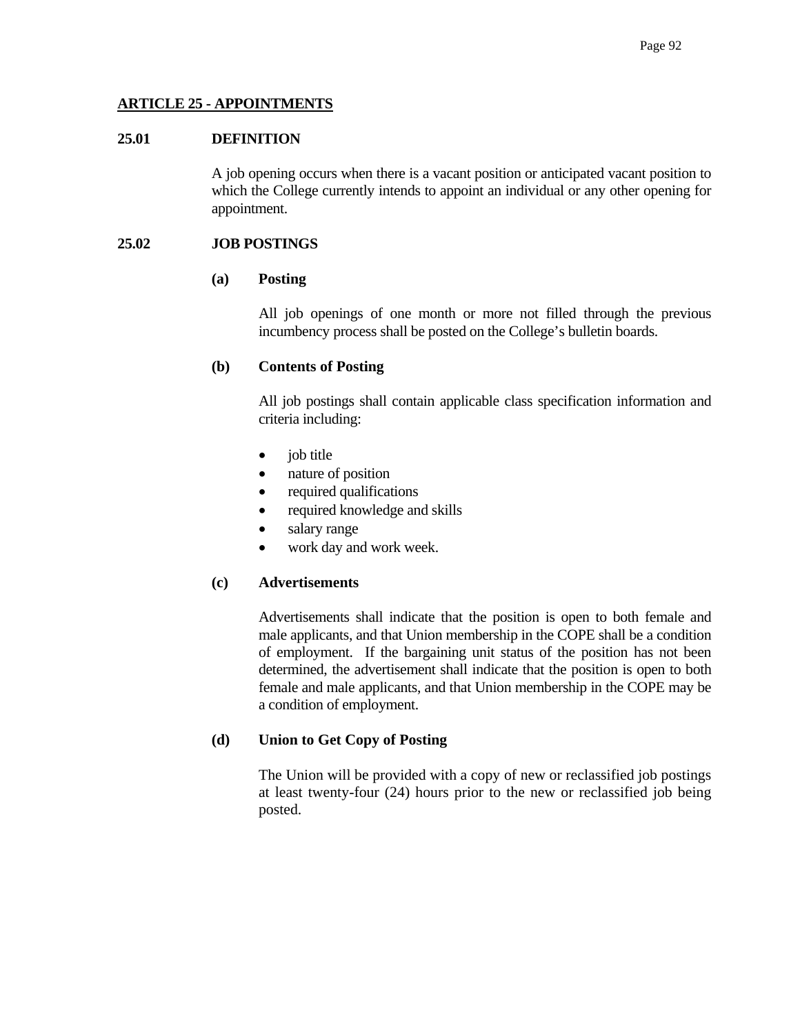## ARTICLE 25 - APPOINTMENTS

### 25.01 DEFINITION

A job opening occurs when there is a vacant position or anticipated vacant position to which the College currently intends to appoint an individual or any other opening for appointment.

### 25.02 JOB POSTINGS

**(a) Posting**

All job openings of one month or more not filled through the previous incumbency process shall be posted on the College's bulletin boards.

**(b) Contents of Posting**

All job postings shall contain applicable class specification information and criteria including:

- job title
- nature of position
- required qualifications
- required knowledge and skills
- salary range
- work day and work week.

**(c) Advertisements**

Advertisements shall indicate that the position is open to both female and male applicants, and that Union membership in the COPE shall be a condition of employment. If the bargaining unit status of the position has not been determined, the advertisement shall indicate that the position is open to both female and male applicants, and that Union membership in the COPE may be a condition of employment.

**(d) Union to Get Copy of Posting**

The Union will be provided with a copy of new or reclassified job postings at least twenty-four (24) hours prior to the new or reclassified job being posted.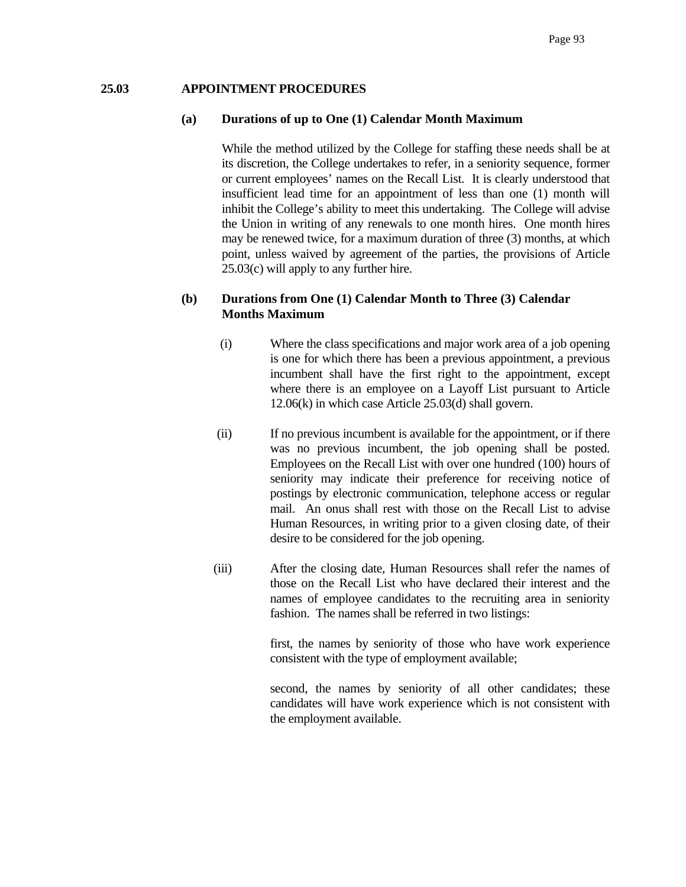## 25.03 APPOINTMENT PROCEDURES

### (a) Durations of up to One (1) Calendar Month Maximum

While the method utilized by the College for staffing these needs shall be at its discretion, the College undertakes to refer, in a seniority sequence, former or current employees' names on the Recall List. It is clearly understood that insufficient lead time for an appointment of less than one (1) month will inhibit the College's ability to meet this undertaking. The College will advise the Union in writing of any renewals to one month hires. One month hires may be renewed twice, for a maximum duration of three (3) months, at which point, unless waived by agreement of the parties, the provisions of Article 25.03(c) will apply to any further hire.

### (b) Durations from One (1) Calendar Month to Three (3) Calendar Months Maximum

(i) Where the class specifications and major work area of a job opening is one for which there has been a previous appointment, a previous incumbent shall have the first right to the appointment, except where there is an employee on a Layoff List pursuant to Article 12.06(k) in which case Article 25.03(d) shall govern.

(ii) If no previous incumbent is available for the appointment, or if there was no previous incumbent, the job opening shall be posted. Employees on the Recall List with over one hundred (100) hours of seniority may indicate their preference for receiving notice of postings by electronic communication, telephone access or regular mail. An onus shall rest with those on the Recall List to advise Human Resources, in writing prior to a given closing date, of their desire to be considered for the job opening.

(iii) After the closing date, Human Resources shall refer the names of those on the Recall List who have declared their interest and the names of employee candidates to the recruiting area in seniority fashion. The names shall be referred in two listings:

first, the names by seniority of those who have work experience consistent with the type of employment available;

second, the names by seniority of all other candidates; these candidates will have work experience which is not consistent with the employment available.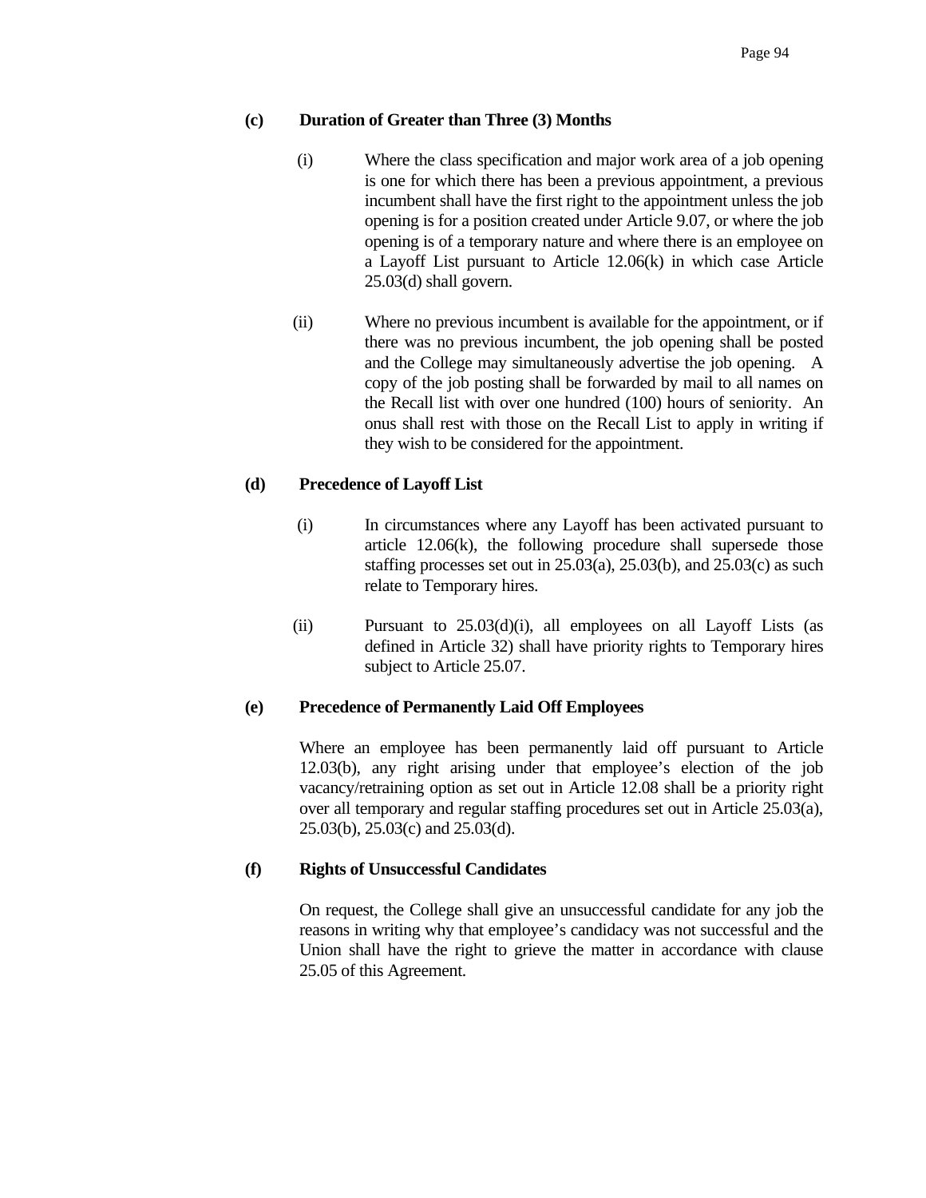**(c) Duration of Greater than Three (3) Months**

(i) Where the class specification and major work area of a job opening is one for which there has been a previous appointment, a previous incumbent shall have the first right to the appointment unless the job opening is for a position created under Article 9.07, or where the job opening is of a temporary nature and where there is an employee on a Layoff List pursuant to Article 12.06(k) in which case Article 25.03(d) shall govern.

(ii) Where no previous incumbent is available for the appointment, or if there was no previous incumbent, the job opening shall be posted and the College may simultaneously advertise the job opening. A copy of the job posting shall be forwarded by mail to all names on the Recall list with over one hundred (100) hours of seniority. An onus shall rest with those on the Recall List to apply in writing if they wish to be considered for the appointment.

**(d) Precedence of Layoff List**

(i) In circumstances where any Layoff has been activated pursuant to article 12.06(k), the following procedure shall supersede those staffing processes set out in 25.03(a), 25.03(b), and 25.03(c) as such relate to Temporary hires.

(ii) Pursuant to 25.03(d)(i), all employees on all Layoff Lists (as defined in Article 32) shall have priority rights to Temporary hires subject to Article 25.07.

**(e) Precedence of Permanently Laid Off Employees**

Where an employee has been permanently laid off pursuant to Article 12.03(b), any right arising under that employee's election of the job vacancy/retraining option as set out in Article 12.08 shall be a priority right over all temporary and regular staffing procedures set out in Article 25.03(a), 25.03(b), 25.03(c) and 25.03(d).

**(f) Rights of Unsuccessful Candidates**

On request, the College shall give an unsuccessful candidate for any job the reasons in writing why that employee's candidacy was not successful and the Union shall have the right to grieve the matter in accordance with clause 25.05 of this Agreement.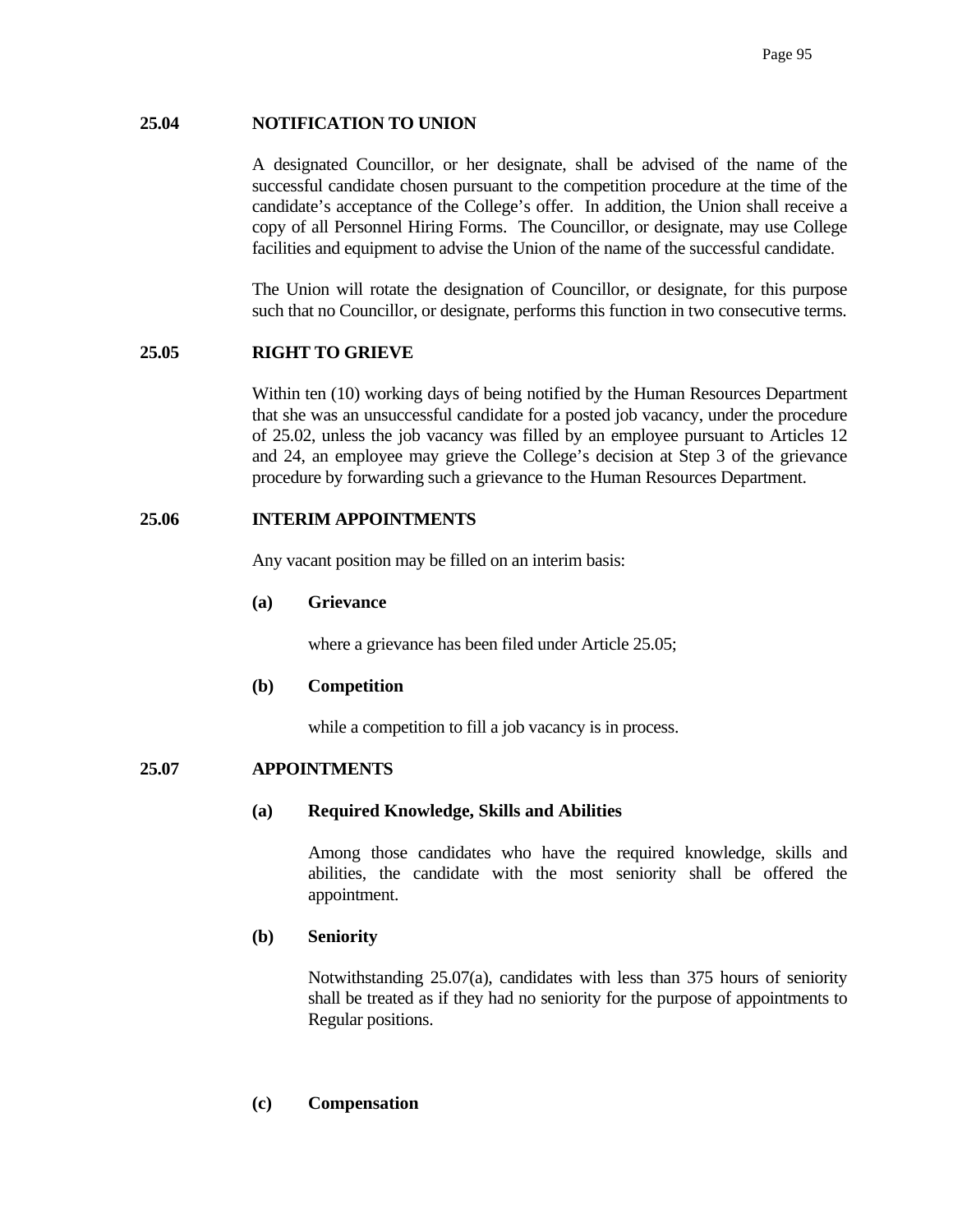### 25.04 NOTIFICATION TO UNION

A designated Councillor, or her designate, shall be advised of the name of the successful candidate chosen pursuant to the competition procedure at the time of the candidate's acceptance of the College's offer. In addition, the Union shall receive a copy of all Personnel Hiring Forms. The Councillor, or designate, may use College facilities and equipment to advise the Union of the name of the successful candidate.

The Union will rotate the designation of Councillor, or designate, for this purpose such that no Councillor, or designate, performs this function in two consecutive terms.

### 25.05 RIGHT TO GRIEVE

Within ten (10) working days of being notified by the Human Resources Department that she was an unsuccessful candidate for a posted job vacancy, under the procedure of 25.02, unless the job vacancy was filled by an employee pursuant to Articles 12 and 24, an employee may grieve the College's decision at Step 3 of the grievance procedure by forwarding such a grievance to the Human Resources Department.

### 25.06 INTERIM APPOINTMENTS

Any vacant position may be filled on an interim basis:

**(a) Grievance**

where a grievance has been filed under Article 25.05;

**(b) Competition**

while a competition to fill a job vacancy is in process.

### 25.07 APPOINTMENTS

**(a) Required Knowledge, Skills and Abilities**

Among those candidates who have the required knowledge, skills and abilities, the candidate with the most seniority shall be offered the appointment.

**(b) Seniority**

Notwithstanding 25.07(a), candidates with less than 375 hours of seniority shall be treated as if they had no seniority for the purpose of appointments to Regular positions.

**(c) Compensation**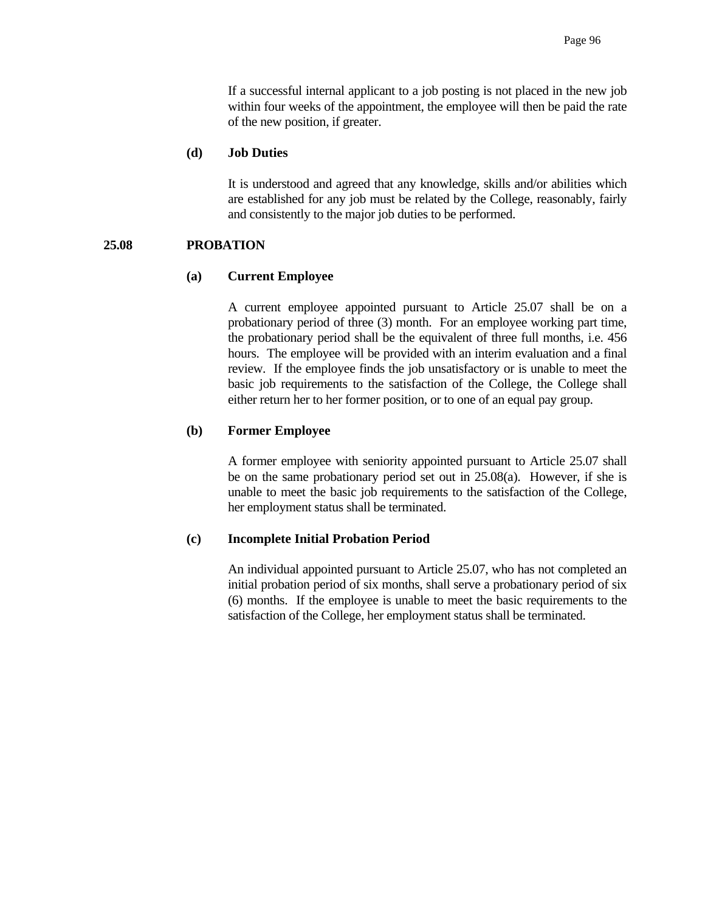If a successful internal applicant to a job posting is not placed in the new job within four weeks of the appointment, the employee will then be paid the rate of the new position, if greater.

**(d) Job Duties**

It is understood and agreed that any knowledge, skills and/or abilities which are established for any job must be related by the College, reasonably, fairly and consistently to the major job duties to be performed.

## 25.08 PROBATION

**(a) Current Employee**

A current employee appointed pursuant to Article 25.07 shall be on a probationary period of three (3) month. For an employee working part time, the probationary period shall be the equivalent of three full months, i.e. 456 hours. The employee will be provided with an interim evaluation and a final review. If the employee finds the job unsatisfactory or is unable to meet the basic job requirements to the satisfaction of the College, the College shall either return her to her former position, or to one of an equal pay group.

**(b) Former Employee**

A former employee with seniority appointed pursuant to Article 25.07 shall be on the same probationary period set out in 25.08(a). However, if she is unable to meet the basic job requirements to the satisfaction of the College, her employment status shall be terminated.

**(c) Incomplete Initial Probation Period**

An individual appointed pursuant to Article 25.07, who has not completed an initial probation period of six months, shall serve a probationary period of six (6) months. If the employee is unable to meet the basic requirements to the satisfaction of the College, her employment status shall be terminated.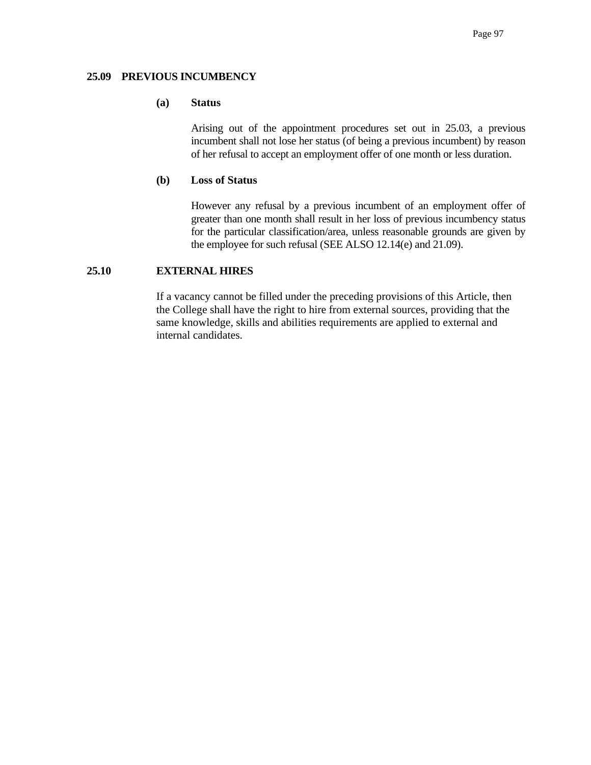## 25.09 PREVIOUS INCUMBENCY

### (a) Status

Arising out of the appointment procedures set out in 25.03, a previous incumbent shall not lose her status (of being a previous incumbent) by reason of her refusal to accept an employment offer of one month or less duration.

### (b) Loss of Status

However any refusal by a previous incumbent of an employment offer of greater than one month shall result in her loss of previous incumbency status for the particular classification/area, unless reasonable grounds are given by the employee for such refusal (SEE ALSO 12.14(e) and 21.09).

## 25.10 EXTERNAL HIRES

If a vacancy cannot be filled under the preceding provisions of this Article, then the College shall have the right to hire from external sources, providing that the same knowledge, skills and abilities requirements are applied to external and internal candidates.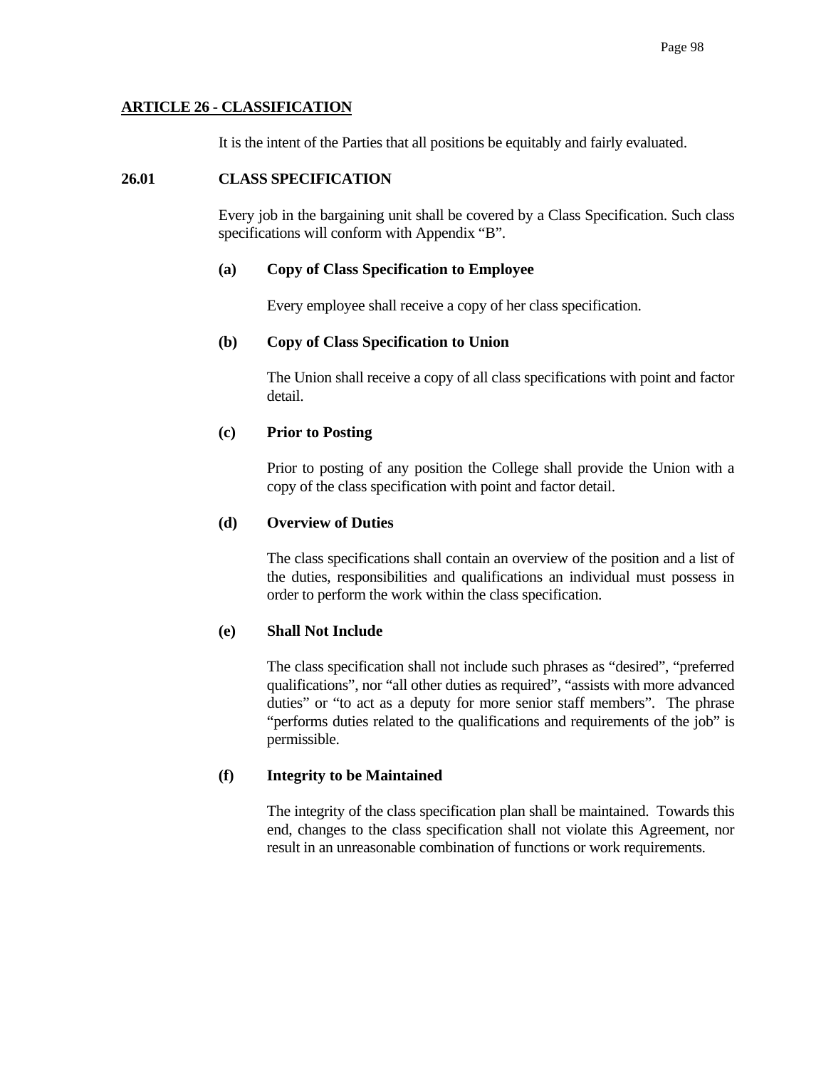## ARTICLE 26 - CLASSIFICATION

It is the intent of the Parties that all positions be equitably and fairly evaluated.

### 26.01 CLASS SPECIFICATION

Every job in the bargaining unit shall be covered by a Class Specification. Such class specifications will conform with Appendix "B".

**(a) Copy of Class Specification to Employee**

Every employee shall receive a copy of her class specification.

**(b) Copy of Class Specification to Union**

The Union shall receive a copy of all class specifications with point and factor detail.

**(c) Prior to Posting**

Prior to posting of any position the College shall provide the Union with a copy of the class specification with point and factor detail.

**(d) Overview of Duties**

The class specifications shall contain an overview of the position and a list of the duties, responsibilities and qualifications an individual must possess in order to perform the work within the class specification.

**(e) Shall Not Include**

The class specification shall not include such phrases as "desired", "preferred qualifications", nor "all other duties as required", "assists with more advanced duties" or "to act as a deputy for more senior staff members". The phrase "performs duties related to the qualifications and requirements of the job" is permissible.

**(f) Integrity to be Maintained**

The integrity of the class specification plan shall be maintained. Towards this end, changes to the class specification shall not violate this Agreement, nor result in an unreasonable combination of functions or work requirements.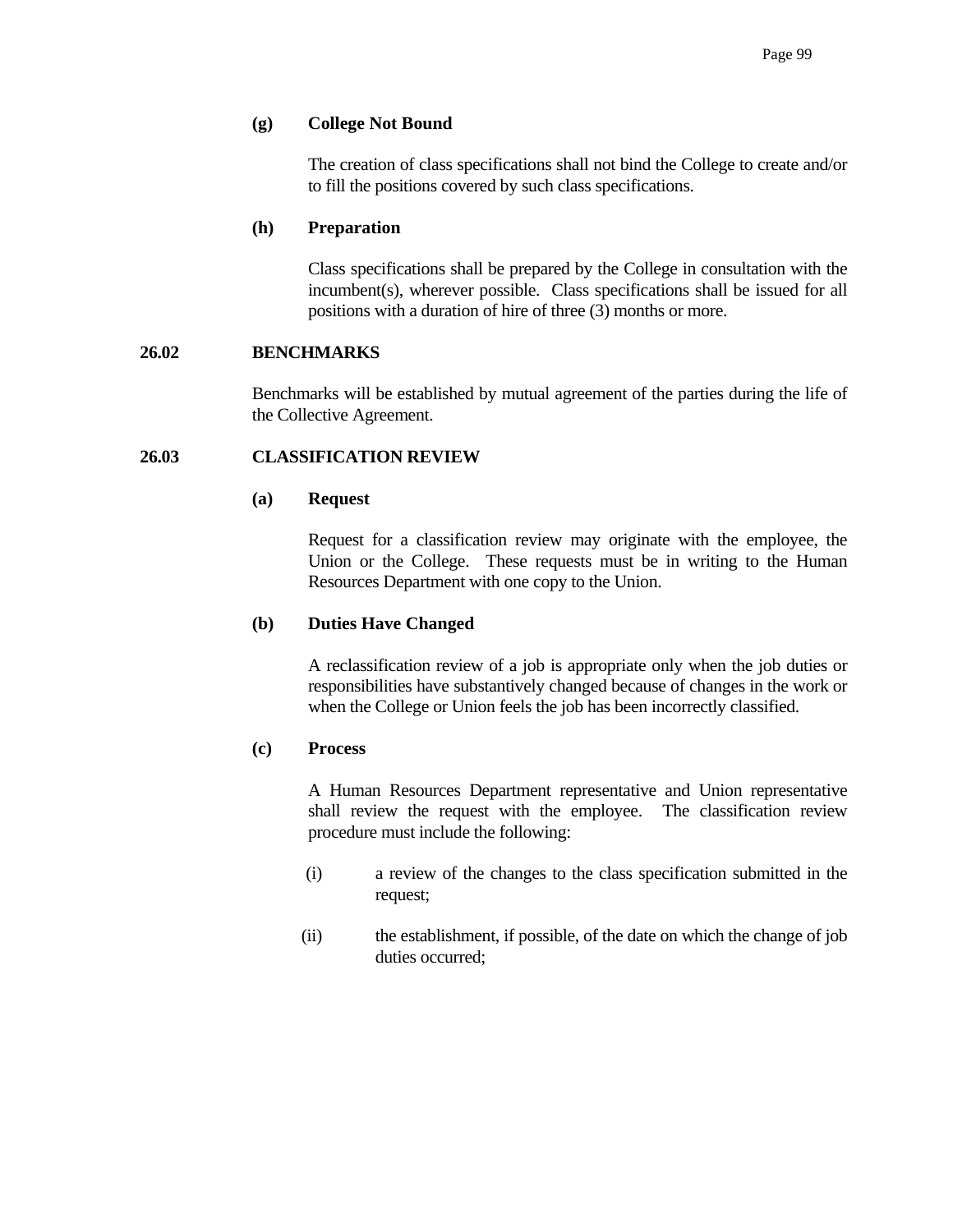**(g) College Not Bound**

The creation of class specifications shall not bind the College to create and/or to fill the positions covered by such class specifications.

**(h) Preparation**

Class specifications shall be prepared by the College in consultation with the incumbent(s), wherever possible. Class specifications shall be issued for all positions with a duration of hire of three (3) months or more.

## 26.02 BENCHMARKS

Benchmarks will be established by mutual agreement of the parties during the life of the Collective Agreement.

## 26.03 CLASSIFICATION REVIEW

**(a) Request**

Request for a classification review may originate with the employee, the Union or the College. These requests must be in writing to the Human Resources Department with one copy to the Union.

**(b) Duties Have Changed**

A reclassification review of a job is appropriate only when the job duties or responsibilities have substantively changed because of changes in the work or when the College or Union feels the job has been incorrectly classified.

**(c) Process**

A Human Resources Department representative and Union representative shall review the request with the employee. The classification review procedure must include the following:

(i) a review of the changes to the class specification submitted in the request;

(ii) the establishment, if possible, of the date on which the change of job duties occurred;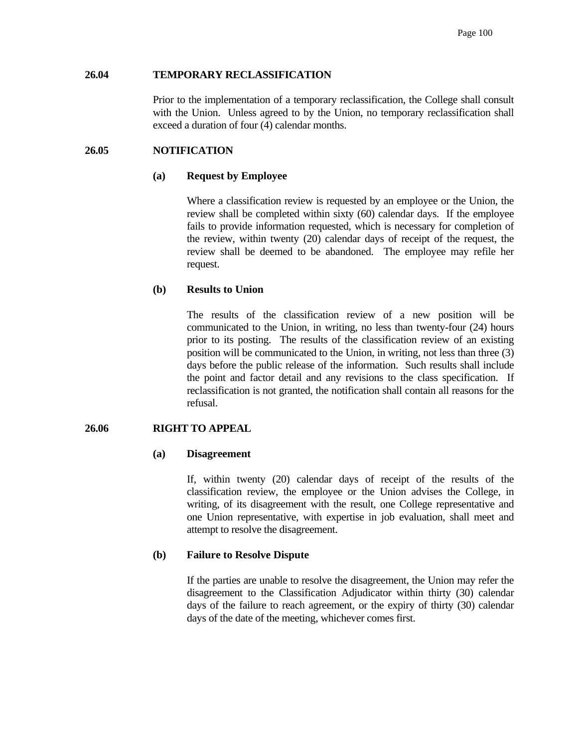### 26.04 TEMPORARY RECLASSIFICATION

Prior to the implementation of a temporary reclassification, the College shall consult with the Union. Unless agreed to by the Union, no temporary reclassification shall exceed a duration of four (4) calendar months.

### 26.05 NOTIFICATION

**(a) Request by Employee**

Where a classification review is requested by an employee or the Union, the review shall be completed within sixty (60) calendar days. If the employee fails to provide information requested, which is necessary for completion of the review, within twenty (20) calendar days of receipt of the request, the review shall be deemed to be abandoned. The employee may refile her request.

**(b) Results to Union**

The results of the classification review of a new position will be communicated to the Union, in writing, no less than twenty-four (24) hours prior to its posting. The results of the classification review of an existing position will be communicated to the Union, in writing, not less than three (3) days before the public release of the information. Such results shall include the point and factor detail and any revisions to the class specification. If reclassification is not granted, the notification shall contain all reasons for the refusal.

### 26.06 RIGHT TO APPEAL

**(a) Disagreement**

If, within twenty (20) calendar days of receipt of the results of the classification review, the employee or the Union advises the College, in writing, of its disagreement with the result, one College representative and one Union representative, with expertise in job evaluation, shall meet and attempt to resolve the disagreement.

**(b) Failure to Resolve Dispute**

If the parties are unable to resolve the disagreement, the Union may refer the disagreement to the Classification Adjudicator within thirty (30) calendar days of the failure to reach agreement, or the expiry of thirty (30) calendar days of the date of the meeting, whichever comes first.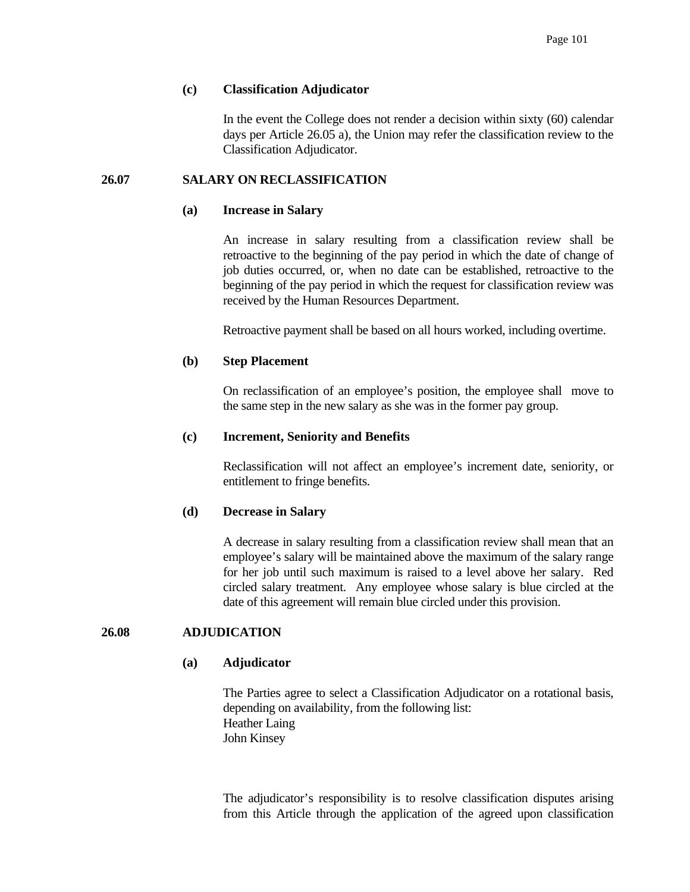**(c) Classification Adjudicator**

In the event the College does not render a decision within sixty (60) calendar days per Article 26.05 a), the Union may refer the classification review to the Classification Adjudicator.

## 26.07 SALARY ON RECLASSIFICATION

**(a) Increase in Salary**

An increase in salary resulting from a classification review shall be retroactive to the beginning of the pay period in which the date of change of job duties occurred, or, when no date can be established, retroactive to the beginning of the pay period in which the request for classification review was received by the Human Resources Department.

Retroactive payment shall be based on all hours worked, including overtime.

**(b) Step Placement**

On reclassification of an employee's position, the employee shall move to the same step in the new salary as she was in the former pay group.

**(c) Increment, Seniority and Benefits**

Reclassification will not affect an employee's increment date, seniority, or entitlement to fringe benefits.

**(d) Decrease in Salary**

A decrease in salary resulting from a classification review shall mean that an employee's salary will be maintained above the maximum of the salary range for her job until such maximum is raised to a level above her salary. Red circled salary treatment. Any employee whose salary is blue circled at the date of this agreement will remain blue circled under this provision.

## 26.08 ADJUDICATION

**(a) Adjudicator**

The Parties agree to select a Classification Adjudicator on a rotational basis, depending on availability, from the following list:
Heather Laing
John Kinsey

The adjudicator's responsibility is to resolve classification disputes arising from this Article through the application of the agreed upon classification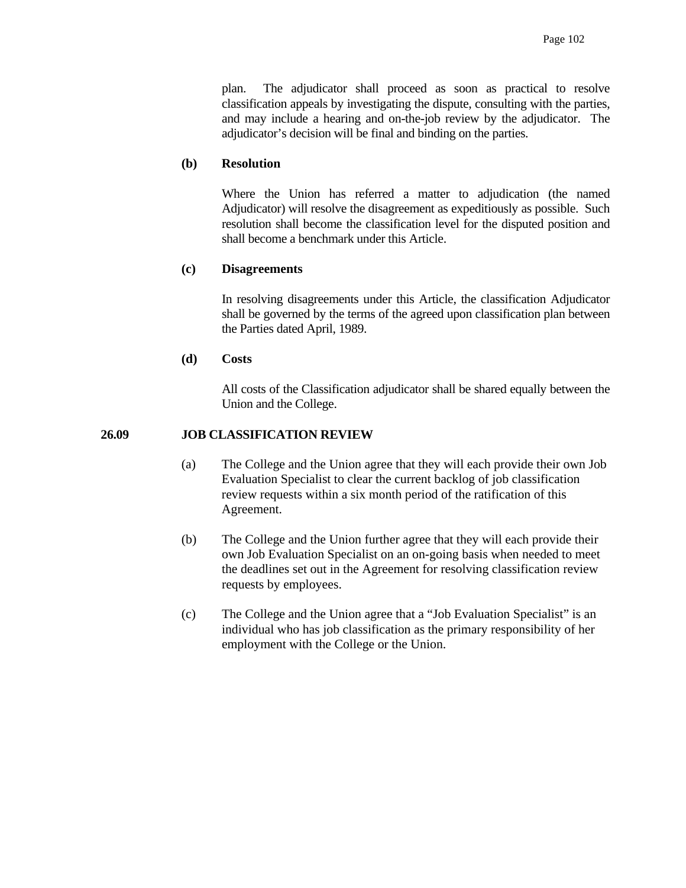plan. The adjudicator shall proceed as soon as practical to resolve classification appeals by investigating the dispute, consulting with the parties, and may include a hearing and on-the-job review by the adjudicator. The adjudicator's decision will be final and binding on the parties.

**(b) Resolution**

Where the Union has referred a matter to adjudication (the named Adjudicator) will resolve the disagreement as expeditiously as possible. Such resolution shall become the classification level for the disputed position and shall become a benchmark under this Article.

**(c) Disagreements**

In resolving disagreements under this Article, the classification Adjudicator shall be governed by the terms of the agreed upon classification plan between the Parties dated April, 1989.

**(d) Costs**

All costs of the Classification adjudicator shall be shared equally between the Union and the College.

**26.09 JOB CLASSIFICATION REVIEW**

(a) The College and the Union agree that they will each provide their own Job Evaluation Specialist to clear the current backlog of job classification review requests within a six month period of the ratification of this Agreement.

(b) The College and the Union further agree that they will each provide their own Job Evaluation Specialist on an on-going basis when needed to meet the deadlines set out in the Agreement for resolving classification review requests by employees.

(c) The College and the Union agree that a "Job Evaluation Specialist" is an individual who has job classification as the primary responsibility of her employment with the College or the Union.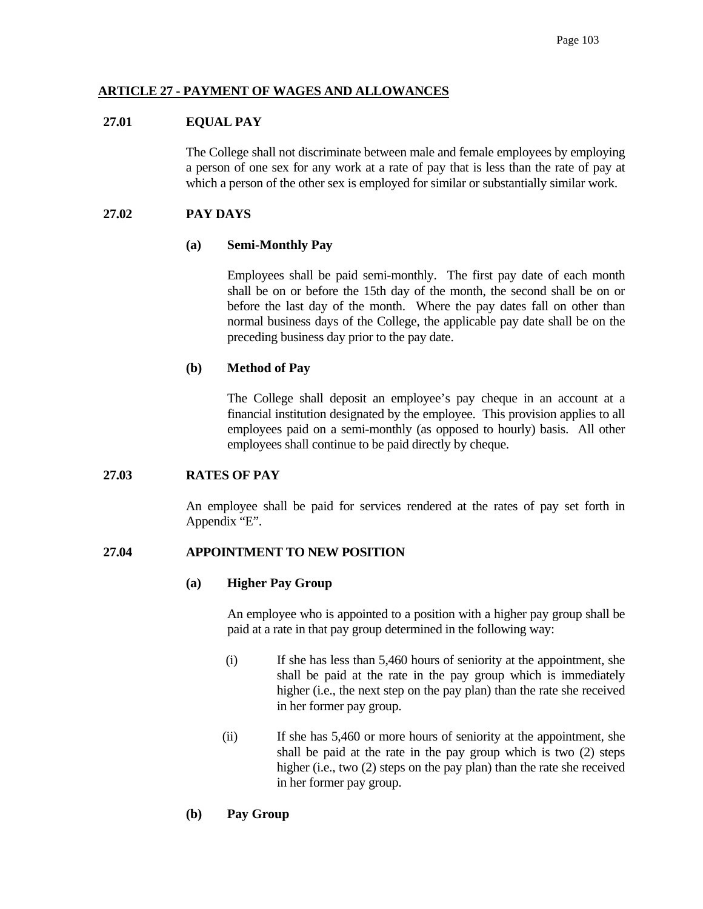## ARTICLE 27 - PAYMENT OF WAGES AND ALLOWANCES

### 27.01 EQUAL PAY

The College shall not discriminate between male and female employees by employing a person of one sex for any work at a rate of pay that is less than the rate of pay at which a person of the other sex is employed for similar or substantially similar work.

### 27.02 PAY DAYS

**(a) Semi-Monthly Pay**

Employees shall be paid semi-monthly. The first pay date of each month shall be on or before the 15th day of the month, the second shall be on or before the last day of the month. Where the pay dates fall on other than normal business days of the College, the applicable pay date shall be on the preceding business day prior to the pay date.

**(b) Method of Pay**

The College shall deposit an employee's pay cheque in an account at a financial institution designated by the employee. This provision applies to all employees paid on a semi-monthly (as opposed to hourly) basis. All other employees shall continue to be paid directly by cheque.

### 27.03 RATES OF PAY

An employee shall be paid for services rendered at the rates of pay set forth in Appendix "E".

### 27.04 APPOINTMENT TO NEW POSITION

**(a) Higher Pay Group**

An employee who is appointed to a position with a higher pay group shall be paid at a rate in that pay group determined in the following way:

(i) If she has less than 5,460 hours of seniority at the appointment, she shall be paid at the rate in the pay group which is immediately higher (i.e., the next step on the pay plan) than the rate she received in her former pay group.

(ii) If she has 5,460 or more hours of seniority at the appointment, she shall be paid at the rate in the pay group which is two (2) steps higher (i.e., two (2) steps on the pay plan) than the rate she received in her former pay group.

**(b) Pay Group**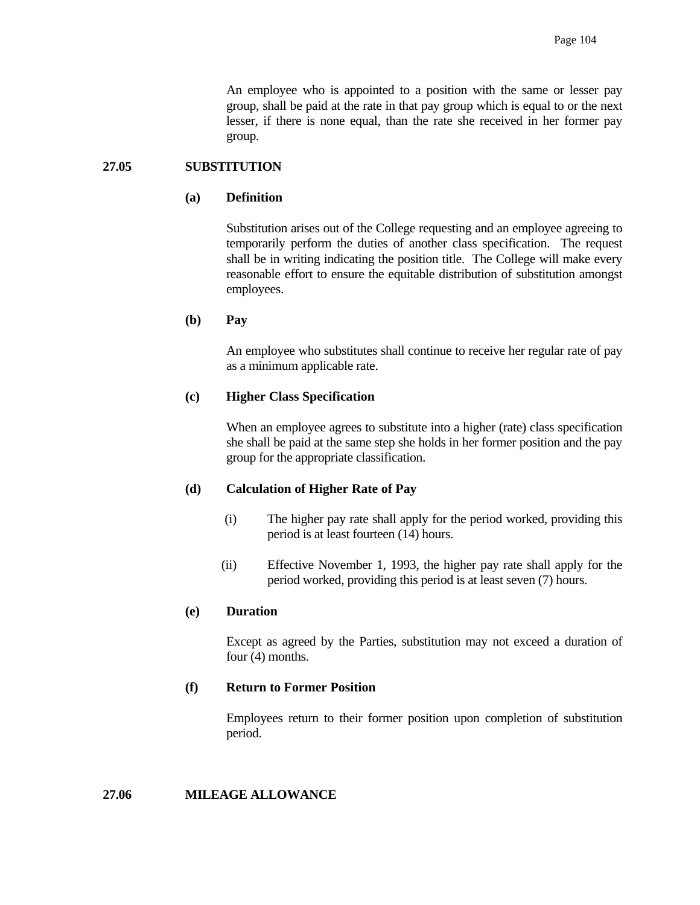An employee who is appointed to a position with the same or lesser pay group, shall be paid at the rate in that pay group which is equal to or the next lesser, if there is none equal, than the rate she received in her former pay group.

## 27.05 SUBSTITUTION

### (a) Definition

Substitution arises out of the College requesting and an employee agreeing to temporarily perform the duties of another class specification. The request shall be in writing indicating the position title. The College will make every reasonable effort to ensure the equitable distribution of substitution amongst employees.

### (b) Pay

An employee who substitutes shall continue to receive her regular rate of pay as a minimum applicable rate.

### (c) Higher Class Specification

When an employee agrees to substitute into a higher (rate) class specification she shall be paid at the same step she holds in her former position and the pay group for the appropriate classification.

### (d) Calculation of Higher Rate of Pay

(i) The higher pay rate shall apply for the period worked, providing this period is at least fourteen (14) hours.

(ii) Effective November 1, 1993, the higher pay rate shall apply for the period worked, providing this period is at least seven (7) hours.

### (e) Duration

Except as agreed by the Parties, substitution may not exceed a duration of four (4) months.

### (f) Return to Former Position

Employees return to their former position upon completion of substitution period.

## 27.06 MILEAGE ALLOWANCE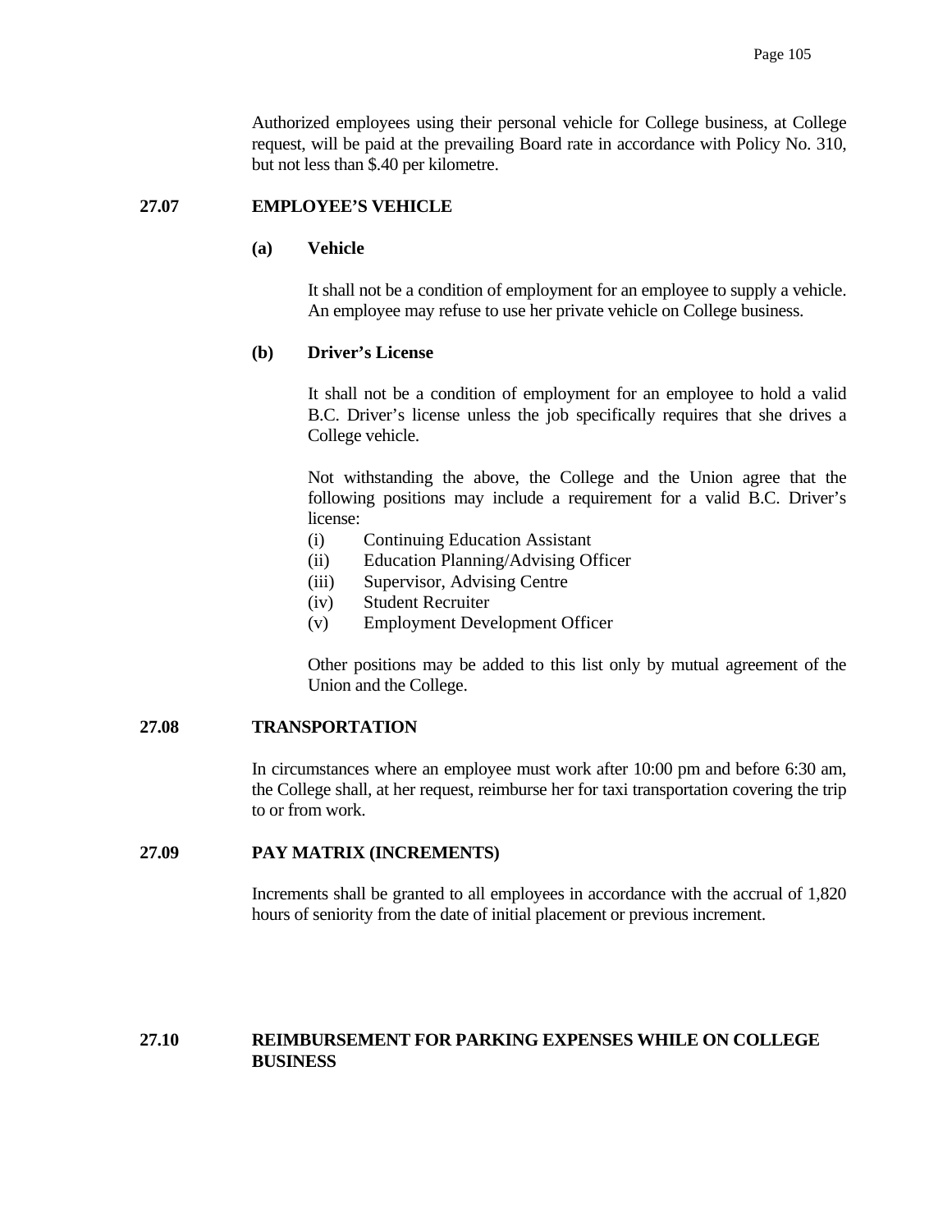Authorized employees using their personal vehicle for College business, at College request, will be paid at the prevailing Board rate in accordance with Policy No. 310, but not less than $.40 per kilometre.

## 27.07 EMPLOYEE'S VEHICLE

**(a) Vehicle**

It shall not be a condition of employment for an employee to supply a vehicle. An employee may refuse to use her private vehicle on College business.

**(b) Driver's License**

It shall not be a condition of employment for an employee to hold a valid B.C. Driver's license unless the job specifically requires that she drives a College vehicle.

Not withstanding the above, the College and the Union agree that the following positions may include a requirement for a valid B.C. Driver's license:

(i) Continuing Education Assistant
(ii) Education Planning/Advising Officer
(iii) Supervisor, Advising Centre
(iv) Student Recruiter
(v) Employment Development Officer

Other positions may be added to this list only by mutual agreement of the Union and the College.

## 27.08 TRANSPORTATION

In circumstances where an employee must work after 10:00 pm and before 6:30 am, the College shall, at her request, reimburse her for taxi transportation covering the trip to or from work.

## 27.09 PAY MATRIX (INCREMENTS)

Increments shall be granted to all employees in accordance with the accrual of 1,820 hours of seniority from the date of initial placement or previous increment.

## 27.10 REIMBURSEMENT FOR PARKING EXPENSES WHILE ON COLLEGE BUSINESS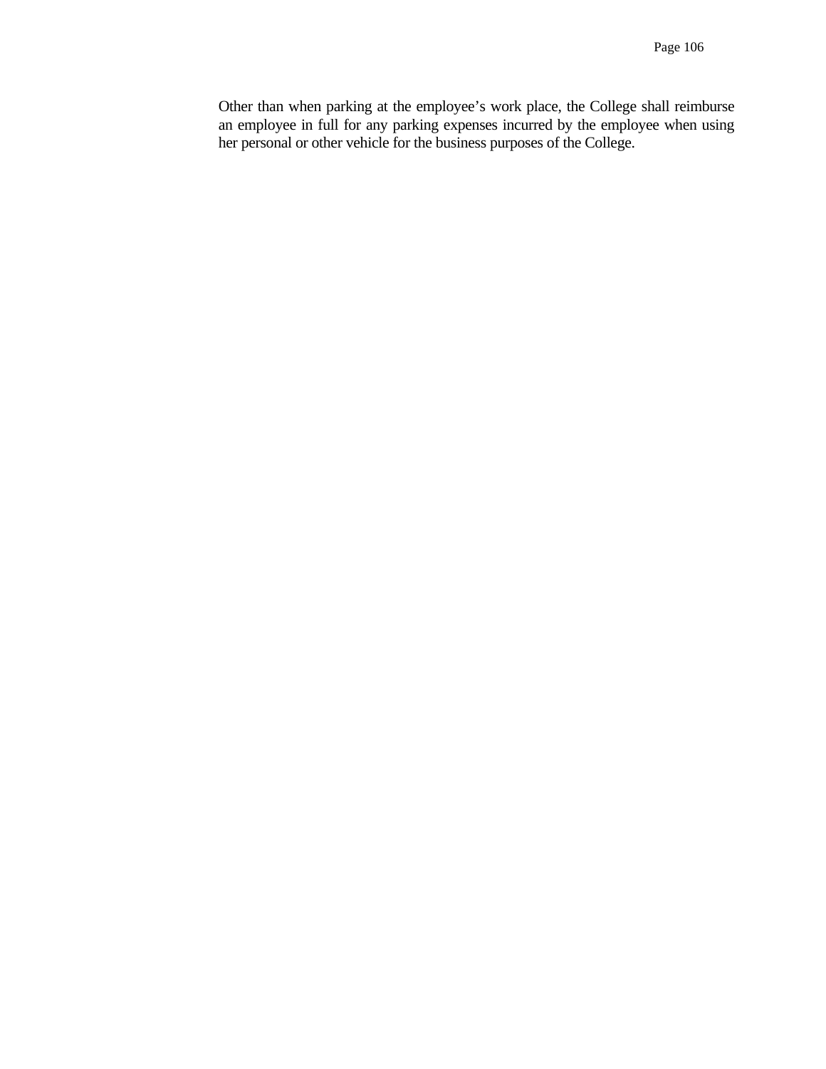Other than when parking at the employee’s work place, the College shall reimburse an employee in full for any parking expenses incurred by the employee when using her personal or other vehicle for the business purposes of the College.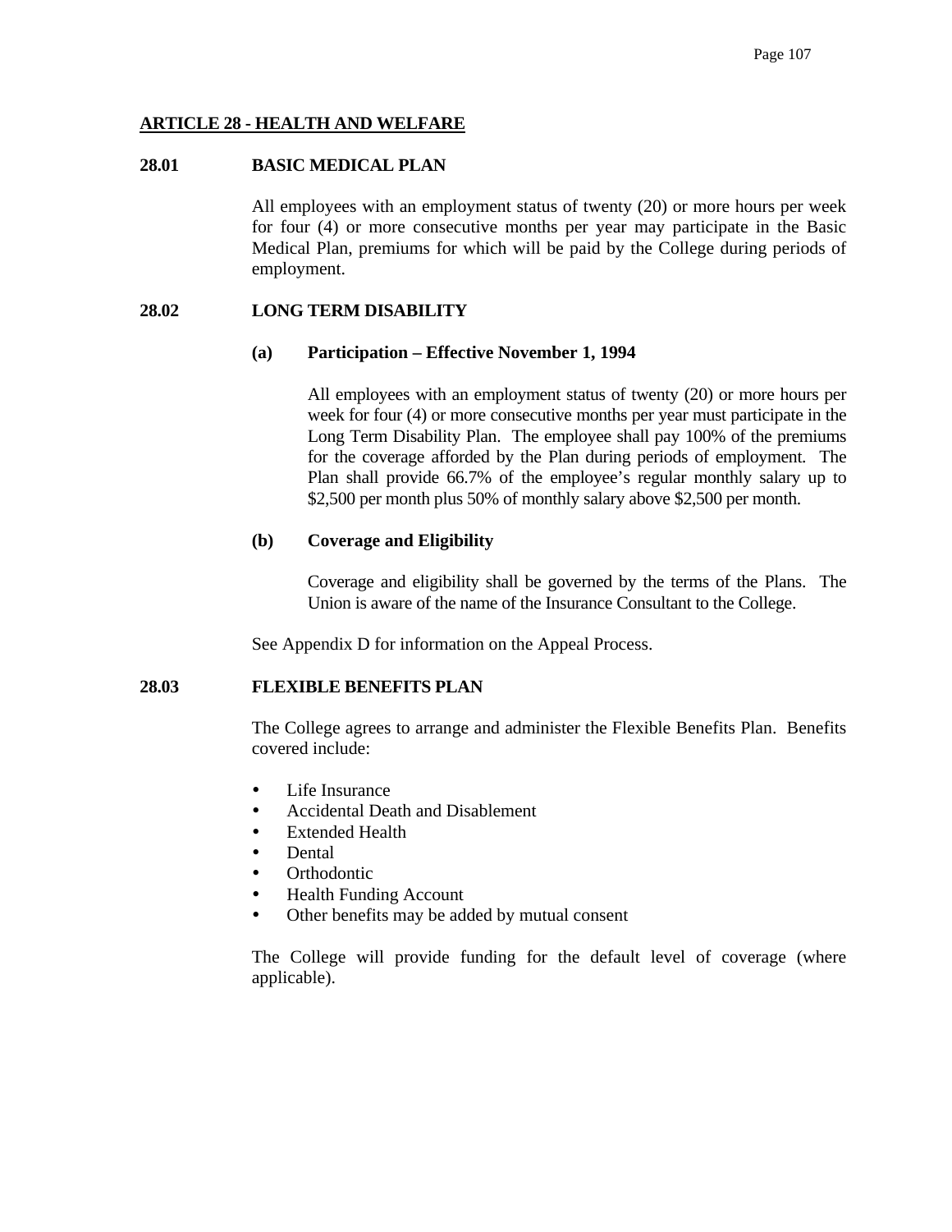## ARTICLE 28 - HEALTH AND WELFARE

### 28.01 BASIC MEDICAL PLAN

All employees with an employment status of twenty (20) or more hours per week for four (4) or more consecutive months per year may participate in the Basic Medical Plan, premiums for which will be paid by the College during periods of employment.

### 28.02 LONG TERM DISABILITY

**(a) Participation – Effective November 1, 1994**

All employees with an employment status of twenty (20) or more hours per week for four (4) or more consecutive months per year must participate in the Long Term Disability Plan. The employee shall pay 100% of the premiums for the coverage afforded by the Plan during periods of employment. The Plan shall provide 66.7% of the employee's regular monthly salary up to $2,500 per month plus 50% of monthly salary above $2,500 per month.

**(b) Coverage and Eligibility**

Coverage and eligibility shall be governed by the terms of the Plans. The Union is aware of the name of the Insurance Consultant to the College.

See Appendix D for information on the Appeal Process.

### 28.03 FLEXIBLE BENEFITS PLAN

The College agrees to arrange and administer the Flexible Benefits Plan. Benefits covered include:

- Life Insurance
- Accidental Death and Disablement
- Extended Health
- Dental
- Orthodontic
- Health Funding Account
- Other benefits may be added by mutual consent

The College will provide funding for the default level of coverage (where applicable).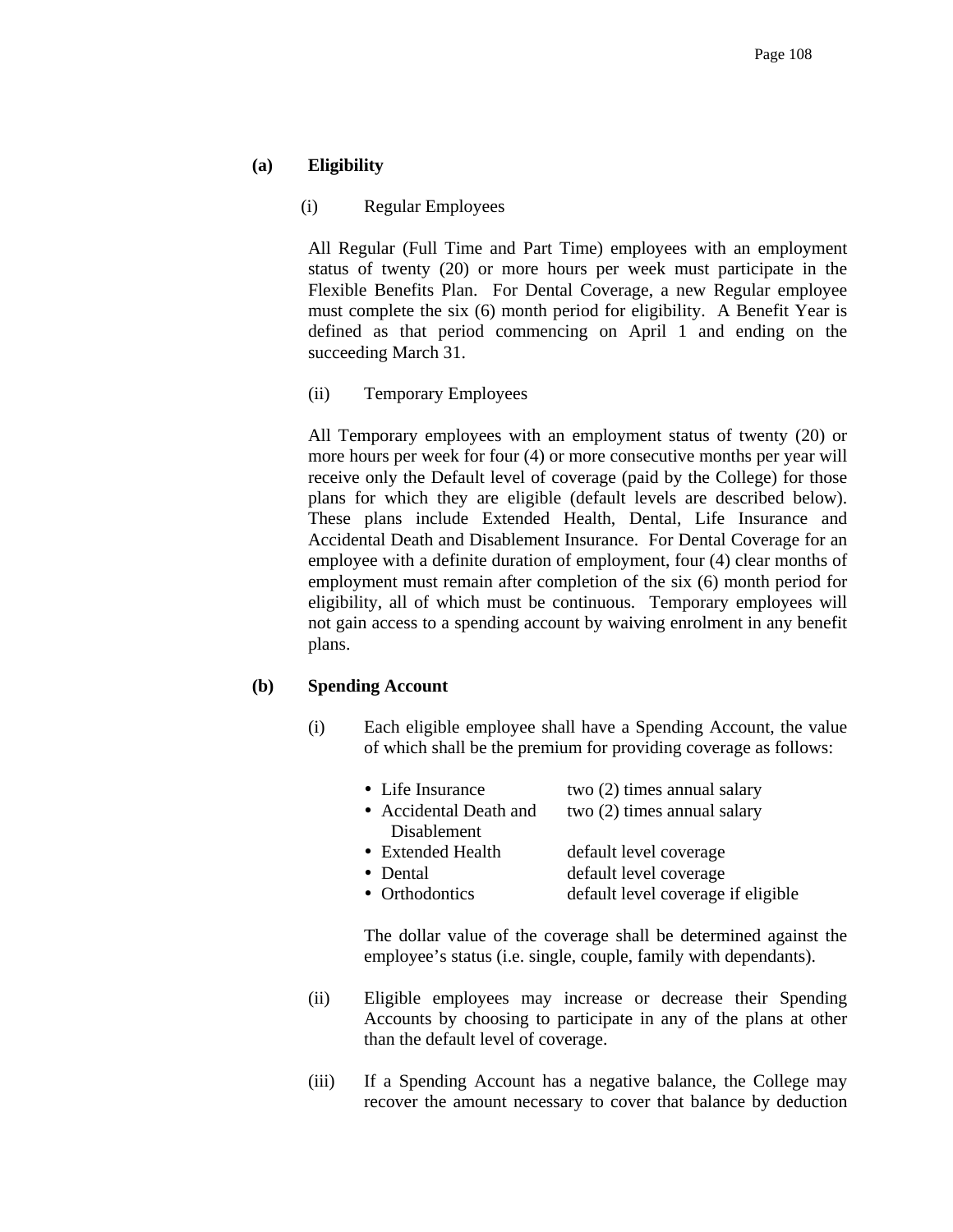**(a) Eligibility**

(i) Regular Employees

All Regular (Full Time and Part Time) employees with an employment status of twenty (20) or more hours per week must participate in the Flexible Benefits Plan. For Dental Coverage, a new Regular employee must complete the six (6) month period for eligibility. A Benefit Year is defined as that period commencing on April 1 and ending on the succeeding March 31.

(ii) Temporary Employees

All Temporary employees with an employment status of twenty (20) or more hours per week for four (4) or more consecutive months per year will receive only the Default level of coverage (paid by the College) for those plans for which they are eligible (default levels are described below). These plans include Extended Health, Dental, Life Insurance and Accidental Death and Disablement Insurance. For Dental Coverage for an employee with a definite duration of employment, four (4) clear months of employment must remain after completion of the six (6) month period for eligibility, all of which must be continuous. Temporary employees will not gain access to a spending account by waiving enrolment in any benefit plans.

**(b) Spending Account**

(i) Each eligible employee shall have a Spending Account, the value of which shall be the premium for providing coverage as follows:

| | |
|---|---|
| • Life Insurance | two (2) times annual salary |
| • Accidental Death and Disablement | two (2) times annual salary |
| • Extended Health | default level coverage |
| • Dental | default level coverage |
| • Orthodontics | default level coverage if eligible |

The dollar value of the coverage shall be determined against the employee's status (i.e. single, couple, family with dependants).

(ii) Eligible employees may increase or decrease their Spending Accounts by choosing to participate in any of the plans at other than the default level of coverage.

(iii) If a Spending Account has a negative balance, the College may recover the amount necessary to cover that balance by deduction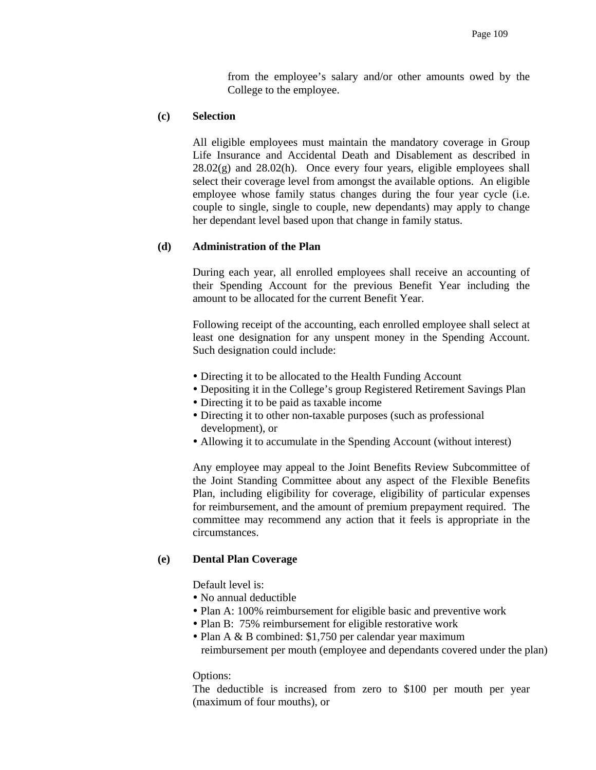from the employee's salary and/or other amounts owed by the College to the employee.

**(c) Selection**

All eligible employees must maintain the mandatory coverage in Group Life Insurance and Accidental Death and Disablement as described in 28.02(g) and 28.02(h). Once every four years, eligible employees shall select their coverage level from amongst the available options. An eligible employee whose family status changes during the four year cycle (i.e. couple to single, single to couple, new dependants) may apply to change her dependant level based upon that change in family status.

**(d) Administration of the Plan**

During each year, all enrolled employees shall receive an accounting of their Spending Account for the previous Benefit Year including the amount to be allocated for the current Benefit Year.

Following receipt of the accounting, each enrolled employee shall select at least one designation for any unspent money in the Spending Account. Such designation could include:

- Directing it to be allocated to the Health Funding Account
- Depositing it in the College's group Registered Retirement Savings Plan
- Directing it to be paid as taxable income
- Directing it to other non-taxable purposes (such as professional development), or
- Allowing it to accumulate in the Spending Account (without interest)

Any employee may appeal to the Joint Benefits Review Subcommittee of the Joint Standing Committee about any aspect of the Flexible Benefits Plan, including eligibility for coverage, eligibility of particular expenses for reimbursement, and the amount of premium prepayment required. The committee may recommend any action that it feels is appropriate in the circumstances.

**(e) Dental Plan Coverage**

Default level is:

- No annual deductible
- Plan A: 100% reimbursement for eligible basic and preventive work
- Plan B: 75% reimbursement for eligible restorative work
- Plan A & B combined: $1,750 per calendar year maximum reimbursement per mouth (employee and dependants covered under the plan)

Options:
The deductible is increased from zero to $100 per mouth per year (maximum of four mouths), or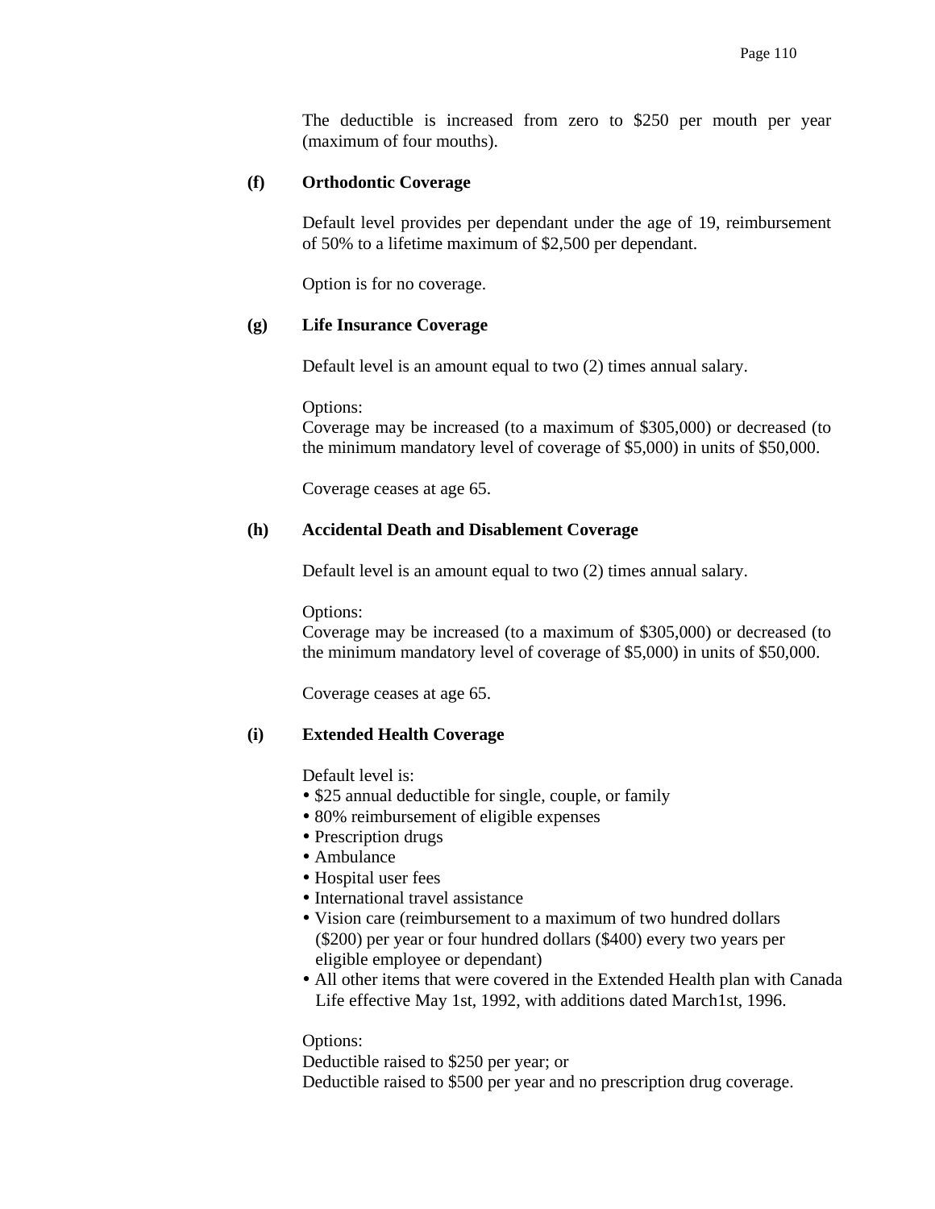The deductible is increased from zero to $250 per mouth per year (maximum of four mouths).

**(f) Orthodontic Coverage**

Default level provides per dependant under the age of 19, reimbursement of 50% to a lifetime maximum of $2,500 per dependant.

Option is for no coverage.

**(g) Life Insurance Coverage**

Default level is an amount equal to two (2) times annual salary.

Options:
Coverage may be increased (to a maximum of $305,000) or decreased (to the minimum mandatory level of coverage of $5,000) in units of $50,000.

Coverage ceases at age 65.

**(h) Accidental Death and Disablement Coverage**

Default level is an amount equal to two (2) times annual salary.

Options:
Coverage may be increased (to a maximum of $305,000) or decreased (to the minimum mandatory level of coverage of $5,000) in units of $50,000.

Coverage ceases at age 65.

**(i) Extended Health Coverage**

Default level is:

- $25 annual deductible for single, couple, or family
- 80% reimbursement of eligible expenses
- Prescription drugs
- Ambulance
- Hospital user fees
- International travel assistance
- Vision care (reimbursement to a maximum of two hundred dollars ($200) per year or four hundred dollars ($400) every two years per eligible employee or dependant)
- All other items that were covered in the Extended Health plan with Canada Life effective May 1st, 1992, with additions dated March1st, 1996.

Options:
Deductible raised to $250 per year; or
Deductible raised to $500 per year and no prescription drug coverage.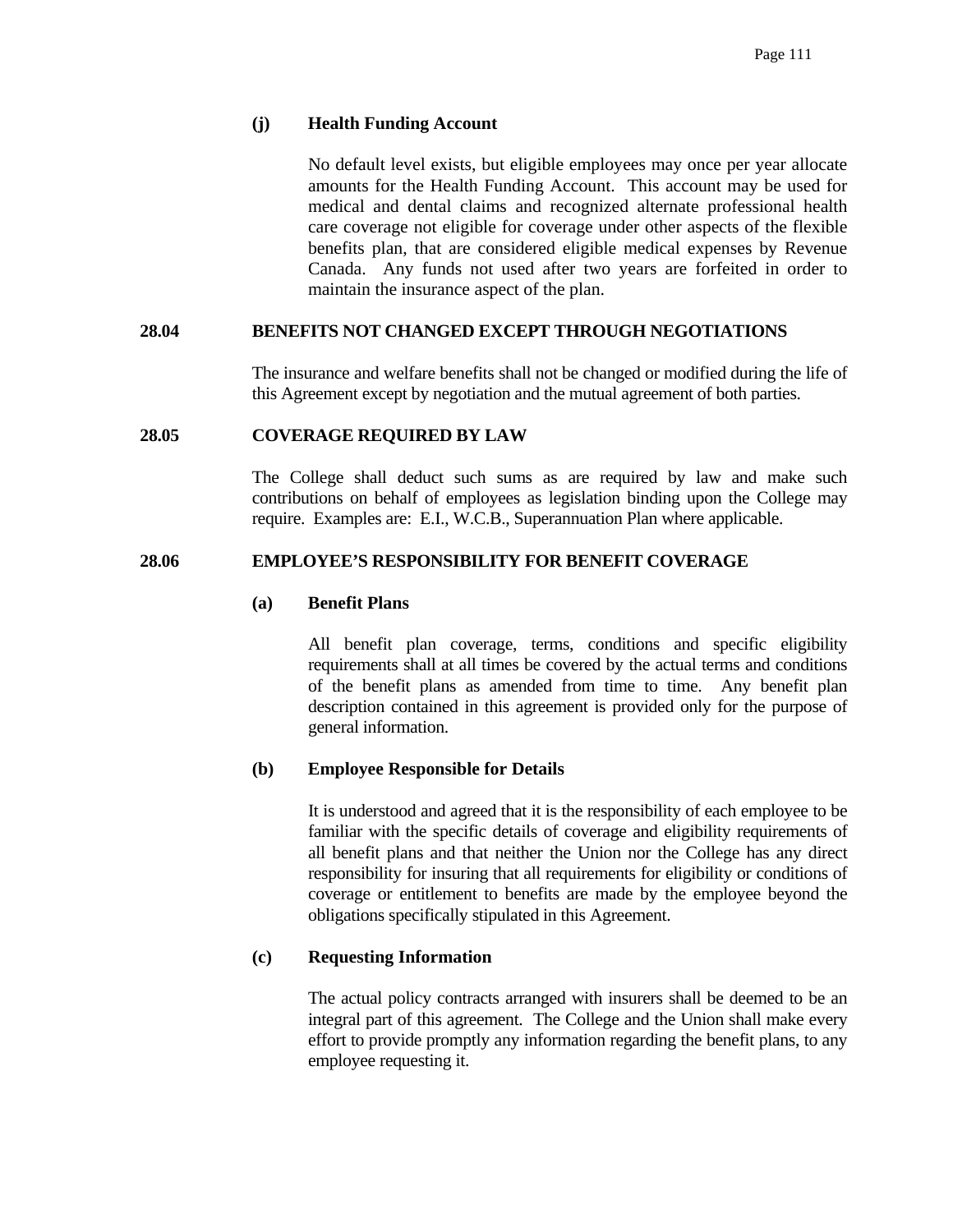**(j) Health Funding Account**

No default level exists, but eligible employees may once per year allocate amounts for the Health Funding Account. This account may be used for medical and dental claims and recognized alternate professional health care coverage not eligible for coverage under other aspects of the flexible benefits plan, that are considered eligible medical expenses by Revenue Canada. Any funds not used after two years are forfeited in order to maintain the insurance aspect of the plan.

### 28.04 BENEFITS NOT CHANGED EXCEPT THROUGH NEGOTIATIONS

The insurance and welfare benefits shall not be changed or modified during the life of this Agreement except by negotiation and the mutual agreement of both parties.

### 28.05 COVERAGE REQUIRED BY LAW

The College shall deduct such sums as are required by law and make such contributions on behalf of employees as legislation binding upon the College may require. Examples are: E.I., W.C.B., Superannuation Plan where applicable.

### 28.06 EMPLOYEE'S RESPONSIBILITY FOR BENEFIT COVERAGE

**(a) Benefit Plans**

All benefit plan coverage, terms, conditions and specific eligibility requirements shall at all times be covered by the actual terms and conditions of the benefit plans as amended from time to time. Any benefit plan description contained in this agreement is provided only for the purpose of general information.

**(b) Employee Responsible for Details**

It is understood and agreed that it is the responsibility of each employee to be familiar with the specific details of coverage and eligibility requirements of all benefit plans and that neither the Union nor the College has any direct responsibility for insuring that all requirements for eligibility or conditions of coverage or entitlement to benefits are made by the employee beyond the obligations specifically stipulated in this Agreement.

**(c) Requesting Information**

The actual policy contracts arranged with insurers shall be deemed to be an integral part of this agreement. The College and the Union shall make every effort to provide promptly any information regarding the benefit plans, to any employee requesting it.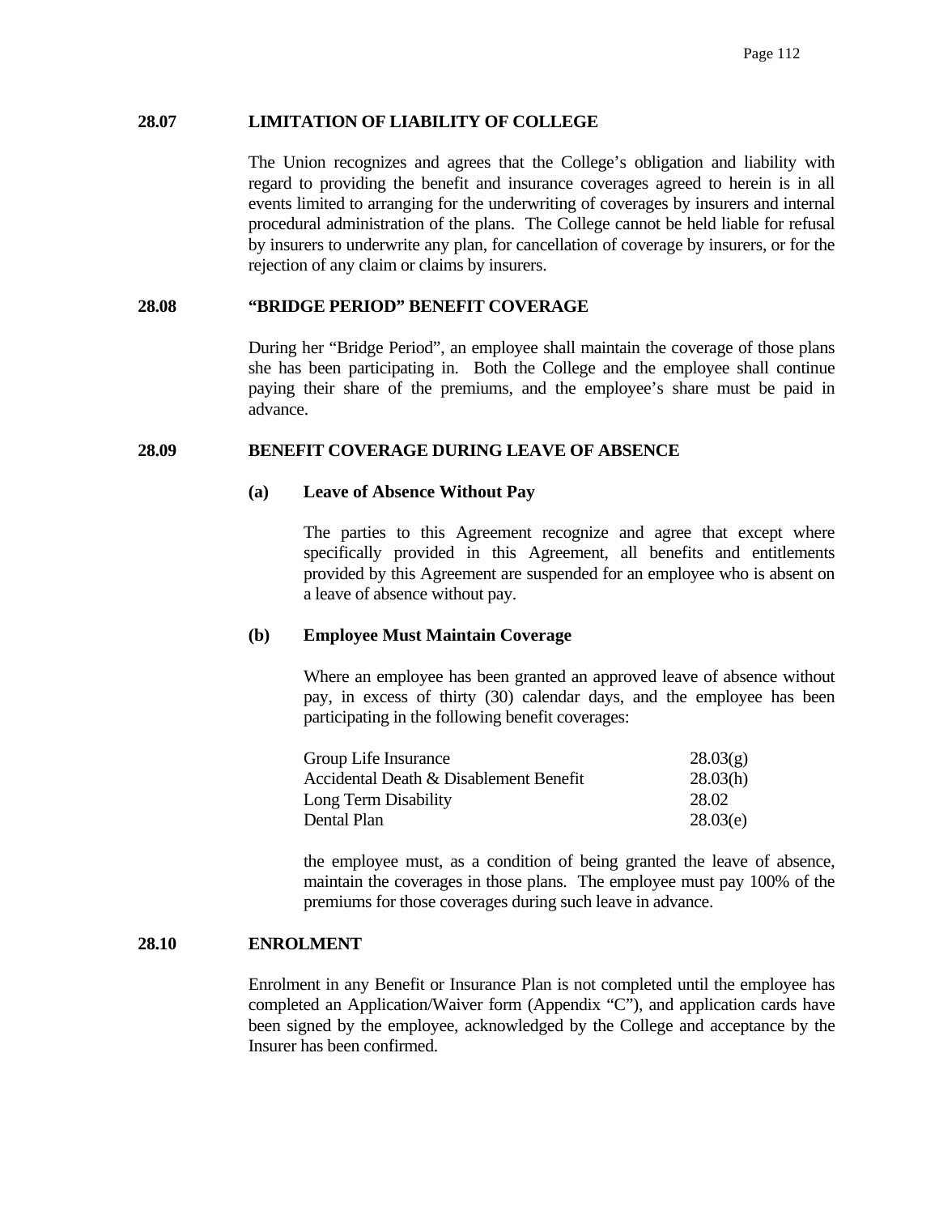### 28.07 LIMITATION OF LIABILITY OF COLLEGE

The Union recognizes and agrees that the College's obligation and liability with regard to providing the benefit and insurance coverages agreed to herein is in all events limited to arranging for the underwriting of coverages by insurers and internal procedural administration of the plans. The College cannot be held liable for refusal by insurers to underwrite any plan, for cancellation of coverage by insurers, or for the rejection of any claim or claims by insurers.

### 28.08 "BRIDGE PERIOD" BENEFIT COVERAGE

During her "Bridge Period", an employee shall maintain the coverage of those plans she has been participating in. Both the College and the employee shall continue paying their share of the premiums, and the employee's share must be paid in advance.

### 28.09 BENEFIT COVERAGE DURING LEAVE OF ABSENCE

**(a) Leave of Absence Without Pay**

The parties to this Agreement recognize and agree that except where specifically provided in this Agreement, all benefits and entitlements provided by this Agreement are suspended for an employee who is absent on a leave of absence without pay.

**(b) Employee Must Maintain Coverage**

Where an employee has been granted an approved leave of absence without pay, in excess of thirty (30) calendar days, and the employee has been participating in the following benefit coverages:

| | |
|---|---|
| Group Life Insurance | 28.03(g) |
| Accidental Death & Disablement Benefit | 28.03(h) |
| Long Term Disability | 28.02 |
| Dental Plan | 28.03(e) |

the employee must, as a condition of being granted the leave of absence, maintain the coverages in those plans. The employee must pay 100% of the premiums for those coverages during such leave in advance.

### 28.10 ENROLMENT

Enrolment in any Benefit or Insurance Plan is not completed until the employee has completed an Application/Waiver form (Appendix "C"), and application cards have been signed by the employee, acknowledged by the College and acceptance by the Insurer has been confirmed.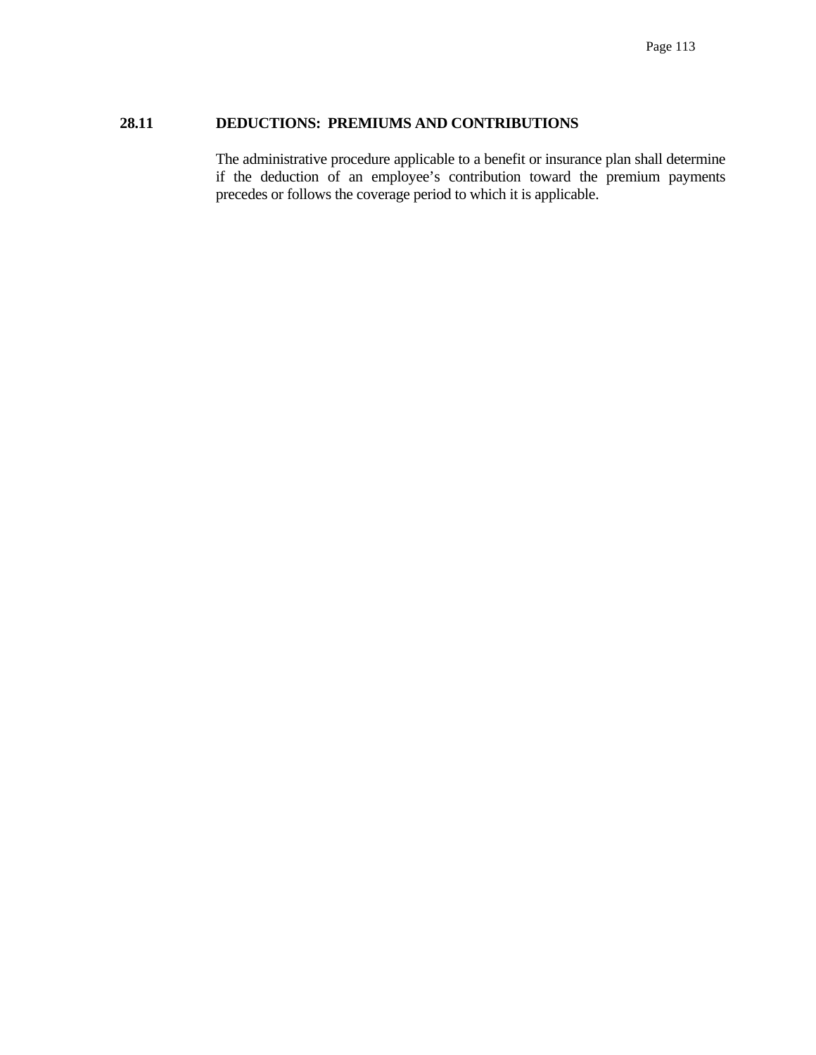### 28.11 DEDUCTIONS: PREMIUMS AND CONTRIBUTIONS

The administrative procedure applicable to a benefit or insurance plan shall determine if the deduction of an employee’s contribution toward the premium payments precedes or follows the coverage period to which it is applicable.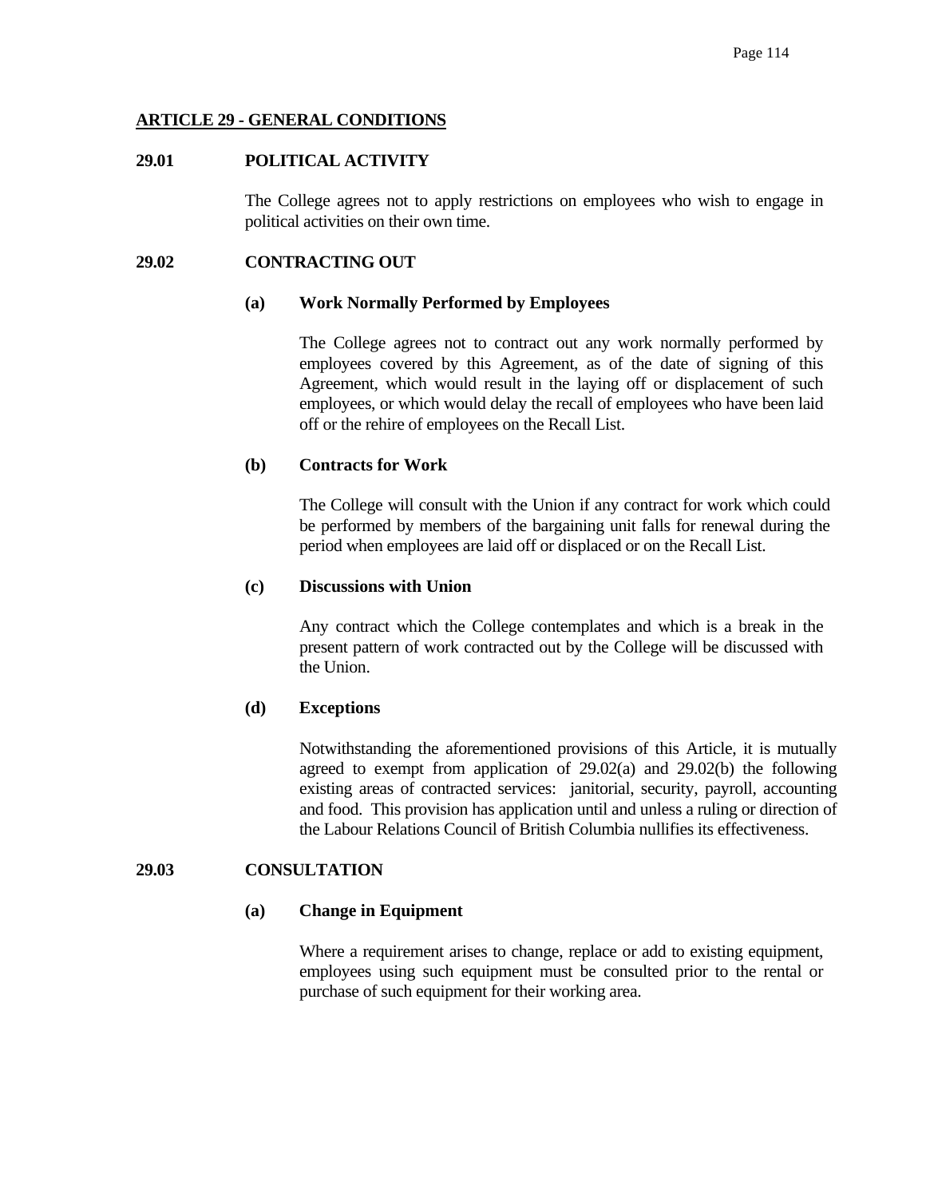## ARTICLE 29 - GENERAL CONDITIONS

### 29.01 POLITICAL ACTIVITY

The College agrees not to apply restrictions on employees who wish to engage in political activities on their own time.

### 29.02 CONTRACTING OUT

**(a) Work Normally Performed by Employees**

The College agrees not to contract out any work normally performed by employees covered by this Agreement, as of the date of signing of this Agreement, which would result in the laying off or displacement of such employees, or which would delay the recall of employees who have been laid off or the rehire of employees on the Recall List.

**(b) Contracts for Work**

The College will consult with the Union if any contract for work which could be performed by members of the bargaining unit falls for renewal during the period when employees are laid off or displaced or on the Recall List.

**(c) Discussions with Union**

Any contract which the College contemplates and which is a break in the present pattern of work contracted out by the College will be discussed with the Union.

**(d) Exceptions**

Notwithstanding the aforementioned provisions of this Article, it is mutually agreed to exempt from application of 29.02(a) and 29.02(b) the following existing areas of contracted services: janitorial, security, payroll, accounting and food. This provision has application until and unless a ruling or direction of the Labour Relations Council of British Columbia nullifies its effectiveness.

### 29.03 CONSULTATION

**(a) Change in Equipment**

Where a requirement arises to change, replace or add to existing equipment, employees using such equipment must be consulted prior to the rental or purchase of such equipment for their working area.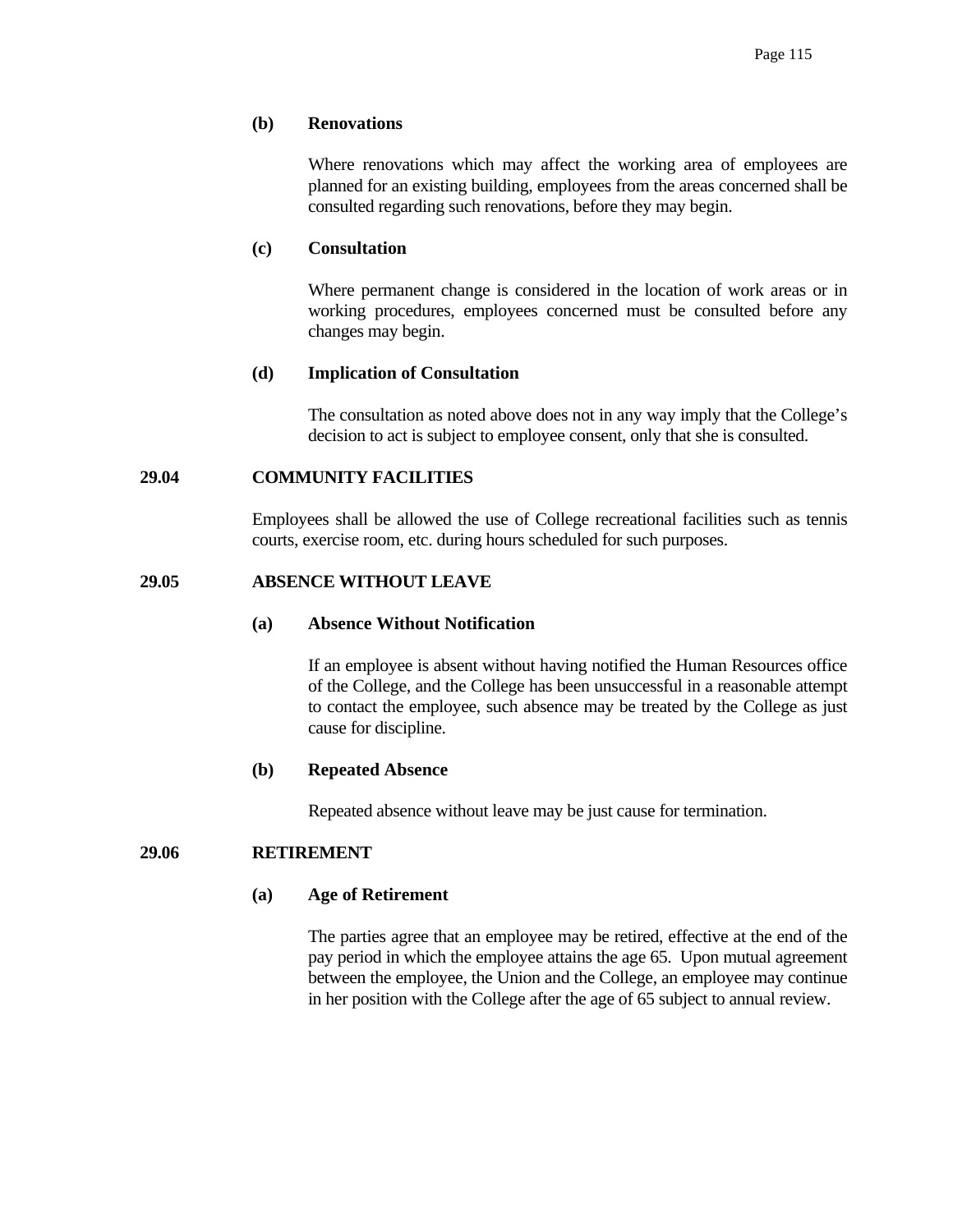**(b) Renovations**

Where renovations which may affect the working area of employees are planned for an existing building, employees from the areas concerned shall be consulted regarding such renovations, before they may begin.

**(c) Consultation**

Where permanent change is considered in the location of work areas or in working procedures, employees concerned must be consulted before any changes may begin.

**(d) Implication of Consultation**

The consultation as noted above does not in any way imply that the College's decision to act is subject to employee consent, only that she is consulted.

## 29.04 COMMUNITY FACILITIES

Employees shall be allowed the use of College recreational facilities such as tennis courts, exercise room, etc. during hours scheduled for such purposes.

## 29.05 ABSENCE WITHOUT LEAVE

**(a) Absence Without Notification**

If an employee is absent without having notified the Human Resources office of the College, and the College has been unsuccessful in a reasonable attempt to contact the employee, such absence may be treated by the College as just cause for discipline.

**(b) Repeated Absence**

Repeated absence without leave may be just cause for termination.

## 29.06 RETIREMENT

**(a) Age of Retirement**

The parties agree that an employee may be retired, effective at the end of the pay period in which the employee attains the age 65. Upon mutual agreement between the employee, the Union and the College, an employee may continue in her position with the College after the age of 65 subject to annual review.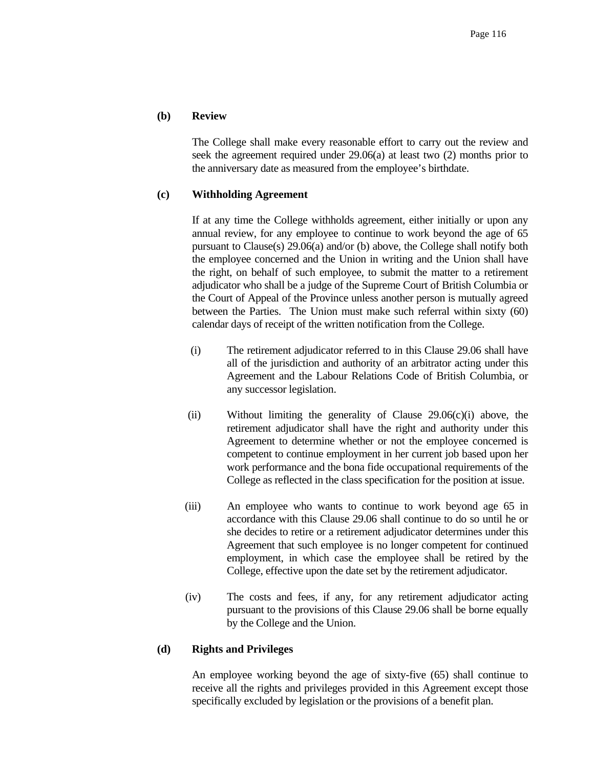**(b) Review**

The College shall make every reasonable effort to carry out the review and seek the agreement required under 29.06(a) at least two (2) months prior to the anniversary date as measured from the employee's birthdate.

**(c) Withholding Agreement**

If at any time the College withholds agreement, either initially or upon any annual review, for any employee to continue to work beyond the age of 65 pursuant to Clause(s) 29.06(a) and/or (b) above, the College shall notify both the employee concerned and the Union in writing and the Union shall have the right, on behalf of such employee, to submit the matter to a retirement adjudicator who shall be a judge of the Supreme Court of British Columbia or the Court of Appeal of the Province unless another person is mutually agreed between the Parties. The Union must make such referral within sixty (60) calendar days of receipt of the written notification from the College.

(i) The retirement adjudicator referred to in this Clause 29.06 shall have all of the jurisdiction and authority of an arbitrator acting under this Agreement and the Labour Relations Code of British Columbia, or any successor legislation.

(ii) Without limiting the generality of Clause 29.06(c)(i) above, the retirement adjudicator shall have the right and authority under this Agreement to determine whether or not the employee concerned is competent to continue employment in her current job based upon her work performance and the bona fide occupational requirements of the College as reflected in the class specification for the position at issue.

(iii) An employee who wants to continue to work beyond age 65 in accordance with this Clause 29.06 shall continue to do so until he or she decides to retire or a retirement adjudicator determines under this Agreement that such employee is no longer competent for continued employment, in which case the employee shall be retired by the College, effective upon the date set by the retirement adjudicator.

(iv) The costs and fees, if any, for any retirement adjudicator acting pursuant to the provisions of this Clause 29.06 shall be borne equally by the College and the Union.

**(d) Rights and Privileges**

An employee working beyond the age of sixty-five (65) shall continue to receive all the rights and privileges provided in this Agreement except those specifically excluded by legislation or the provisions of a benefit plan.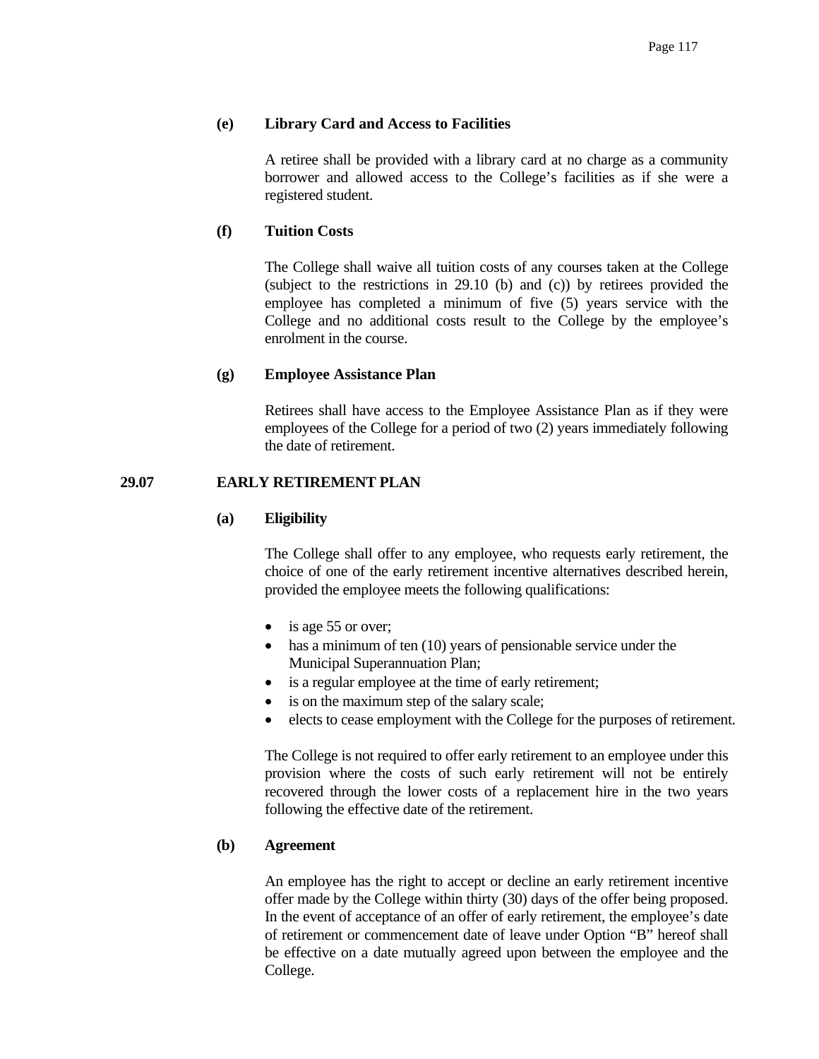**(e) Library Card and Access to Facilities**

A retiree shall be provided with a library card at no charge as a community borrower and allowed access to the College's facilities as if she were a registered student.

**(f) Tuition Costs**

The College shall waive all tuition costs of any courses taken at the College (subject to the restrictions in 29.10 (b) and (c)) by retirees provided the employee has completed a minimum of five (5) years service with the College and no additional costs result to the College by the employee's enrolment in the course.

**(g) Employee Assistance Plan**

Retirees shall have access to the Employee Assistance Plan as if they were employees of the College for a period of two (2) years immediately following the date of retirement.

## 29.07 EARLY RETIREMENT PLAN

**(a) Eligibility**

The College shall offer to any employee, who requests early retirement, the choice of one of the early retirement incentive alternatives described herein, provided the employee meets the following qualifications:

- is age 55 or over;
- has a minimum of ten (10) years of pensionable service under the Municipal Superannuation Plan;
- is a regular employee at the time of early retirement;
- is on the maximum step of the salary scale;
- elects to cease employment with the College for the purposes of retirement.

The College is not required to offer early retirement to an employee under this provision where the costs of such early retirement will not be entirely recovered through the lower costs of a replacement hire in the two years following the effective date of the retirement.

**(b) Agreement**

An employee has the right to accept or decline an early retirement incentive offer made by the College within thirty (30) days of the offer being proposed. In the event of acceptance of an offer of early retirement, the employee's date of retirement or commencement date of leave under Option "B" hereof shall be effective on a date mutually agreed upon between the employee and the College.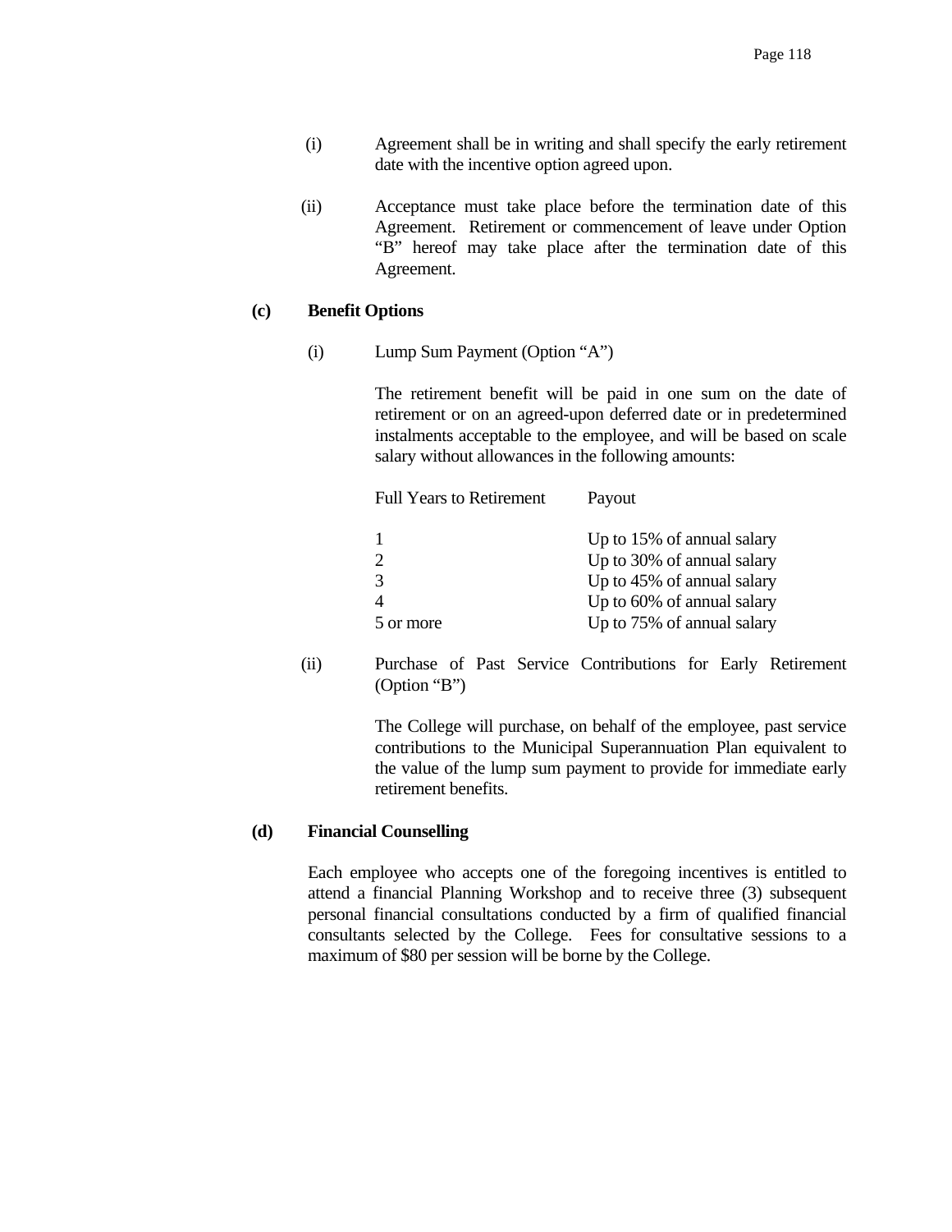(i) Agreement shall be in writing and shall specify the early retirement date with the incentive option agreed upon.

(ii) Acceptance must take place before the termination date of this Agreement. Retirement or commencement of leave under Option "B" hereof may take place after the termination date of this Agreement.

**(c) Benefit Options**

(i) Lump Sum Payment (Option "A")

The retirement benefit will be paid in one sum on the date of retirement or on an agreed-upon deferred date or in predetermined instalments acceptable to the employee, and will be based on scale salary without allowances in the following amounts:

| Full Years to Retirement | Payout |
|---|---|
| 1 | Up to 15% of annual salary |
| 2 | Up to 30% of annual salary |
| 3 | Up to 45% of annual salary |
| 4 | Up to 60% of annual salary |
| 5 or more | Up to 75% of annual salary |

(ii) Purchase of Past Service Contributions for Early Retirement (Option "B")

The College will purchase, on behalf of the employee, past service contributions to the Municipal Superannuation Plan equivalent to the value of the lump sum payment to provide for immediate early retirement benefits.

**(d) Financial Counselling**

Each employee who accepts one of the foregoing incentives is entitled to attend a financial Planning Workshop and to receive three (3) subsequent personal financial consultations conducted by a firm of qualified financial consultants selected by the College. Fees for consultative sessions to a maximum of $80 per session will be borne by the College.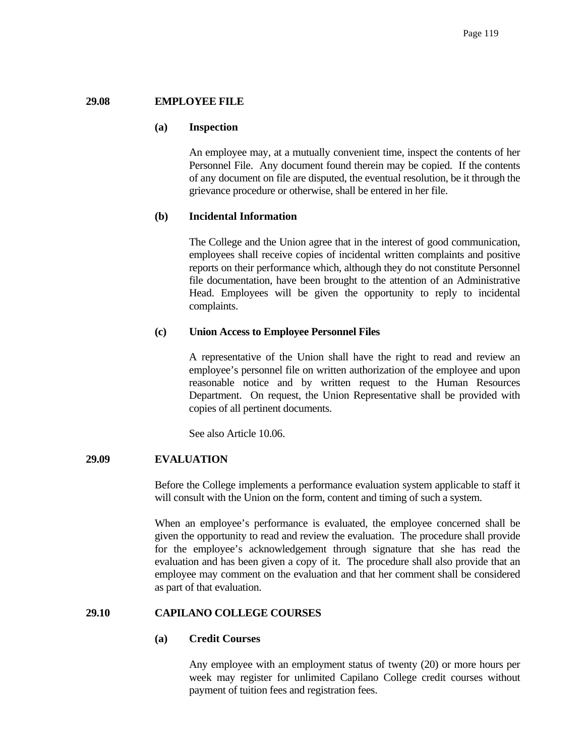## 29.08 EMPLOYEE FILE

### (a) Inspection

An employee may, at a mutually convenient time, inspect the contents of her Personnel File. Any document found therein may be copied. If the contents of any document on file are disputed, the eventual resolution, be it through the grievance procedure or otherwise, shall be entered in her file.

### (b) Incidental Information

The College and the Union agree that in the interest of good communication, employees shall receive copies of incidental written complaints and positive reports on their performance which, although they do not constitute Personnel file documentation, have been brought to the attention of an Administrative Head. Employees will be given the opportunity to reply to incidental complaints.

### (c) Union Access to Employee Personnel Files

A representative of the Union shall have the right to read and review an employee's personnel file on written authorization of the employee and upon reasonable notice and by written request to the Human Resources Department. On request, the Union Representative shall be provided with copies of all pertinent documents.

See also Article 10.06.

## 29.09 EVALUATION

Before the College implements a performance evaluation system applicable to staff it will consult with the Union on the form, content and timing of such a system.

When an employee's performance is evaluated, the employee concerned shall be given the opportunity to read and review the evaluation. The procedure shall provide for the employee's acknowledgement through signature that she has read the evaluation and has been given a copy of it. The procedure shall also provide that an employee may comment on the evaluation and that her comment shall be considered as part of that evaluation.

## 29.10 CAPILANO COLLEGE COURSES

### (a) Credit Courses

Any employee with an employment status of twenty (20) or more hours per week may register for unlimited Capilano College credit courses without payment of tuition fees and registration fees.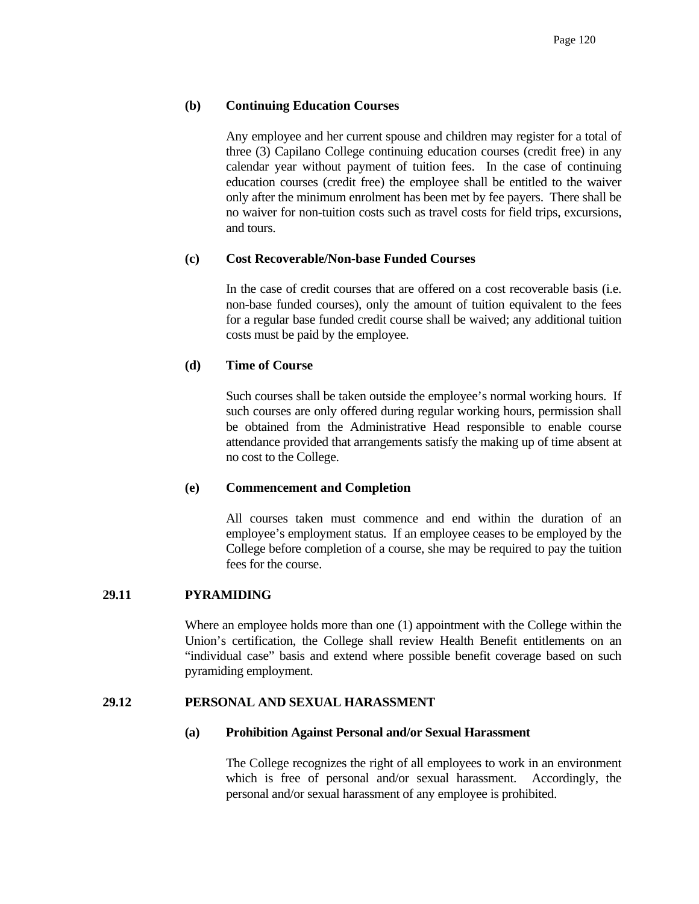**(b) Continuing Education Courses**

Any employee and her current spouse and children may register for a total of three (3) Capilano College continuing education courses (credit free) in any calendar year without payment of tuition fees. In the case of continuing education courses (credit free) the employee shall be entitled to the waiver only after the minimum enrolment has been met by fee payers. There shall be no waiver for non-tuition costs such as travel costs for field trips, excursions, and tours.

**(c) Cost Recoverable/Non-base Funded Courses**

In the case of credit courses that are offered on a cost recoverable basis (i.e. non-base funded courses), only the amount of tuition equivalent to the fees for a regular base funded credit course shall be waived; any additional tuition costs must be paid by the employee.

**(d) Time of Course**

Such courses shall be taken outside the employee's normal working hours. If such courses are only offered during regular working hours, permission shall be obtained from the Administrative Head responsible to enable course attendance provided that arrangements satisfy the making up of time absent at no cost to the College.

**(e) Commencement and Completion**

All courses taken must commence and end within the duration of an employee's employment status. If an employee ceases to be employed by the College before completion of a course, she may be required to pay the tuition fees for the course.

## 29.11 PYRAMIDING

Where an employee holds more than one (1) appointment with the College within the Union's certification, the College shall review Health Benefit entitlements on an "individual case" basis and extend where possible benefit coverage based on such pyramiding employment.

## 29.12 PERSONAL AND SEXUAL HARASSMENT

**(a) Prohibition Against Personal and/or Sexual Harassment**

The College recognizes the right of all employees to work in an environment which is free of personal and/or sexual harassment. Accordingly, the personal and/or sexual harassment of any employee is prohibited.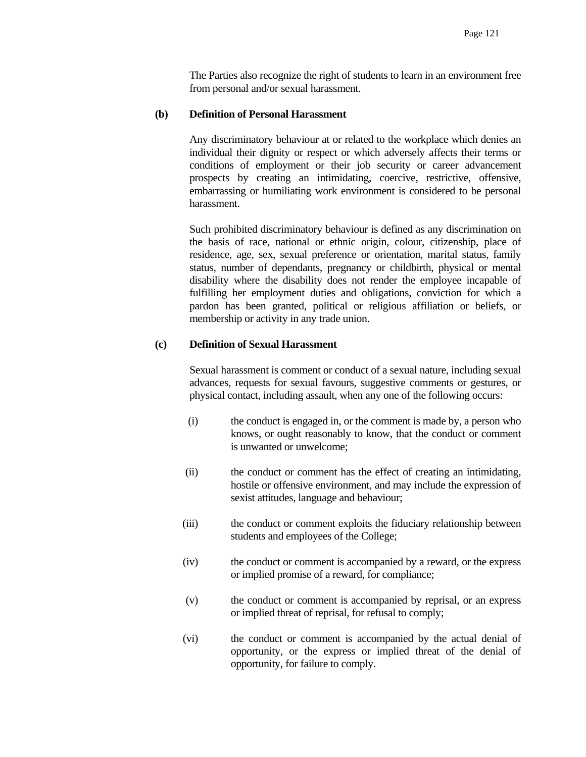The Parties also recognize the right of students to learn in an environment free from personal and/or sexual harassment.

**(b) Definition of Personal Harassment**

Any discriminatory behaviour at or related to the workplace which denies an individual their dignity or respect or which adversely affects their terms or conditions of employment or their job security or career advancement prospects by creating an intimidating, coercive, restrictive, offensive, embarrassing or humiliating work environment is considered to be personal harassment.

Such prohibited discriminatory behaviour is defined as any discrimination on the basis of race, national or ethnic origin, colour, citizenship, place of residence, age, sex, sexual preference or orientation, marital status, family status, number of dependants, pregnancy or childbirth, physical or mental disability where the disability does not render the employee incapable of fulfilling her employment duties and obligations, conviction for which a pardon has been granted, political or religious affiliation or beliefs, or membership or activity in any trade union.

**(c) Definition of Sexual Harassment**

Sexual harassment is comment or conduct of a sexual nature, including sexual advances, requests for sexual favours, suggestive comments or gestures, or physical contact, including assault, when any one of the following occurs:

(i) the conduct is engaged in, or the comment is made by, a person who knows, or ought reasonably to know, that the conduct or comment is unwanted or unwelcome;

(ii) the conduct or comment has the effect of creating an intimidating, hostile or offensive environment, and may include the expression of sexist attitudes, language and behaviour;

(iii) the conduct or comment exploits the fiduciary relationship between students and employees of the College;

(iv) the conduct or comment is accompanied by a reward, or the express or implied promise of a reward, for compliance;

(v) the conduct or comment is accompanied by reprisal, or an express or implied threat of reprisal, for refusal to comply;

(vi) the conduct or comment is accompanied by the actual denial of opportunity, or the express or implied threat of the denial of opportunity, for failure to comply.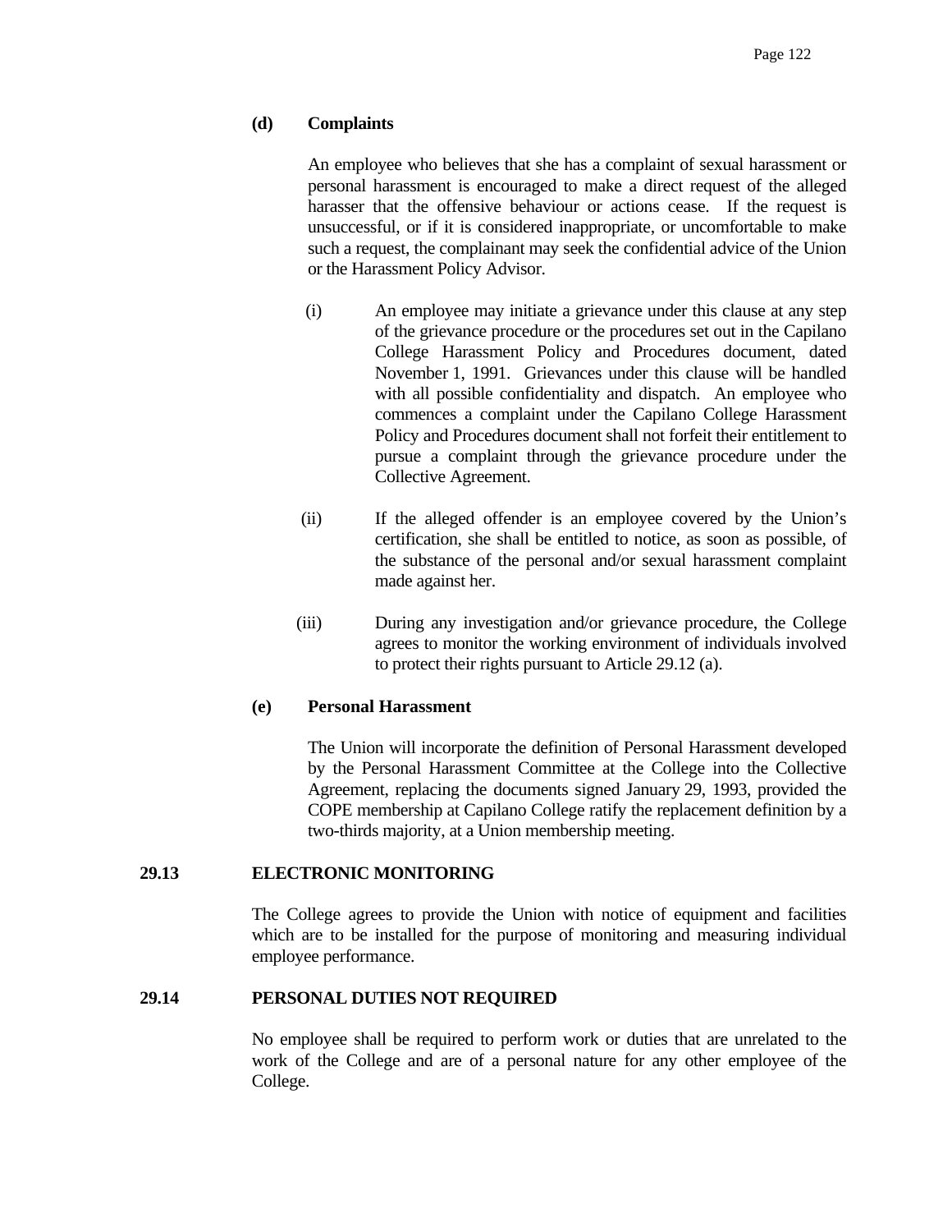**(d) Complaints**

An employee who believes that she has a complaint of sexual harassment or personal harassment is encouraged to make a direct request of the alleged harasser that the offensive behaviour or actions cease. If the request is unsuccessful, or if it is considered inappropriate, or uncomfortable to make such a request, the complainant may seek the confidential advice of the Union or the Harassment Policy Advisor.

(i) An employee may initiate a grievance under this clause at any step of the grievance procedure or the procedures set out in the Capilano College Harassment Policy and Procedures document, dated November 1, 1991. Grievances under this clause will be handled with all possible confidentiality and dispatch. An employee who commences a complaint under the Capilano College Harassment Policy and Procedures document shall not forfeit their entitlement to pursue a complaint through the grievance procedure under the Collective Agreement.

(ii) If the alleged offender is an employee covered by the Union's certification, she shall be entitled to notice, as soon as possible, of the substance of the personal and/or sexual harassment complaint made against her.

(iii) During any investigation and/or grievance procedure, the College agrees to monitor the working environment of individuals involved to protect their rights pursuant to Article 29.12 (a).

**(e) Personal Harassment**

The Union will incorporate the definition of Personal Harassment developed by the Personal Harassment Committee at the College into the Collective Agreement, replacing the documents signed January 29, 1993, provided the COPE membership at Capilano College ratify the replacement definition by a two-thirds majority, at a Union membership meeting.

## 29.13 ELECTRONIC MONITORING

The College agrees to provide the Union with notice of equipment and facilities which are to be installed for the purpose of monitoring and measuring individual employee performance.

## 29.14 PERSONAL DUTIES NOT REQUIRED

No employee shall be required to perform work or duties that are unrelated to the work of the College and are of a personal nature for any other employee of the College.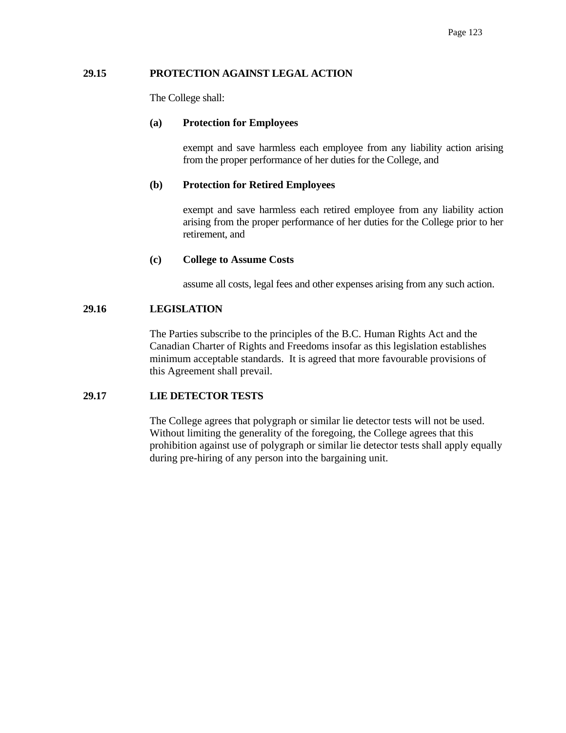## 29.15 PROTECTION AGAINST LEGAL ACTION

The College shall:

**(a) Protection for Employees**

exempt and save harmless each employee from any liability action arising from the proper performance of her duties for the College, and

**(b) Protection for Retired Employees**

exempt and save harmless each retired employee from any liability action arising from the proper performance of her duties for the College prior to her retirement, and

**(c) College to Assume Costs**

assume all costs, legal fees and other expenses arising from any such action.

## 29.16 LEGISLATION

The Parties subscribe to the principles of the B.C. Human Rights Act and the Canadian Charter of Rights and Freedoms insofar as this legislation establishes minimum acceptable standards. It is agreed that more favourable provisions of this Agreement shall prevail.

## 29.17 LIE DETECTOR TESTS

The College agrees that polygraph or similar lie detector tests will not be used. Without limiting the generality of the foregoing, the College agrees that this prohibition against use of polygraph or similar lie detector tests shall apply equally during pre-hiring of any person into the bargaining unit.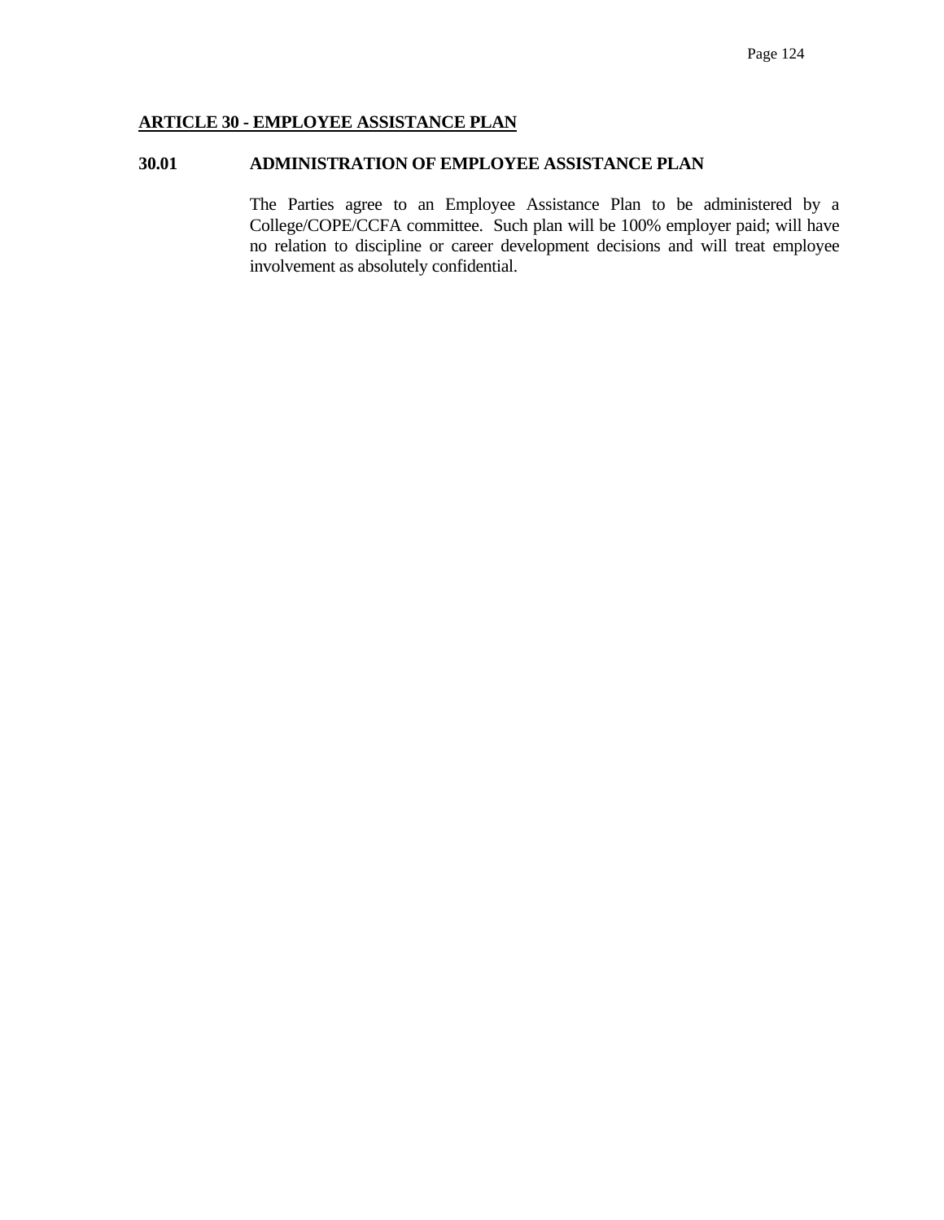## ARTICLE 30 - EMPLOYEE ASSISTANCE PLAN

### 30.01 ADMINISTRATION OF EMPLOYEE ASSISTANCE PLAN

The Parties agree to an Employee Assistance Plan to be administered by a College/COPE/CCFA committee. Such plan will be 100% employer paid; will have no relation to discipline or career development decisions and will treat employee involvement as absolutely confidential.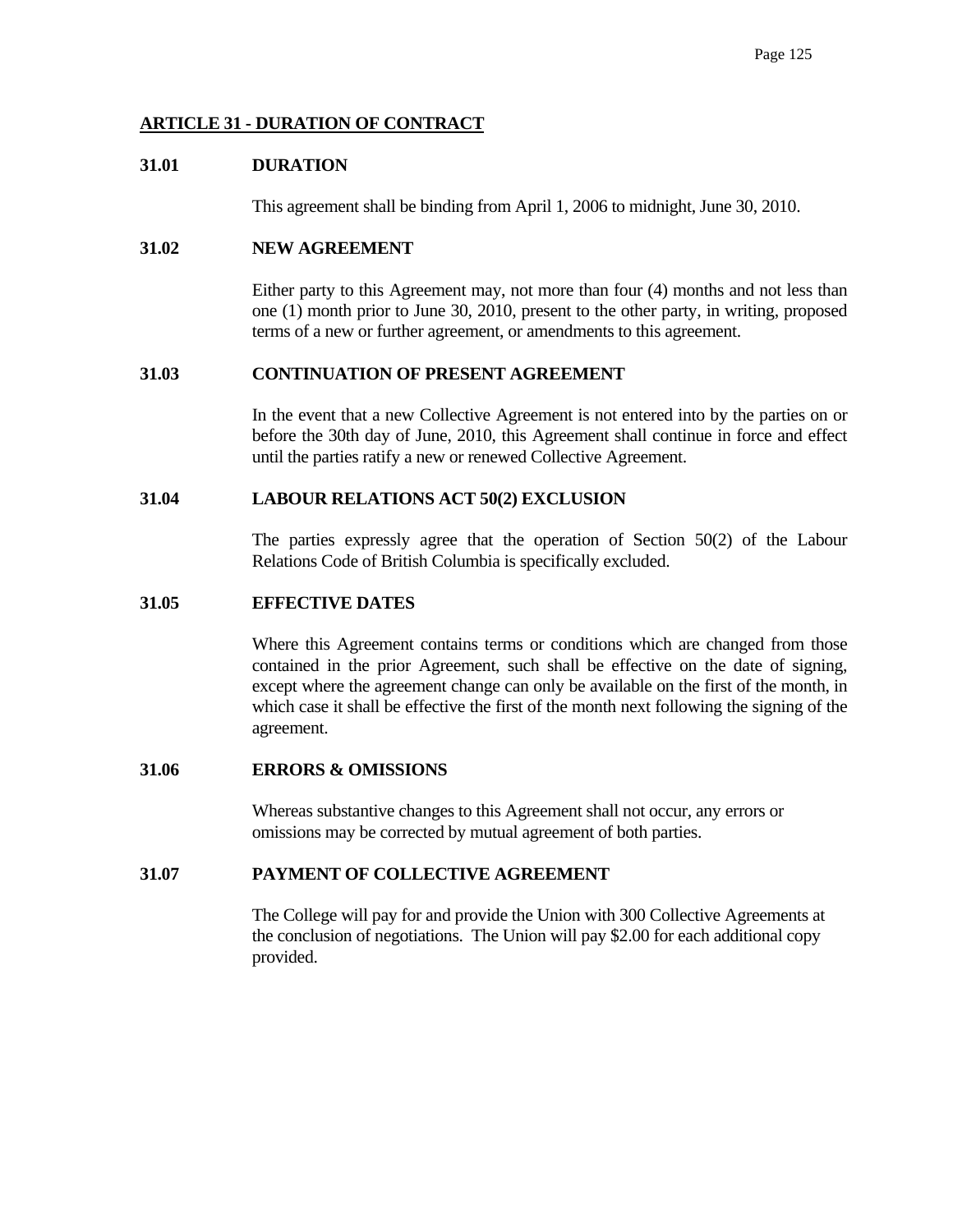## ARTICLE 31 - DURATION OF CONTRACT

### 31.01 DURATION

This agreement shall be binding from April 1, 2006 to midnight, June 30, 2010.

### 31.02 NEW AGREEMENT

Either party to this Agreement may, not more than four (4) months and not less than one (1) month prior to June 30, 2010, present to the other party, in writing, proposed terms of a new or further agreement, or amendments to this agreement.

### 31.03 CONTINUATION OF PRESENT AGREEMENT

In the event that a new Collective Agreement is not entered into by the parties on or before the 30th day of June, 2010, this Agreement shall continue in force and effect until the parties ratify a new or renewed Collective Agreement.

### 31.04 LABOUR RELATIONS ACT 50(2) EXCLUSION

The parties expressly agree that the operation of Section 50(2) of the Labour Relations Code of British Columbia is specifically excluded.

### 31.05 EFFECTIVE DATES

Where this Agreement contains terms or conditions which are changed from those contained in the prior Agreement, such shall be effective on the date of signing, except where the agreement change can only be available on the first of the month, in which case it shall be effective the first of the month next following the signing of the agreement.

### 31.06 ERRORS & OMISSIONS

Whereas substantive changes to this Agreement shall not occur, any errors or omissions may be corrected by mutual agreement of both parties.

### 31.07 PAYMENT OF COLLECTIVE AGREEMENT

The College will pay for and provide the Union with 300 Collective Agreements at the conclusion of negotiations. The Union will pay $2.00 for each additional copy provided.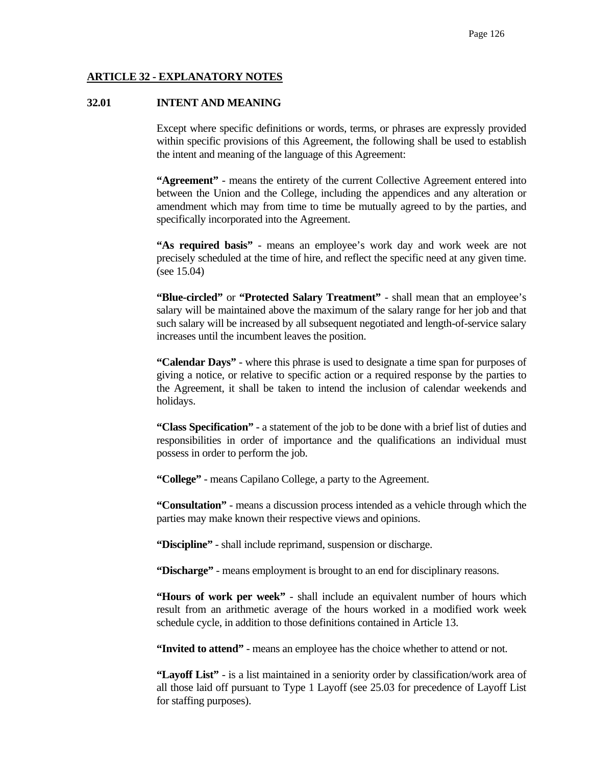## ARTICLE 32 - EXPLANATORY NOTES

### 32.01 INTENT AND MEANING

Except where specific definitions or words, terms, or phrases are expressly provided within specific provisions of this Agreement, the following shall be used to establish the intent and meaning of the language of this Agreement:

**"Agreement"** - means the entirety of the current Collective Agreement entered into between the Union and the College, including the appendices and any alteration or amendment which may from time to time be mutually agreed to by the parties, and specifically incorporated into the Agreement.

**"As required basis"** - means an employee's work day and work week are not precisely scheduled at the time of hire, and reflect the specific need at any given time. (see 15.04)

**"Blue-circled"** or **"Protected Salary Treatment"** - shall mean that an employee's salary will be maintained above the maximum of the salary range for her job and that such salary will be increased by all subsequent negotiated and length-of-service salary increases until the incumbent leaves the position.

**"Calendar Days"** - where this phrase is used to designate a time span for purposes of giving a notice, or relative to specific action or a required response by the parties to the Agreement, it shall be taken to intend the inclusion of calendar weekends and holidays.

**"Class Specification"** - a statement of the job to be done with a brief list of duties and responsibilities in order of importance and the qualifications an individual must possess in order to perform the job.

**"College"** - means Capilano College, a party to the Agreement.

**"Consultation"** - means a discussion process intended as a vehicle through which the parties may make known their respective views and opinions.

**"Discipline"** - shall include reprimand, suspension or discharge.

**"Discharge"** - means employment is brought to an end for disciplinary reasons.

**"Hours of work per week"** - shall include an equivalent number of hours which result from an arithmetic average of the hours worked in a modified work week schedule cycle, in addition to those definitions contained in Article 13.

**"Invited to attend"** - means an employee has the choice whether to attend or not.

**"Layoff List"** - is a list maintained in a seniority order by classification/work area of all those laid off pursuant to Type 1 Layoff (see 25.03 for precedence of Layoff List for staffing purposes).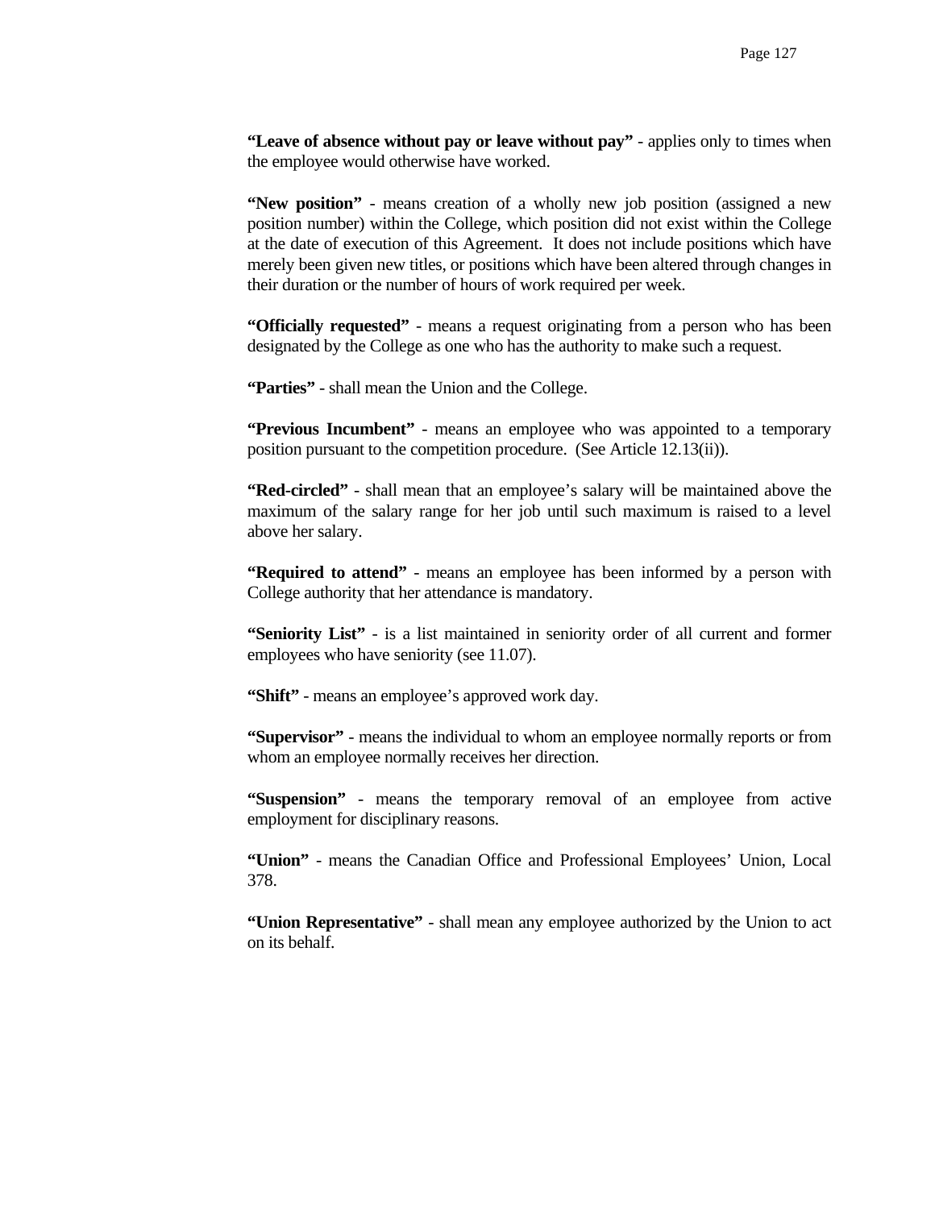**"Leave of absence without pay or leave without pay"** - applies only to times when the employee would otherwise have worked.

**"New position"** - means creation of a wholly new job position (assigned a new position number) within the College, which position did not exist within the College at the date of execution of this Agreement. It does not include positions which have merely been given new titles, or positions which have been altered through changes in their duration or the number of hours of work required per week.

**"Officially requested"** - means a request originating from a person who has been designated by the College as one who has the authority to make such a request.

**"Parties"** - shall mean the Union and the College.

**"Previous Incumbent"** - means an employee who was appointed to a temporary position pursuant to the competition procedure. (See Article 12.13(ii)).

**"Red-circled"** - shall mean that an employee's salary will be maintained above the maximum of the salary range for her job until such maximum is raised to a level above her salary.

**"Required to attend"** - means an employee has been informed by a person with College authority that her attendance is mandatory.

**"Seniority List"** - is a list maintained in seniority order of all current and former employees who have seniority (see 11.07).

**"Shift"** - means an employee's approved work day.

**"Supervisor"** - means the individual to whom an employee normally reports or from whom an employee normally receives her direction.

**"Suspension"** - means the temporary removal of an employee from active employment for disciplinary reasons.

**"Union"** - means the Canadian Office and Professional Employees' Union, Local 378.

**"Union Representative"** - shall mean any employee authorized by the Union to act on its behalf.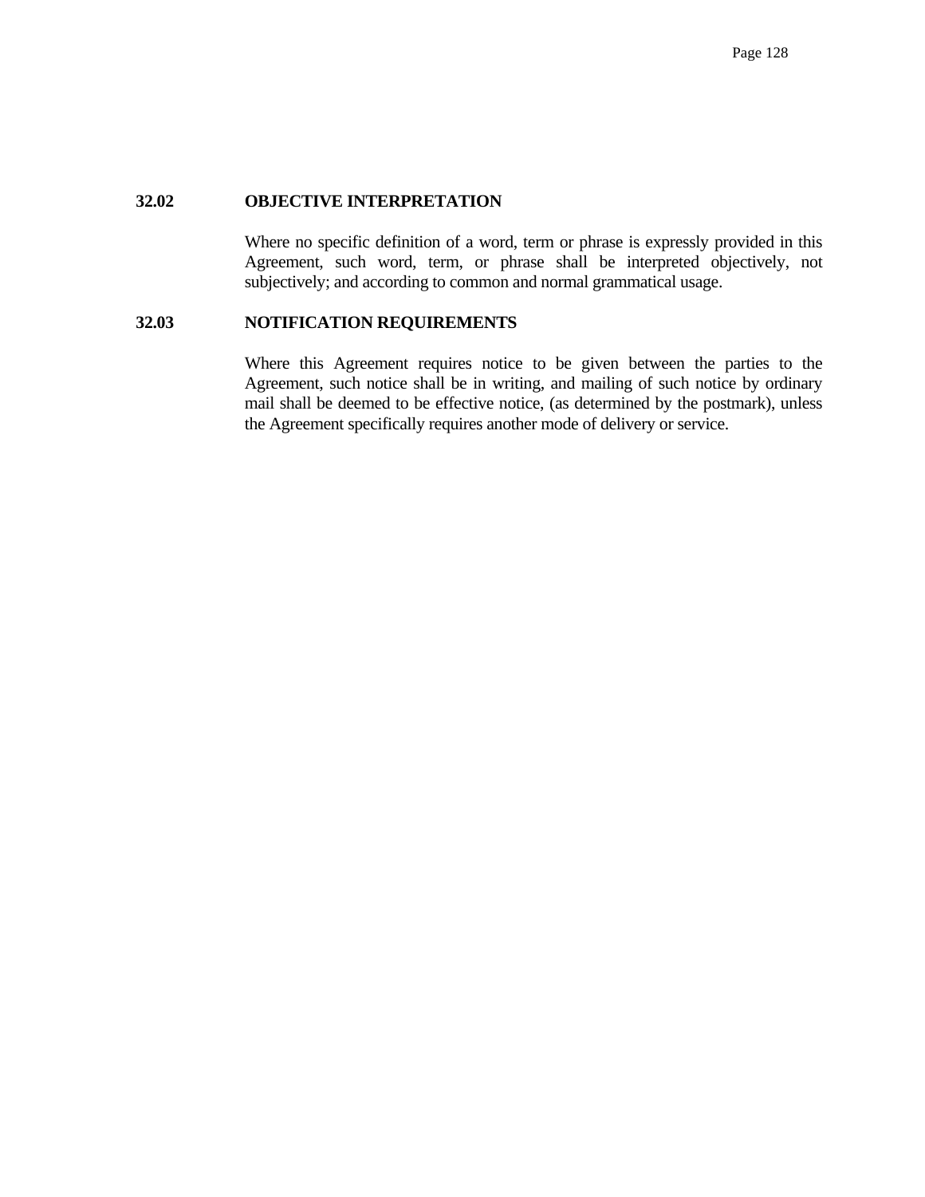### 32.02 OBJECTIVE INTERPRETATION

Where no specific definition of a word, term or phrase is expressly provided in this Agreement, such word, term, or phrase shall be interpreted objectively, not subjectively; and according to common and normal grammatical usage.

### 32.03 NOTIFICATION REQUIREMENTS

Where this Agreement requires notice to be given between the parties to the Agreement, such notice shall be in writing, and mailing of such notice by ordinary mail shall be deemed to be effective notice, (as determined by the postmark), unless the Agreement specifically requires another mode of delivery or service.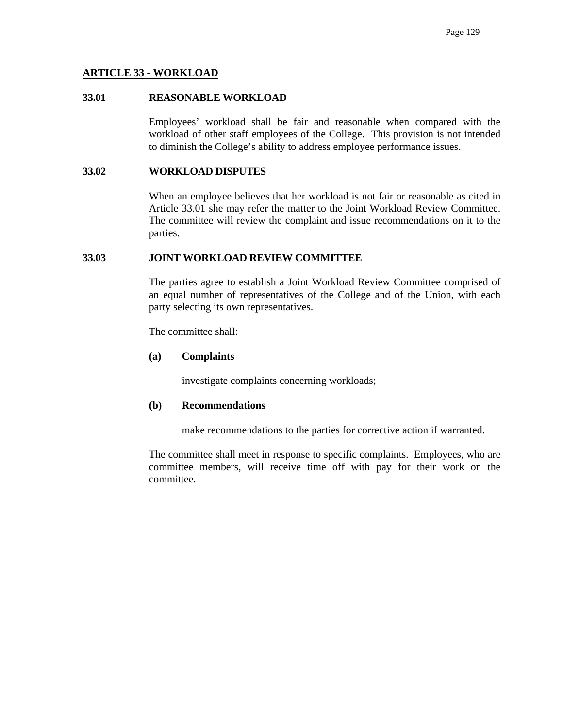## ARTICLE 33 - WORKLOAD

### 33.01 REASONABLE WORKLOAD

Employees' workload shall be fair and reasonable when compared with the workload of other staff employees of the College. This provision is not intended to diminish the College's ability to address employee performance issues.

### 33.02 WORKLOAD DISPUTES

When an employee believes that her workload is not fair or reasonable as cited in Article 33.01 she may refer the matter to the Joint Workload Review Committee. The committee will review the complaint and issue recommendations on it to the parties.

### 33.03 JOINT WORKLOAD REVIEW COMMITTEE

The parties agree to establish a Joint Workload Review Committee comprised of an equal number of representatives of the College and of the Union, with each party selecting its own representatives.

The committee shall:

**(a) Complaints**

investigate complaints concerning workloads;

**(b) Recommendations**

make recommendations to the parties for corrective action if warranted.

The committee shall meet in response to specific complaints. Employees, who are committee members, will receive time off with pay for their work on the committee.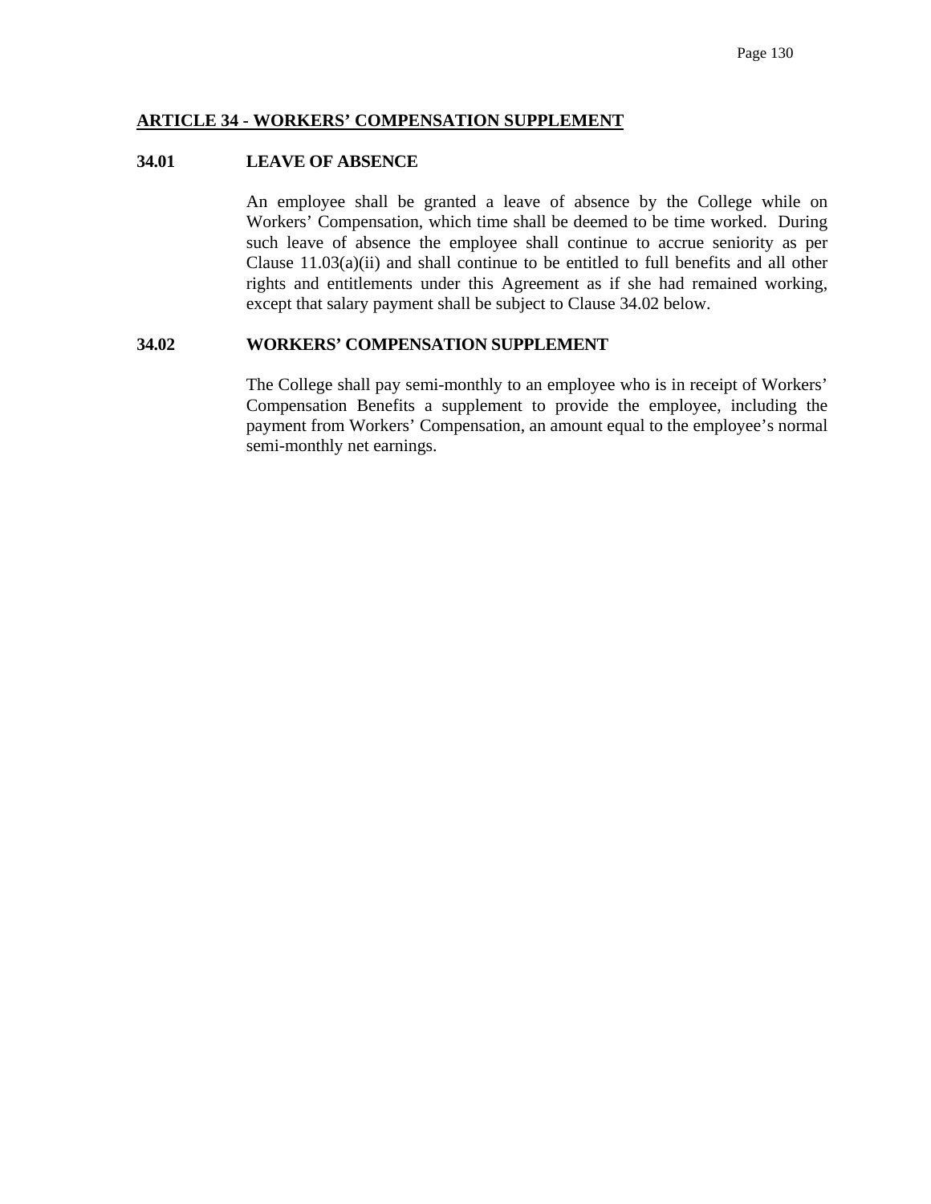## ARTICLE 34 - WORKERS' COMPENSATION SUPPLEMENT

### 34.01 LEAVE OF ABSENCE

An employee shall be granted a leave of absence by the College while on Workers' Compensation, which time shall be deemed to be time worked. During such leave of absence the employee shall continue to accrue seniority as per Clause 11.03(a)(ii) and shall continue to be entitled to full benefits and all other rights and entitlements under this Agreement as if she had remained working, except that salary payment shall be subject to Clause 34.02 below.

### 34.02 WORKERS' COMPENSATION SUPPLEMENT

The College shall pay semi-monthly to an employee who is in receipt of Workers' Compensation Benefits a supplement to provide the employee, including the payment from Workers' Compensation, an amount equal to the employee's normal semi-monthly net earnings.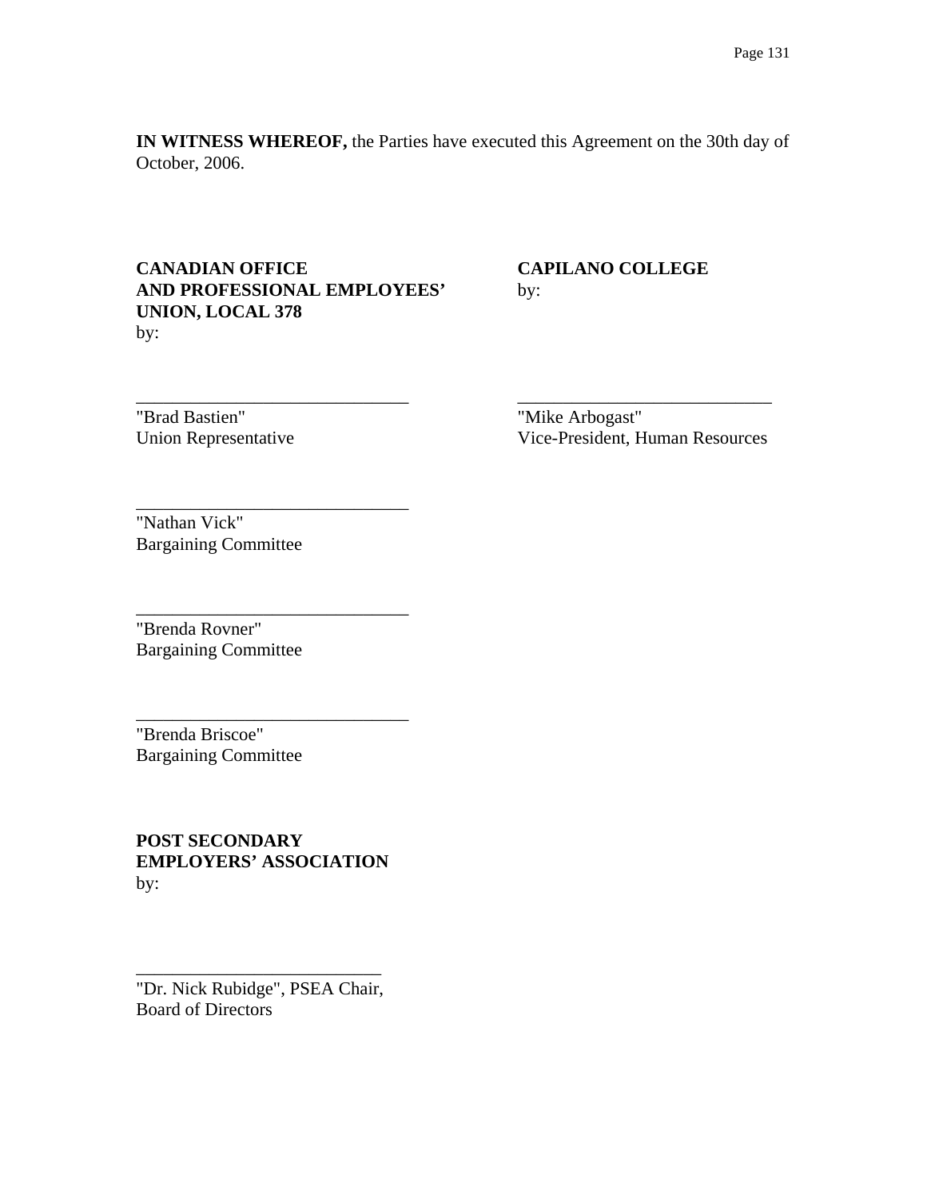**IN WITNESS WHEREOF,** the Parties have executed this Agreement on the 30th day of October, 2006.

**CANADIAN OFFICE AND PROFESSIONAL EMPLOYEES' UNION, LOCAL 378**
by:

______________________________
"Brad Bastien"
Union Representative

______________________________
"Nathan Vick"
Bargaining Committee

______________________________
"Brenda Rovner"
Bargaining Committee

______________________________
"Brenda Briscoe"
Bargaining Committee

**CAPILANO COLLEGE**
by:

______________________________
"Mike Arbogast"
Vice-President, Human Resources

**POST SECONDARY EMPLOYERS' ASSOCIATION**
by:

______________________________
"Dr. Nick Rubidge", PSEA Chair,
Board of Directors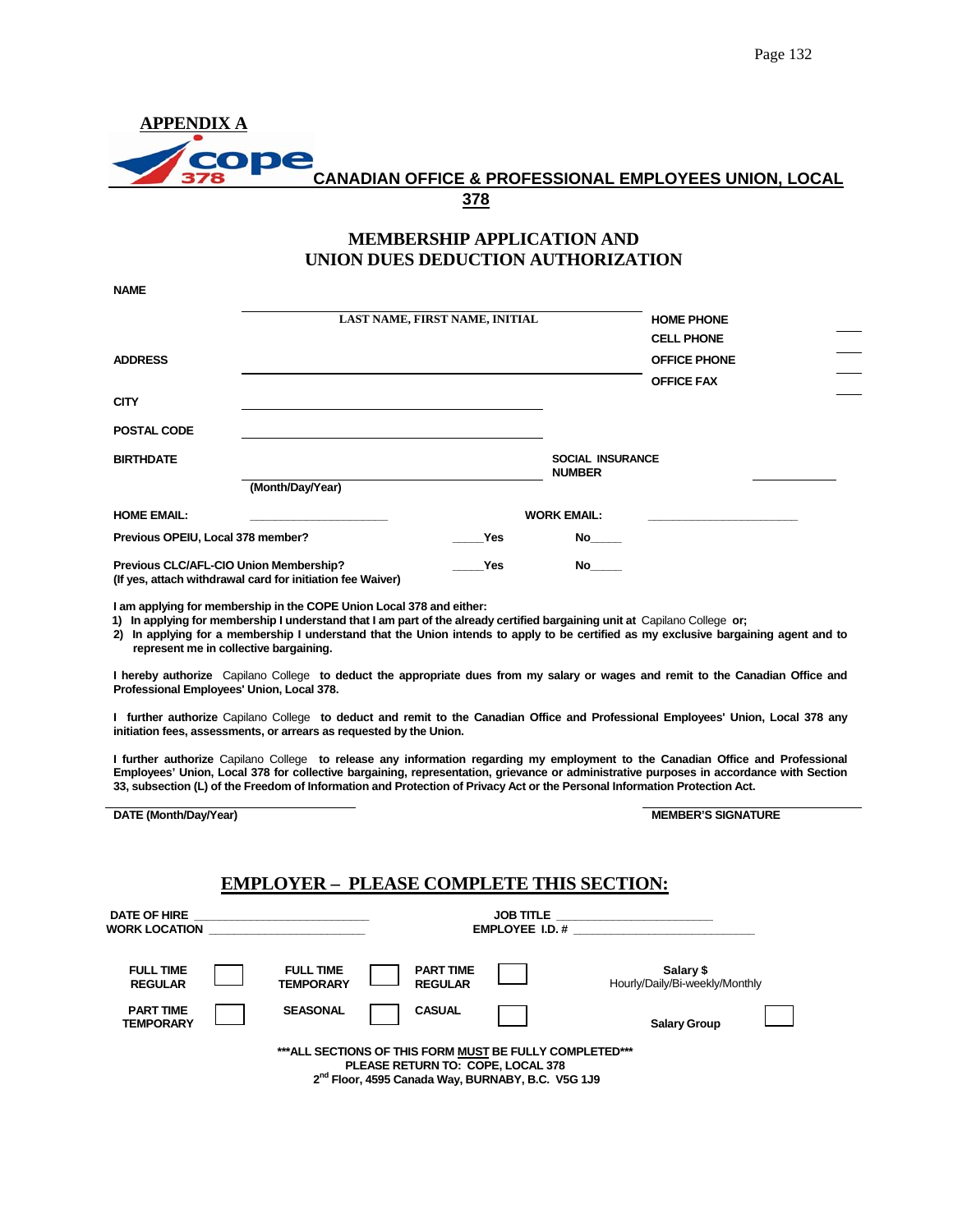## APPENDIX A

**CANADIAN OFFICE & PROFESSIONAL EMPLOYEES UNION, LOCAL 378**

## MEMBERSHIP APPLICATION AND UNION DUES DEDUCTION AUTHORIZATION

**NAME** ______________________________________
LAST NAME, FIRST NAME, INITIAL

**HOME PHONE** ______
**CELL PHONE** ______
**OFFICE PHONE** ______
**OFFICE FAX** ______

**ADDRESS** ______________________________________

**CITY** ______________________________________

**POSTAL CODE** ______________________________________

**BIRTHDATE** ______________________________________
(Month/Day/Year)

**SOCIAL INSURANCE NUMBER** ____________

**HOME EMAIL:** ____________________ **WORK EMAIL:** ______________________

**Previous OPEIU, Local 378 member?** _____Yes No_____

**Previous CLC/AFL-CIO Union Membership?** _____Yes No_____
**(If yes, attach withdrawal card for initiation fee Waiver)**

**I am applying for membership in the COPE Union Local 378 and either:**

1) **In applying for membership I understand that I am part of the already certified bargaining unit at** Capilano College **or;**
2) **In applying for a membership I understand that the Union intends to apply to be certified as my exclusive bargaining agent and to represent me in collective bargaining.**

**I hereby authorize** Capilano College **to deduct the appropriate dues from my salary or wages and remit to the Canadian Office and Professional Employees' Union, Local 378.**

**I further authorize** Capilano College **to deduct and remit to the Canadian Office and Professional Employees' Union, Local 378 any initiation fees, assessments, or arrears as requested by the Union.**

**I further authorize** Capilano College **to release any information regarding my employment to the Canadian Office and Professional Employees' Union, Local 378 for collective bargaining, representation, grievance or administrative purposes in accordance with Section 33, subsection (L) of the Freedom of Information and Protection of Privacy Act or the Personal Information Protection Act.**

______________________________ ______________________________
**DATE (Month/Day/Year)** **MEMBER'S SIGNATURE**

## EMPLOYER – PLEASE COMPLETE THIS SECTION:

**DATE OF HIRE** ________________________ **JOB TITLE** ______________________
**WORK LOCATION** ______________________ **EMPLOYEE I.D. #** ________________________

| | | | | | | |
|---|---|---|---|---|---|---|
| **FULL TIME REGULAR** | ☐ | **FULL TIME TEMPORARY** | ☐ | **PART TIME REGULAR** | ☐ | **Salary $** Hourly/Daily/Bi-weekly/Monthly |
| **PART TIME TEMPORARY** | ☐ | **SEASONAL** | ☐ | **CASUAL** | ☐ | **Salary Group** ☐ |

**\*\*\*ALL SECTIONS OF THIS FORM MUST BE FULLY COMPLETED\*\*\***
**PLEASE RETURN TO: COPE, LOCAL 378**
**2nd Floor, 4595 Canada Way, BURNABY, B.C. V5G 1J9**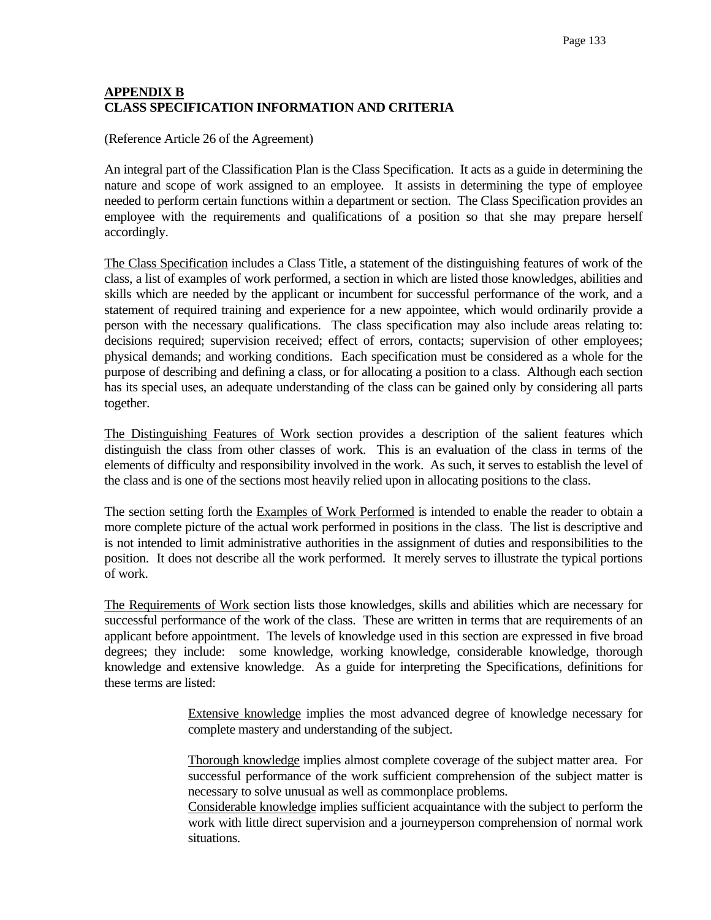# APPENDIX B
## CLASS SPECIFICATION INFORMATION AND CRITERIA

(Reference Article 26 of the Agreement)

An integral part of the Classification Plan is the Class Specification. It acts as a guide in determining the nature and scope of work assigned to an employee. It assists in determining the type of employee needed to perform certain functions within a department or section. The Class Specification provides an employee with the requirements and qualifications of a position so that she may prepare herself accordingly.

The Class Specification includes a Class Title, a statement of the distinguishing features of work of the class, a list of examples of work performed, a section in which are listed those knowledges, abilities and skills which are needed by the applicant or incumbent for successful performance of the work, and a statement of required training and experience for a new appointee, which would ordinarily provide a person with the necessary qualifications. The class specification may also include areas relating to: decisions required; supervision received; effect of errors, contacts; supervision of other employees; physical demands; and working conditions. Each specification must be considered as a whole for the purpose of describing and defining a class, or for allocating a position to a class. Although each section has its special uses, an adequate understanding of the class can be gained only by considering all parts together.

The Distinguishing Features of Work section provides a description of the salient features which distinguish the class from other classes of work. This is an evaluation of the class in terms of the elements of difficulty and responsibility involved in the work. As such, it serves to establish the level of the class and is one of the sections most heavily relied upon in allocating positions to the class.

The section setting forth the Examples of Work Performed is intended to enable the reader to obtain a more complete picture of the actual work performed in positions in the class. The list is descriptive and is not intended to limit administrative authorities in the assignment of duties and responsibilities to the position. It does not describe all the work performed. It merely serves to illustrate the typical portions of work.

The Requirements of Work section lists those knowledges, skills and abilities which are necessary for successful performance of the work of the class. These are written in terms that are requirements of an applicant before appointment. The levels of knowledge used in this section are expressed in five broad degrees; they include: some knowledge, working knowledge, considerable knowledge, thorough knowledge and extensive knowledge. As a guide for interpreting the Specifications, definitions for these terms are listed:

> Extensive knowledge implies the most advanced degree of knowledge necessary for complete mastery and understanding of the subject.
>
> Thorough knowledge implies almost complete coverage of the subject matter area. For successful performance of the work sufficient comprehension of the subject matter is necessary to solve unusual as well as commonplace problems.
>
> Considerable knowledge implies sufficient acquaintance with the subject to perform the work with little direct supervision and a journeyperson comprehension of normal work situations.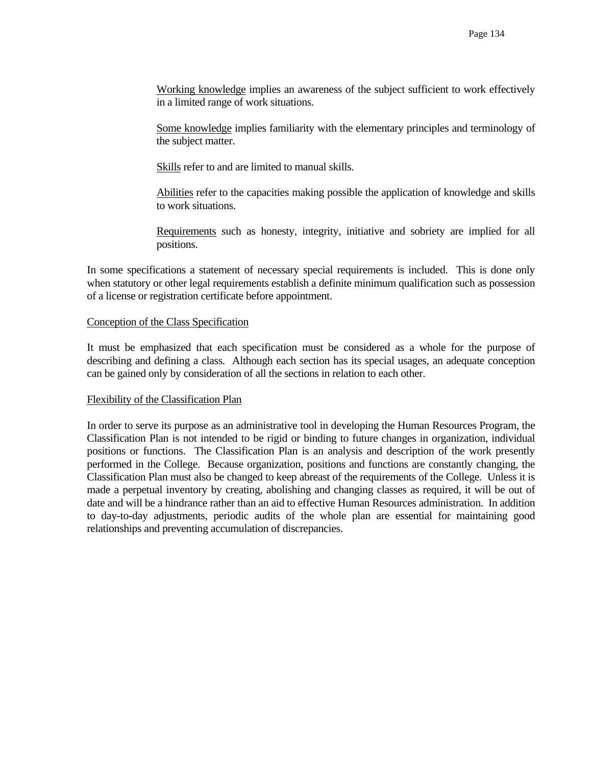Working knowledge implies an awareness of the subject sufficient to work effectively in a limited range of work situations.

Some knowledge implies familiarity with the elementary principles and terminology of the subject matter.

Skills refer to and are limited to manual skills.

Abilities refer to the capacities making possible the application of knowledge and skills to work situations.

Requirements such as honesty, integrity, initiative and sobriety are implied for all positions.

In some specifications a statement of necessary special requirements is included. This is done only when statutory or other legal requirements establish a definite minimum qualification such as possession of a license or registration certificate before appointment.

Conception of the Class Specification

It must be emphasized that each specification must be considered as a whole for the purpose of describing and defining a class. Although each section has its special usages, an adequate conception can be gained only by consideration of all the sections in relation to each other.

Flexibility of the Classification Plan

In order to serve its purpose as an administrative tool in developing the Human Resources Program, the Classification Plan is not intended to be rigid or binding to future changes in organization, individual positions or functions. The Classification Plan is an analysis and description of the work presently performed in the College. Because organization, positions and functions are constantly changing, the Classification Plan must also be changed to keep abreast of the requirements of the College. Unless it is made a perpetual inventory by creating, abolishing and changing classes as required, it will be out of date and will be a hindrance rather than an aid to effective Human Resources administration. In addition to day-to-day adjustments, periodic audits of the whole plan are essential for maintaining good relationships and preventing accumulation of discrepancies.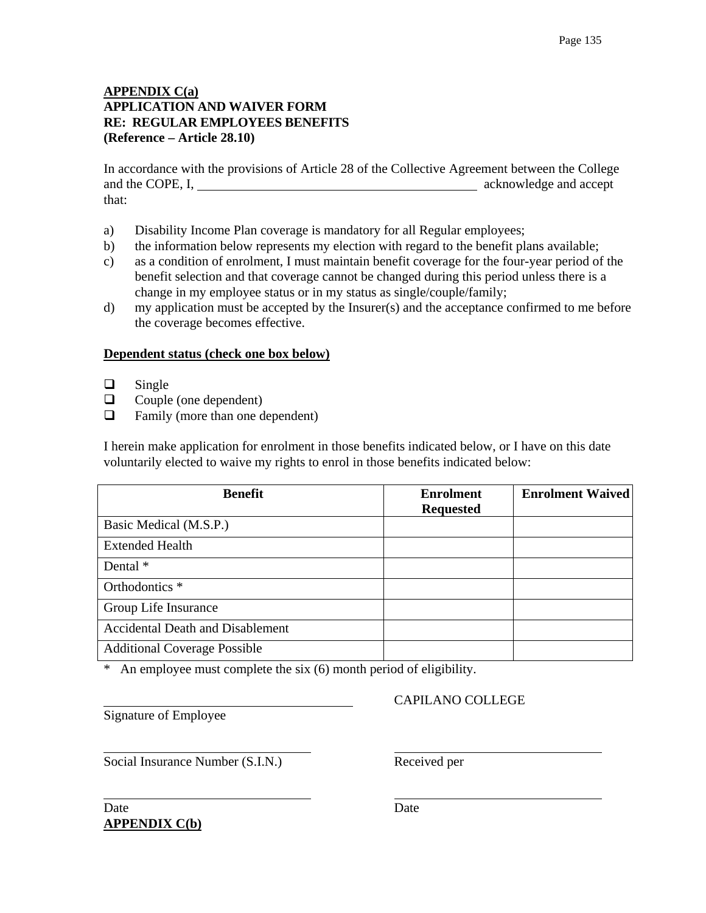**APPENDIX C(a)**
**APPLICATION AND WAIVER FORM**
**RE: REGULAR EMPLOYEES BENEFITS**
**(Reference – Article 28.10)**

In accordance with the provisions of Article 28 of the Collective Agreement between the College and the COPE, I, ____________________________________ acknowledge and accept that:

a) Disability Income Plan coverage is mandatory for all Regular employees;
b) the information below represents my election with regard to the benefit plans available;
c) as a condition of enrolment, I must maintain benefit coverage for the four-year period of the benefit selection and that coverage cannot be changed during this period unless there is a change in my employee status or in my status as single/couple/family;
d) my application must be accepted by the Insurer(s) and the acceptance confirmed to me before the coverage becomes effective.

**Dependent status (check one box below)**

- ☐ Single
- ☐ Couple (one dependent)
- ☐ Family (more than one dependent)

I herein make application for enrolment in those benefits indicated below, or I have on this date voluntarily elected to waive my rights to enrol in those benefits indicated below:

| Benefit | Enrolment Requested | Enrolment Waived |
|---|---|---|
| Basic Medical (M.S.P.) | | |
| Extended Health | | |
| Dental * | | |
| Orthodontics * | | |
| Group Life Insurance | | |
| Accidental Death and Disablement | | |
| Additional Coverage Possible | | |

\* An employee must complete the six (6) month period of eligibility.

____________________________________
Signature of Employee

CAPILANO COLLEGE

____________________________
Social Insurance Number (S.I.N.)

____________________________
Received per

____________________________
Date

____________________________
Date

**APPENDIX C(b)**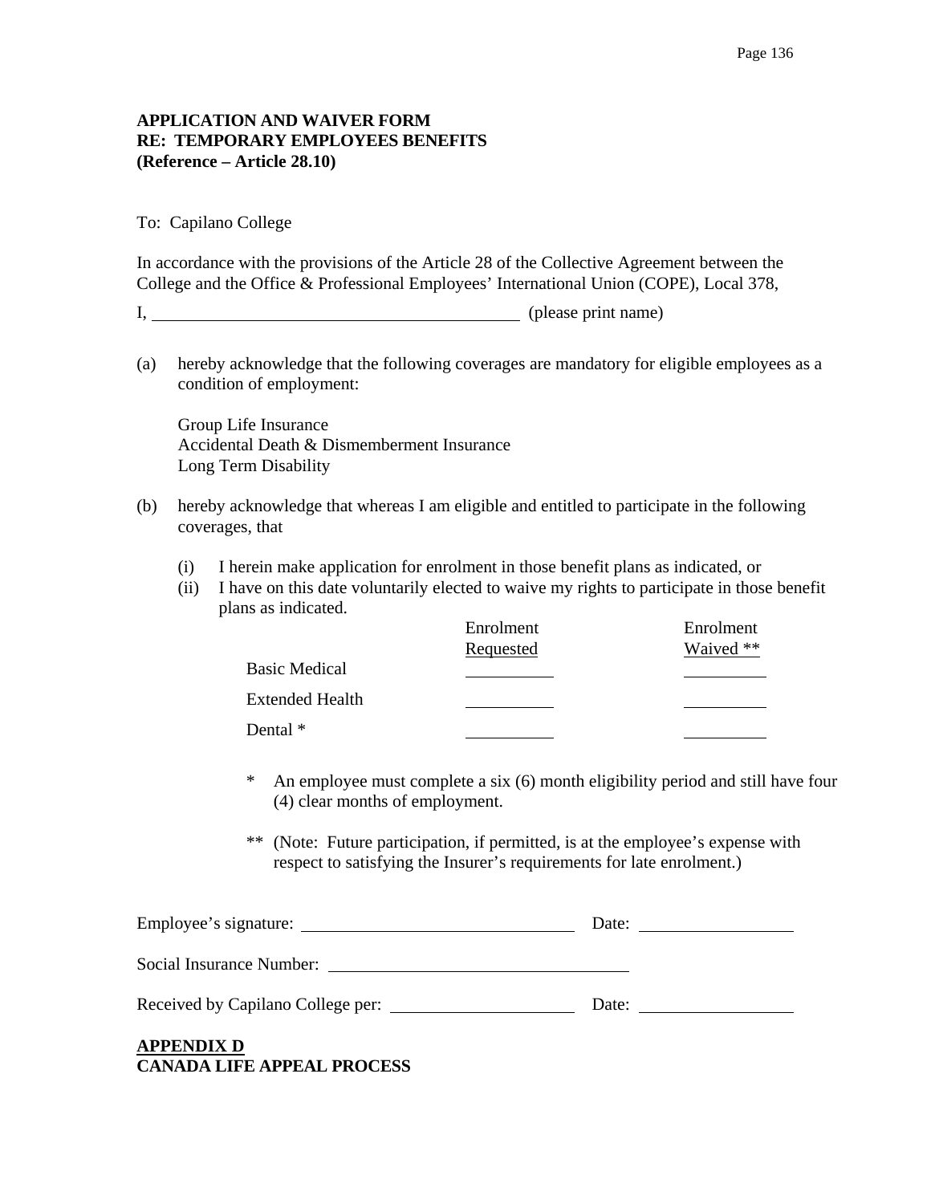**APPLICATION AND WAIVER FORM**
**RE: TEMPORARY EMPLOYEES BENEFITS**
**(Reference – Article 28.10)**

To: Capilano College

In accordance with the provisions of the Article 28 of the Collective Agreement between the College and the Office & Professional Employees' International Union (COPE), Local 378,

I, ________________________________________ (please print name)

(a) hereby acknowledge that the following coverages are mandatory for eligible employees as a condition of employment:

Group Life Insurance
Accidental Death & Dismemberment Insurance
Long Term Disability

(b) hereby acknowledge that whereas I am eligible and entitled to participate in the following coverages, that

(i) I herein make application for enrolment in those benefit plans as indicated, or
(ii) I have on this date voluntarily elected to waive my rights to participate in those benefit plans as indicated.

| | Enrolment Requested | Enrolment Waived ** |
|---|---|---|
| Basic Medical | __________ | __________ |
| Extended Health | __________ | __________ |
| Dental * | __________ | __________ |

\* An employee must complete a six (6) month eligibility period and still have four (4) clear months of employment.

** (Note: Future participation, if permitted, is at the employee's expense with respect to satisfying the Insurer's requirements for late enrolment.)

Employee's signature: ______________________________ Date: ________________

Social Insurance Number: ________________________________

Received by Capilano College per: ____________________ Date: ________________

**APPENDIX D**
**CANADA LIFE APPEAL PROCESS**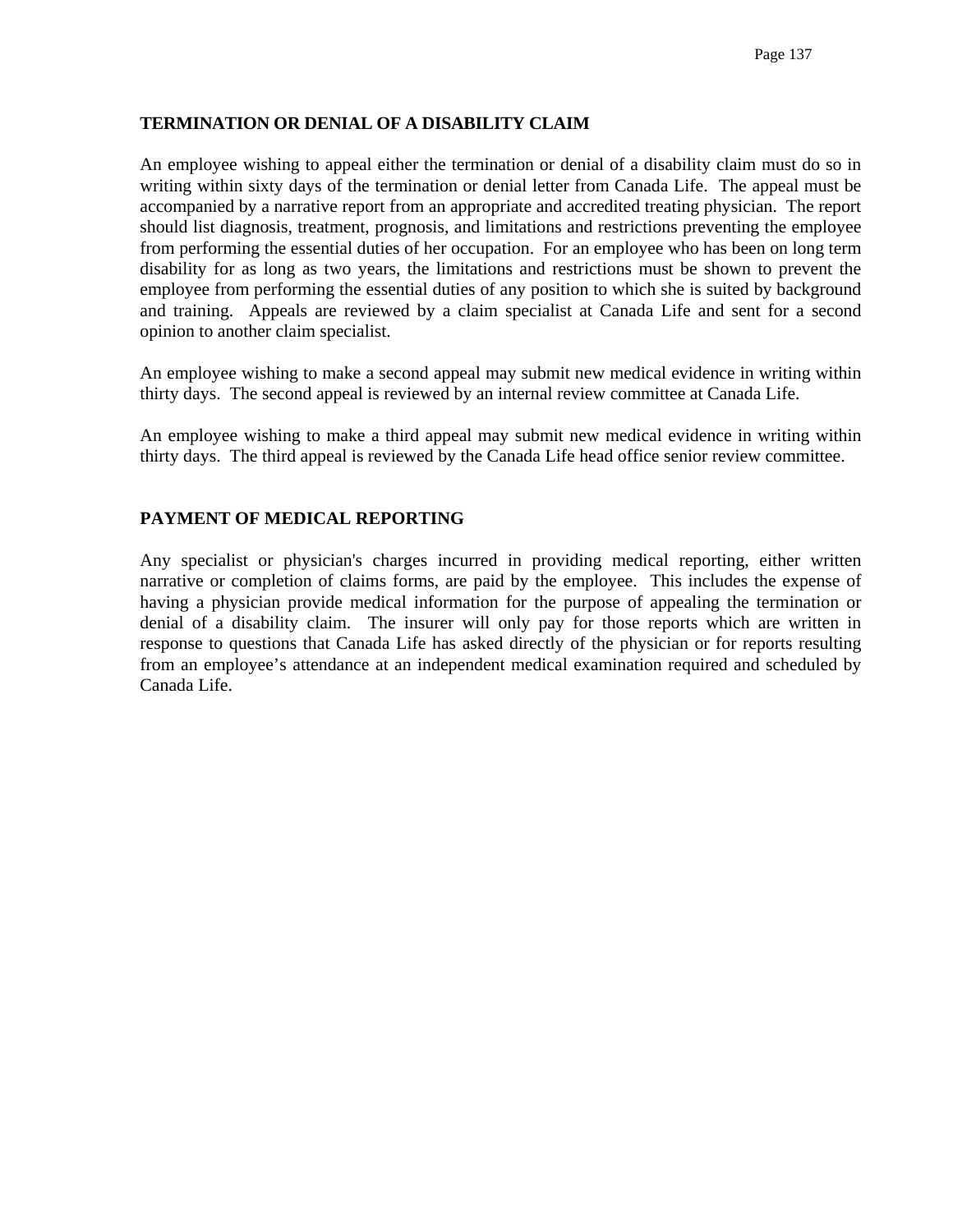## TERMINATION OR DENIAL OF A DISABILITY CLAIM

An employee wishing to appeal either the termination or denial of a disability claim must do so in writing within sixty days of the termination or denial letter from Canada Life. The appeal must be accompanied by a narrative report from an appropriate and accredited treating physician. The report should list diagnosis, treatment, prognosis, and limitations and restrictions preventing the employee from performing the essential duties of her occupation. For an employee who has been on long term disability for as long as two years, the limitations and restrictions must be shown to prevent the employee from performing the essential duties of any position to which she is suited by background and training. Appeals are reviewed by a claim specialist at Canada Life and sent for a second opinion to another claim specialist.

An employee wishing to make a second appeal may submit new medical evidence in writing within thirty days. The second appeal is reviewed by an internal review committee at Canada Life.

An employee wishing to make a third appeal may submit new medical evidence in writing within thirty days. The third appeal is reviewed by the Canada Life head office senior review committee.

## PAYMENT OF MEDICAL REPORTING

Any specialist or physician's charges incurred in providing medical reporting, either written narrative or completion of claims forms, are paid by the employee. This includes the expense of having a physician provide medical information for the purpose of appealing the termination or denial of a disability claim. The insurer will only pay for those reports which are written in response to questions that Canada Life has asked directly of the physician or for reports resulting from an employee’s attendance at an independent medical examination required and scheduled by Canada Life.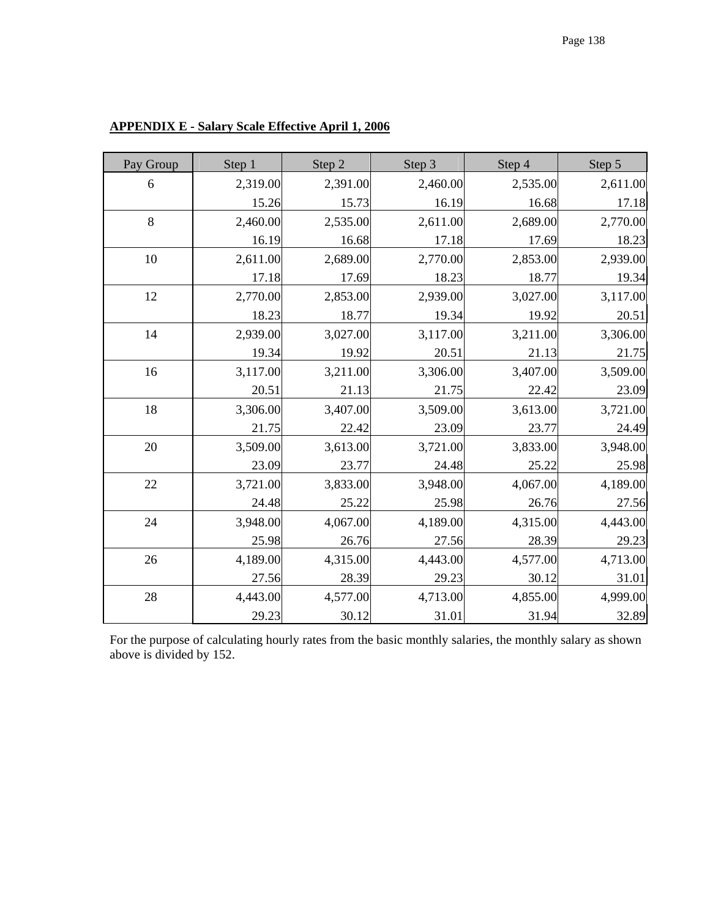**APPENDIX E - Salary Scale Effective April 1, 2006**

| Pay Group | Step 1 | Step 2 | Step 3 | Step 4 | Step 5 |
|---|---|---|---|---|---|
| 6 | 2,319.00 | 2,391.00 | 2,460.00 | 2,535.00 | 2,611.00 |
| | 15.26 | 15.73 | 16.19 | 16.68 | 17.18 |
| 8 | 2,460.00 | 2,535.00 | 2,611.00 | 2,689.00 | 2,770.00 |
| | 16.19 | 16.68 | 17.18 | 17.69 | 18.23 |
| 10 | 2,611.00 | 2,689.00 | 2,770.00 | 2,853.00 | 2,939.00 |
| | 17.18 | 17.69 | 18.23 | 18.77 | 19.34 |
| 12 | 2,770.00 | 2,853.00 | 2,939.00 | 3,027.00 | 3,117.00 |
| | 18.23 | 18.77 | 19.34 | 19.92 | 20.51 |
| 14 | 2,939.00 | 3,027.00 | 3,117.00 | 3,211.00 | 3,306.00 |
| | 19.34 | 19.92 | 20.51 | 21.13 | 21.75 |
| 16 | 3,117.00 | 3,211.00 | 3,306.00 | 3,407.00 | 3,509.00 |
| | 20.51 | 21.13 | 21.75 | 22.42 | 23.09 |
| 18 | 3,306.00 | 3,407.00 | 3,509.00 | 3,613.00 | 3,721.00 |
| | 21.75 | 22.42 | 23.09 | 23.77 | 24.49 |
| 20 | 3,509.00 | 3,613.00 | 3,721.00 | 3,833.00 | 3,948.00 |
| | 23.09 | 23.77 | 24.48 | 25.22 | 25.98 |
| 22 | 3,721.00 | 3,833.00 | 3,948.00 | 4,067.00 | 4,189.00 |
| | 24.48 | 25.22 | 25.98 | 26.76 | 27.56 |
| 24 | 3,948.00 | 4,067.00 | 4,189.00 | 4,315.00 | 4,443.00 |
| | 25.98 | 26.76 | 27.56 | 28.39 | 29.23 |
| 26 | 4,189.00 | 4,315.00 | 4,443.00 | 4,577.00 | 4,713.00 |
| | 27.56 | 28.39 | 29.23 | 30.12 | 31.01 |
| 28 | 4,443.00 | 4,577.00 | 4,713.00 | 4,855.00 | 4,999.00 |
| | 29.23 | 30.12 | 31.01 | 31.94 | 32.89 |

For the purpose of calculating hourly rates from the basic monthly salaries, the monthly salary as shown above is divided by 152.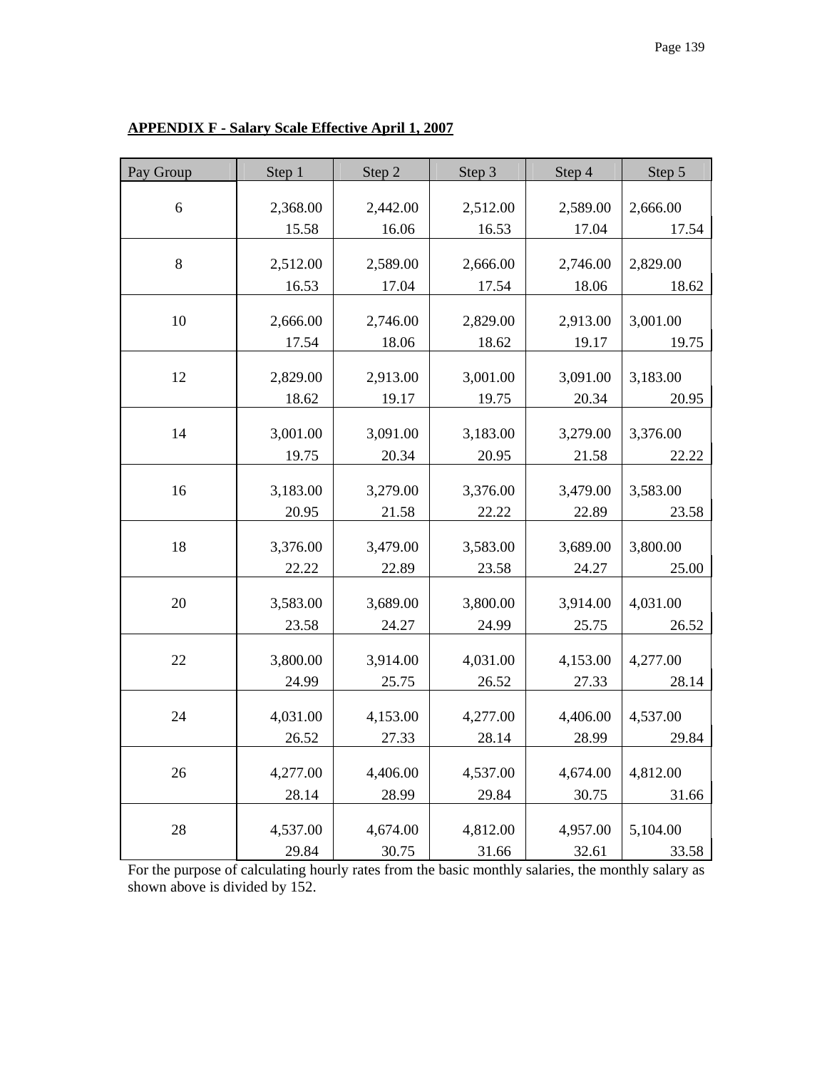**APPENDIX F - Salary Scale Effective April 1, 2007**

| Pay Group | Step 1 | Step 2 | Step 3 | Step 4 | Step 5 |
|---|---|---|---|---|---|
| 6 | 2,368.00 | 2,442.00 | 2,512.00 | 2,589.00 | 2,666.00 |
| | 15.58 | 16.06 | 16.53 | 17.04 | 17.54 |
| 8 | 2,512.00 | 2,589.00 | 2,666.00 | 2,746.00 | 2,829.00 |
| | 16.53 | 17.04 | 17.54 | 18.06 | 18.62 |
| 10 | 2,666.00 | 2,746.00 | 2,829.00 | 2,913.00 | 3,001.00 |
| | 17.54 | 18.06 | 18.62 | 19.17 | 19.75 |
| 12 | 2,829.00 | 2,913.00 | 3,001.00 | 3,091.00 | 3,183.00 |
| | 18.62 | 19.17 | 19.75 | 20.34 | 20.95 |
| 14 | 3,001.00 | 3,091.00 | 3,183.00 | 3,279.00 | 3,376.00 |
| | 19.75 | 20.34 | 20.95 | 21.58 | 22.22 |
| 16 | 3,183.00 | 3,279.00 | 3,376.00 | 3,479.00 | 3,583.00 |
| | 20.95 | 21.58 | 22.22 | 22.89 | 23.58 |
| 18 | 3,376.00 | 3,479.00 | 3,583.00 | 3,689.00 | 3,800.00 |
| | 22.22 | 22.89 | 23.58 | 24.27 | 25.00 |
| 20 | 3,583.00 | 3,689.00 | 3,800.00 | 3,914.00 | 4,031.00 |
| | 23.58 | 24.27 | 24.99 | 25.75 | 26.52 |
| 22 | 3,800.00 | 3,914.00 | 4,031.00 | 4,153.00 | 4,277.00 |
| | 24.99 | 25.75 | 26.52 | 27.33 | 28.14 |
| 24 | 4,031.00 | 4,153.00 | 4,277.00 | 4,406.00 | 4,537.00 |
| | 26.52 | 27.33 | 28.14 | 28.99 | 29.84 |
| 26 | 4,277.00 | 4,406.00 | 4,537.00 | 4,674.00 | 4,812.00 |
| | 28.14 | 28.99 | 29.84 | 30.75 | 31.66 |
| 28 | 4,537.00 | 4,674.00 | 4,812.00 | 4,957.00 | 5,104.00 |
| | 29.84 | 30.75 | 31.66 | 32.61 | 33.58 |

For the purpose of calculating hourly rates from the basic monthly salaries, the monthly salary as shown above is divided by 152.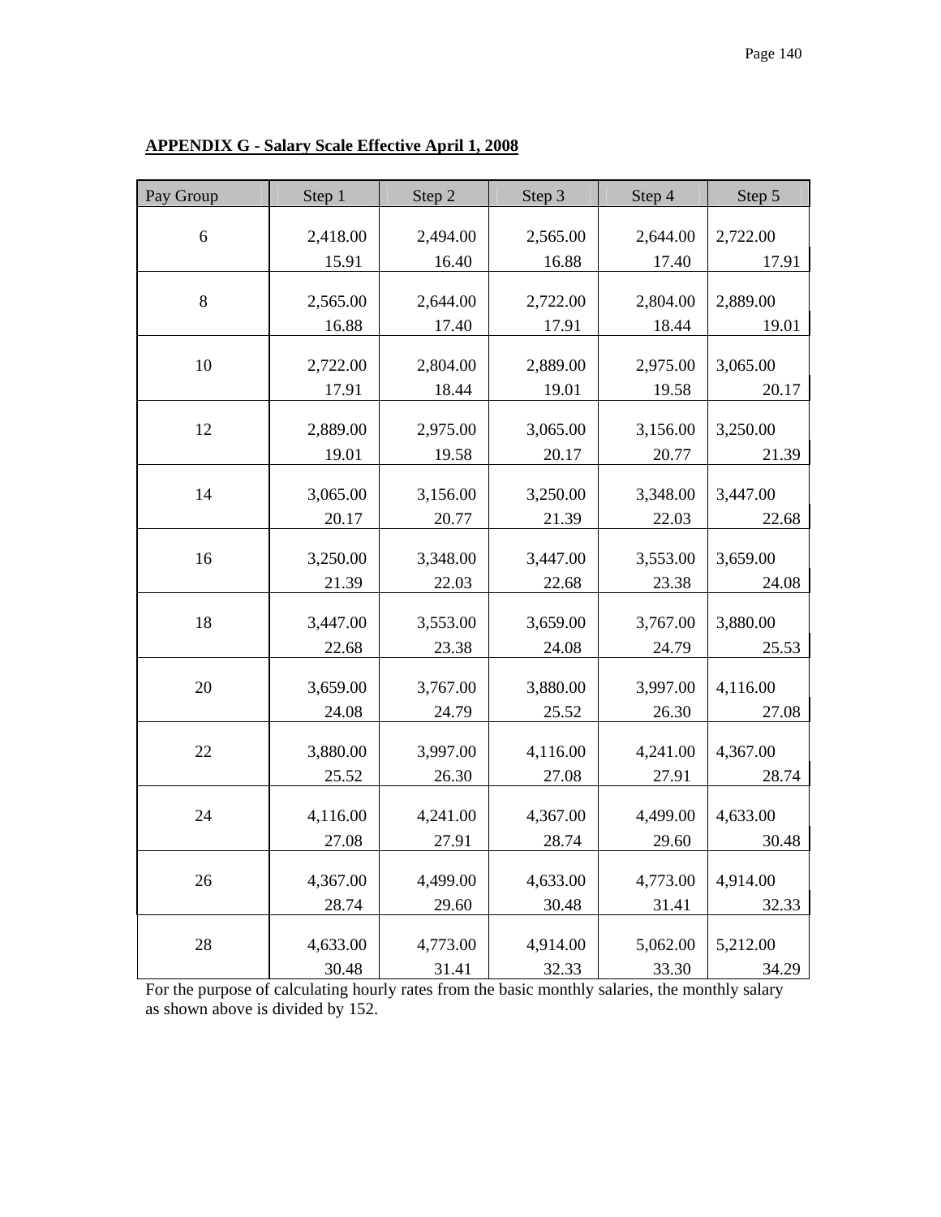**APPENDIX G - Salary Scale Effective April 1, 2008**

| Pay Group | Step 1 | Step 2 | Step 3 | Step 4 | Step 5 |
|---|---|---|---|---|---|
| 6 | 2,418.00 | 2,494.00 | 2,565.00 | 2,644.00 | 2,722.00 |
| | 15.91 | 16.40 | 16.88 | 17.40 | 17.91 |
| 8 | 2,565.00 | 2,644.00 | 2,722.00 | 2,804.00 | 2,889.00 |
| | 16.88 | 17.40 | 17.91 | 18.44 | 19.01 |
| 10 | 2,722.00 | 2,804.00 | 2,889.00 | 2,975.00 | 3,065.00 |
| | 17.91 | 18.44 | 19.01 | 19.58 | 20.17 |
| 12 | 2,889.00 | 2,975.00 | 3,065.00 | 3,156.00 | 3,250.00 |
| | 19.01 | 19.58 | 20.17 | 20.77 | 21.39 |
| 14 | 3,065.00 | 3,156.00 | 3,250.00 | 3,348.00 | 3,447.00 |
| | 20.17 | 20.77 | 21.39 | 22.03 | 22.68 |
| 16 | 3,250.00 | 3,348.00 | 3,447.00 | 3,553.00 | 3,659.00 |
| | 21.39 | 22.03 | 22.68 | 23.38 | 24.08 |
| 18 | 3,447.00 | 3,553.00 | 3,659.00 | 3,767.00 | 3,880.00 |
| | 22.68 | 23.38 | 24.08 | 24.79 | 25.53 |
| 20 | 3,659.00 | 3,767.00 | 3,880.00 | 3,997.00 | 4,116.00 |
| | 24.08 | 24.79 | 25.52 | 26.30 | 27.08 |
| 22 | 3,880.00 | 3,997.00 | 4,116.00 | 4,241.00 | 4,367.00 |
| | 25.52 | 26.30 | 27.08 | 27.91 | 28.74 |
| 24 | 4,116.00 | 4,241.00 | 4,367.00 | 4,499.00 | 4,633.00 |
| | 27.08 | 27.91 | 28.74 | 29.60 | 30.48 |
| 26 | 4,367.00 | 4,499.00 | 4,633.00 | 4,773.00 | 4,914.00 |
| | 28.74 | 29.60 | 30.48 | 31.41 | 32.33 |
| 28 | 4,633.00 | 4,773.00 | 4,914.00 | 5,062.00 | 5,212.00 |
| | 30.48 | 31.41 | 32.33 | 33.30 | 34.29 |

For the purpose of calculating hourly rates from the basic monthly salaries, the monthly salary as shown above is divided by 152.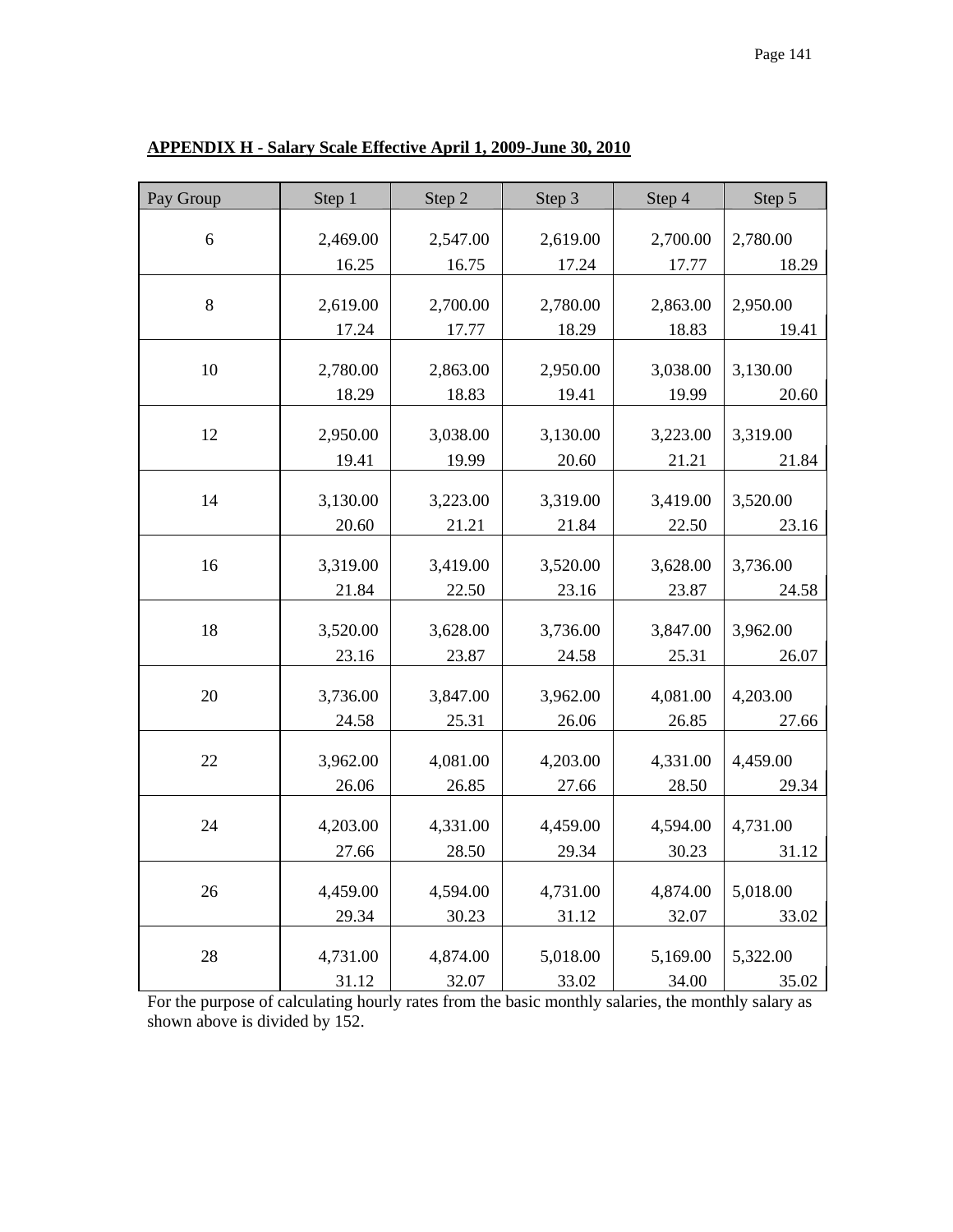**APPENDIX H - Salary Scale Effective April 1, 2009-June 30, 2010**

| Pay Group | Step 1 | Step 2 | Step 3 | Step 4 | Step 5 |
|---|---|---|---|---|---|
| 6 | 2,469.00 | 2,547.00 | 2,619.00 | 2,700.00 | 2,780.00 |
| | 16.25 | 16.75 | 17.24 | 17.77 | 18.29 |
| 8 | 2,619.00 | 2,700.00 | 2,780.00 | 2,863.00 | 2,950.00 |
| | 17.24 | 17.77 | 18.29 | 18.83 | 19.41 |
| 10 | 2,780.00 | 2,863.00 | 2,950.00 | 3,038.00 | 3,130.00 |
| | 18.29 | 18.83 | 19.41 | 19.99 | 20.60 |
| 12 | 2,950.00 | 3,038.00 | 3,130.00 | 3,223.00 | 3,319.00 |
| | 19.41 | 19.99 | 20.60 | 21.21 | 21.84 |
| 14 | 3,130.00 | 3,223.00 | 3,319.00 | 3,419.00 | 3,520.00 |
| | 20.60 | 21.21 | 21.84 | 22.50 | 23.16 |
| 16 | 3,319.00 | 3,419.00 | 3,520.00 | 3,628.00 | 3,736.00 |
| | 21.84 | 22.50 | 23.16 | 23.87 | 24.58 |
| 18 | 3,520.00 | 3,628.00 | 3,736.00 | 3,847.00 | 3,962.00 |
| | 23.16 | 23.87 | 24.58 | 25.31 | 26.07 |
| 20 | 3,736.00 | 3,847.00 | 3,962.00 | 4,081.00 | 4,203.00 |
| | 24.58 | 25.31 | 26.06 | 26.85 | 27.66 |
| 22 | 3,962.00 | 4,081.00 | 4,203.00 | 4,331.00 | 4,459.00 |
| | 26.06 | 26.85 | 27.66 | 28.50 | 29.34 |
| 24 | 4,203.00 | 4,331.00 | 4,459.00 | 4,594.00 | 4,731.00 |
| | 27.66 | 28.50 | 29.34 | 30.23 | 31.12 |
| 26 | 4,459.00 | 4,594.00 | 4,731.00 | 4,874.00 | 5,018.00 |
| | 29.34 | 30.23 | 31.12 | 32.07 | 33.02 |
| 28 | 4,731.00 | 4,874.00 | 5,018.00 | 5,169.00 | 5,322.00 |
| | 31.12 | 32.07 | 33.02 | 34.00 | 35.02 |

For the purpose of calculating hourly rates from the basic monthly salaries, the monthly salary as shown above is divided by 152.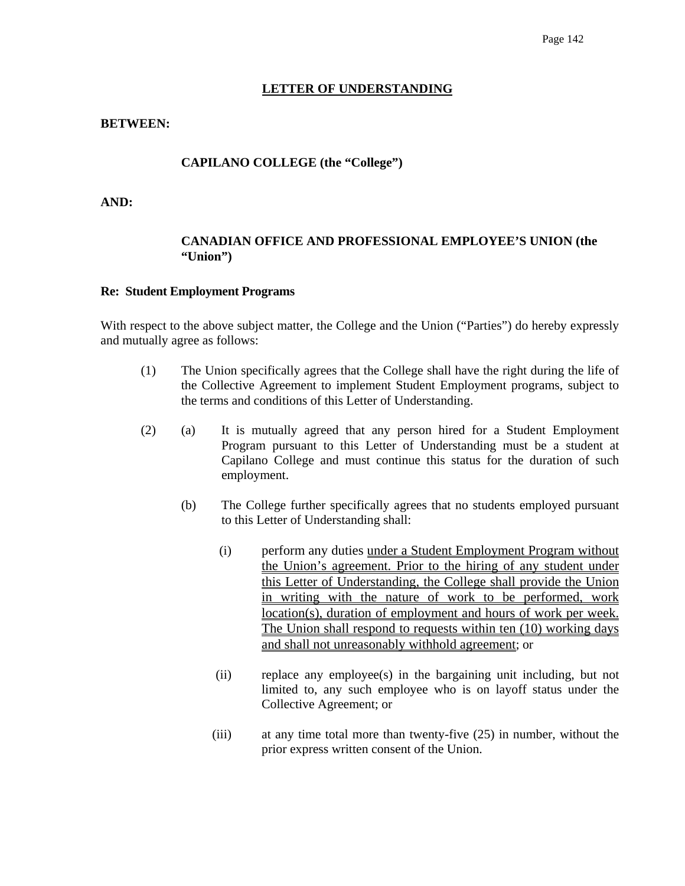## LETTER OF UNDERSTANDING

**BETWEEN:**

**CAPILANO COLLEGE (the "College")**

**AND:**

**CANADIAN OFFICE AND PROFESSIONAL EMPLOYEE'S UNION (the "Union")**

**Re: Student Employment Programs**

With respect to the above subject matter, the College and the Union ("Parties") do hereby expressly and mutually agree as follows:

(1) The Union specifically agrees that the College shall have the right during the life of the Collective Agreement to implement Student Employment programs, subject to the terms and conditions of this Letter of Understanding.

(2) (a) It is mutually agreed that any person hired for a Student Employment Program pursuant to this Letter of Understanding must be a student at Capilano College and must continue this status for the duration of such employment.

(b) The College further specifically agrees that no students employed pursuant to this Letter of Understanding shall:

(i) perform any duties <u>under a Student Employment Program without the Union's agreement. Prior to the hiring of any student under this Letter of Understanding, the College shall provide the Union in writing with the nature of work to be performed, work location(s), duration of employment and hours of work per week. The Union shall respond to requests within ten (10) working days and shall not unreasonably withhold agreement</u>; or

(ii) replace any employee(s) in the bargaining unit including, but not limited to, any such employee who is on layoff status under the Collective Agreement; or

(iii) at any time total more than twenty-five (25) in number, without the prior express written consent of the Union.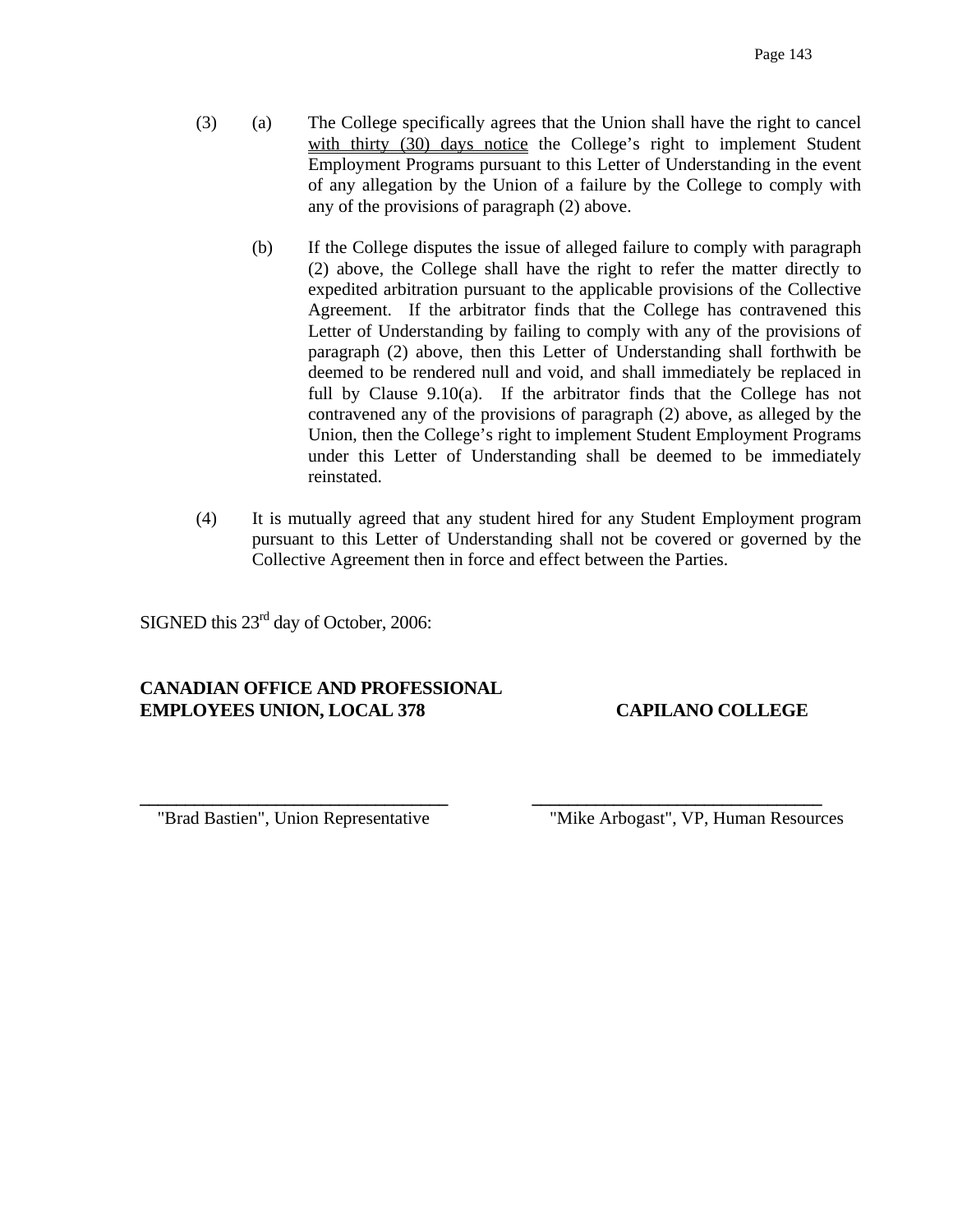(3) (a) The College specifically agrees that the Union shall have the right to cancel <u>with thirty (30) days notice</u> the College's right to implement Student Employment Programs pursuant to this Letter of Understanding in the event of any allegation by the Union of a failure by the College to comply with any of the provisions of paragraph (2) above.

(b) If the College disputes the issue of alleged failure to comply with paragraph (2) above, the College shall have the right to refer the matter directly to expedited arbitration pursuant to the applicable provisions of the Collective Agreement. If the arbitrator finds that the College has contravened this Letter of Understanding by failing to comply with any of the provisions of paragraph (2) above, then this Letter of Understanding shall forthwith be deemed to be rendered null and void, and shall immediately be replaced in full by Clause 9.10(a). If the arbitrator finds that the College has not contravened any of the provisions of paragraph (2) above, as alleged by the Union, then the College's right to implement Student Employment Programs under this Letter of Understanding shall be deemed to be immediately reinstated.

(4) It is mutually agreed that any student hired for any Student Employment program pursuant to this Letter of Understanding shall not be covered or governed by the Collective Agreement then in force and effect between the Parties.

SIGNED this 23rd day of October, 2006:

| **CANADIAN OFFICE AND PROFESSIONAL EMPLOYEES UNION, LOCAL 378** | **CAPILANO COLLEGE** |
|---|---|
| ______________________________ | ______________________________ |
| "Brad Bastien", Union Representative | "Mike Arbogast", VP, Human Resources |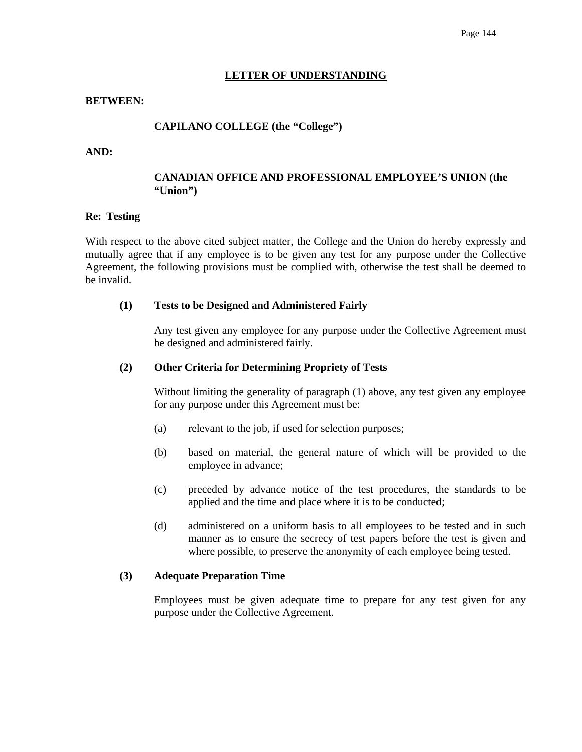# LETTER OF UNDERSTANDING

**BETWEEN:**

**CAPILANO COLLEGE (the "College")**

**AND:**

**CANADIAN OFFICE AND PROFESSIONAL EMPLOYEE'S UNION (the "Union")**

**Re: Testing**

With respect to the above cited subject matter, the College and the Union do hereby expressly and mutually agree that if any employee is to be given any test for any purpose under the Collective Agreement, the following provisions must be complied with, otherwise the test shall be deemed to be invalid.

**(1) Tests to be Designed and Administered Fairly**

Any test given any employee for any purpose under the Collective Agreement must be designed and administered fairly.

**(2) Other Criteria for Determining Propriety of Tests**

Without limiting the generality of paragraph (1) above, any test given any employee for any purpose under this Agreement must be:

(a) relevant to the job, if used for selection purposes;

(b) based on material, the general nature of which will be provided to the employee in advance;

(c) preceded by advance notice of the test procedures, the standards to be applied and the time and place where it is to be conducted;

(d) administered on a uniform basis to all employees to be tested and in such manner as to ensure the secrecy of test papers before the test is given and where possible, to preserve the anonymity of each employee being tested.

**(3) Adequate Preparation Time**

Employees must be given adequate time to prepare for any test given for any purpose under the Collective Agreement.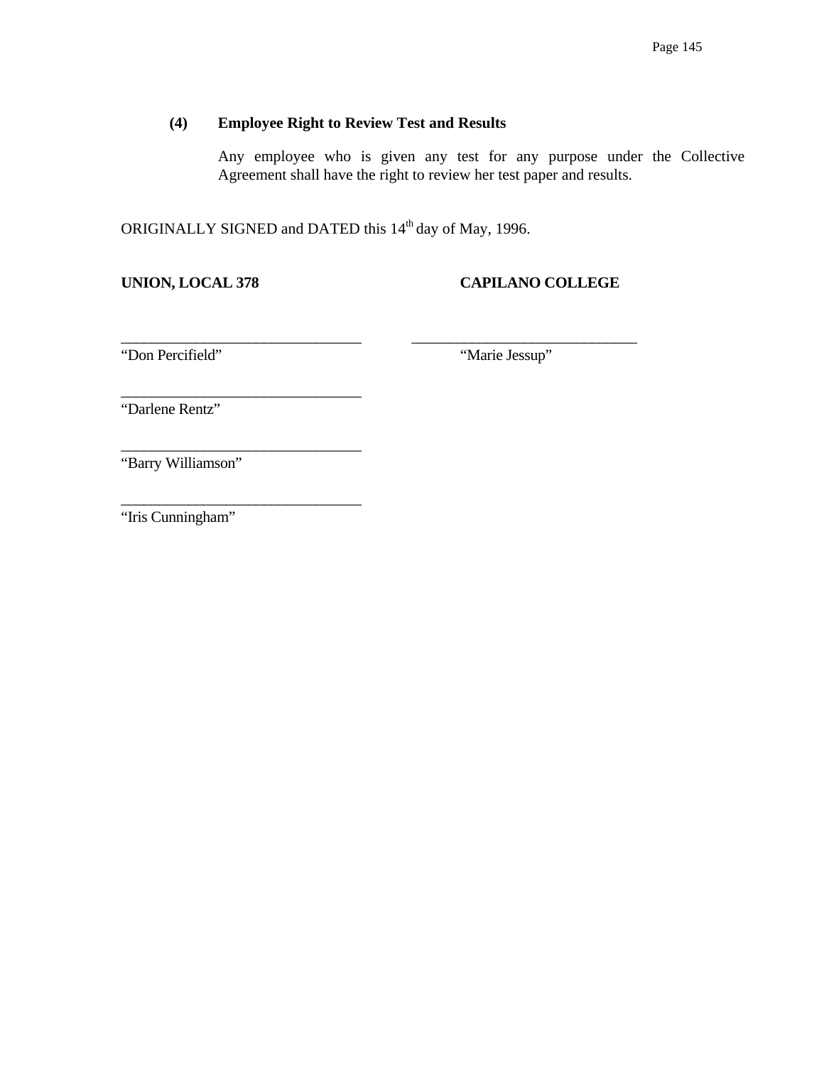**(4) Employee Right to Review Test and Results**

Any employee who is given any test for any purpose under the Collective Agreement shall have the right to review her test paper and results.

ORIGINALLY SIGNED and DATED this 14th day of May, 1996.

| **UNION, LOCAL 378** | **CAPILANO COLLEGE** |
|---|---|
| ______________________________ | ______________________________ |
| "Don Percifield" | "Marie Jessup" |
| ______________________________ | |
| "Darlene Rentz" | |
| ______________________________ | |
| "Barry Williamson" | |
| ______________________________ | |
| "Iris Cunningham" | |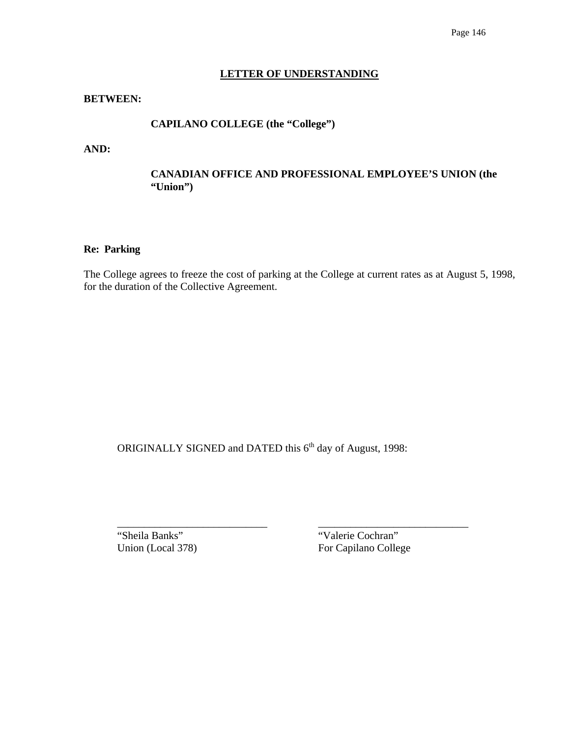## LETTER OF UNDERSTANDING

**BETWEEN:**

**CAPILANO COLLEGE (the "College")**

**AND:**

**CANADIAN OFFICE AND PROFESSIONAL EMPLOYEE'S UNION (the "Union")**

**Re: Parking**

The College agrees to freeze the cost of parking at the College at current rates as at August 5, 1998, for the duration of the Collective Agreement.

ORIGINALLY SIGNED and DATED this 6th day of August, 1998:

| | |
|---|---|
| _____________________________ | _____________________________ |
| "Sheila Banks" | "Valerie Cochran" |
| Union (Local 378) | For Capilano College |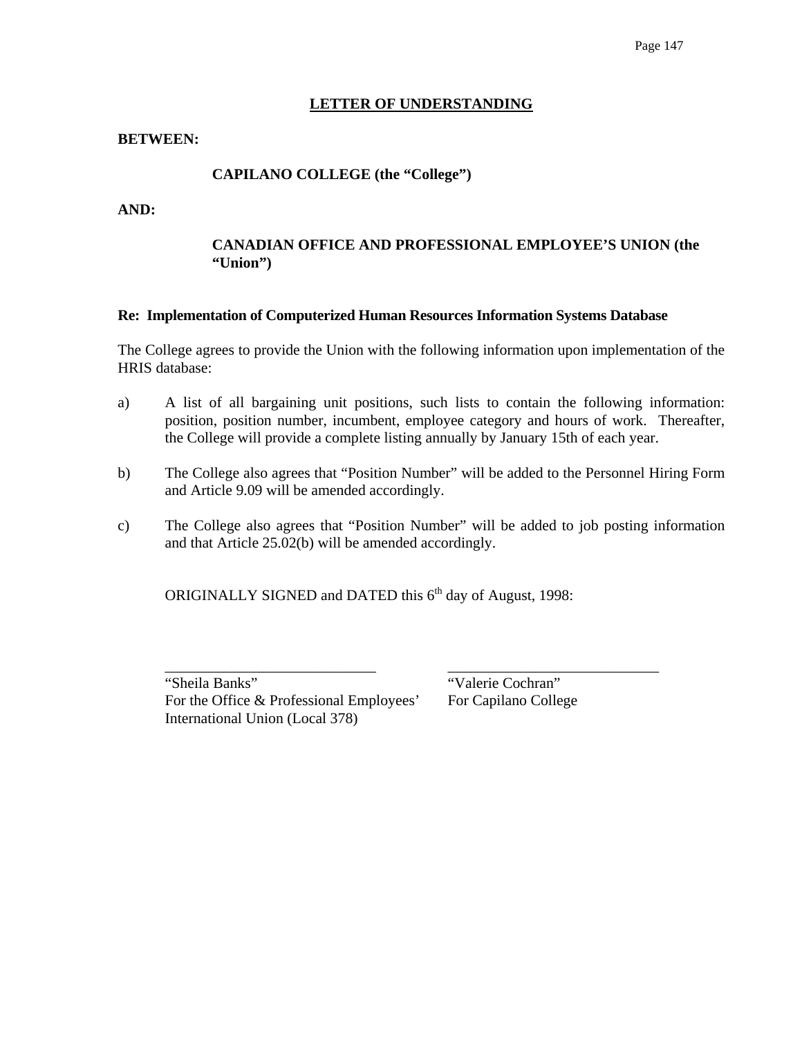# LETTER OF UNDERSTANDING

**BETWEEN:**

**CAPILANO COLLEGE (the "College")**

**AND:**

**CANADIAN OFFICE AND PROFESSIONAL EMPLOYEE'S UNION (the "Union")**

**Re: Implementation of Computerized Human Resources Information Systems Database**

The College agrees to provide the Union with the following information upon implementation of the HRIS database:

a) A list of all bargaining unit positions, such lists to contain the following information: position, position number, incumbent, employee category and hours of work. Thereafter, the College will provide a complete listing annually by January 15th of each year.

b) The College also agrees that "Position Number" will be added to the Personnel Hiring Form and Article 9.09 will be amended accordingly.

c) The College also agrees that "Position Number" will be added to job posting information and that Article 25.02(b) will be amended accordingly.

ORIGINALLY SIGNED and DATED this 6th day of August, 1998:

| | |
|---|---|
| "Sheila Banks" | "Valerie Cochran" |
| For the Office & Professional Employees' International Union (Local 378) | For Capilano College |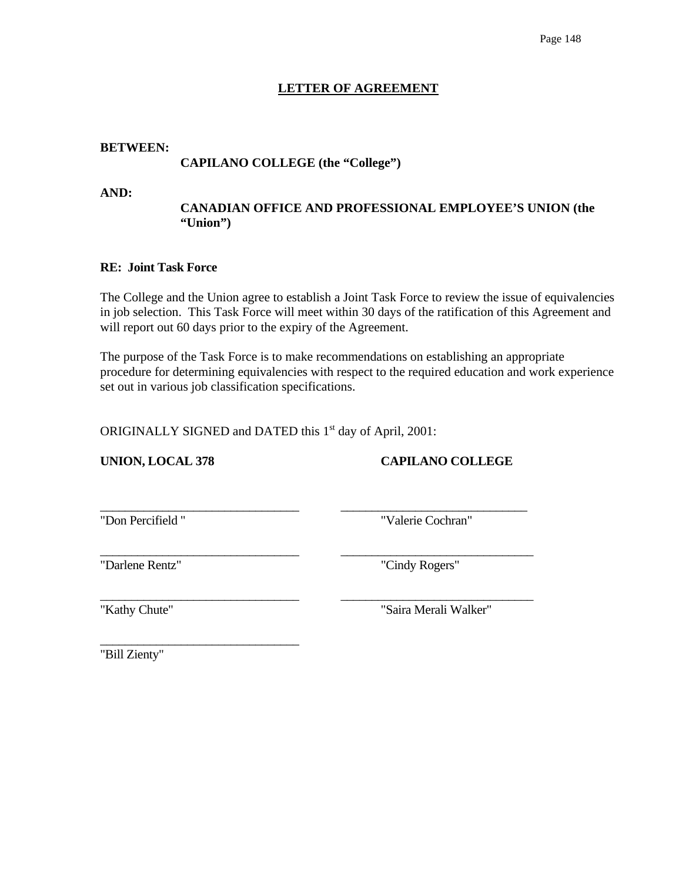## LETTER OF AGREEMENT

**BETWEEN:**

**CAPILANO COLLEGE (the "College")**

**AND:**

**CANADIAN OFFICE AND PROFESSIONAL EMPLOYEE'S UNION (the "Union")**

**RE: Joint Task Force**

The College and the Union agree to establish a Joint Task Force to review the issue of equivalencies in job selection. This Task Force will meet within 30 days of the ratification of this Agreement and will report out 60 days prior to the expiry of the Agreement.

The purpose of the Task Force is to make recommendations on establishing an appropriate procedure for determining equivalencies with respect to the required education and work experience set out in various job classification specifications.

ORIGINALLY SIGNED and DATED this 1st day of April, 2001:

| **UNION, LOCAL 378** | **CAPILANO COLLEGE** |
|---|---|
| "Don Percifield " | "Valerie Cochran" |
| "Darlene Rentz" | "Cindy Rogers" |
| "Kathy Chute" | "Saira Merali Walker" |
| "Bill Zienty" | |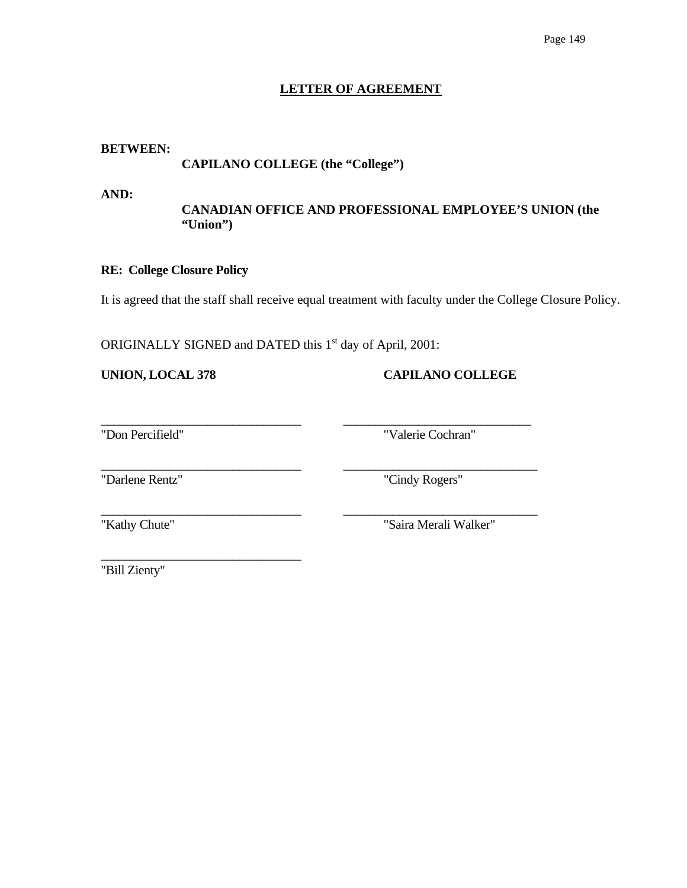## LETTER OF AGREEMENT

**BETWEEN:**

**CAPILANO COLLEGE (the "College")**

**AND:**

**CANADIAN OFFICE AND PROFESSIONAL EMPLOYEE'S UNION (the "Union")**

**RE: College Closure Policy**

It is agreed that the staff shall receive equal treatment with faculty under the College Closure Policy.

ORIGINALLY SIGNED and DATED this 1st day of April, 2001:

| **UNION, LOCAL 378** | **CAPILANO COLLEGE** |
| --- | --- |
| "Don Percifield" | "Valerie Cochran" |
| "Darlene Rentz" | "Cindy Rogers" |
| "Kathy Chute" | "Saira Merali Walker" |
| "Bill Zienty" | |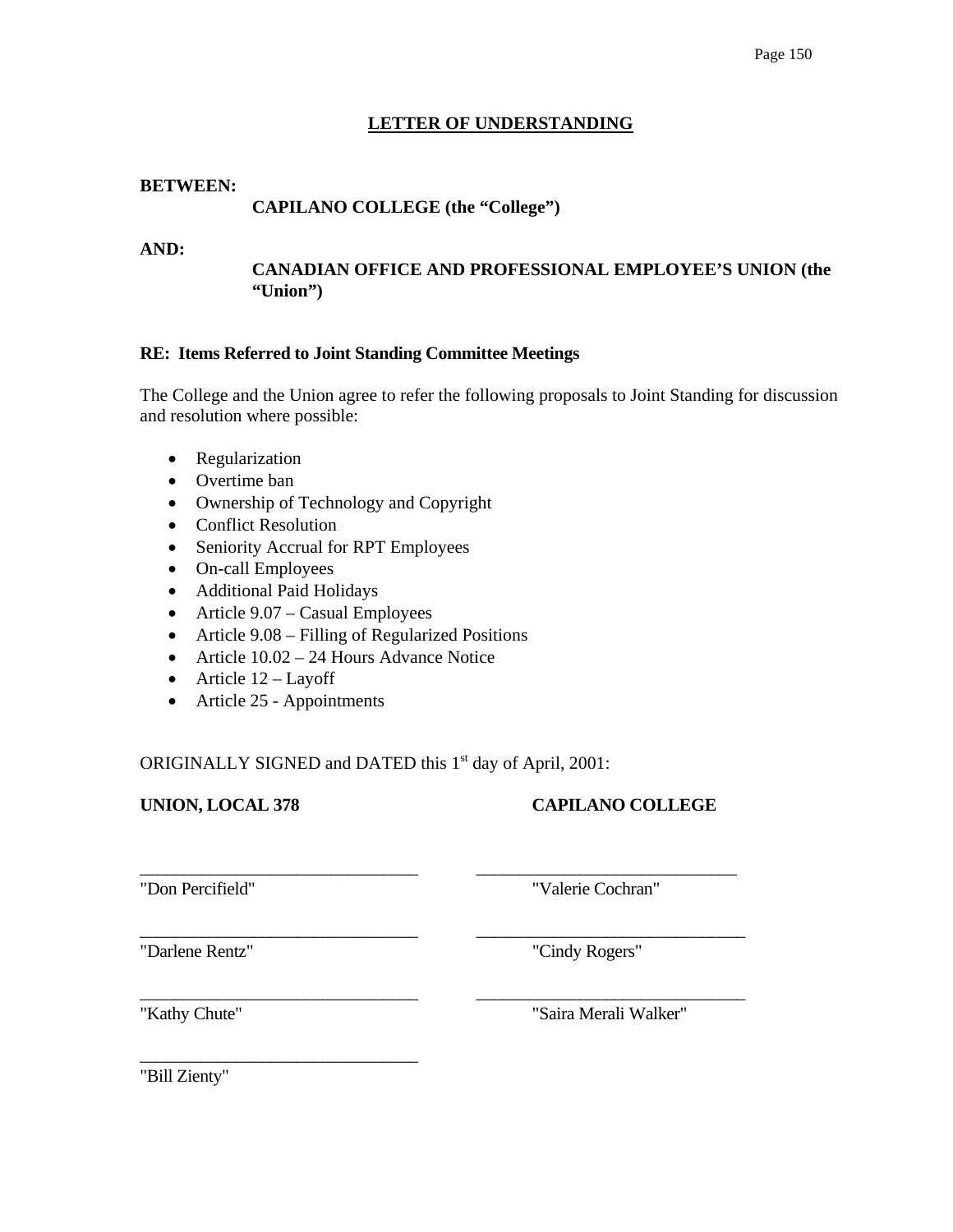## LETTER OF UNDERSTANDING

**BETWEEN:**

**CAPILANO COLLEGE (the "College")**

**AND:**

**CANADIAN OFFICE AND PROFESSIONAL EMPLOYEE'S UNION (the "Union")**

**RE: Items Referred to Joint Standing Committee Meetings**

The College and the Union agree to refer the following proposals to Joint Standing for discussion and resolution where possible:

- Regularization
- Overtime ban
- Ownership of Technology and Copyright
- Conflict Resolution
- Seniority Accrual for RPT Employees
- On-call Employees
- Additional Paid Holidays
- Article 9.07 – Casual Employees
- Article 9.08 – Filling of Regularized Positions
- Article 10.02 – 24 Hours Advance Notice
- Article 12 – Layoff
- Article 25 - Appointments

ORIGINALLY SIGNED and DATED this 1st day of April, 2001:

| **UNION, LOCAL 378** | **CAPILANO COLLEGE** |
|---|---|
| "Don Percifield" | "Valerie Cochran" |
| "Darlene Rentz" | "Cindy Rogers" |
| "Kathy Chute" | "Saira Merali Walker" |
| "Bill Zienty" | |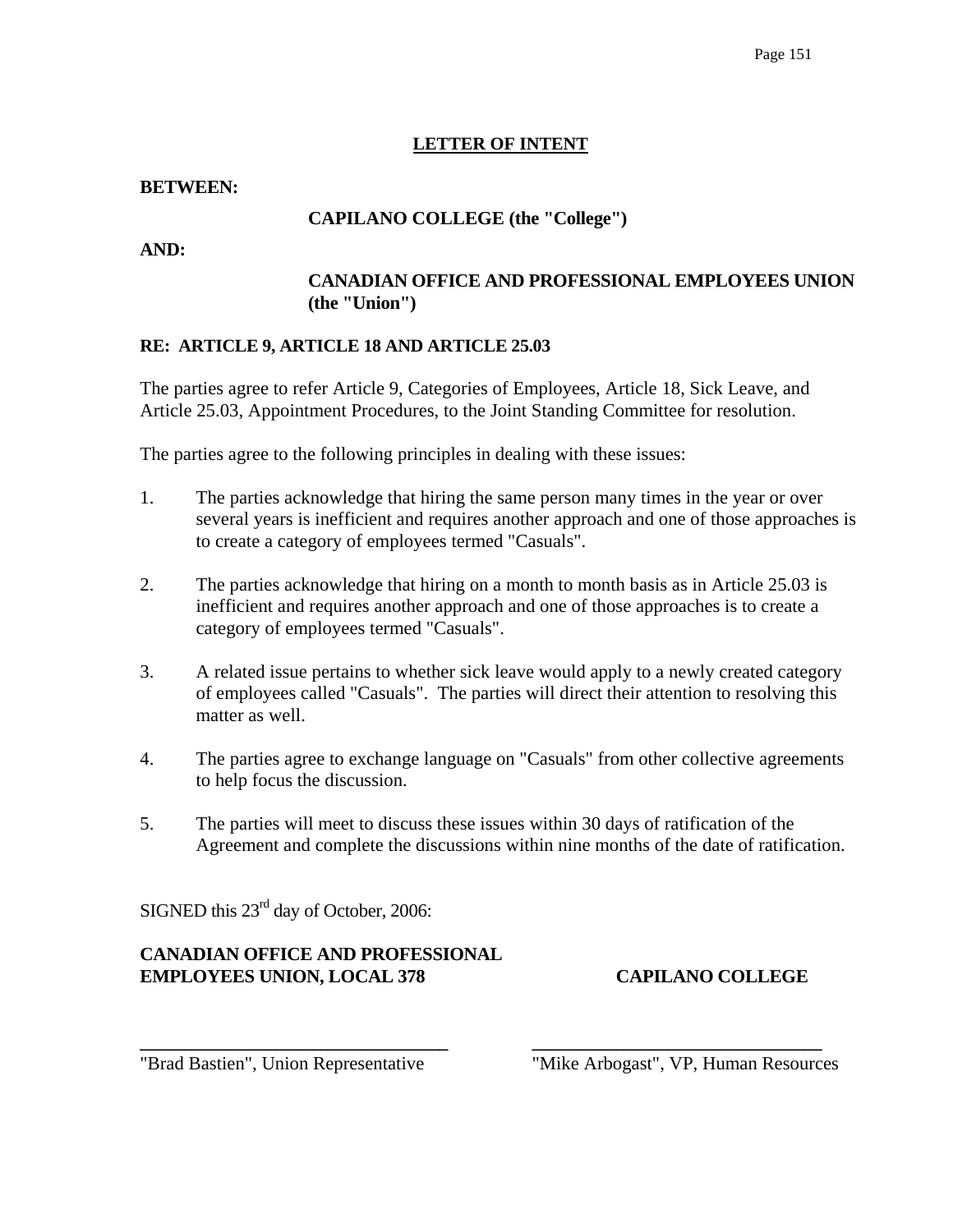## LETTER OF INTENT

**BETWEEN:**

**CAPILANO COLLEGE (the "College")**

**AND:**

**CANADIAN OFFICE AND PROFESSIONAL EMPLOYEES UNION (the "Union")**

**RE: ARTICLE 9, ARTICLE 18 AND ARTICLE 25.03**

The parties agree to refer Article 9, Categories of Employees, Article 18, Sick Leave, and Article 25.03, Appointment Procedures, to the Joint Standing Committee for resolution.

The parties agree to the following principles in dealing with these issues:

1. The parties acknowledge that hiring the same person many times in the year or over several years is inefficient and requires another approach and one of those approaches is to create a category of employees termed "Casuals".

2. The parties acknowledge that hiring on a month to month basis as in Article 25.03 is inefficient and requires another approach and one of those approaches is to create a category of employees termed "Casuals".

3. A related issue pertains to whether sick leave would apply to a newly created category of employees called "Casuals". The parties will direct their attention to resolving this matter as well.

4. The parties agree to exchange language on "Casuals" from other collective agreements to help focus the discussion.

5. The parties will meet to discuss these issues within 30 days of ratification of the Agreement and complete the discussions within nine months of the date of ratification.

SIGNED this 23rd day of October, 2006:

| **CANADIAN OFFICE AND PROFESSIONAL EMPLOYEES UNION, LOCAL 378** | **CAPILANO COLLEGE** |
|---|---|
| ________________________________ | ________________________________ |
| "Brad Bastien", Union Representative | "Mike Arbogast", VP, Human Resources |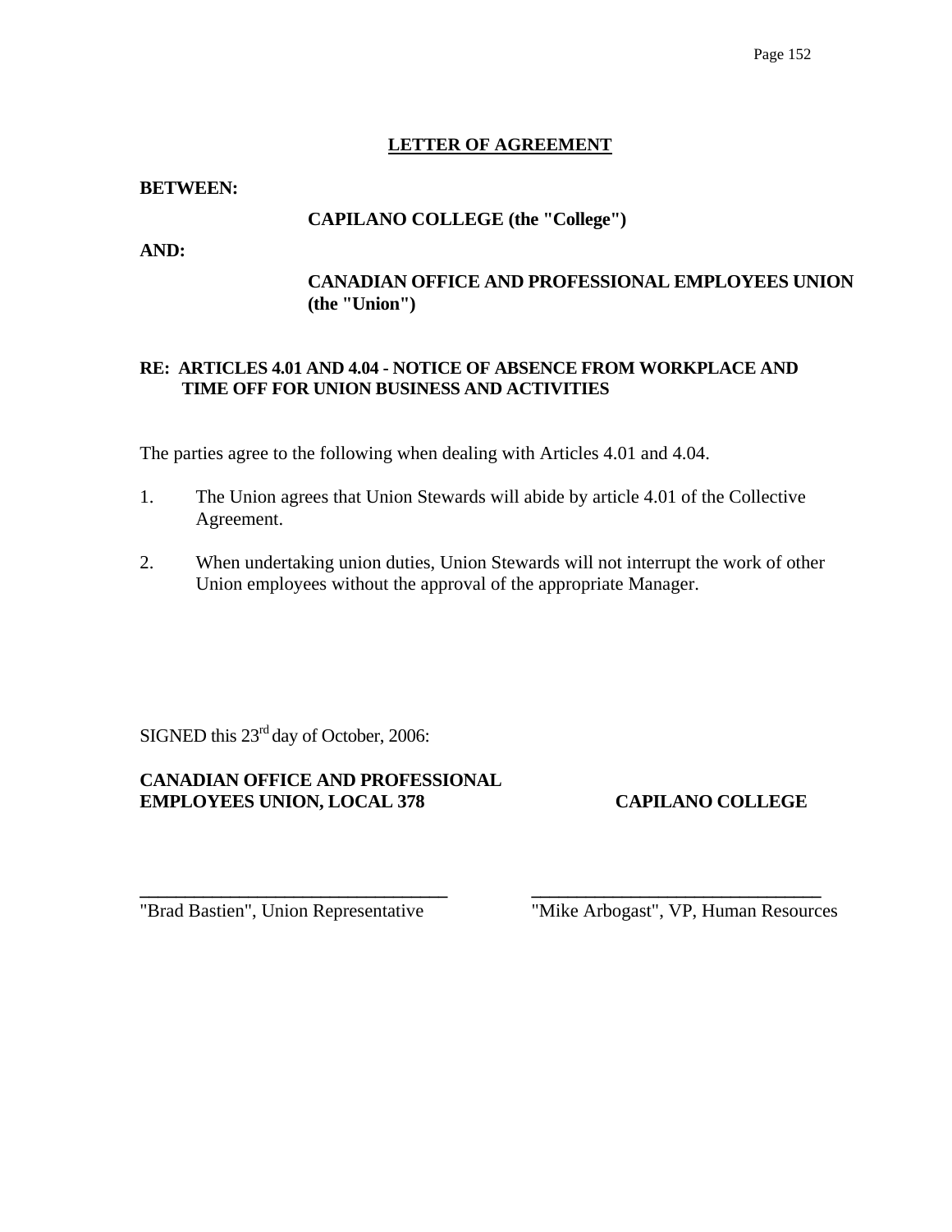## LETTER OF AGREEMENT

**BETWEEN:**

**CAPILANO COLLEGE (the "College")**

**AND:**

**CANADIAN OFFICE AND PROFESSIONAL EMPLOYEES UNION (the "Union")**

**RE: ARTICLES 4.01 AND 4.04 - NOTICE OF ABSENCE FROM WORKPLACE AND TIME OFF FOR UNION BUSINESS AND ACTIVITIES**

The parties agree to the following when dealing with Articles 4.01 and 4.04.

1. The Union agrees that Union Stewards will abide by article 4.01 of the Collective Agreement.

2. When undertaking union duties, Union Stewards will not interrupt the work of other Union employees without the approval of the appropriate Manager.

SIGNED this 23rd day of October, 2006:

| **CANADIAN OFFICE AND PROFESSIONAL EMPLOYEES UNION, LOCAL 378** | **CAPILANO COLLEGE** |
| --- | --- |
| ______________________________ | ______________________________ |
| "Brad Bastien", Union Representative | "Mike Arbogast", VP, Human Resources |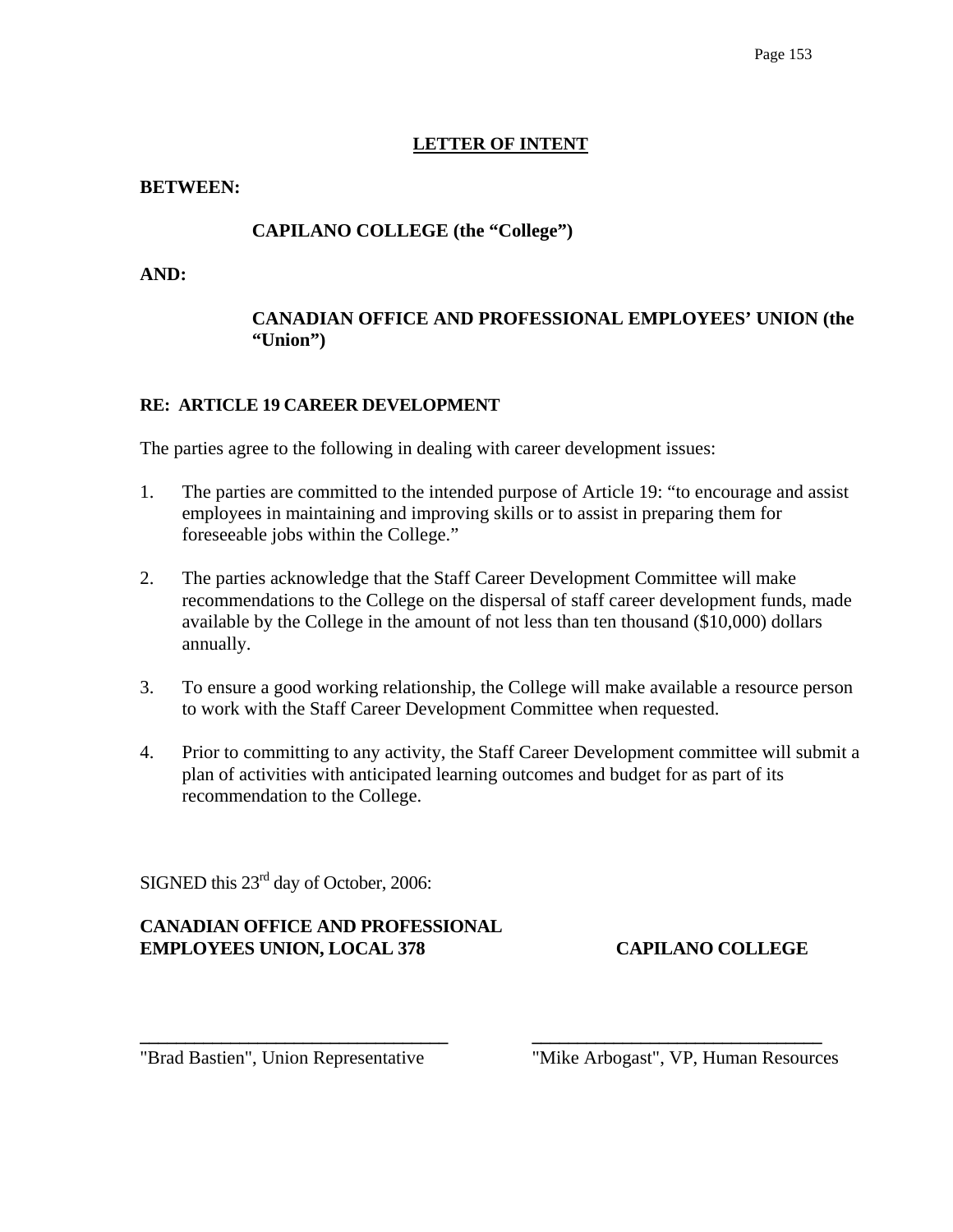## LETTER OF INTENT

**BETWEEN:**

**CAPILANO COLLEGE (the “College”)**

**AND:**

**CANADIAN OFFICE AND PROFESSIONAL EMPLOYEES’ UNION (the “Union”)**

**RE: ARTICLE 19 CAREER DEVELOPMENT**

The parties agree to the following in dealing with career development issues:

1. The parties are committed to the intended purpose of Article 19: “to encourage and assist employees in maintaining and improving skills or to assist in preparing them for foreseeable jobs within the College.”

2. The parties acknowledge that the Staff Career Development Committee will make recommendations to the College on the dispersal of staff career development funds, made available by the College in the amount of not less than ten thousand ($10,000) dollars annually.

3. To ensure a good working relationship, the College will make available a resource person to work with the Staff Career Development Committee when requested.

4. Prior to committing to any activity, the Staff Career Development committee will submit a plan of activities with anticipated learning outcomes and budget for as part of its recommendation to the College.

SIGNED this 23rd day of October, 2006:

| **CANADIAN OFFICE AND PROFESSIONAL EMPLOYEES UNION, LOCAL 378** | **CAPILANO COLLEGE** |
|---|---|
| ______________________________ | ______________________________ |
| "Brad Bastien", Union Representative | "Mike Arbogast", VP, Human Resources |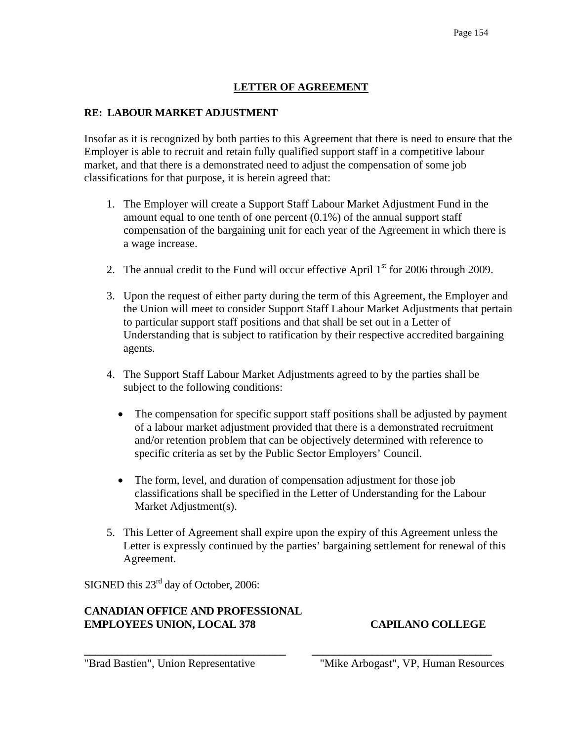## LETTER OF AGREEMENT

**RE: LABOUR MARKET ADJUSTMENT**

Insofar as it is recognized by both parties to this Agreement that there is need to ensure that the Employer is able to recruit and retain fully qualified support staff in a competitive labour market, and that there is a demonstrated need to adjust the compensation of some job classifications for that purpose, it is herein agreed that:

1. The Employer will create a Support Staff Labour Market Adjustment Fund in the amount equal to one tenth of one percent (0.1%) of the annual support staff compensation of the bargaining unit for each year of the Agreement in which there is a wage increase.

2. The annual credit to the Fund will occur effective April 1st for 2006 through 2009.

3. Upon the request of either party during the term of this Agreement, the Employer and the Union will meet to consider Support Staff Labour Market Adjustments that pertain to particular support staff positions and that shall be set out in a Letter of Understanding that is subject to ratification by their respective accredited bargaining agents.

4. The Support Staff Labour Market Adjustments agreed to by the parties shall be subject to the following conditions:

   - The compensation for specific support staff positions shall be adjusted by payment of a labour market adjustment provided that there is a demonstrated recruitment and/or retention problem that can be objectively determined with reference to specific criteria as set by the Public Sector Employers' Council.

   - The form, level, and duration of compensation adjustment for those job classifications shall be specified in the Letter of Understanding for the Labour Market Adjustment(s).

5. This Letter of Agreement shall expire upon the expiry of this Agreement unless the Letter is expressly continued by the parties' bargaining settlement for renewal of this Agreement.

SIGNED this 23rd day of October, 2006:

| **CANADIAN OFFICE AND PROFESSIONAL EMPLOYEES UNION, LOCAL 378** | **CAPILANO COLLEGE** |
| --- | --- |
| ___________________________________ | ___________________________________ |
| "Brad Bastien", Union Representative | "Mike Arbogast", VP, Human Resources |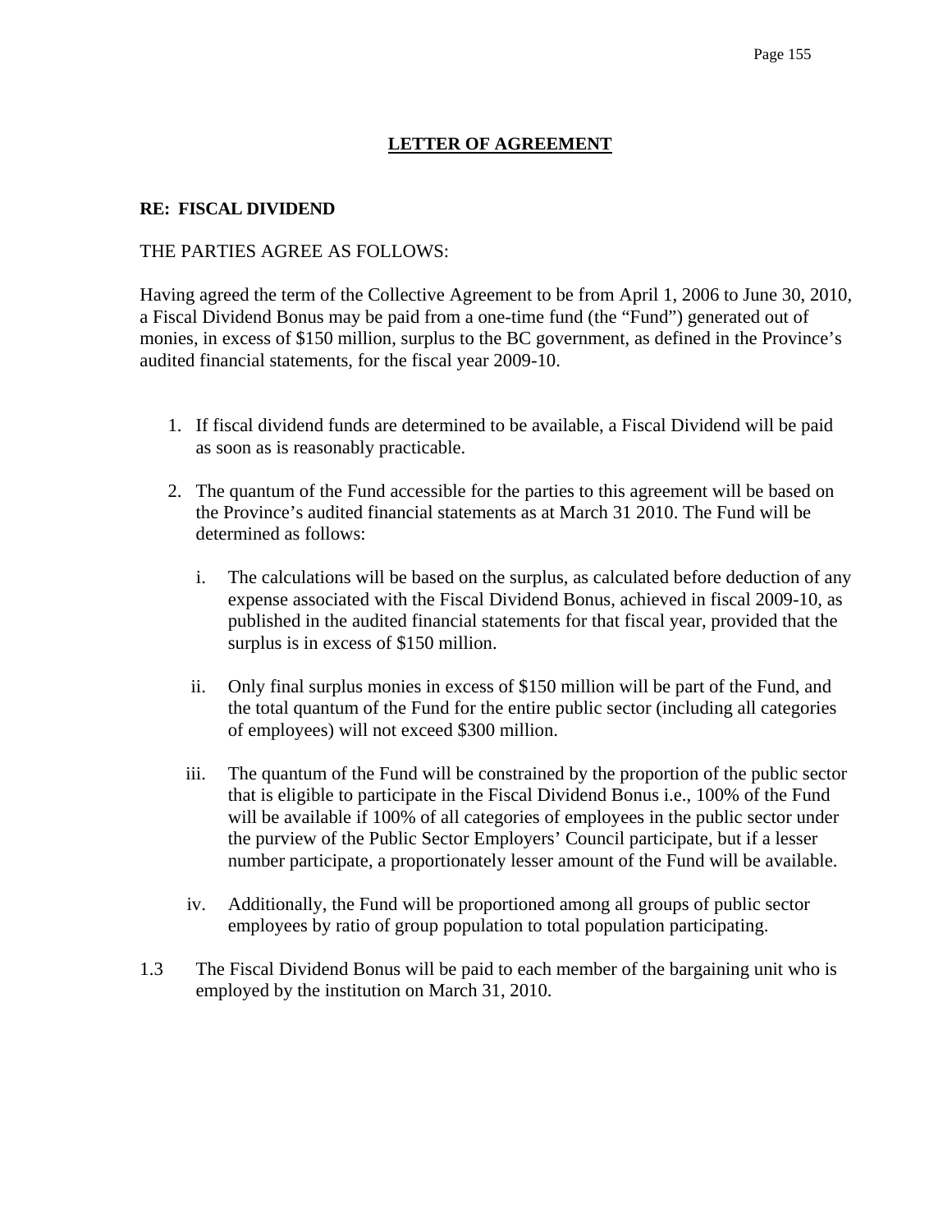## LETTER OF AGREEMENT

**RE: FISCAL DIVIDEND**

THE PARTIES AGREE AS FOLLOWS:

Having agreed the term of the Collective Agreement to be from April 1, 2006 to June 30, 2010, a Fiscal Dividend Bonus may be paid from a one-time fund (the "Fund") generated out of monies, in excess of $150 million, surplus to the BC government, as defined in the Province's audited financial statements, for the fiscal year 2009-10.

1. If fiscal dividend funds are determined to be available, a Fiscal Dividend will be paid as soon as is reasonably practicable.

2. The quantum of the Fund accessible for the parties to this agreement will be based on the Province's audited financial statements as at March 31 2010. The Fund will be determined as follows:

   i. The calculations will be based on the surplus, as calculated before deduction of any expense associated with the Fiscal Dividend Bonus, achieved in fiscal 2009-10, as published in the audited financial statements for that fiscal year, provided that the surplus is in excess of $150 million.

   ii. Only final surplus monies in excess of $150 million will be part of the Fund, and the total quantum of the Fund for the entire public sector (including all categories of employees) will not exceed $300 million.

   iii. The quantum of the Fund will be constrained by the proportion of the public sector that is eligible to participate in the Fiscal Dividend Bonus i.e., 100% of the Fund will be available if 100% of all categories of employees in the public sector under the purview of the Public Sector Employers' Council participate, but if a lesser number participate, a proportionately lesser amount of the Fund will be available.

   iv. Additionally, the Fund will be proportioned among all groups of public sector employees by ratio of group population to total population participating.

1.3 The Fiscal Dividend Bonus will be paid to each member of the bargaining unit who is employed by the institution on March 31, 2010.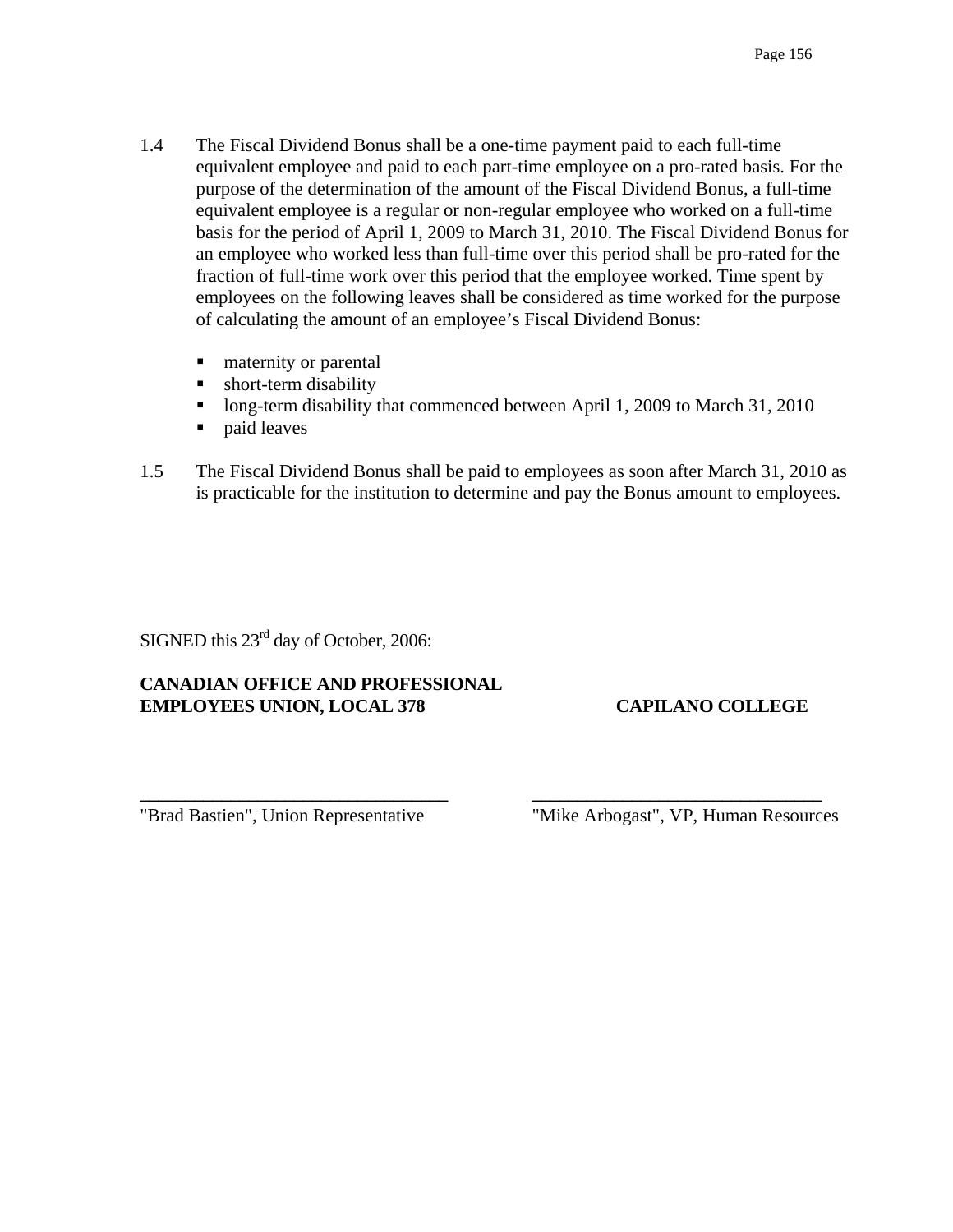1.4 The Fiscal Dividend Bonus shall be a one-time payment paid to each full-time equivalent employee and paid to each part-time employee on a pro-rated basis. For the purpose of the determination of the amount of the Fiscal Dividend Bonus, a full-time equivalent employee is a regular or non-regular employee who worked on a full-time basis for the period of April 1, 2009 to March 31, 2010. The Fiscal Dividend Bonus for an employee who worked less than full-time over this period shall be pro-rated for the fraction of full-time work over this period that the employee worked. Time spent by employees on the following leaves shall be considered as time worked for the purpose of calculating the amount of an employee's Fiscal Dividend Bonus:

- maternity or parental
- short-term disability
- long-term disability that commenced between April 1, 2009 to March 31, 2010
- paid leaves

1.5 The Fiscal Dividend Bonus shall be paid to employees as soon after March 31, 2010 as is practicable for the institution to determine and pay the Bonus amount to employees.

SIGNED this 23rd day of October, 2006:

| **CANADIAN OFFICE AND PROFESSIONAL EMPLOYEES UNION, LOCAL 378** | **CAPILANO COLLEGE** |
|---|---|
| ______________________________ | ______________________________ |
| "Brad Bastien", Union Representative | "Mike Arbogast", VP, Human Resources |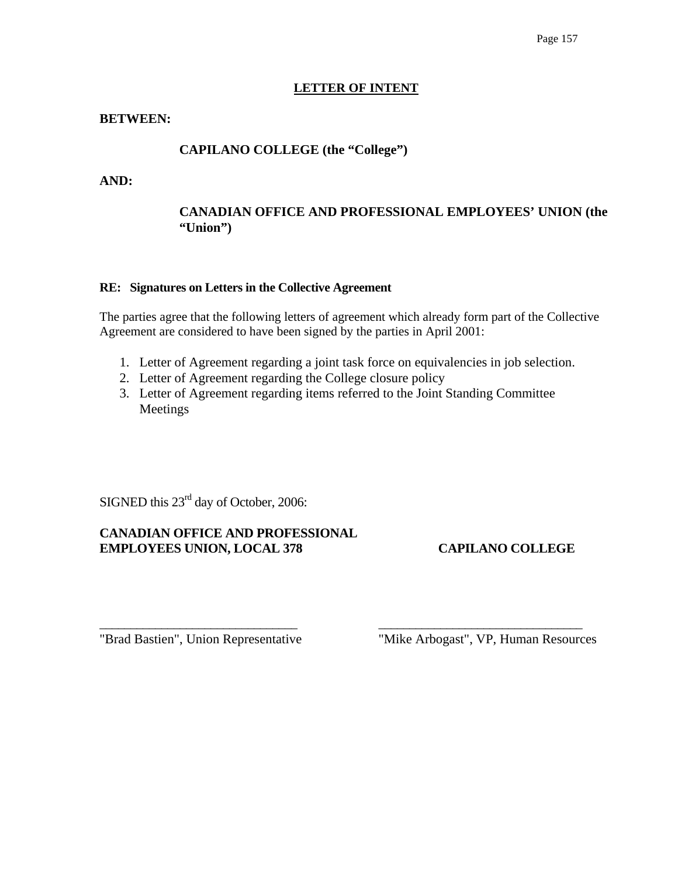## LETTER OF INTENT

**BETWEEN:**

**CAPILANO COLLEGE (the "College")**

**AND:**

**CANADIAN OFFICE AND PROFESSIONAL EMPLOYEES' UNION (the "Union")**

**RE: Signatures on Letters in the Collective Agreement**

The parties agree that the following letters of agreement which already form part of the Collective Agreement are considered to have been signed by the parties in April 2001:

1. Letter of Agreement regarding a joint task force on equivalencies in job selection.
2. Letter of Agreement regarding the College closure policy
3. Letter of Agreement regarding items referred to the Joint Standing Committee Meetings

SIGNED this 23rd day of October, 2006:

| **CANADIAN OFFICE AND PROFESSIONAL EMPLOYEES UNION, LOCAL 378** | **CAPILANO COLLEGE** |
| --- | --- |
| ______________________________ | ______________________________ |
| "Brad Bastien", Union Representative | "Mike Arbogast", VP, Human Resources |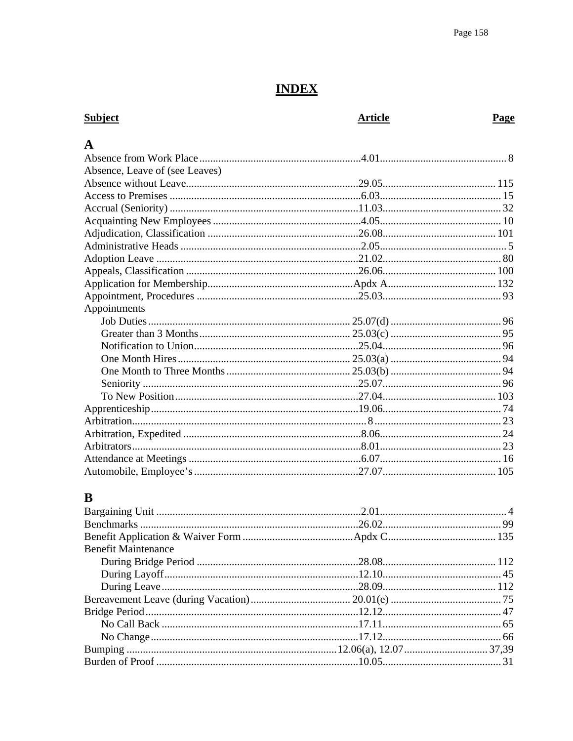# INDEX

| Subject | Article | Page |
|---|---|---|
| **A** | | |
| Absence from Work Place | 4.01 | 8 |
| Absence, Leave of (see Leaves) | | |
| Absence without Leave | 29.05 | 115 |
| Access to Premises | 6.03 | 15 |
| Accrual (Seniority) | 11.03 | 32 |
| Acquainting New Employees | 4.05 | 10 |
| Adjudication, Classification | 26.08 | 101 |
| Administrative Heads | 2.05 | 5 |
| Adoption Leave | 21.02 | 80 |
| Appeals, Classification | 26.06 | 100 |
| Application for Membership | Apdx A | 132 |
| Appointment, Procedures | 25.03 | 93 |
| Appointments | | |
| Job Duties | 25.07(d) | 96 |
| Greater than 3 Months | 25.03(c) | 95 |
| Notification to Union | 25.04 | 96 |
| One Month Hires | 25.03(a) | 94 |
| One Month to Three Months | 25.03(b) | 94 |
| Seniority | 25.07 | 96 |
| To New Position | 27.04 | 103 |
| Apprenticeship | 19.06 | 74 |
| Arbitration | 8 | 23 |
| Arbitration, Expedited | 8.06 | 24 |
| Arbitrators | 8.01 | 23 |
| Attendance at Meetings | 6.07 | 16 |
| Automobile, Employee's | 27.07 | 105 |
| **B** | | |
| Bargaining Unit | 2.01 | 4 |
| Benchmarks | 26.02 | 99 |
| Benefit Application & Waiver Form | Apdx C | 135 |
| Benefit Maintenance | | |
| During Bridge Period | 28.08 | 112 |
| During Layoff | 12.10 | 45 |
| During Leave | 28.09 | 112 |
| Bereavement Leave (during Vacation) | 20.01(e) | 75 |
| Bridge Period | 12.12 | 47 |
| No Call Back | 17.11 | 65 |
| No Change | 17.12 | 66 |
| Bumping | 12.06(a), 12.07 | 37,39 |
| Burden of Proof | 10.05 | 31 |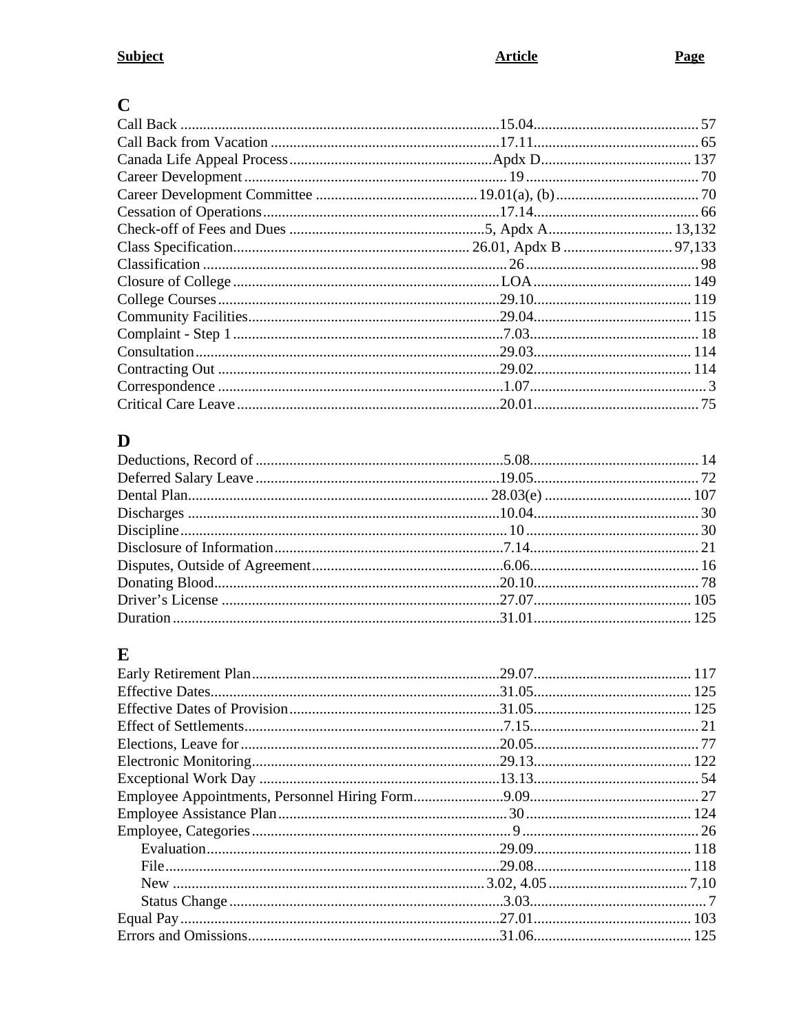| Subject | Article | Page |
|---|---|---|
| **C** | | |
| Call Back | 15.04 | 57 |
| Call Back from Vacation | 17.11 | 65 |
| Canada Life Appeal Process | Apdx D | 137 |
| Career Development | 19 | 70 |
| Career Development Committee | 19.01(a), (b) | 70 |
| Cessation of Operations | 17.14 | 66 |
| Check-off of Fees and Dues | 5, Apdx A | 13,132 |
| Class Specification | 26.01, Apdx B | 97,133 |
| Classification | 26 | 98 |
| Closure of College | LOA | 149 |
| College Courses | 29.10 | 119 |
| Community Facilities | 29.04 | 115 |
| Complaint - Step 1 | 7.03 | 18 |
| Consultation | 29.03 | 114 |
| Contracting Out | 29.02 | 114 |
| Correspondence | 1.07 | 3 |
| Critical Care Leave | 20.01 | 75 |
| **D** | | |
| Deductions, Record of | 5.08 | 14 |
| Deferred Salary Leave | 19.05 | 72 |
| Dental Plan | 28.03(e) | 107 |
| Discharges | 10.04 | 30 |
| Discipline | 10 | 30 |
| Disclosure of Information | 7.14 | 21 |
| Disputes, Outside of Agreement | 6.06 | 16 |
| Donating Blood | 20.10 | 78 |
| Driver's License | 27.07 | 105 |
| Duration | 31.01 | 125 |
| **E** | | |
| Early Retirement Plan | 29.07 | 117 |
| Effective Dates | 31.05 | 125 |
| Effective Dates of Provision | 31.05 | 125 |
| Effect of Settlements | 7.15 | 21 |
| Elections, Leave for | 20.05 | 77 |
| Electronic Monitoring | 29.13 | 122 |
| Exceptional Work Day | 13.13 | 54 |
| Employee Appointments, Personnel Hiring Form | 9.09 | 27 |
| Employee Assistance Plan | 30 | 124 |
| Employee, Categories | 9 | 26 |
| Evaluation | 29.09 | 118 |
| File | 29.08 | 118 |
| New | 3.02, 4.05 | 7,10 |
| Status Change | 3.03 | 7 |
| Equal Pay | 27.01 | 103 |
| Errors and Omissions | 31.06 | 125 |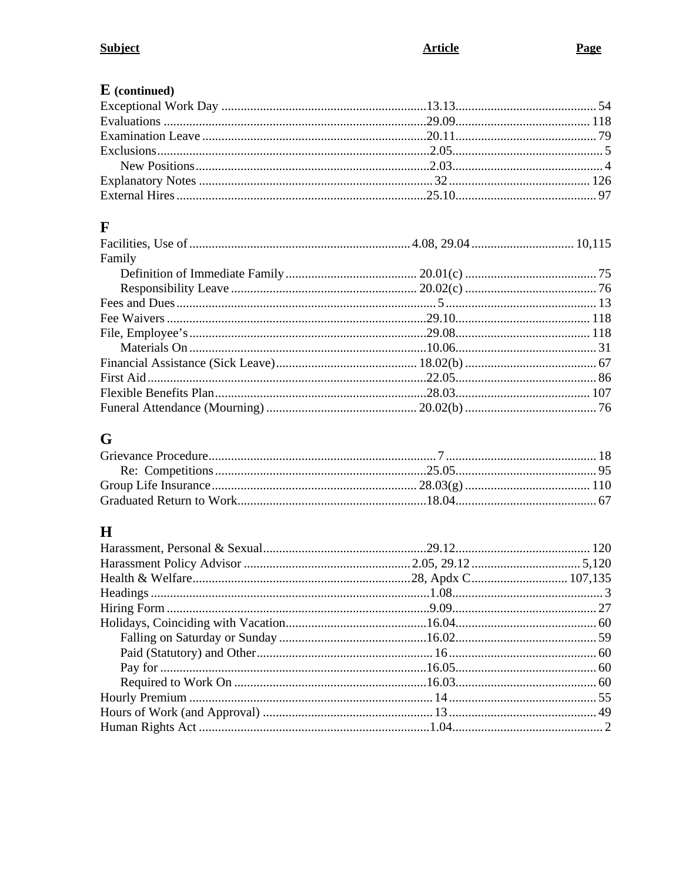| Subject | Article | Page |
|---|---|---|
| **E (continued)** | | |
| Exceptional Work Day | 13.13 | 54 |
| Evaluations | 29.09 | 118 |
| Examination Leave | 20.11 | 79 |
| Exclusions | 2.05 | 5 |
| New Positions | 2.03 | 4 |
| Explanatory Notes | 32 | 126 |
| External Hires | 25.10 | 97 |
| **F** | | |
| Facilities, Use of | 4.08, 29.04 | 10,115 |
| Family | | |
| Definition of Immediate Family | 20.01(c) | 75 |
| Responsibility Leave | 20.02(c) | 76 |
| Fees and Dues | 5 | 13 |
| Fee Waivers | 29.10 | 118 |
| File, Employee's | 29.08 | 118 |
| Materials On | 10.06 | 31 |
| Financial Assistance (Sick Leave) | 18.02(b) | 67 |
| First Aid | 22.05 | 86 |
| Flexible Benefits Plan | 28.03 | 107 |
| Funeral Attendance (Mourning) | 20.02(b) | 76 |
| **G** | | |
| Grievance Procedure | 7 | 18 |
| Re: Competitions | 25.05 | 95 |
| Group Life Insurance | 28.03(g) | 110 |
| Graduated Return to Work | 18.04 | 67 |
| **H** | | |
| Harassment, Personal & Sexual | 29.12 | 120 |
| Harassment Policy Advisor | 2.05, 29.12 | 5,120 |
| Health & Welfare | 28, Apdx C | 107,135 |
| Headings | 1.08 | 3 |
| Hiring Form | 9.09 | 27 |
| Holidays, Coinciding with Vacation | 16.04 | 60 |
| Falling on Saturday or Sunday | 16.02 | 59 |
| Paid (Statutory) and Other | 16 | 60 |
| Pay for | 16.05 | 60 |
| Required to Work On | 16.03 | 60 |
| Hourly Premium | 14 | 55 |
| Hours of Work (and Approval) | 13 | 49 |
| Human Rights Act | 1.04 | 2 |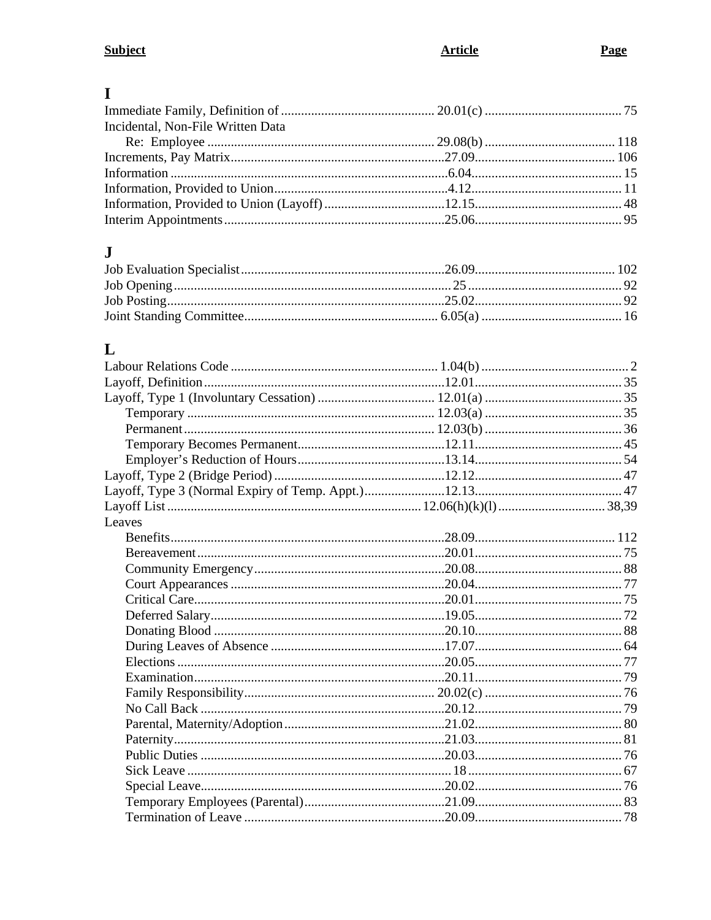| Subject | Article | Page |
|---|---|---|
| **I** | | |
| Immediate Family, Definition of | 20.01(c) | 75 |
| Incidental, Non-File Written Data Re: Employee | 29.08(b) | 118 |
| Increments, Pay Matrix | 27.09 | 106 |
| Information | 6.04 | 15 |
| Information, Provided to Union | 4.12 | 11 |
| Information, Provided to Union (Layoff) | 12.15 | 48 |
| Interim Appointments | 25.06 | 95 |
| **J** | | |
| Job Evaluation Specialist | 26.09 | 102 |
| Job Opening | 25 | 92 |
| Job Posting | 25.02 | 92 |
| Joint Standing Committee | 6.05(a) | 16 |
| **L** | | |
| Labour Relations Code | 1.04(b) | 2 |
| Layoff, Definition | 12.01 | 35 |
| Layoff, Type 1 (Involuntary Cessation) | 12.01(a) | 35 |
| Temporary | 12.03(a) | 35 |
| Permanent | 12.03(b) | 36 |
| Temporary Becomes Permanent | 12.11 | 45 |
| Employer's Reduction of Hours | 13.14 | 54 |
| Layoff, Type 2 (Bridge Period) | 12.12 | 47 |
| Layoff, Type 3 (Normal Expiry of Temp. Appt.) | 12.13 | 47 |
| Layoff List | 12.06(h)(k)(l) | 38,39 |
| Leaves | | |
| Benefits | 28.09 | 112 |
| Bereavement | 20.01 | 75 |
| Community Emergency | 20.08 | 88 |
| Court Appearances | 20.04 | 77 |
| Critical Care | 20.01 | 75 |
| Deferred Salary | 19.05 | 72 |
| Donating Blood | 20.10 | 88 |
| During Leaves of Absence | 17.07 | 64 |
| Elections | 20.05 | 77 |
| Examination | 20.11 | 79 |
| Family Responsibility | 20.02(c) | 76 |
| No Call Back | 20.12 | 79 |
| Parental, Maternity/Adoption | 21.02 | 80 |
| Paternity | 21.03 | 81 |
| Public Duties | 20.03 | 76 |
| Sick Leave | 18 | 67 |
| Special Leave | 20.02 | 76 |
| Temporary Employees (Parental) | 21.09 | 83 |
| Termination of Leave | 20.09 | 78 |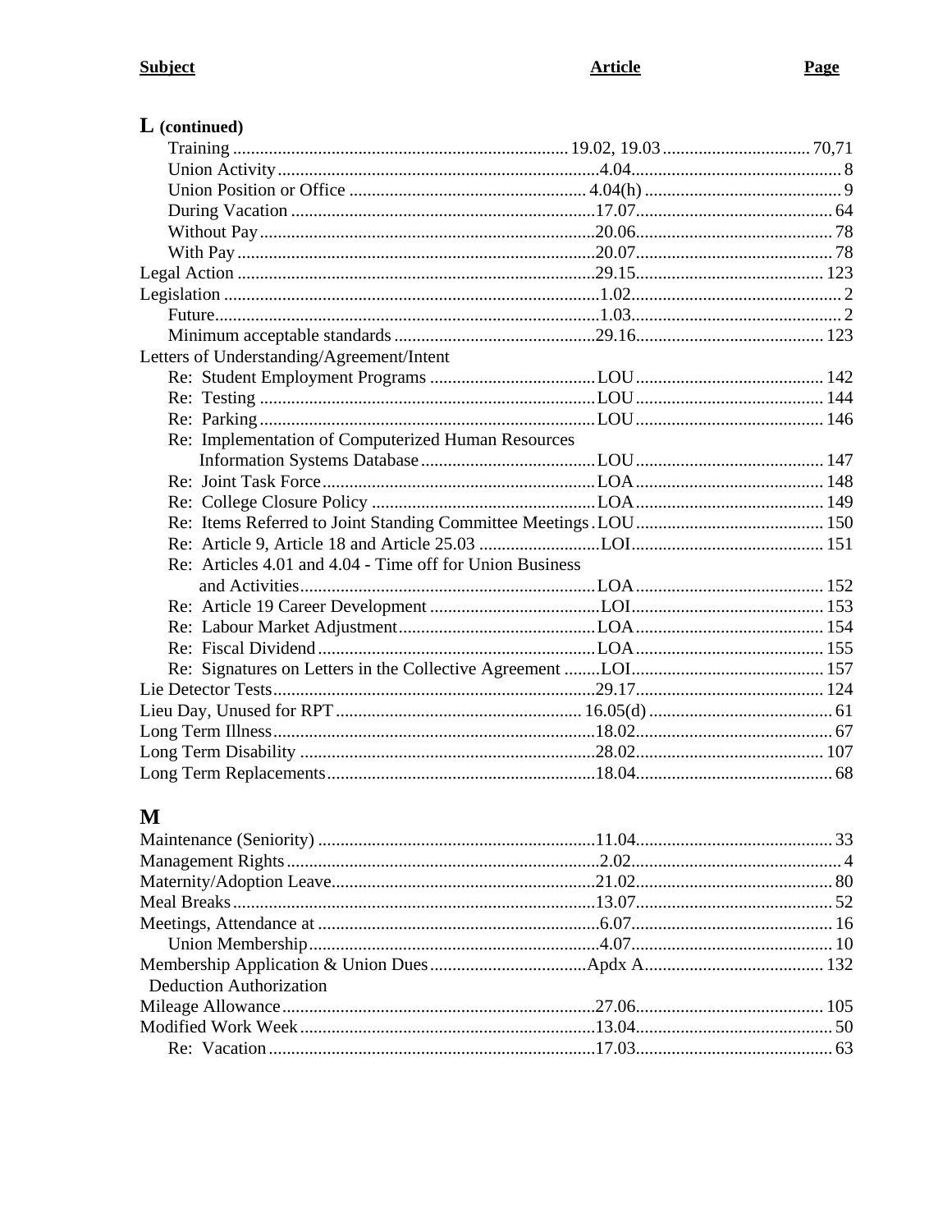| Subject | Article | Page |
|---|---|---|
| **L (continued)** | | |
| Training | 19.02, 19.03 | 70,71 |
| Union Activity | 4.04 | 8 |
| Union Position or Office | 4.04(h) | 9 |
| During Vacation | 17.07 | 64 |
| Without Pay | 20.06 | 78 |
| With Pay | 20.07 | 78 |
| Legal Action | 29.15 | 123 |
| Legislation | 1.02 | 2 |
| Future | 1.03 | 2 |
| Minimum acceptable standards | 29.16 | 123 |
| Letters of Understanding/Agreement/Intent | | |
| Re: Student Employment Programs | LOU | 142 |
| Re: Testing | LOU | 144 |
| Re: Parking | LOU | 146 |
| Re: Implementation of Computerized Human Resources Information Systems Database | LOU | 147 |
| Re: Joint Task Force | LOA | 148 |
| Re: College Closure Policy | LOA | 149 |
| Re: Items Referred to Joint Standing Committee Meetings | LOU | 150 |
| Re: Article 9, Article 18 and Article 25.03 | LOI | 151 |
| Re: Articles 4.01 and 4.04 - Time off for Union Business and Activities | LOA | 152 |
| Re: Article 19 Career Development | LOI | 153 |
| Re: Labour Market Adjustment | LOA | 154 |
| Re: Fiscal Dividend | LOA | 155 |
| Re: Signatures on Letters in the Collective Agreement | LOI | 157 |
| Lie Detector Tests | 29.17 | 124 |
| Lieu Day, Unused for RPT | 16.05(d) | 61 |
| Long Term Illness | 18.02 | 67 |
| Long Term Disability | 28.02 | 107 |
| Long Term Replacements | 18.04 | 68 |
| **M** | | |
| Maintenance (Seniority) | 11.04 | 33 |
| Management Rights | 2.02 | 4 |
| Maternity/Adoption Leave | 21.02 | 80 |
| Meal Breaks | 13.07 | 52 |
| Meetings, Attendance at | 6.07 | 16 |
| Union Membership | 4.07 | 10 |
| Membership Application & Union Dues Deduction Authorization | Apdx A | 132 |
| Mileage Allowance | 27.06 | 105 |
| Modified Work Week | 13.04 | 50 |
| Re: Vacation | 17.03 | 63 |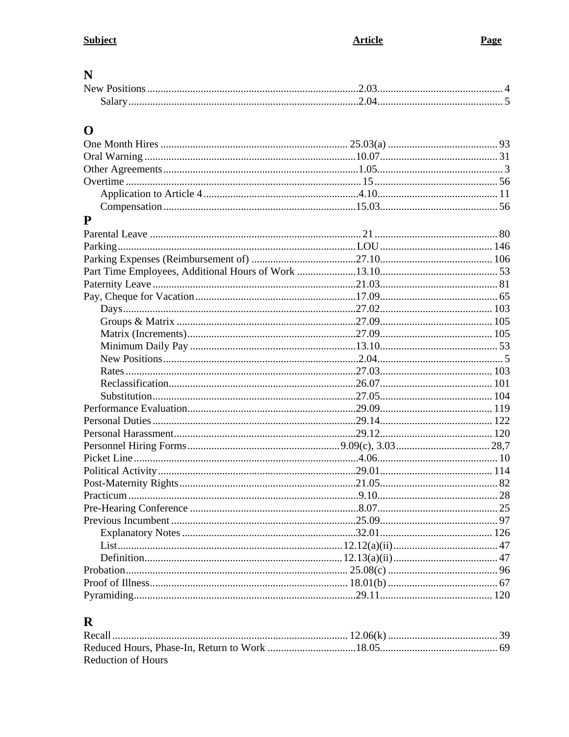| Subject | Article | Page |
|---|---|---|
| **N** | | |
| New Positions | 2.03 | 4 |
|     Salary | 2.04 | 5 |
| **O** | | |
| One Month Hires | 25.03(a) | 93 |
| Oral Warning | 10.07 | 31 |
| Other Agreements | 1.05 | 3 |
| Overtime | 15 | 56 |
|     Application to Article 4 | 4.10 | 11 |
|     Compensation | 15.03 | 56 |
| **P** | | |
| Parental Leave | 21 | 80 |
| Parking | LOU | 146 |
| Parking Expenses (Reimbursement of) | 27.10 | 106 |
| Part Time Employees, Additional Hours of Work | 13.10 | 53 |
| Paternity Leave | 21.03 | 81 |
| Pay, Cheque for Vacation | 17.09 | 65 |
|     Days | 27.02 | 103 |
|     Groups & Matrix | 27.09 | 105 |
|     Matrix (Increments) | 27.09 | 105 |
|     Minimum Daily Pay | 13.10 | 53 |
|     New Positions | 2.04 | 5 |
|     Rates | 27.03 | 103 |
|     Reclassification | 26.07 | 101 |
|     Substitution | 27.05 | 104 |
| Performance Evaluation | 29.09 | 119 |
| Personal Duties | 29.14 | 122 |
| Personal Harassment | 29.12 | 120 |
| Personnel Hiring Forms | 9.09(c), 3.03 | 28,7 |
| Picket Line | 4.06 | 10 |
| Political Activity | 29.01 | 114 |
| Post-Maternity Rights | 21.05 | 82 |
| Practicum | 9.10 | 28 |
| Pre-Hearing Conference | 8.07 | 25 |
| Previous Incumbent | 25.09 | 97 |
|     Explanatory Notes | 32.01 | 126 |
|     List | 12.12(a)(ii) | 47 |
|     Definition | 12.13(a)(ii) | 47 |
| Probation | 25.08(c) | 96 |
| Proof of Illness | 18.01(b) | 67 |
| Pyramiding | 29.11 | 120 |
| **R** | | |
| Recall | 12.06(k) | 39 |
| Reduced Hours, Phase-In, Return to Work | 18.05 | 69 |
| Reduction of Hours | | |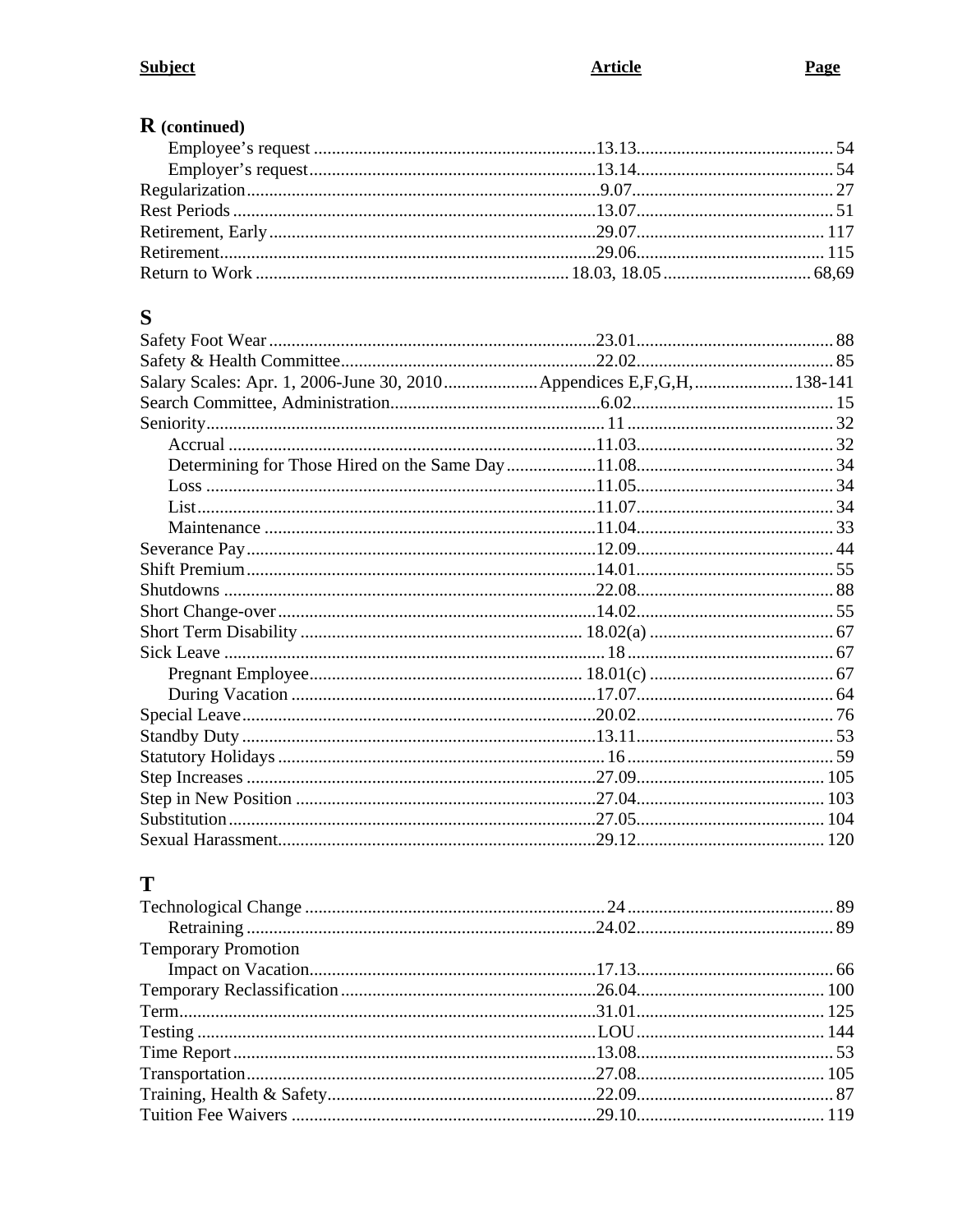| Subject | Article | Page |
|---|---|---|
| **R (continued)** | | |
| Employee's request | 13.13 | 54 |
| Employer's request | 13.14 | 54 |
| Regularization | 9.07 | 27 |
| Rest Periods | 13.07 | 51 |
| Retirement, Early | 29.07 | 117 |
| Retirement | 29.06 | 115 |
| Return to Work | 18.03, 18.05 | 68,69 |
| **S** | | |
| Safety Foot Wear | 23.01 | 88 |
| Safety & Health Committee | 22.02 | 85 |
| Salary Scales: Apr. 1, 2006-June 30, 2010 | Appendices E,F,G,H, | 138-141 |
| Search Committee, Administration | 6.02 | 15 |
| Seniority | 11 | 32 |
| Accrual | 11.03 | 32 |
| Determining for Those Hired on the Same Day | 11.08 | 34 |
| Loss | 11.05 | 34 |
| List | 11.07 | 34 |
| Maintenance | 11.04 | 33 |
| Severance Pay | 12.09 | 44 |
| Shift Premium | 14.01 | 55 |
| Shutdowns | 22.08 | 88 |
| Short Change-over | 14.02 | 55 |
| Short Term Disability | 18.02(a) | 67 |
| Sick Leave | 18 | 67 |
| Pregnant Employee | 18.01(c) | 67 |
| During Vacation | 17.07 | 64 |
| Special Leave | 20.02 | 76 |
| Standby Duty | 13.11 | 53 |
| Statutory Holidays | 16 | 59 |
| Step Increases | 27.09 | 105 |
| Step in New Position | 27.04 | 103 |
| Substitution | 27.05 | 104 |
| Sexual Harassment | 29.12 | 120 |
| **T** | | |
| Technological Change | 24 | 89 |
| Retraining | 24.02 | 89 |
| Temporary Promotion | | |
| Impact on Vacation | 17.13 | 66 |
| Temporary Reclassification | 26.04 | 100 |
| Term | 31.01 | 125 |
| Testing | LOU | 144 |
| Time Report | 13.08 | 53 |
| Transportation | 27.08 | 105 |
| Training, Health & Safety | 22.09 | 87 |
| Tuition Fee Waivers | 29.10 | 119 |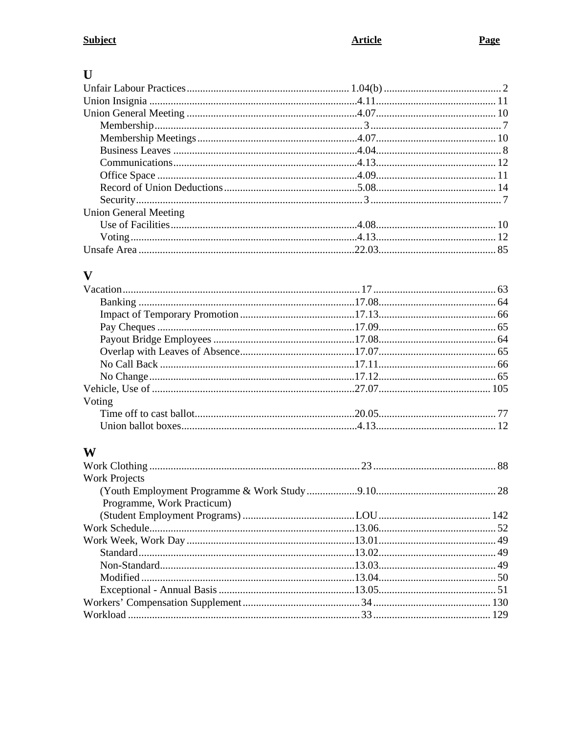| Subject | Article | Page |
|---|---|---|
| **U** | | |
| Unfair Labour Practices | 1.04(b) | 2 |
| Union Insignia | 4.11 | 11 |
| Union General Meeting | 4.07 | 10 |
| Membership | 3 | 7 |
| Membership Meetings | 4.07 | 10 |
| Business Leaves | 4.04 | 8 |
| Communications | 4.13 | 12 |
| Office Space | 4.09 | 11 |
| Record of Union Deductions | 5.08 | 14 |
| Security | 3 | 7 |
| Union General Meeting | | |
| Use of Facilities | 4.08 | 10 |
| Voting | 4.13 | 12 |
| Unsafe Area | 22.03 | 85 |
| **V** | | |
| Vacation | 17 | 63 |
| Banking | 17.08 | 64 |
| Impact of Temporary Promotion | 17.13 | 66 |
| Pay Cheques | 17.09 | 65 |
| Payout Bridge Employees | 17.08 | 64 |
| Overlap with Leaves of Absence | 17.07 | 65 |
| No Call Back | 17.11 | 66 |
| No Change | 17.12 | 65 |
| Vehicle, Use of | 27.07 | 105 |
| Voting | | |
| Time off to cast ballot | 20.05 | 77 |
| Union ballot boxes | 4.13 | 12 |
| **W** | | |
| Work Clothing | 23 | 88 |
| Work Projects | | |
| (Youth Employment Programme & Work Study Programme, Work Practicum) | 9.10 | 28 |
| (Student Employment Programs) | LOU | 142 |
| Work Schedule | 13.06 | 52 |
| Work Week, Work Day | 13.01 | 49 |
| Standard | 13.02 | 49 |
| Non-Standard | 13.03 | 49 |
| Modified | 13.04 | 50 |
| Exceptional - Annual Basis | 13.05 | 51 |
| Workers' Compensation Supplement | 34 | 130 |
| Workload | 33 | 129 |